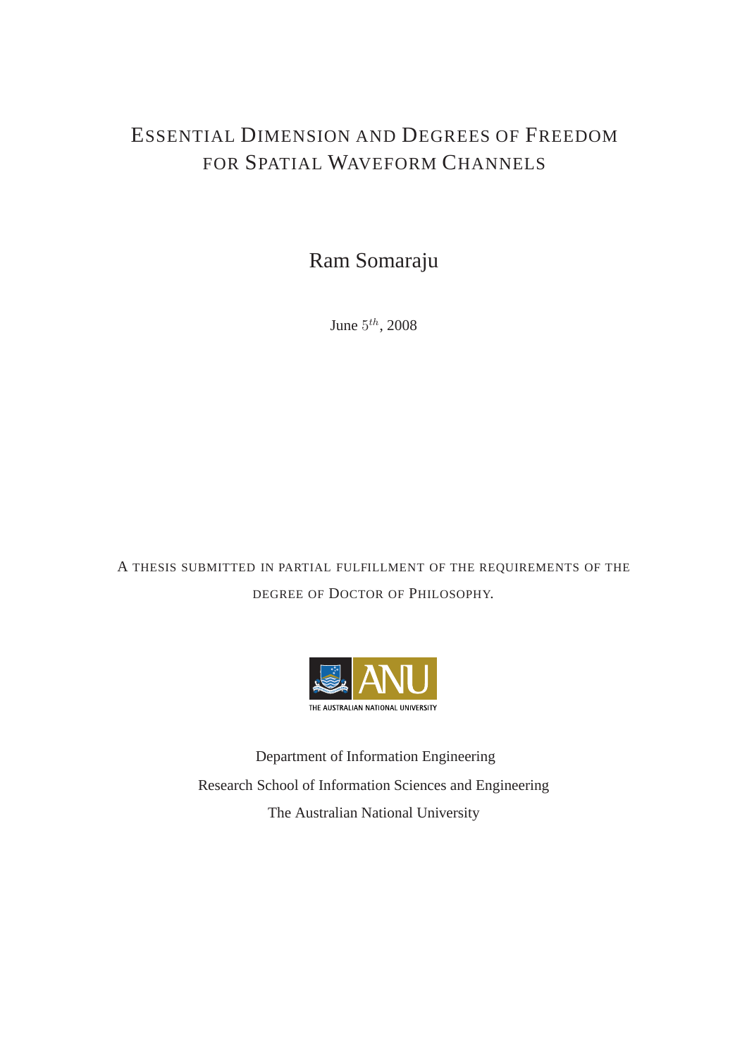# Essential Dimension and Degrees of Freedom for Spatial Waveform Channels

Ram Somaraju

June $5^{th}$, 2008

A thesis submitted in partial fulfillment of the requirements of the degree of Doctor of Philosophy.

ANU
THE AUSTRALIAN NATIONAL UNIVERSITY

Department of Information Engineering

Research School of Information Sciences and Engineering

The Australian National University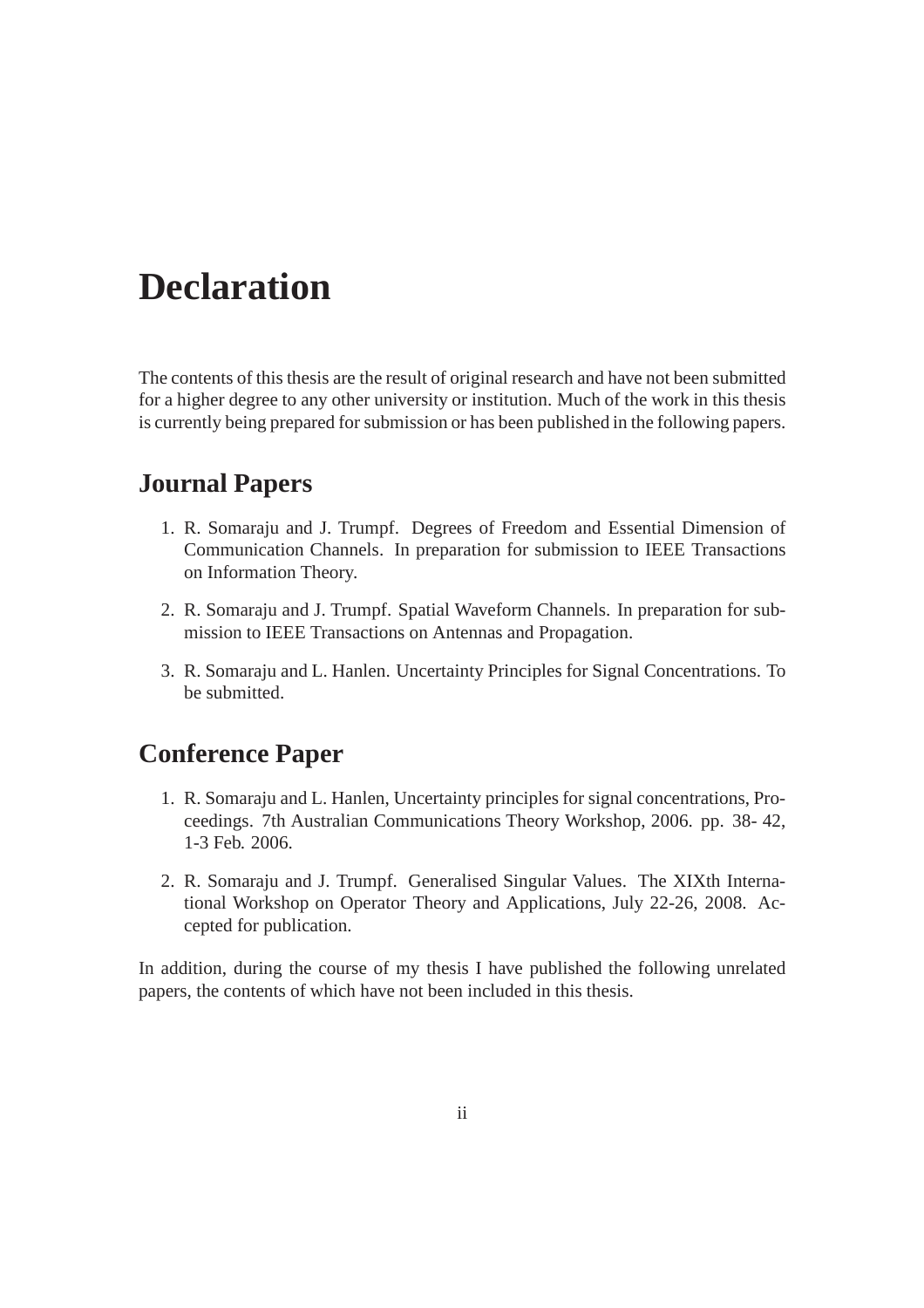# Declaration

The contents of this thesis are the result of original research and have not been submitted for a higher degree to any other university or institution. Much of the work in this thesis is currently being prepared for submission or has been published in the following papers.

## Journal Papers

1. R. Somaraju and J. Trumpf. Degrees of Freedom and Essential Dimension of Communication Channels. In preparation for submission to IEEE Transactions on Information Theory.

2. R. Somaraju and J. Trumpf. Spatial Waveform Channels. In preparation for submission to IEEE Transactions on Antennas and Propagation.

3. R. Somaraju and L. Hanlen. Uncertainty Principles for Signal Concentrations. To be submitted.

## Conference Paper

1. R. Somaraju and L. Hanlen, Uncertainty principles for signal concentrations, Proceedings. 7th Australian Communications Theory Workshop, 2006. pp. 38- 42, 1-3 Feb. 2006.

2. R. Somaraju and J. Trumpf. Generalised Singular Values. The XIXth International Workshop on Operator Theory and Applications, July 22-26, 2008. Accepted for publication.

In addition, during the course of my thesis I have published the following unrelated papers, the contents of which have not been included in this thesis.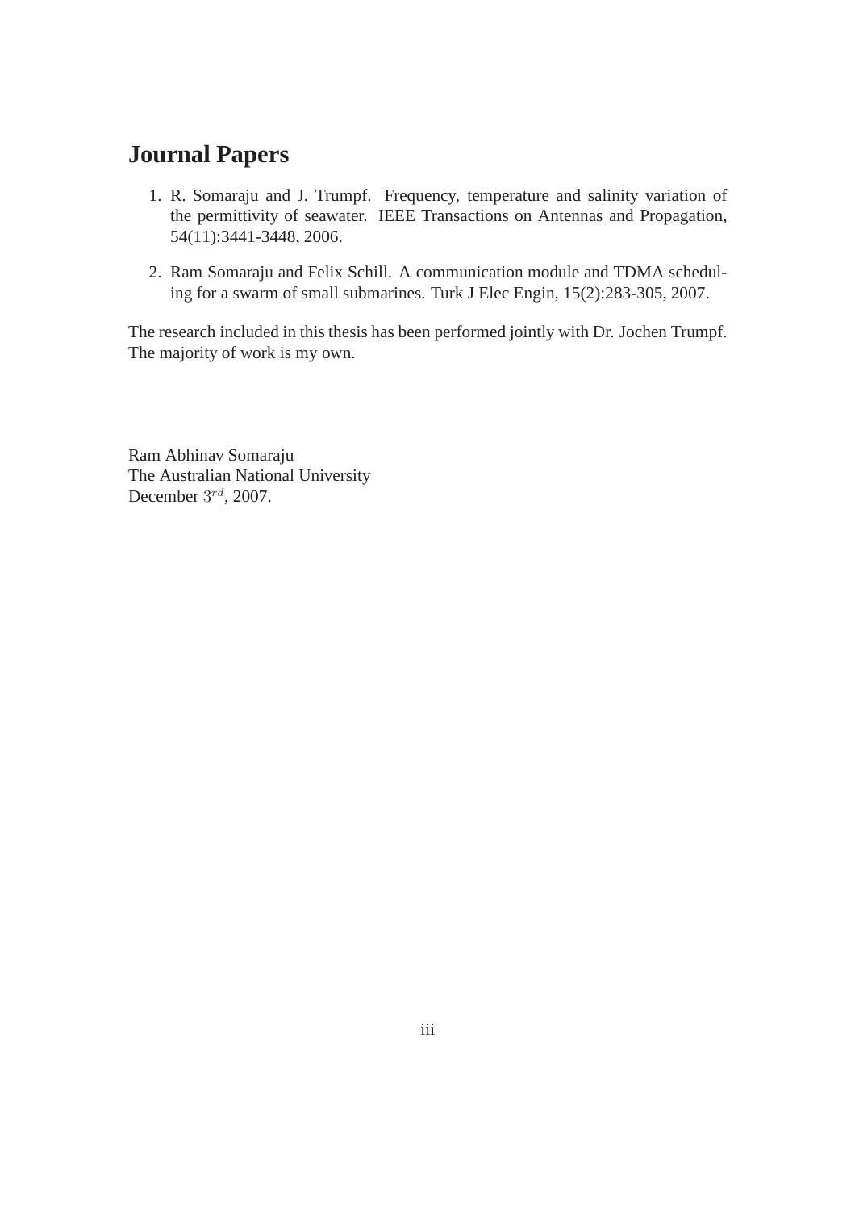## Journal Papers

1. R. Somaraju and J. Trumpf. Frequency, temperature and salinity variation of the permittivity of seawater. IEEE Transactions on Antennas and Propagation, 54(11):3441-3448, 2006.

2. Ram Somaraju and Felix Schill. A communication module and TDMA scheduling for a swarm of small submarines. Turk J Elec Engin, 15(2):283-305, 2007.

The research included in this thesis has been performed jointly with Dr. Jochen Trumpf. The majority of work is my own.

Ram Abhinav Somaraju
The Australian National University
December $3^{rd}$, 2007.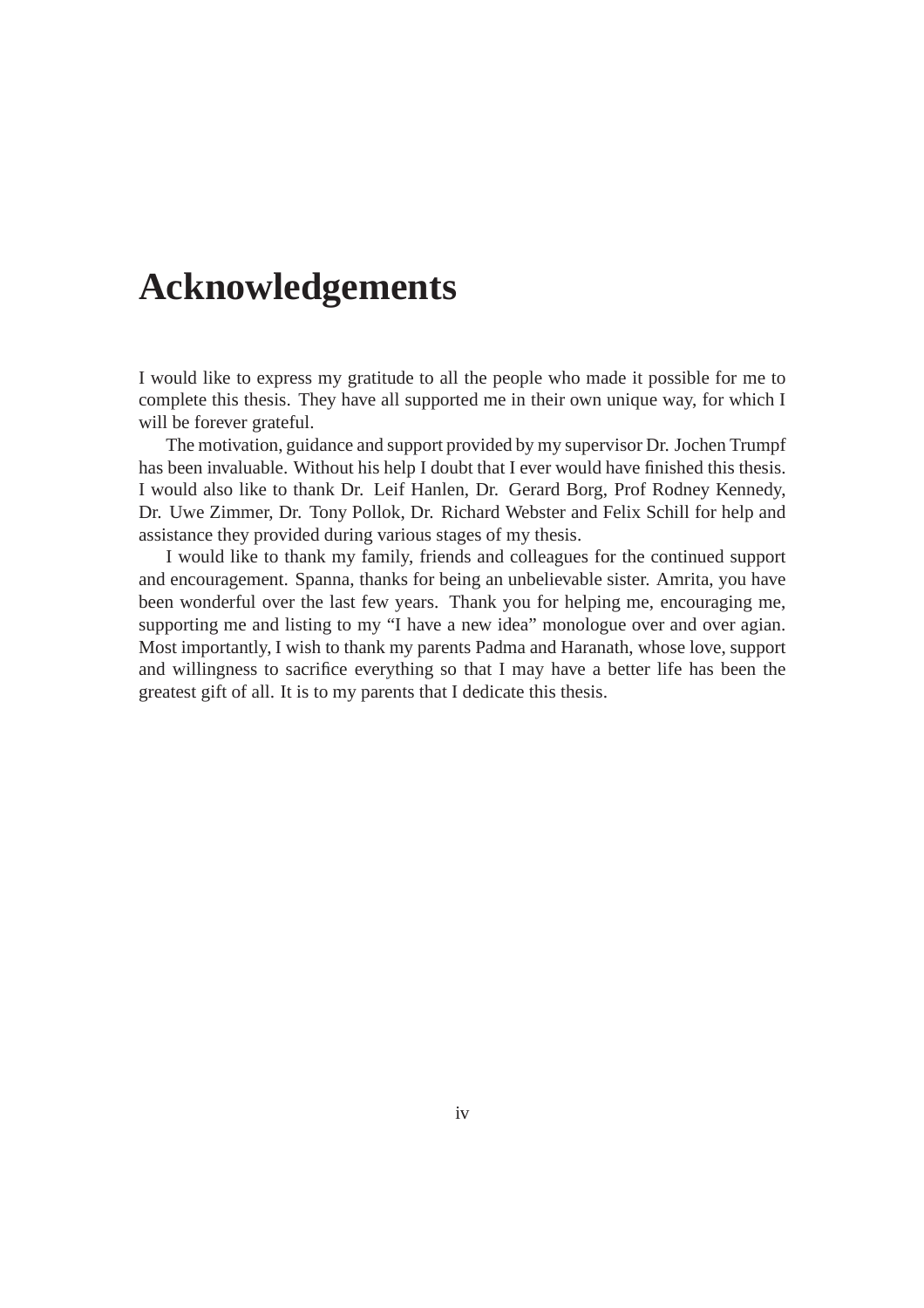# Acknowledgements

I would like to express my gratitude to all the people who made it possible for me to complete this thesis. They have all supported me in their own unique way, for which I will be forever grateful.

The motivation, guidance and support provided by my supervisor Dr. Jochen Trumpf has been invaluable. Without his help I doubt that I ever would have finished this thesis. I would also like to thank Dr. Leif Hanlen, Dr. Gerard Borg, Prof Rodney Kennedy, Dr. Uwe Zimmer, Dr. Tony Pollok, Dr. Richard Webster and Felix Schill for help and assistance they provided during various stages of my thesis.

I would like to thank my family, friends and colleagues for the continued support and encouragement. Spanna, thanks for being an unbelievable sister. Amrita, you have been wonderful over the last few years. Thank you for helping me, encouraging me, supporting me and listing to my "I have a new idea" monologue over and over agian. Most importantly, I wish to thank my parents Padma and Haranath, whose love, support and willingness to sacrifice everything so that I may have a better life has been the greatest gift of all. It is to my parents that I dedicate this thesis.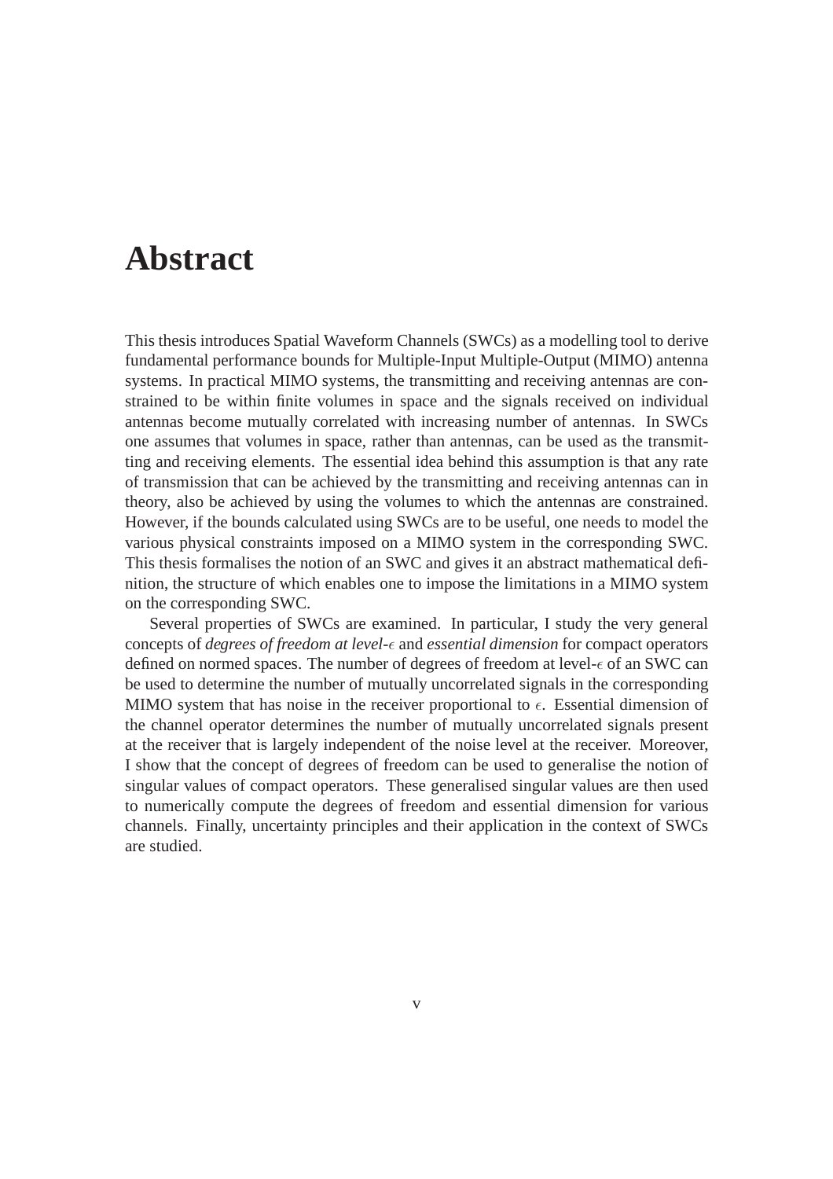# Abstract

This thesis introduces Spatial Waveform Channels (SWCs) as a modelling tool to derive fundamental performance bounds for Multiple-Input Multiple-Output (MIMO) antenna systems. In practical MIMO systems, the transmitting and receiving antennas are constrained to be within finite volumes in space and the signals received on individual antennas become mutually correlated with increasing number of antennas. In SWCs one assumes that volumes in space, rather than antennas, can be used as the transmitting and receiving elements. The essential idea behind this assumption is that any rate of transmission that can be achieved by the transmitting and receiving antennas can in theory, also be achieved by using the volumes to which the antennas are constrained. However, if the bounds calculated using SWCs are to be useful, one needs to model the various physical constraints imposed on a MIMO system in the corresponding SWC. This thesis formalises the notion of an SWC and gives it an abstract mathematical definition, the structure of which enables one to impose the limitations in a MIMO system on the corresponding SWC.

Several properties of SWCs are examined. In particular, I study the very general concepts of *degrees of freedom at level-*$\epsilon$ and *essential dimension* for compact operators defined on normed spaces. The number of degrees of freedom at level-$\epsilon$ of an SWC can be used to determine the number of mutually uncorrelated signals in the corresponding MIMO system that has noise in the receiver proportional to $\epsilon$. Essential dimension of the channel operator determines the number of mutually uncorrelated signals present at the receiver that is largely independent of the noise level at the receiver. Moreover, I show that the concept of degrees of freedom can be used to generalise the notion of singular values of compact operators. These generalised singular values are then used to numerically compute the degrees of freedom and essential dimension for various channels. Finally, uncertainty principles and their application in the context of SWCs are studied.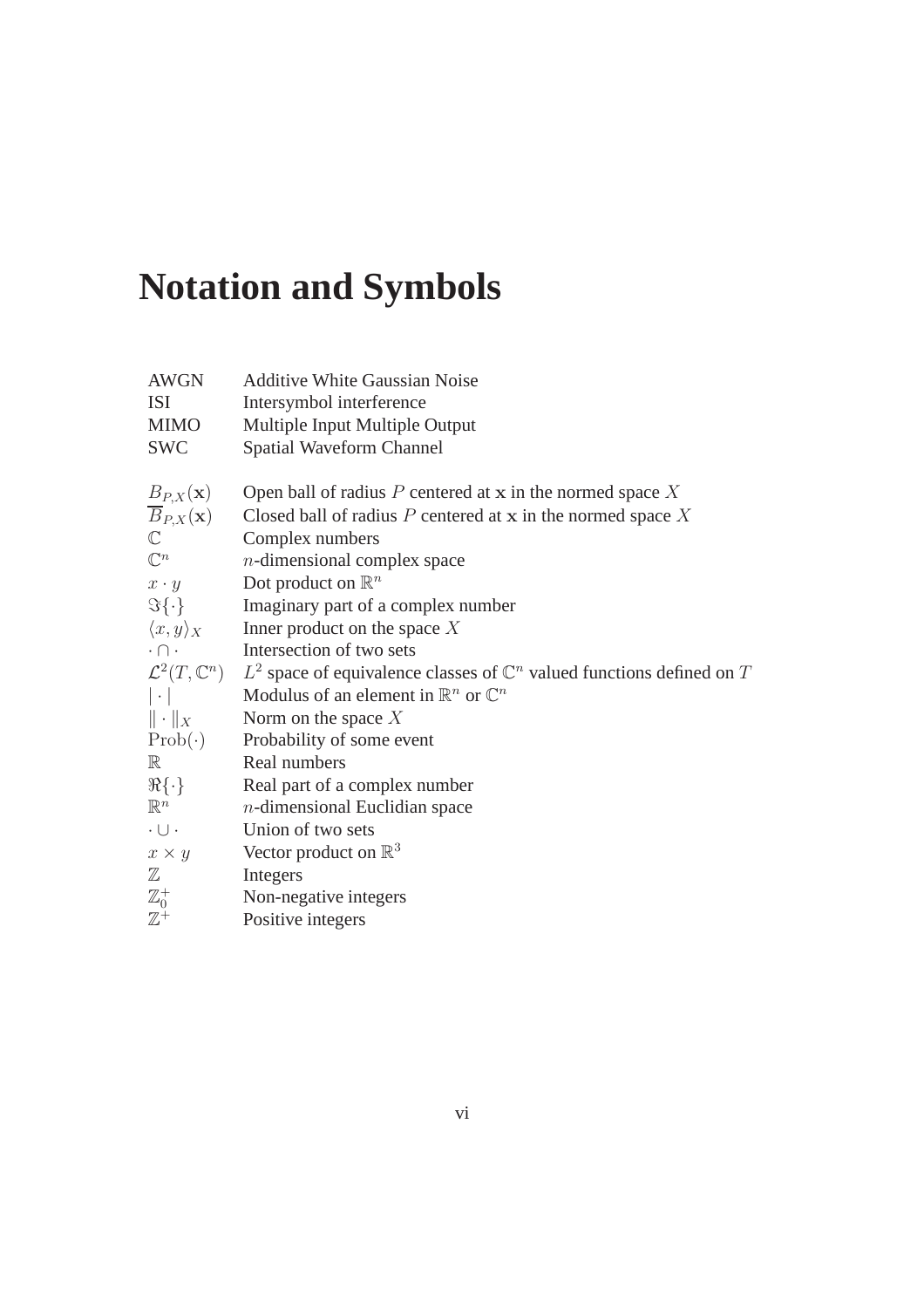# Notation and Symbols

| | |
|---|---|
| AWGN | Additive White Gaussian Noise |
| ISI | Intersymbol interference |
| MIMO | Multiple Input Multiple Output |
| SWC | Spatial Waveform Channel |
| | |
| $B_{P,X}(\mathbf{x})$ | Open ball of radius $P$ centered at $\mathbf{x}$ in the normed space $X$ |
| $\overline{B}_{P,X}(\mathbf{x})$ | Closed ball of radius $P$ centered at $\mathbf{x}$ in the normed space $X$ |
| $\mathbb{C}$ | Complex numbers |
| $\mathbb{C}^n$ | $n$-dimensional complex space |
| $x \cdot y$ | Dot product on $\mathbb{R}^n$ |
| $\Im\{\cdot\}$ | Imaginary part of a complex number |
| $\langle x, y \rangle_X$ | Inner product on the space $X$ |
| $\cdot \cap \cdot$ | Intersection of two sets |
| $\mathcal{L}^2(T, \mathbb{C}^n)$ | $L^2$ space of equivalence classes of $\mathbb{C}^n$ valued functions defined on $T$ |
| $\lvert \cdot \rvert$ | Modulus of an element in $\mathbb{R}^n$ or $\mathbb{C}^n$ |
| $\lVert \cdot \rVert_X$ | Norm on the space $X$ |
| $\mathrm{Prob}(\cdot)$ | Probability of some event |
| $\mathbb{R}$ | Real numbers |
| $\Re\{\cdot\}$ | Real part of a complex number |
| $\mathbb{R}^n$ | $n$-dimensional Euclidian space |
| $\cdot \cup \cdot$ | Union of two sets |
| $x \times y$ | Vector product on $\mathbb{R}^3$ |
| $\mathbb{Z}$ | Integers |
| $\mathbb{Z}_0^+$ | Non-negative integers |
| $\mathbb{Z}^+$ | Positive integers |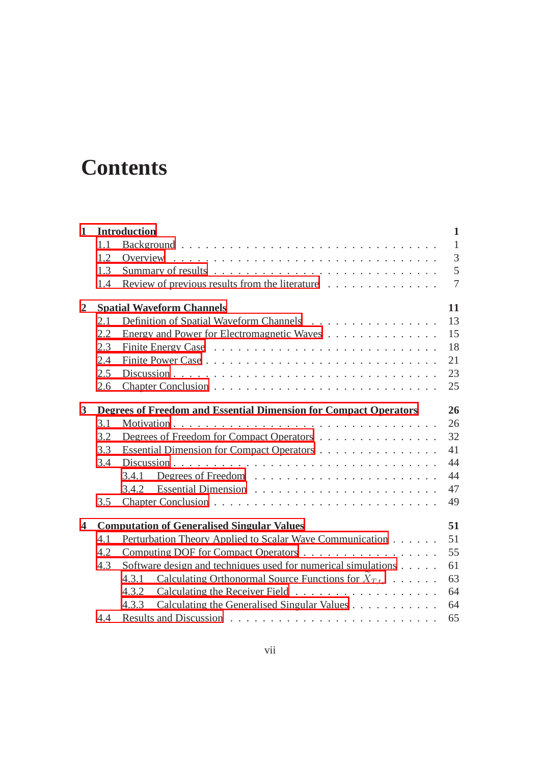# Contents

| | |
|---|---|
| **1 Introduction** | **1** |
| 1.1 Background | 1 |
| 1.2 Overview | 3 |
| 1.3 Summary of results | 5 |
| 1.4 Review of previous results from the literature | 7 |
| **2 Spatial Waveform Channels** | **11** |
| 2.1 Definition of Spatial Waveform Channels | 13 |
| 2.2 Energy and Power for Electromagnetic Waves | 15 |
| 2.3 Finite Energy Case | 18 |
| 2.4 Finite Power Case | 21 |
| 2.5 Discussion | 23 |
| 2.6 Chapter Conclusion | 25 |
| **3 Degrees of Freedom and Essential Dimension for Compact Operators** | **26** |
| 3.1 Motivation | 26 |
| 3.2 Degrees of Freedom for Compact Operators | 32 |
| 3.3 Essential Dimension for Compact Operators | 41 |
| 3.4 Discussion | 44 |
| 3.4.1 Degrees of Freedom | 44 |
| 3.4.2 Essential Dimension | 47 |
| 3.5 Chapter Conclusion | 49 |
| **4 Computation of Generalised Singular Values** | **51** |
| 4.1 Perturbation Theory Applied to Scalar Wave Communication | 51 |
| 4.2 Computing DOF for Compact Operators | 55 |
| 4.3 Software design and techniques used for numerical simulations | 61 |
| 4.3.1 Calculating Orthonormal Source Functions for $\tilde{X}_{T,t_0}$ | 63 |
| 4.3.2 Calculating the Receiver Field | 64 |
| 4.3.3 Calculating the Generalised Singular Values | 64 |
| 4.4 Results and Discussion | 65 |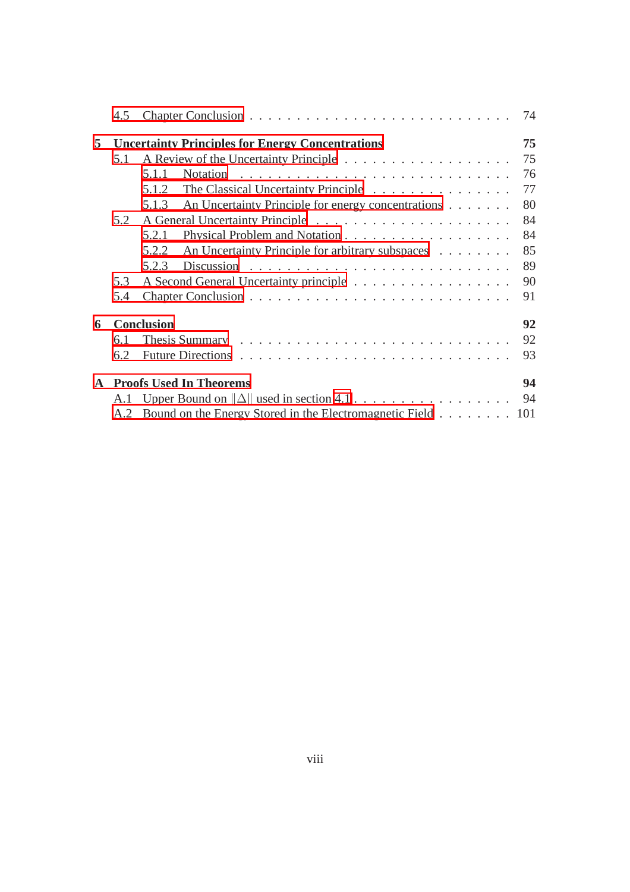4.5 Chapter Conclusion . . . . . . . . . . . . . . . . . . . . . . . . . . . . 74

**5 Uncertainty Principles for Energy Concentrations** **75**

5.1 A Review of the Uncertainty Principle . . . . . . . . . . . . . . . . . . . 75

5.1.1 Notation . . . . . . . . . . . . . . . . . . . . . . . . . . . . . . 76

5.1.2 The Classical Uncertainty Principle . . . . . . . . . . . . . . . 77

5.1.3 An Uncertainty Principle for energy concentrations . . . . . . . 80

5.2 A General Uncertainty Principle . . . . . . . . . . . . . . . . . . . . . 84

5.2.1 Physical Problem and Notation . . . . . . . . . . . . . . . . . . 84

5.2.2 An Uncertainty Principle for arbitrary subspaces . . . . . . . . 85

5.2.3 Discussion . . . . . . . . . . . . . . . . . . . . . . . . . . . . . 89

5.3 A Second General Uncertainty principle . . . . . . . . . . . . . . . . . 90

5.4 Chapter Conclusion . . . . . . . . . . . . . . . . . . . . . . . . . . . . 91

**6 Conclusion** **92**

6.1 Thesis Summary . . . . . . . . . . . . . . . . . . . . . . . . . . . . . 92

6.2 Future Directions . . . . . . . . . . . . . . . . . . . . . . . . . . . . . 93

**A Proofs Used In Theorems** **94**

A.1 Upper Bound on $\|\Delta\|$ used in section 4.1 . . . . . . . . . . . . . . . . 94

A.2 Bound on the Energy Stored in the Electromagnetic Field . . . . . . . . . 101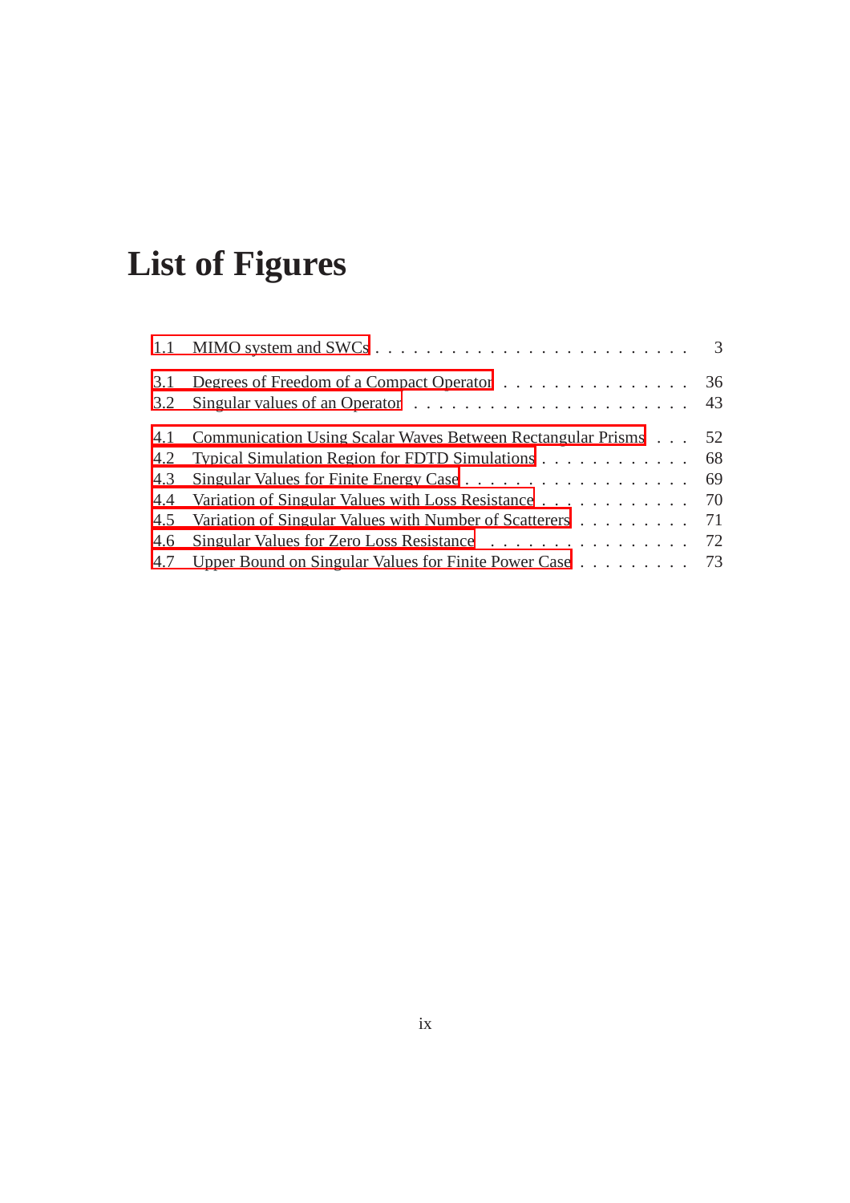# List of Figures

1.1 MIMO system and SWCs . . . . . . . . . . . . . . . . . . . . . . . . . 3

3.1 Degrees of Freedom of a Compact Operator . . . . . . . . . . . . . . . 36
3.2 Singular values of an Operator . . . . . . . . . . . . . . . . . . . . . . 43

4.1 Communication Using Scalar Waves Between Rectangular Prisms . . . 52
4.2 Typical Simulation Region for FDTD Simulations . . . . . . . . . . . . 68
4.3 Singular Values for Finite Energy Case . . . . . . . . . . . . . . . . . . 69
4.4 Variation of Singular Values with Loss Resistance . . . . . . . . . . . . 70
4.5 Variation of Singular Values with Number of Scatterers . . . . . . . . . 71
4.6 Singular Values for Zero Loss Resistance . . . . . . . . . . . . . . . . . 72
4.7 Upper Bound on Singular Values for Finite Power Case . . . . . . . . . 73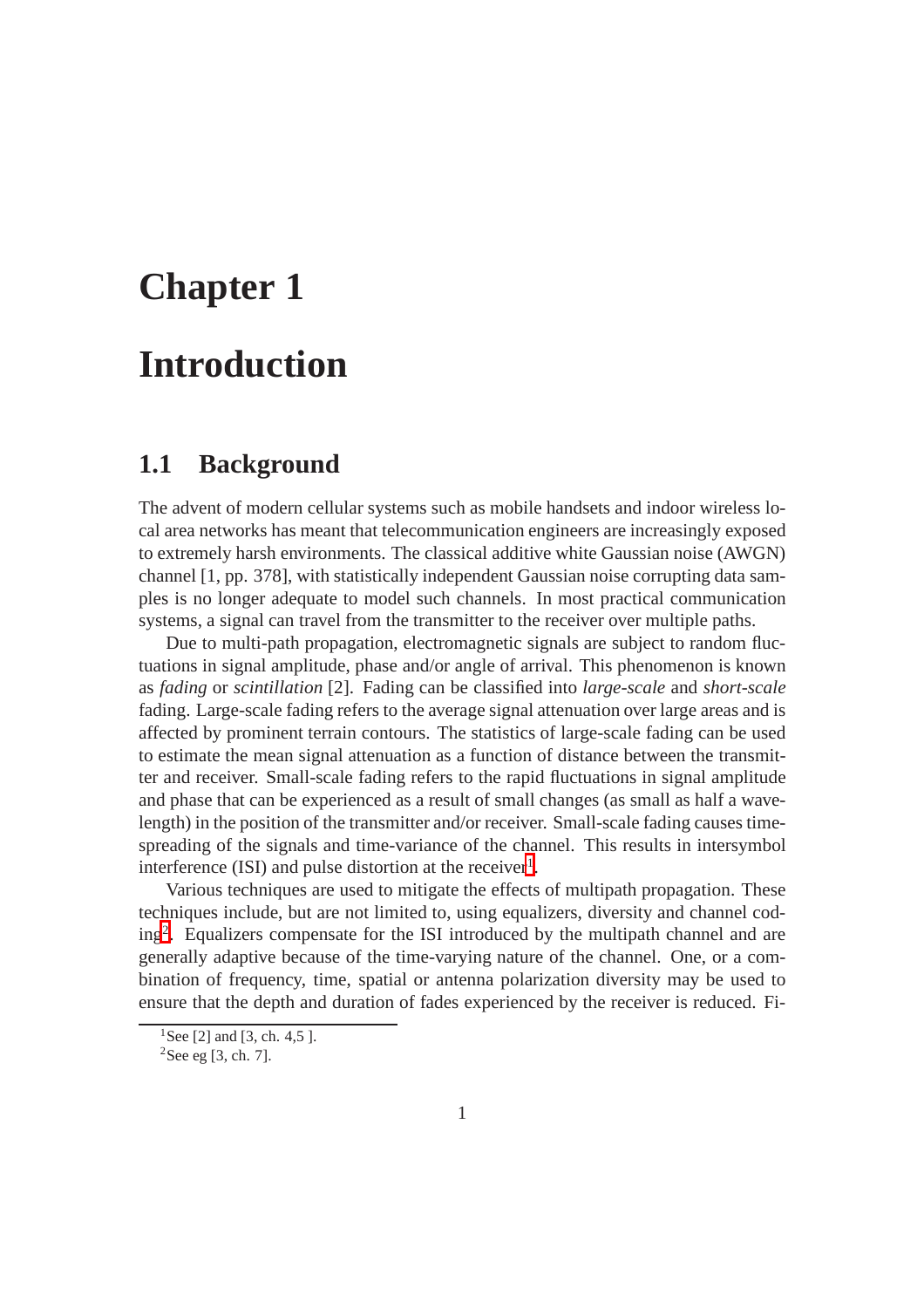# Chapter 1

# Introduction

## 1.1 Background

The advent of modern cellular systems such as mobile handsets and indoor wireless local area networks has meant that telecommunication engineers are increasingly exposed to extremely harsh environments. The classical additive white Gaussian noise (AWGN) channel [1, pp. 378], with statistically independent Gaussian noise corrupting data samples is no longer adequate to model such channels. In most practical communication systems, a signal can travel from the transmitter to the receiver over multiple paths.

Due to multi-path propagation, electromagnetic signals are subject to random fluctuations in signal amplitude, phase and/or angle of arrival. This phenomenon is known as *fading* or *scintillation* [2]. Fading can be classified into *large-scale* and *short-scale* fading. Large-scale fading refers to the average signal attenuation over large areas and is affected by prominent terrain contours. The statistics of large-scale fading can be used to estimate the mean signal attenuation as a function of distance between the transmitter and receiver. Small-scale fading refers to the rapid fluctuations in signal amplitude and phase that can be experienced as a result of small changes (as small as half a wavelength) in the position of the transmitter and/or receiver. Small-scale fading causes time-spreading of the signals and time-variance of the channel. This results in intersymbol interference (ISI) and pulse distortion at the receiver[1].

Various techniques are used to mitigate the effects of multipath propagation. These techniques include, but are not limited to, using equalizers, diversity and channel coding[2]. Equalizers compensate for the ISI introduced by the multipath channel and are generally adaptive because of the time-varying nature of the channel. One, or a combination of frequency, time, spatial or antenna polarization diversity may be used to ensure that the depth and duration of fades experienced by the receiver is reduced. Fi-

[1] See [2] and [3, ch. 4,5 ].

[2] See eg [3, ch. 7].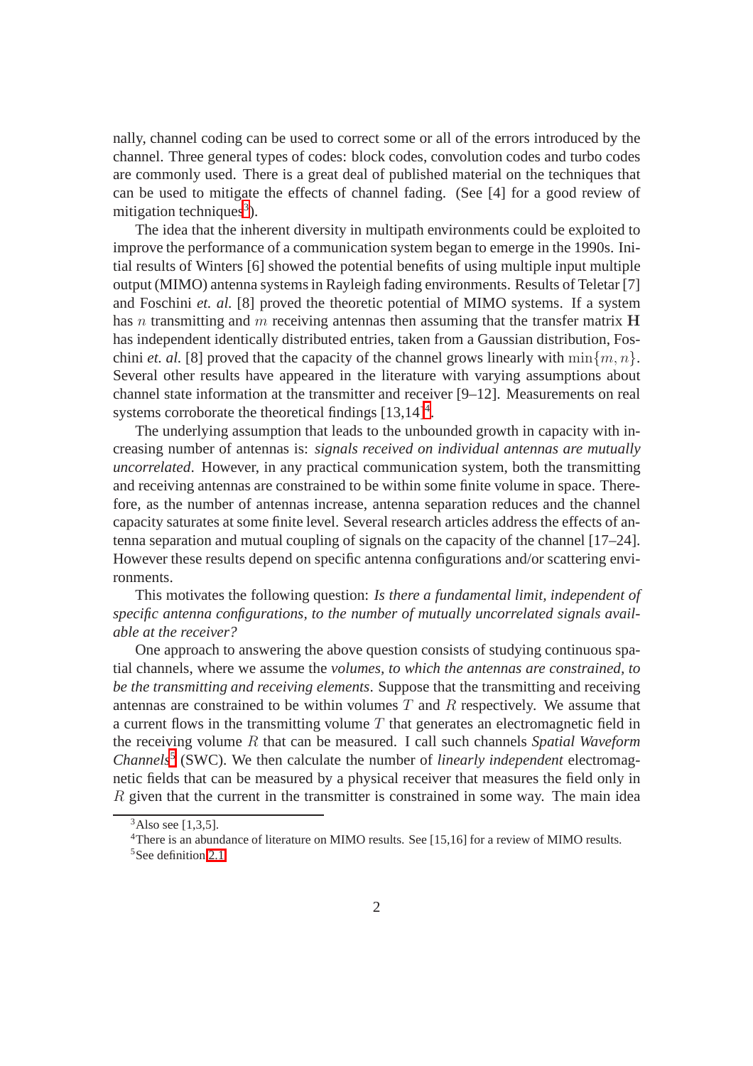nally, channel coding can be used to correct some or all of the errors introduced by the channel. Three general types of codes: block codes, convolution codes and turbo codes are commonly used. There is a great deal of published material on the techniques that can be used to mitigate the effects of channel fading. (See [4] for a good review of mitigation techniques[3]).

The idea that the inherent diversity in multipath environments could be exploited to improve the performance of a communication system began to emerge in the 1990s. Initial results of Winters [6] showed the potential benefits of using multiple input multiple output (MIMO) antenna systems in Rayleigh fading environments. Results of Teletar [7] and Foschini *et. al.* [8] proved the theoretic potential of MIMO systems. If a system has $n$ transmitting and $m$ receiving antennas then assuming that the transfer matrix $\mathbf{H}$ has independent identically distributed entries, taken from a Gaussian distribution, Foschini *et. al.* [8] proved that the capacity of the channel grows linearly with $\min\{m, n\}$. Several other results have appeared in the literature with varying assumptions about channel state information at the transmitter and receiver [9–12]. Measurements on real systems corroborate the theoretical findings [13,14][4].

The underlying assumption that leads to the unbounded growth in capacity with increasing number of antennas is: *signals received on individual antennas are mutually uncorrelated*. However, in any practical communication system, both the transmitting and receiving antennas are constrained to be within some finite volume in space. Therefore, as the number of antennas increase, antenna separation reduces and the channel capacity saturates at some finite level. Several research articles address the effects of antenna separation and mutual coupling of signals on the capacity of the channel [17–24]. However these results depend on specific antenna configurations and/or scattering environments.

This motivates the following question: *Is there a fundamental limit, independent of specific antenna configurations, to the number of mutually uncorrelated signals available at the receiver?*

One approach to answering the above question consists of studying continuous spatial channels, where we assume the *volumes, to which the antennas are constrained, to be the transmitting and receiving elements*. Suppose that the transmitting and receiving antennas are constrained to be within volumes $T$ and $R$ respectively. We assume that a current flows in the transmitting volume $T$ that generates an electromagnetic field in the receiving volume $R$ that can be measured. I call such channels *Spatial Waveform Channels*[5] (SWC). We then calculate the number of *linearly independent* electromagnetic fields that can be measured by a physical receiver that measures the field only in $R$ given that the current in the transmitter is constrained in some way. The main idea

[3] Also see [1,3,5].

[4] There is an abundance of literature on MIMO results. See [15,16] for a review of MIMO results.

[5] See definition 2.1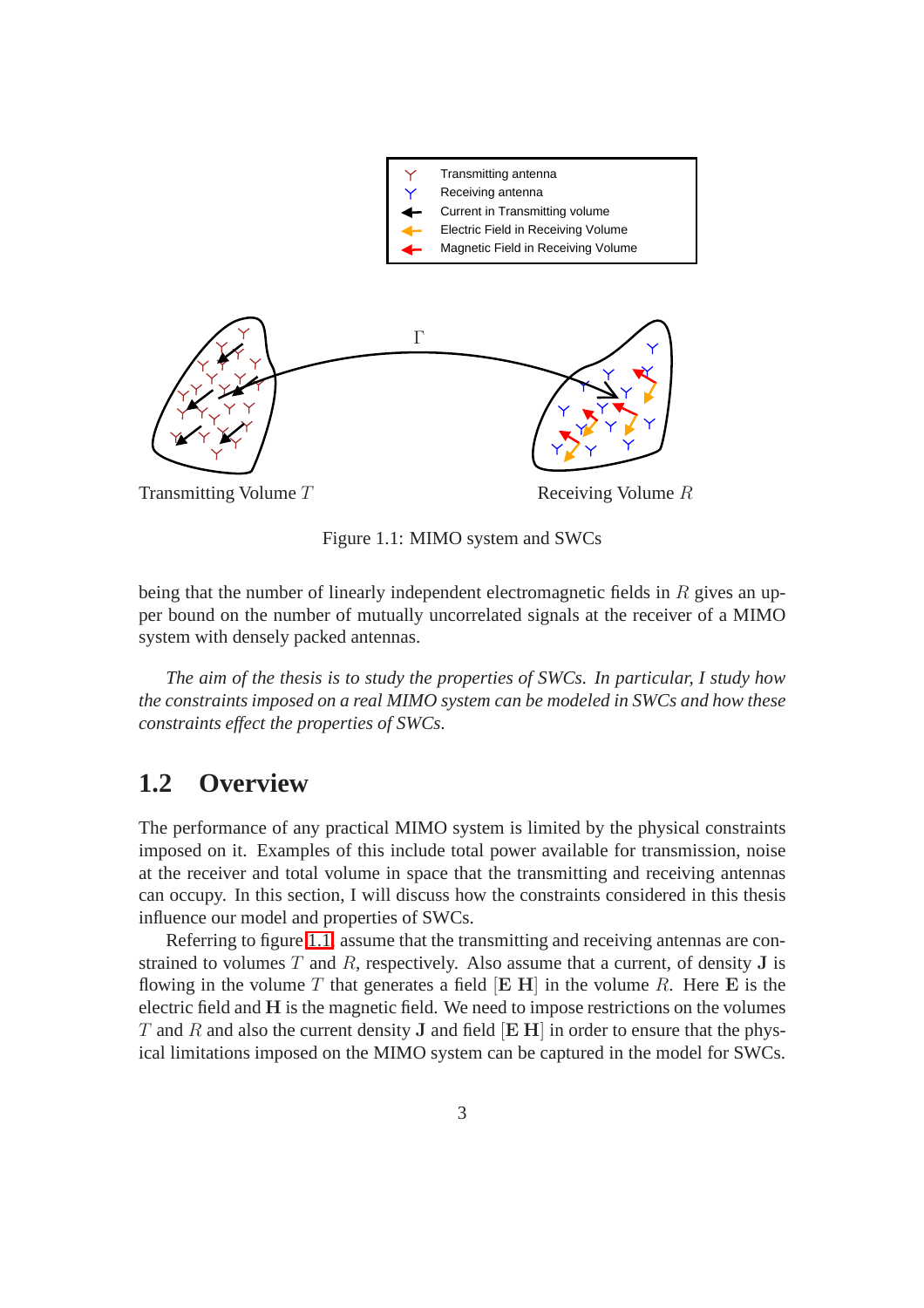Figure 1.1: MIMO system and SWCs

being that the number of linearly independent electromagnetic fields in $R$ gives an upper bound on the number of mutually uncorrelated signals at the receiver of a MIMO system with densely packed antennas.

*The aim of the thesis is to study the properties of SWCs. In particular, I study how the constraints imposed on a real MIMO system can be modeled in SWCs and how these constraints effect the properties of SWCs.*

## 1.2 Overview

The performance of any practical MIMO system is limited by the physical constraints imposed on it. Examples of this include total power available for transmission, noise at the receiver and total volume in space that the transmitting and receiving antennas can occupy. In this section, I will discuss how the constraints considered in this thesis influence our model and properties of SWCs.

Referring to figure 1.1 assume that the transmitting and receiving antennas are constrained to volumes $T$ and $R$, respectively. Also assume that a current, of density $\mathbf{J}$ is flowing in the volume $T$ that generates a field $[\mathbf{E}\ \mathbf{H}]$ in the volume $R$. Here $\mathbf{E}$ is the electric field and $\mathbf{H}$ is the magnetic field. We need to impose restrictions on the volumes $T$ and $R$ and also the current density $\mathbf{J}$ and field $[\mathbf{E}\ \mathbf{H}]$ in order to ensure that the physical limitations imposed on the MIMO system can be captured in the model for SWCs.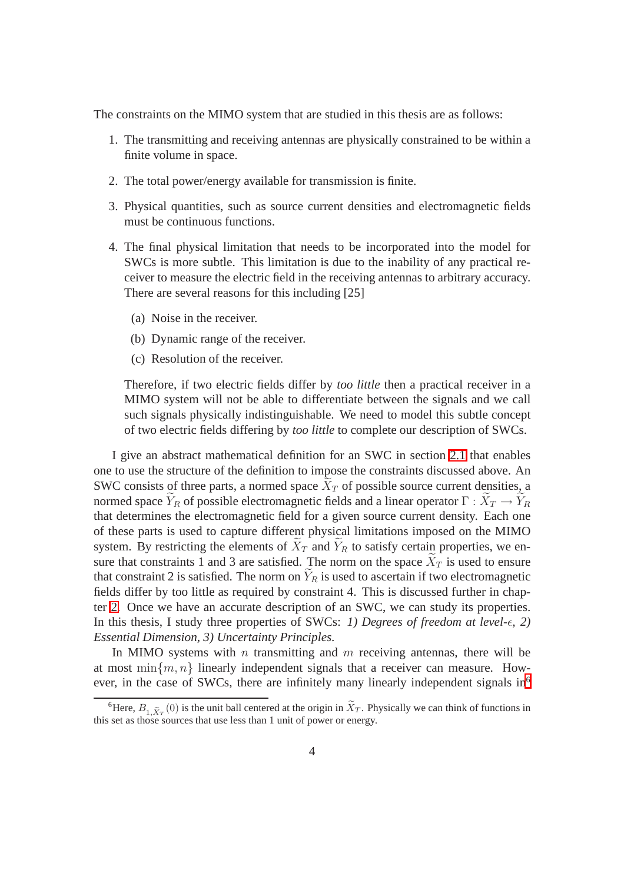The constraints on the MIMO system that are studied in this thesis are as follows:

1. The transmitting and receiving antennas are physically constrained to be within a finite volume in space.

2. The total power/energy available for transmission is finite.

3. Physical quantities, such as source current densities and electromagnetic fields must be continuous functions.

4. The final physical limitation that needs to be incorporated into the model for SWCs is more subtle. This limitation is due to the inability of any practical receiver to measure the electric field in the receiving antennas to arbitrary accuracy. There are several reasons for this including [25]

   (a) Noise in the receiver.

   (b) Dynamic range of the receiver.

   (c) Resolution of the receiver.

   Therefore, if two electric fields differ by *too little* then a practical receiver in a MIMO system will not be able to differentiate between the signals and we call such signals physically indistinguishable. We need to model this subtle concept of two electric fields differing by *too little* to complete our description of SWCs.

I give an abstract mathematical definition for an SWC in section 2.1 that enables one to use the structure of the definition to impose the constraints discussed above. An SWC consists of three parts, a normed space $\widetilde{X}_T$ of possible source current densities, a normed space $\widetilde{Y}_R$ of possible electromagnetic fields and a linear operator $\Gamma : \widetilde{X}_T \to \widetilde{Y}_R$ that determines the electromagnetic field for a given source current density. Each one of these parts is used to capture different physical limitations imposed on the MIMO system. By restricting the elements of $\widetilde{X}_T$ and $\widetilde{Y}_R$ to satisfy certain properties, we ensure that constraints 1 and 3 are satisfied. The norm on the space $\widetilde{X}_T$ is used to ensure that constraint 2 is satisfied. The norm on $\widetilde{Y}_R$ is used to ascertain if two electromagnetic fields differ by too little as required by constraint 4. This is discussed further in chapter 2. Once we have an accurate description of an SWC, we can study its properties. In this thesis, I study three properties of SWCs: *1) Degrees of freedom at level-$\epsilon$, 2) Essential Dimension, 3) Uncertainty Principles.*

In MIMO systems with $n$ transmitting and $m$ receiving antennas, there will be at most $\min\{m, n\}$ linearly independent signals that a receiver can measure. However, in the case of SWCs, there are infinitely many linearly independent signals in[6]

[6] Here, $B_{1,\widetilde{X}_T}(0)$ is the unit ball centered at the origin in $\widetilde{X}_T$. Physically we can think of functions in this set as those sources that use less than 1 unit of power or energy.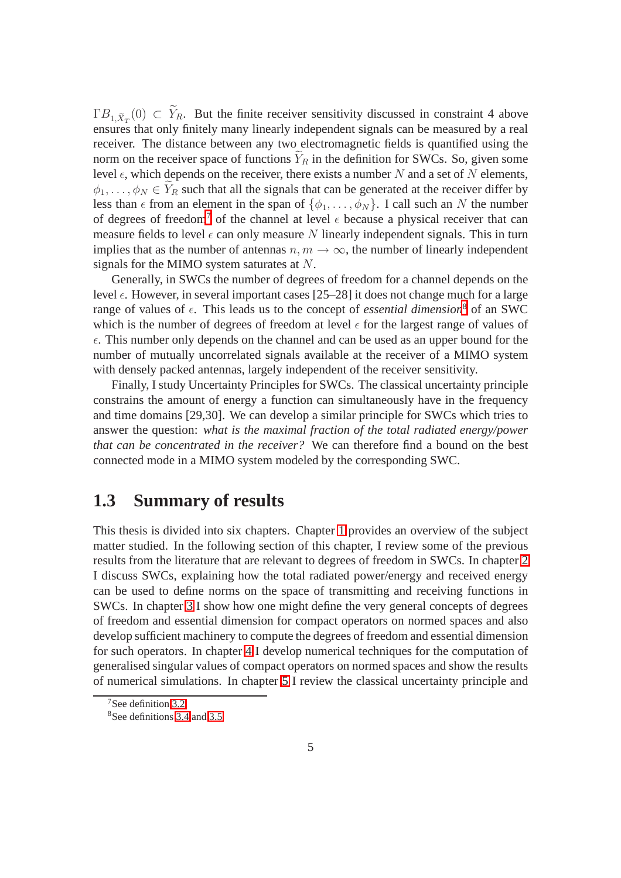$\Gamma B_{1,\widetilde{X}_T}(0) \subset \widetilde{Y}_R$. But the finite receiver sensitivity discussed in constraint 4 above ensures that only finitely many linearly independent signals can be measured by a real receiver. The distance between any two electromagnetic fields is quantified using the norm on the receiver space of functions $\widetilde{Y}_R$ in the definition for SWCs. So, given some level $\epsilon$, which depends on the receiver, there exists a number $N$ and a set of $N$ elements, $\phi_1, \ldots, \phi_N \in \widetilde{Y}_R$ such that all the signals that can be generated at the receiver differ by less than $\epsilon$ from an element in the span of $\{\phi_1, \ldots, \phi_N\}$. I call such an $N$ the number of degrees of freedom[7] of the channel at level $\epsilon$ because a physical receiver that can measure fields to level $\epsilon$ can only measure $N$ linearly independent signals. This in turn implies that as the number of antennas $n, m \to \infty$, the number of linearly independent signals for the MIMO system saturates at $N$.

Generally, in SWCs the number of degrees of freedom for a channel depends on the level $\epsilon$. However, in several important cases [25–28] it does not change much for a large range of values of $\epsilon$. This leads us to the concept of *essential dimension*[8] of an SWC which is the number of degrees of freedom at level $\epsilon$ for the largest range of values of $\epsilon$. This number only depends on the channel and can be used as an upper bound for the number of mutually uncorrelated signals available at the receiver of a MIMO system with densely packed antennas, largely independent of the receiver sensitivity.

Finally, I study Uncertainty Principles for SWCs. The classical uncertainty principle constrains the amount of energy a function can simultaneously have in the frequency and time domains [29,30]. We can develop a similar principle for SWCs which tries to answer the question: *what is the maximal fraction of the total radiated energy/power that can be concentrated in the receiver?* We can therefore find a bound on the best connected mode in a MIMO system modeled by the corresponding SWC.

## 1.3 Summary of results

This thesis is divided into six chapters. Chapter 1 provides an overview of the subject matter studied. In the following section of this chapter, I review some of the previous results from the literature that are relevant to degrees of freedom in SWCs. In chapter 2 I discuss SWCs, explaining how the total radiated power/energy and received energy can be used to define norms on the space of transmitting and receiving functions in SWCs. In chapter 3 I show how one might define the very general concepts of degrees of freedom and essential dimension for compact operators on normed spaces and also develop sufficient machinery to compute the degrees of freedom and essential dimension for such operators. In chapter 4 I develop numerical techniques for the computation of generalised singular values of compact operators on normed spaces and show the results of numerical simulations. In chapter 5 I review the classical uncertainty principle and

[7] See definition 3.2

[8] See definitions 3.4 and 3.5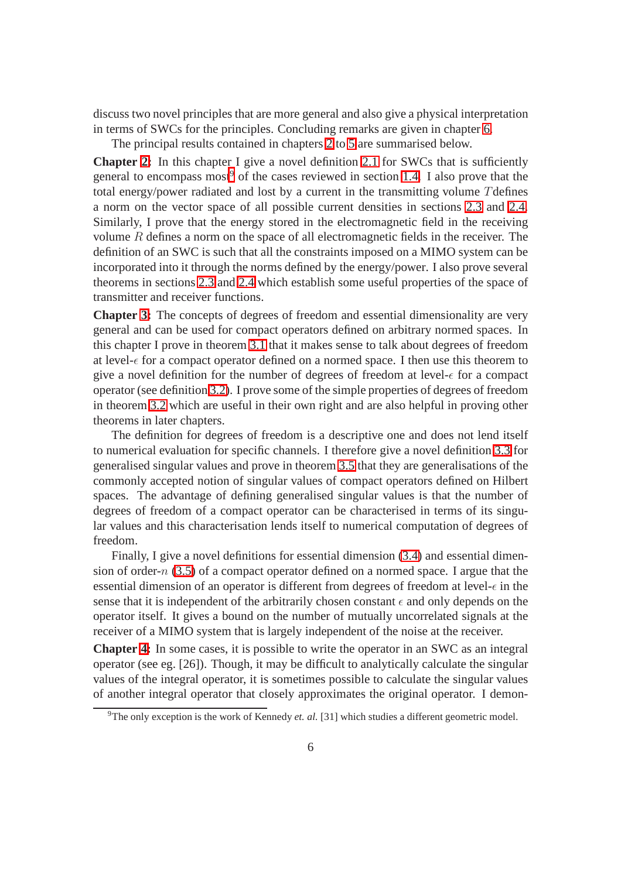discuss two novel principles that are more general and also give a physical interpretation in terms of SWCs for the principles. Concluding remarks are given in chapter 6.

The principal results contained in chapters 2 to 5 are summarised below.

**Chapter 2:** In this chapter I give a novel definition 2.1 for SWCs that is sufficiently general to encompass most[9] of the cases reviewed in section 1.4. I also prove that the total energy/power radiated and lost by a current in the transmitting volume $T$ defines a norm on the vector space of all possible current densities in sections 2.3 and 2.4. Similarly, I prove that the energy stored in the electromagnetic field in the receiving volume $R$ defines a norm on the space of all electromagnetic fields in the receiver. The definition of an SWC is such that all the constraints imposed on a MIMO system can be incorporated into it through the norms defined by the energy/power. I also prove several theorems in sections 2.3 and 2.4 which establish some useful properties of the space of transmitter and receiver functions.

**Chapter 3:** The concepts of degrees of freedom and essential dimensionality are very general and can be used for compact operators defined on arbitrary normed spaces. In this chapter I prove in theorem 3.1 that it makes sense to talk about degrees of freedom at level-$\epsilon$ for a compact operator defined on a normed space. I then use this theorem to give a novel definition for the number of degrees of freedom at level-$\epsilon$ for a compact operator (see definition 3.2). I prove some of the simple properties of degrees of freedom in theorem 3.2 which are useful in their own right and are also helpful in proving other theorems in later chapters.

The definition for degrees of freedom is a descriptive one and does not lend itself to numerical evaluation for specific channels. I therefore give a novel definition 3.3 for generalised singular values and prove in theorem 3.5 that they are generalisations of the commonly accepted notion of singular values of compact operators defined on Hilbert spaces. The advantage of defining generalised singular values is that the number of degrees of freedom of a compact operator can be characterised in terms of its singular values and this characterisation lends itself to numerical computation of degrees of freedom.

Finally, I give a novel definitions for essential dimension (3.4) and essential dimension of order-$n$ (3.5) of a compact operator defined on a normed space. I argue that the essential dimension of an operator is different from degrees of freedom at level-$\epsilon$ in the sense that it is independent of the arbitrarily chosen constant $\epsilon$ and only depends on the operator itself. It gives a bound on the number of mutually uncorrelated signals at the receiver of a MIMO system that is largely independent of the noise at the receiver.

**Chapter 4:** In some cases, it is possible to write the operator in an SWC as an integral operator (see eg. [26]). Though, it may be difficult to analytically calculate the singular values of the integral operator, it is sometimes possible to calculate the singular values of another integral operator that closely approximates the original operator. I demon-

[9] The only exception is the work of Kennedy *et. al.* [31] which studies a different geometric model.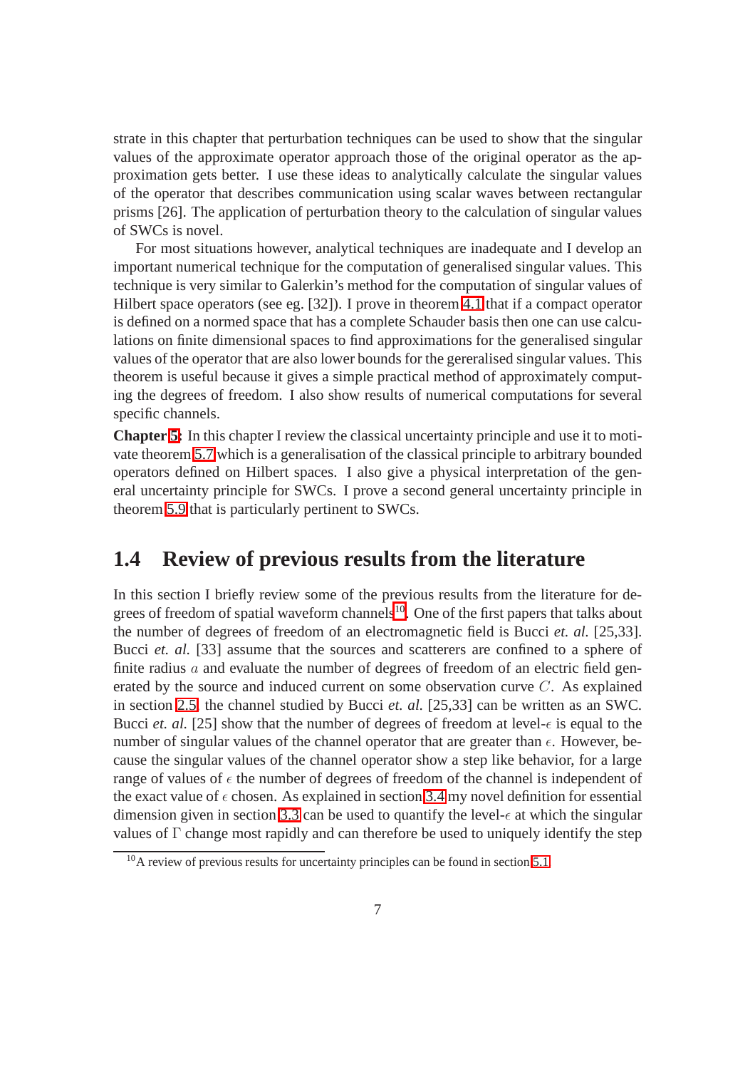strate in this chapter that perturbation techniques can be used to show that the singular values of the approximate operator approach those of the original operator as the approximation gets better. I use these ideas to analytically calculate the singular values of the operator that describes communication using scalar waves between rectangular prisms [26]. The application of perturbation theory to the calculation of singular values of SWCs is novel.

For most situations however, analytical techniques are inadequate and I develop an important numerical technique for the computation of generalised singular values. This technique is very similar to Galerkin's method for the computation of singular values of Hilbert space operators (see eg. [32]). I prove in theorem 4.1 that if a compact operator is defined on a normed space that has a complete Schauder basis then one can use calculations on finite dimensional spaces to find approximations for the generalised singular values of the operator that are also lower bounds for the gereralised singular values. This theorem is useful because it gives a simple practical method of approximately computing the degrees of freedom. I also show results of numerical computations for several specific channels.

**Chapter 5:** In this chapter I review the classical uncertainty principle and use it to motivate theorem 5.7 which is a generalisation of the classical principle to arbitrary bounded operators defined on Hilbert spaces. I also give a physical interpretation of the general uncertainty principle for SWCs. I prove a second general uncertainty principle in theorem 5.9 that is particularly pertinent to SWCs.

## 1.4 Review of previous results from the literature

In this section I briefly review some of the previous results from the literature for degrees of freedom of spatial waveform channels[10]. One of the first papers that talks about the number of degrees of freedom of an electromagnetic field is Bucci *et. al.* [25,33]. Bucci *et. al.* [33] assume that the sources and scatterers are confined to a sphere of finite radius $a$ and evaluate the number of degrees of freedom of an electric field generated by the source and induced current on some observation curve $C$. As explained in section 2.5, the channel studied by Bucci *et. al.* [25,33] can be written as an SWC. Bucci *et. al.* [25] show that the number of degrees of freedom at level-$\epsilon$ is equal to the number of singular values of the channel operator that are greater than $\epsilon$. However, because the singular values of the channel operator show a step like behavior, for a large range of values of $\epsilon$ the number of degrees of freedom of the channel is independent of the exact value of $\epsilon$ chosen. As explained in section 3.4 my novel definition for essential dimension given in section 3.3 can be used to quantify the level-$\epsilon$ at which the singular values of $\Gamma$ change most rapidly and can therefore be used to uniquely identify the step

[10] A review of previous results for uncertainty principles can be found in section 5.1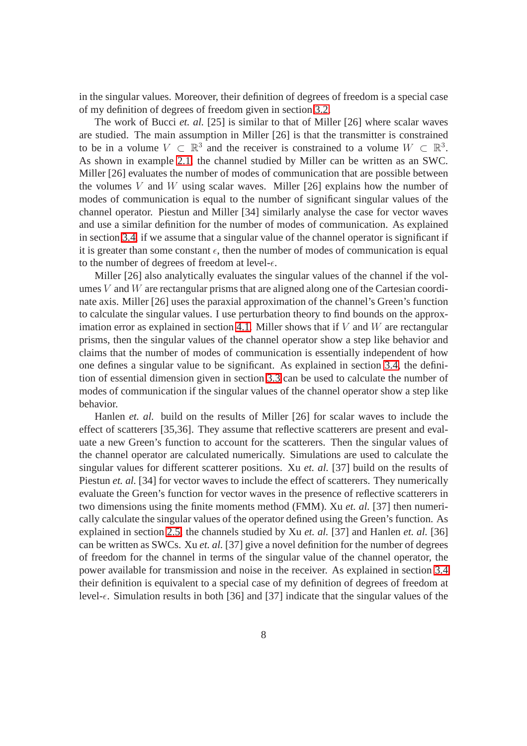in the singular values. Moreover, their definition of degrees of freedom is a special case of my definition of degrees of freedom given in section 3.2.

The work of Bucci *et. al.* [25] is similar to that of Miller [26] where scalar waves are studied. The main assumption in Miller [26] is that the transmitter is constrained to be in a volume $V \subset \mathbb{R}^3$ and the receiver is constrained to a volume $W \subset \mathbb{R}^3$. As shown in example 2.1, the channel studied by Miller can be written as an SWC. Miller [26] evaluates the number of modes of communication that are possible between the volumes $V$ and $W$ using scalar waves. Miller [26] explains how the number of modes of communication is equal to the number of significant singular values of the channel operator. Piestun and Miller [34] similarly analyse the case for vector waves and use a similar definition for the number of modes of communication. As explained in section 3.4, if we assume that a singular value of the channel operator is significant if it is greater than some constant $\epsilon$, then the number of modes of communication is equal to the number of degrees of freedom at level-$\epsilon$.

Miller [26] also analytically evaluates the singular values of the channel if the volumes $V$ and $W$ are rectangular prisms that are aligned along one of the Cartesian coordinate axis. Miller [26] uses the paraxial approximation of the channel's Green's function to calculate the singular values. I use perturbation theory to find bounds on the approximation error as explained in section 4.1. Miller shows that if $V$ and $W$ are rectangular prisms, then the singular values of the channel operator show a step like behavior and claims that the number of modes of communication is essentially independent of how one defines a singular value to be significant. As explained in section 3.4, the definition of essential dimension given in section 3.3 can be used to calculate the number of modes of communication if the singular values of the channel operator show a step like behavior.

Hanlen *et. al.* build on the results of Miller [26] for scalar waves to include the effect of scatterers [35,36]. They assume that reflective scatterers are present and evaluate a new Green's function to account for the scatterers. Then the singular values of the channel operator are calculated numerically. Simulations are used to calculate the singular values for different scatterer positions. Xu *et. al.* [37] build on the results of Piestun *et. al.* [34] for vector waves to include the effect of scatterers. They numerically evaluate the Green's function for vector waves in the presence of reflective scatterers in two dimensions using the finite moments method (FMM). Xu *et. al.* [37] then numerically calculate the singular values of the operator defined using the Green's function. As explained in section 2.5, the channels studied by Xu *et. al.* [37] and Hanlen *et. al.* [36] can be written as SWCs. Xu *et. al.* [37] give a novel definition for the number of degrees of freedom for the channel in terms of the singular value of the channel operator, the power available for transmission and noise in the receiver. As explained in section 3.4 their definition is equivalent to a special case of my definition of degrees of freedom at level-$\epsilon$. Simulation results in both [36] and [37] indicate that the singular values of the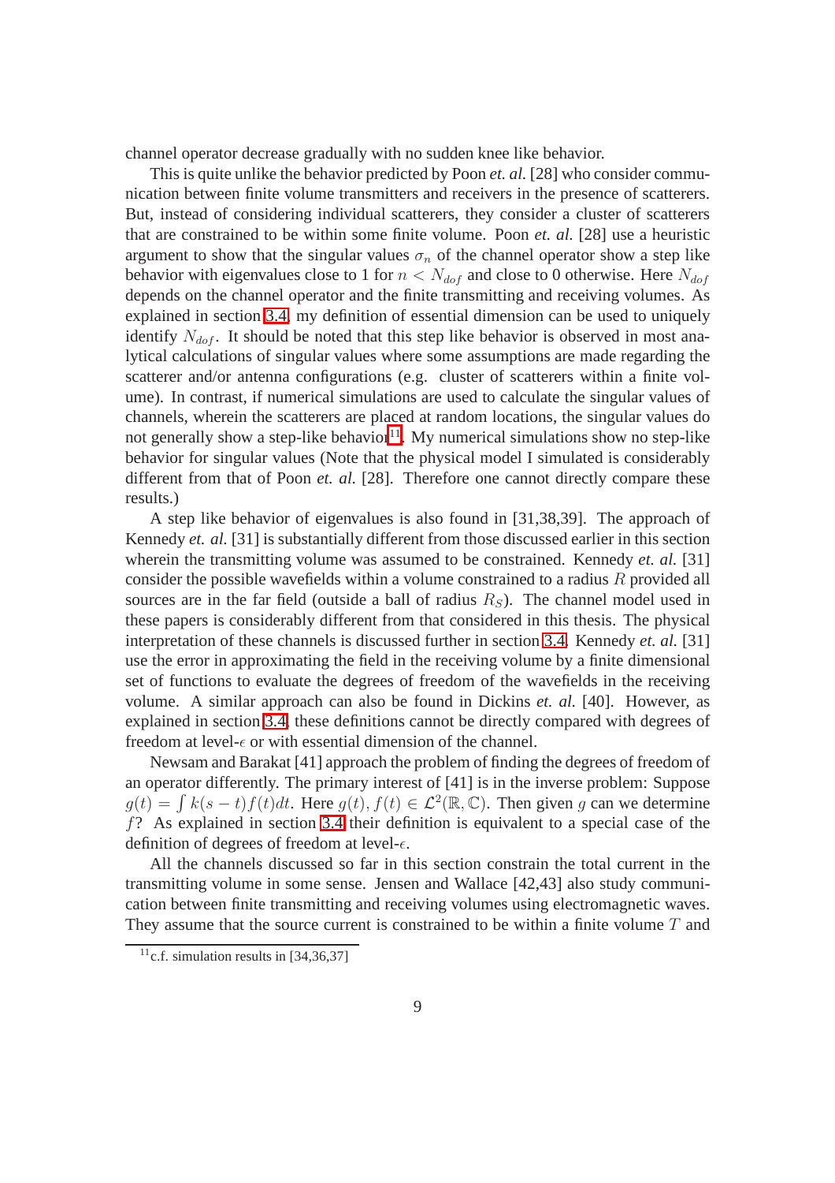channel operator decrease gradually with no sudden knee like behavior.

This is quite unlike the behavior predicted by Poon *et. al.* [28] who consider communication between finite volume transmitters and receivers in the presence of scatterers. But, instead of considering individual scatterers, they consider a cluster of scatterers that are constrained to be within some finite volume. Poon *et. al.* [28] use a heuristic argument to show that the singular values $\sigma_n$ of the channel operator show a step like behavior with eigenvalues close to 1 for $n < N_{dof}$ and close to 0 otherwise. Here $N_{dof}$ depends on the channel operator and the finite transmitting and receiving volumes. As explained in section 3.4, my definition of essential dimension can be used to uniquely identify $N_{dof}$. It should be noted that this step like behavior is observed in most analytical calculations of singular values where some assumptions are made regarding the scatterer and/or antenna configurations (e.g. cluster of scatterers within a finite volume). In contrast, if numerical simulations are used to calculate the singular values of channels, wherein the scatterers are placed at random locations, the singular values do not generally show a step-like behavior[11]. My numerical simulations show no step-like behavior for singular values (Note that the physical model I simulated is considerably different from that of Poon *et. al.* [28]. Therefore one cannot directly compare these results.)

A step like behavior of eigenvalues is also found in [31,38,39]. The approach of Kennedy *et. al.* [31] is substantially different from those discussed earlier in this section wherein the transmitting volume was assumed to be constrained. Kennedy *et. al.* [31] consider the possible wavefields within a volume constrained to a radius $R$ provided all sources are in the far field (outside a ball of radius $R_S$). The channel model used in these papers is considerably different from that considered in this thesis. The physical interpretation of these channels is discussed further in section 3.4. Kennedy *et. al.* [31] use the error in approximating the field in the receiving volume by a finite dimensional set of functions to evaluate the degrees of freedom of the wavefields in the receiving volume. A similar approach can also be found in Dickins *et. al.* [40]. However, as explained in section 3.4, these definitions cannot be directly compared with degrees of freedom at level-$\epsilon$ or with essential dimension of the channel.

Newsam and Barakat [41] approach the problem of finding the degrees of freedom of an operator differently. The primary interest of [41] is in the inverse problem: Suppose $g(t) = \int k(s-t)f(t)dt$. Here $g(t), f(t) \in \mathcal{L}^2(\mathbb{R}, \mathbb{C})$. Then given $g$ can we determine $f$? As explained in section 3.4 their definition is equivalent to a special case of the definition of degrees of freedom at level-$\epsilon$.

All the channels discussed so far in this section constrain the total current in the transmitting volume in some sense. Jensen and Wallace [42,43] also study communication between finite transmitting and receiving volumes using electromagnetic waves. They assume that the source current is constrained to be within a finite volume $T$ and

[11] c.f. simulation results in [34,36,37]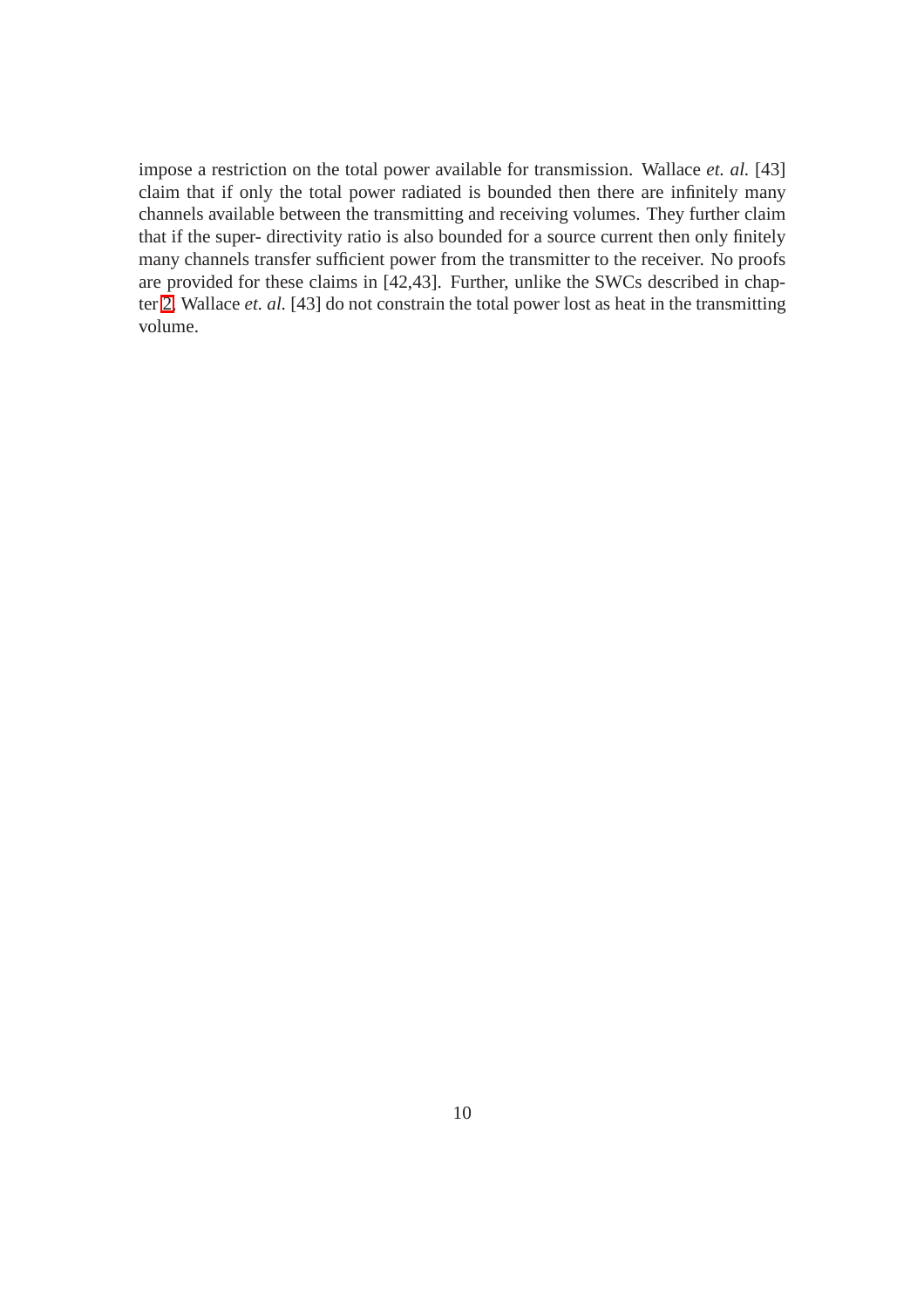impose a restriction on the total power available for transmission. Wallace *et. al.* [43] claim that if only the total power radiated is bounded then there are infinitely many channels available between the transmitting and receiving volumes. They further claim that if the super- directivity ratio is also bounded for a source current then only finitely many channels transfer sufficient power from the transmitter to the receiver. No proofs are provided for these claims in [42,43]. Further, unlike the SWCs described in chapter 2, Wallace *et. al.* [43] do not constrain the total power lost as heat in the transmitting volume.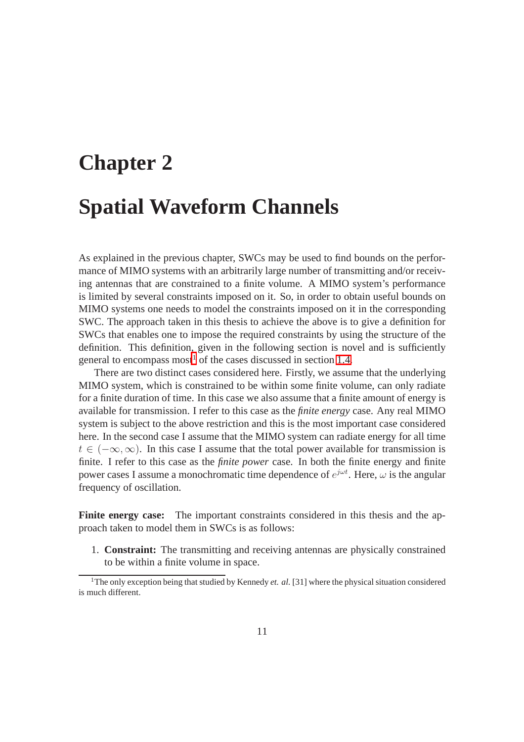# Chapter 2

# Spatial Waveform Channels

As explained in the previous chapter, SWCs may be used to find bounds on the performance of MIMO systems with an arbitrarily large number of transmitting and/or receiving antennas that are constrained to a finite volume. A MIMO system's performance is limited by several constraints imposed on it. So, in order to obtain useful bounds on MIMO systems one needs to model the constraints imposed on it in the corresponding SWC. The approach taken in this thesis to achieve the above is to give a definition for SWCs that enables one to impose the required constraints by using the structure of the definition. This definition, given in the following section is novel and is sufficiently general to encompass most[1] of the cases discussed in section 1.4.

There are two distinct cases considered here. Firstly, we assume that the underlying MIMO system, which is constrained to be within some finite volume, can only radiate for a finite duration of time. In this case we also assume that a finite amount of energy is available for transmission. I refer to this case as the *finite energy* case. Any real MIMO system is subject to the above restriction and this is the most important case considered here. In the second case I assume that the MIMO system can radiate energy for all time $t \in (-\infty, \infty)$. In this case I assume that the total power available for transmission is finite. I refer to this case as the *finite power* case. In both the finite energy and finite power cases I assume a monochromatic time dependence of $e^{j\omega t}$. Here, $\omega$ is the angular frequency of oscillation.

**Finite energy case:** The important constraints considered in this thesis and the approach taken to model them in SWCs is as follows:

1. **Constraint:** The transmitting and receiving antennas are physically constrained to be within a finite volume in space.

[1] The only exception being that studied by Kennedy *et. al.* [31] where the physical situation considered is much different.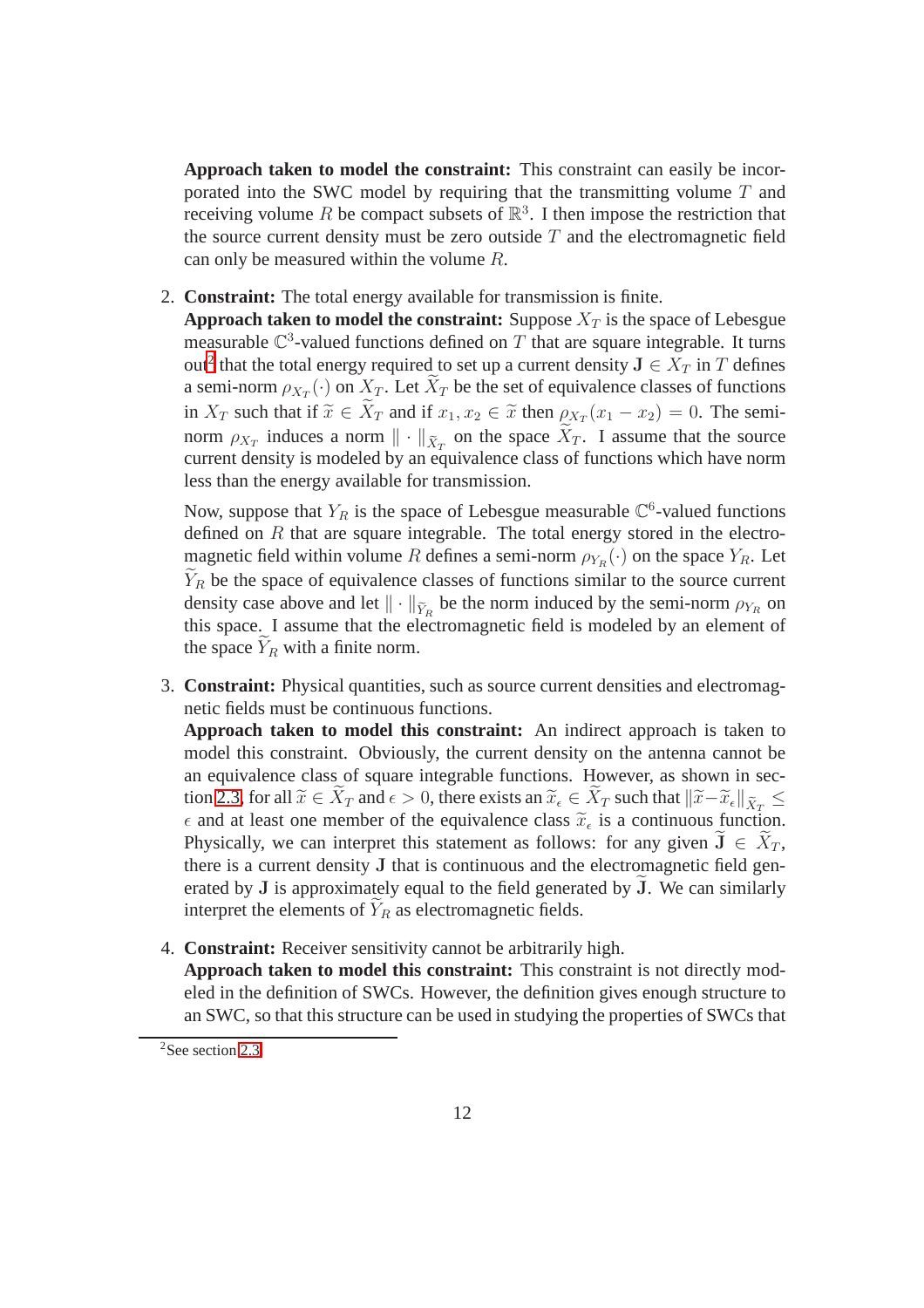**Approach taken to model the constraint:** This constraint can easily be incorporated into the SWC model by requiring that the transmitting volume $T$ and receiving volume $R$ be compact subsets of $\mathbb{R}^3$. I then impose the restriction that the source current density must be zero outside $T$ and the electromagnetic field can only be measured within the volume $R$.

2. **Constraint:** The total energy available for transmission is finite.
   **Approach taken to model the constraint:** Suppose $X_T$ is the space of Lebesgue measurable $\mathbb{C}^3$-valued functions defined on $T$ that are square integrable. It turns out[2] that the total energy required to set up a current density $\mathbf{J} \in X_T$ in $T$ defines a semi-norm $\rho_{X_T}(\cdot)$ on $X_T$. Let $\widetilde{X}_T$ be the set of equivalence classes of functions in $X_T$ such that if $\widetilde{x} \in \widetilde{X}_T$ and if $x_1, x_2 \in \widetilde{x}$ then $\rho_{X_T}(x_1 - x_2) = 0$. The semi-norm $\rho_{X_T}$ induces a norm $\| \cdot \|_{\widetilde{X}_T}$ on the space $\widetilde{X}_T$. I assume that the source current density is modeled by an equivalence class of functions which have norm less than the energy available for transmission.

   Now, suppose that $Y_R$ is the space of Lebesgue measurable $\mathbb{C}^6$-valued functions defined on $R$ that are square integrable. The total energy stored in the electromagnetic field within volume $R$ defines a semi-norm $\rho_{Y_R}(\cdot)$ on the space $Y_R$. Let $\widetilde{Y}_R$ be the space of equivalence classes of functions similar to the source current density case above and let $\| \cdot \|_{\widetilde{Y}_R}$ be the norm induced by the semi-norm $\rho_{Y_R}$ on this space. I assume that the electromagnetic field is modeled by an element of the space $\widetilde{Y}_R$ with a finite norm.

3. **Constraint:** Physical quantities, such as source current densities and electromagnetic fields must be continuous functions.
   **Approach taken to model this constraint:** An indirect approach is taken to model this constraint. Obviously, the current density on the antenna cannot be an equivalence class of square integrable functions. However, as shown in section 2.3, for all $\widetilde{x} \in \widetilde{X}_T$ and $\epsilon > 0$, there exists an $\widetilde{x}_\epsilon \in \widetilde{X}_T$ such that $\|\widetilde{x} - \widetilde{x}_\epsilon\|_{\widetilde{X}_T} \leq \epsilon$ and at least one member of the equivalence class $\widetilde{x}_\epsilon$ is a continuous function. Physically, we can interpret this statement as follows: for any given $\widetilde{\mathbf{J}} \in \widetilde{X}_T$, there is a current density $\mathbf{J}$ that is continuous and the electromagnetic field generated by $\mathbf{J}$ is approximately equal to the field generated by $\widetilde{\mathbf{J}}$. We can similarly interpret the elements of $\widetilde{Y}_R$ as electromagnetic fields.

4. **Constraint:** Receiver sensitivity cannot be arbitrarily high.
   **Approach taken to model this constraint:** This constraint is not directly modeled in the definition of SWCs. However, the definition gives enough structure to an SWC, so that this structure can be used in studying the properties of SWCs that

[2] See section 2.3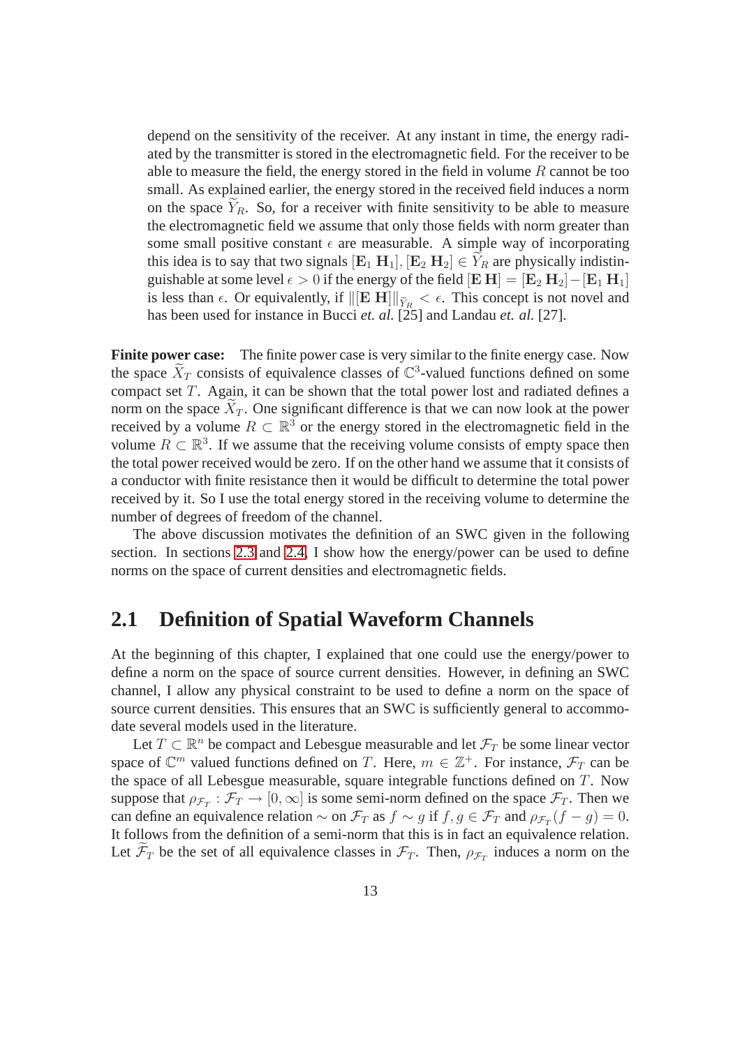depend on the sensitivity of the receiver. At any instant in time, the energy radiated by the transmitter is stored in the electromagnetic field. For the receiver to be able to measure the field, the energy stored in the field in volume $R$ cannot be too small. As explained earlier, the energy stored in the received field induces a norm on the space $\widetilde{Y}_R$. So, for a receiver with finite sensitivity to be able to measure the electromagnetic field we assume that only those fields with norm greater than some small positive constant $\epsilon$ are measurable. A simple way of incorporating this idea is to say that two signals $[\mathbf{E}_1\ \mathbf{H}_1], [\mathbf{E}_2\ \mathbf{H}_2] \in \widetilde{Y}_R$ are physically indistinguishable at some level $\epsilon > 0$ if the energy of the field $[\mathbf{E}\ \mathbf{H}] = [\mathbf{E}_2\ \mathbf{H}_2] - [\mathbf{E}_1\ \mathbf{H}_1]$ is less than $\epsilon$. Or equivalently, if $\|[\mathbf{E}\ \mathbf{H}]\|_{\widetilde{Y}_R} < \epsilon$. This concept is not novel and has been used for instance in Bucci *et. al.* [25] and Landau *et. al.* [27].

**Finite power case:** The finite power case is very similar to the finite energy case. Now the space $\widetilde{X}_T$ consists of equivalence classes of $\mathbb{C}^3$-valued functions defined on some compact set $T$. Again, it can be shown that the total power lost and radiated defines a norm on the space $\widetilde{X}_T$. One significant difference is that we can now look at the power received by a volume $R \subset \mathbb{R}^3$ or the energy stored in the electromagnetic field in the volume $R \subset \mathbb{R}^3$. If we assume that the receiving volume consists of empty space then the total power received would be zero. If on the other hand we assume that it consists of a conductor with finite resistance then it would be difficult to determine the total power received by it. So I use the total energy stored in the receiving volume to determine the number of degrees of freedom of the channel.

The above discussion motivates the definition of an SWC given in the following section. In sections 2.3 and 2.4, I show how the energy/power can be used to define norms on the space of current densities and electromagnetic fields.

## 2.1 Definition of Spatial Waveform Channels

At the beginning of this chapter, I explained that one could use the energy/power to define a norm on the space of source current densities. However, in defining an SWC channel, I allow any physical constraint to be used to define a norm on the space of source current densities. This ensures that an SWC is sufficiently general to accommodate several models used in the literature.

Let $T \subset \mathbb{R}^n$ be compact and Lebesgue measurable and let $\mathcal{F}_T$ be some linear vector space of $\mathbb{C}^m$ valued functions defined on $T$. Here, $m \in \mathbb{Z}^+$. For instance, $\mathcal{F}_T$ can be the space of all Lebesgue measurable, square integrable functions defined on $T$. Now suppose that $\rho_{\mathcal{F}_T} : \mathcal{F}_T \to [0, \infty]$ is some semi-norm defined on the space $\mathcal{F}_T$. Then we can define an equivalence relation $\sim$ on $\mathcal{F}_T$ as $f \sim g$ if $f, g \in \mathcal{F}_T$ and $\rho_{\mathcal{F}_T}(f - g) = 0$. It follows from the definition of a semi-norm that this is in fact an equivalence relation. Let $\widetilde{\mathcal{F}}_T$ be the set of all equivalence classes in $\mathcal{F}_T$. Then, $\rho_{\mathcal{F}_T}$ induces a norm on the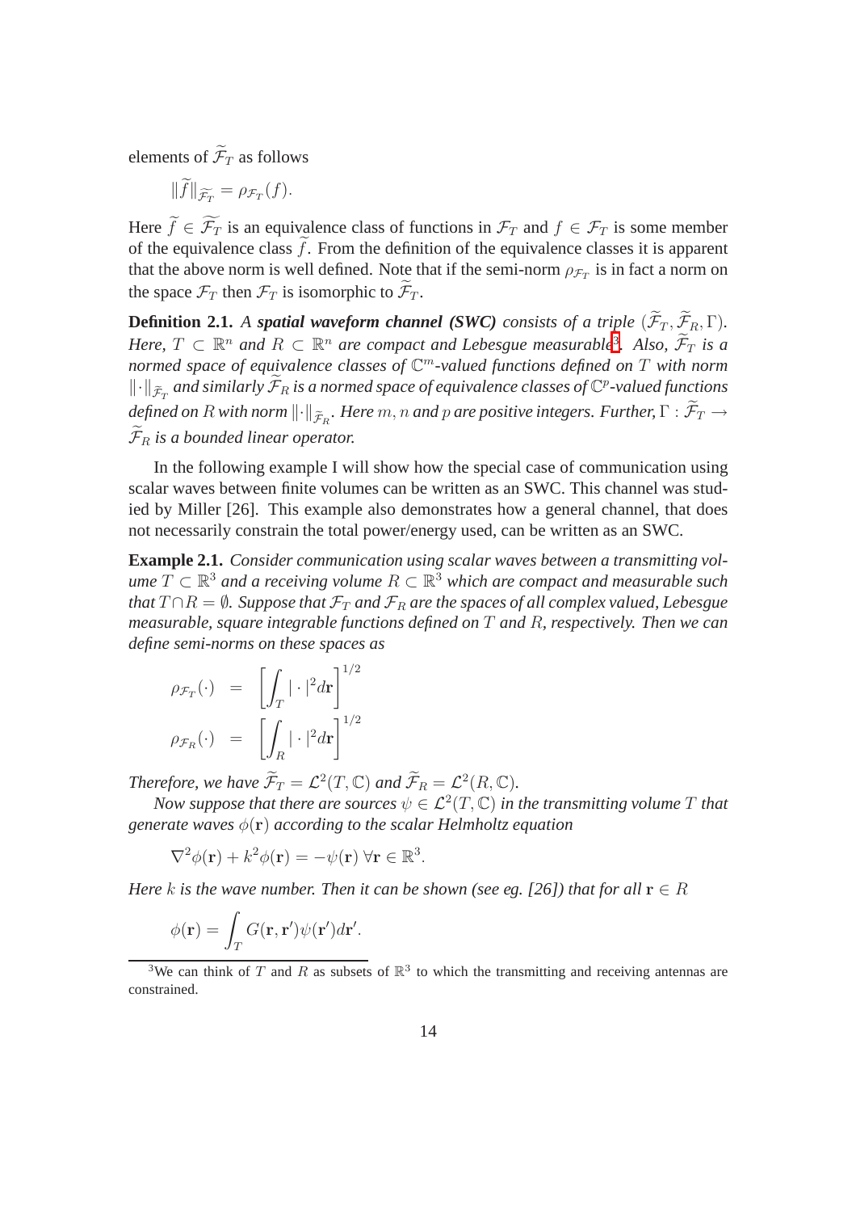elements of $\widetilde{\mathcal{F}}_T$ as follows

$$\|\widetilde{f}\|_{\widetilde{\mathcal{F}_T}} = \rho_{\mathcal{F}_T}(f).$$

Here $\widetilde{f} \in \widetilde{\mathcal{F}_T}$ is an equivalence class of functions in $\mathcal{F}_T$ and $f \in \mathcal{F}_T$ is some member of the equivalence class $\widetilde{f}$. From the definition of the equivalence classes it is apparent that the above norm is well defined. Note that if the semi-norm $\rho_{\mathcal{F}_T}$ is in fact a norm on the space $\mathcal{F}_T$ then $\mathcal{F}_T$ is isomorphic to $\widetilde{\mathcal{F}}_T$.

**Definition 2.1.** *A* ***spatial waveform channel (SWC)*** *consists of a triple* $(\widetilde{\mathcal{F}}_T, \widetilde{\mathcal{F}}_R, \Gamma)$. *Here,* $T \subset \mathbb{R}^n$ *and* $R \subset \mathbb{R}^n$ *are compact and Lebesgue measurable*[3]. *Also,* $\widetilde{\mathcal{F}}_T$ *is a normed space of equivalence classes of* $\mathbb{C}^m$*-valued functions defined on* $T$ *with norm* $\|\cdot\|_{\widetilde{\mathcal{F}}_T}$ *and similarly* $\widetilde{\mathcal{F}}_R$ *is a normed space of equivalence classes of* $\mathbb{C}^p$*-valued functions defined on* $R$ *with norm* $\|\cdot\|_{\widetilde{\mathcal{F}}_R}$. *Here* $m, n$ *and* $p$ *are positive integers. Further,* $\Gamma : \widetilde{\mathcal{F}}_T \to \widetilde{\mathcal{F}}_R$ *is a bounded linear operator.*

In the following example I will show how the special case of communication using scalar waves between finite volumes can be written as an SWC. This channel was studied by Miller [26]. This example also demonstrates how a general channel, that does not necessarily constrain the total power/energy used, can be written as an SWC.

**Example 2.1.** *Consider communication using scalar waves between a transmitting volume* $T \subset \mathbb{R}^3$ *and a receiving volume* $R \subset \mathbb{R}^3$ *which are compact and measurable such that* $T \cap R = \emptyset$. *Suppose that* $\mathcal{F}_T$ *and* $\mathcal{F}_R$ *are the spaces of all complex valued, Lebesgue measurable, square integrable functions defined on* $T$ *and* $R$*, respectively. Then we can define semi-norms on these spaces as*

$$\begin{aligned}
\rho_{\mathcal{F}_T}(\cdot) &= \left[\int_T |\cdot|^2 d\mathbf{r}\right]^{1/2} \\
\rho_{\mathcal{F}_R}(\cdot) &= \left[\int_R |\cdot|^2 d\mathbf{r}\right]^{1/2}
\end{aligned}$$

*Therefore, we have* $\widetilde{\mathcal{F}}_T = \mathcal{L}^2(T, \mathbb{C})$ *and* $\widetilde{\mathcal{F}}_R = \mathcal{L}^2(R, \mathbb{C})$.

*Now suppose that there are sources* $\psi \in \mathcal{L}^2(T, \mathbb{C})$ *in the transmitting volume* $T$ *that generate waves* $\phi(\mathbf{r})$ *according to the scalar Helmholtz equation*

$$\nabla^2 \phi(\mathbf{r}) + k^2 \phi(\mathbf{r}) = -\psi(\mathbf{r}) \; \forall \mathbf{r} \in \mathbb{R}^3.$$

*Here* $k$ *is the wave number. Then it can be shown (see eg. [26]) that for all* $\mathbf{r} \in R$

$$\phi(\mathbf{r}) = \int_T G(\mathbf{r}, \mathbf{r}') \psi(\mathbf{r}') d\mathbf{r}'.$$

[3] We can think of $T$ and $R$ as subsets of $\mathbb{R}^3$ to which the transmitting and receiving antennas are constrained.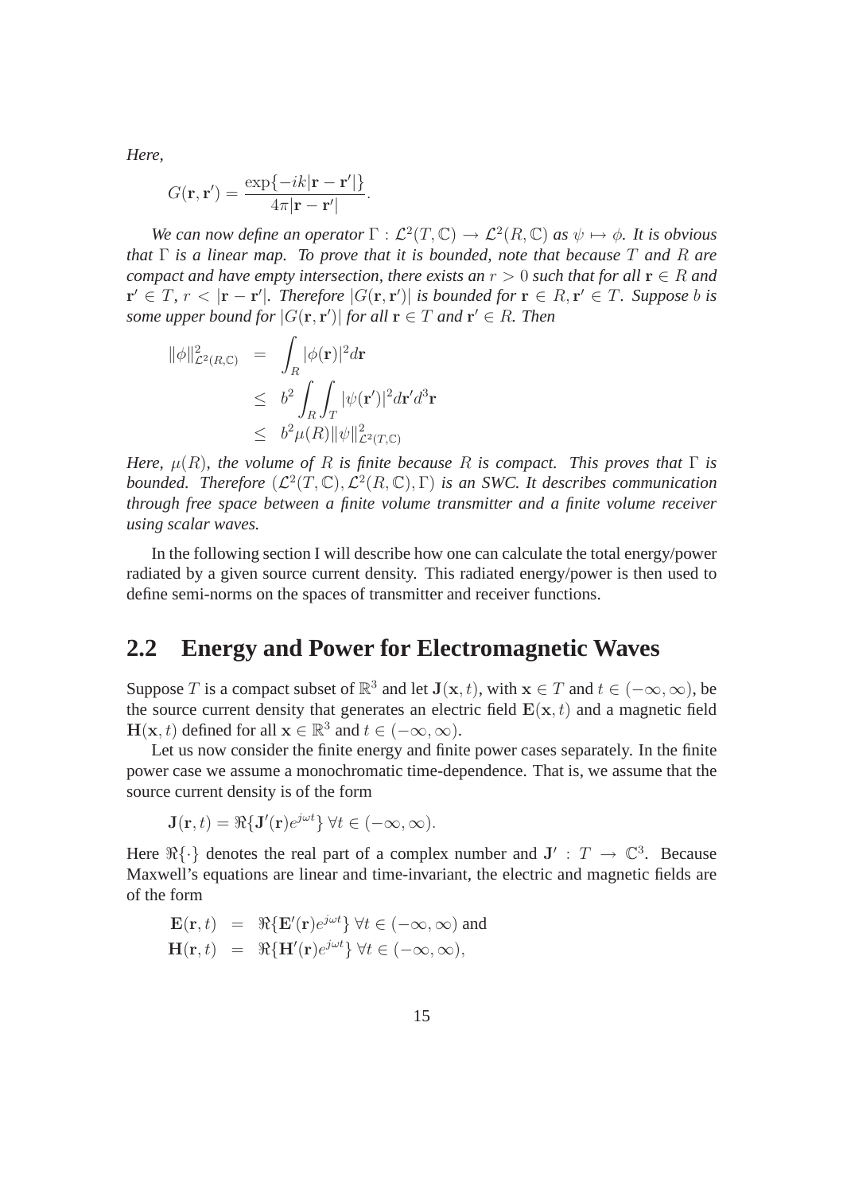*Here,*

$$G(\mathbf{r}, \mathbf{r}') = \frac{\exp\{-ik|\mathbf{r} - \mathbf{r}'|\}}{4\pi|\mathbf{r} - \mathbf{r}'|}.$$

*We can now define an operator $\Gamma : \mathcal{L}^2(T, \mathbb{C}) \to \mathcal{L}^2(R, \mathbb{C})$ as $\psi \mapsto \phi$. It is obvious that $\Gamma$ is a linear map. To prove that it is bounded, note that because $T$ and $R$ are compact and have empty intersection, there exists an $r > 0$ such that for all $\mathbf{r} \in R$ and $\mathbf{r}' \in T$, $r < |\mathbf{r} - \mathbf{r}'|$. Therefore $|G(\mathbf{r}, \mathbf{r}')|$ is bounded for $\mathbf{r} \in R, \mathbf{r}' \in T$. Suppose $b$ is some upper bound for $|G(\mathbf{r}, \mathbf{r}')|$ for all $\mathbf{r} \in T$ and $\mathbf{r}' \in R$. Then*

$$\begin{aligned}
\|\phi\|^2_{\mathcal{L}^2(R,\mathbb{C})} &= \int_R |\phi(\mathbf{r})|^2 d\mathbf{r} \\
&\leq b^2 \int_R \int_T |\psi(\mathbf{r}')|^2 d\mathbf{r}' d^3\mathbf{r} \\
&\leq b^2 \mu(R) \|\psi\|^2_{\mathcal{L}^2(T,\mathbb{C})}
\end{aligned}$$

*Here, $\mu(R)$, the volume of $R$ is finite because $R$ is compact. This proves that $\Gamma$ is bounded. Therefore $(\mathcal{L}^2(T, \mathbb{C}), \mathcal{L}^2(R, \mathbb{C}), \Gamma)$ is an SWC. It describes communication through free space between a finite volume transmitter and a finite volume receiver using scalar waves.*

In the following section I will describe how one can calculate the total energy/power radiated by a given source current density. This radiated energy/power is then used to define semi-norms on the spaces of transmitter and receiver functions.

## 2.2 Energy and Power for Electromagnetic Waves

Suppose $T$ is a compact subset of $\mathbb{R}^3$ and let $\mathbf{J}(\mathbf{x}, t)$, with $\mathbf{x} \in T$ and $t \in (-\infty, \infty)$, be the source current density that generates an electric field $\mathbf{E}(\mathbf{x}, t)$ and a magnetic field $\mathbf{H}(\mathbf{x}, t)$ defined for all $\mathbf{x} \in \mathbb{R}^3$ and $t \in (-\infty, \infty)$.

Let us now consider the finite energy and finite power cases separately. In the finite power case we assume a monochromatic time-dependence. That is, we assume that the source current density is of the form

$$\mathbf{J}(\mathbf{r}, t) = \Re\{\mathbf{J}'(\mathbf{r})e^{j\omega t}\} \; \forall t \in (-\infty, \infty).$$

Here $\Re\{\cdot\}$ denotes the real part of a complex number and $\mathbf{J}' : T \to \mathbb{C}^3$. Because Maxwell's equations are linear and time-invariant, the electric and magnetic fields are of the form

$$\begin{aligned}
\mathbf{E}(\mathbf{r}, t) &= \Re\{\mathbf{E}'(\mathbf{r})e^{j\omega t}\} \; \forall t \in (-\infty, \infty) \text{ and} \\
\mathbf{H}(\mathbf{r}, t) &= \Re\{\mathbf{H}'(\mathbf{r})e^{j\omega t}\} \; \forall t \in (-\infty, \infty),
\end{aligned}$$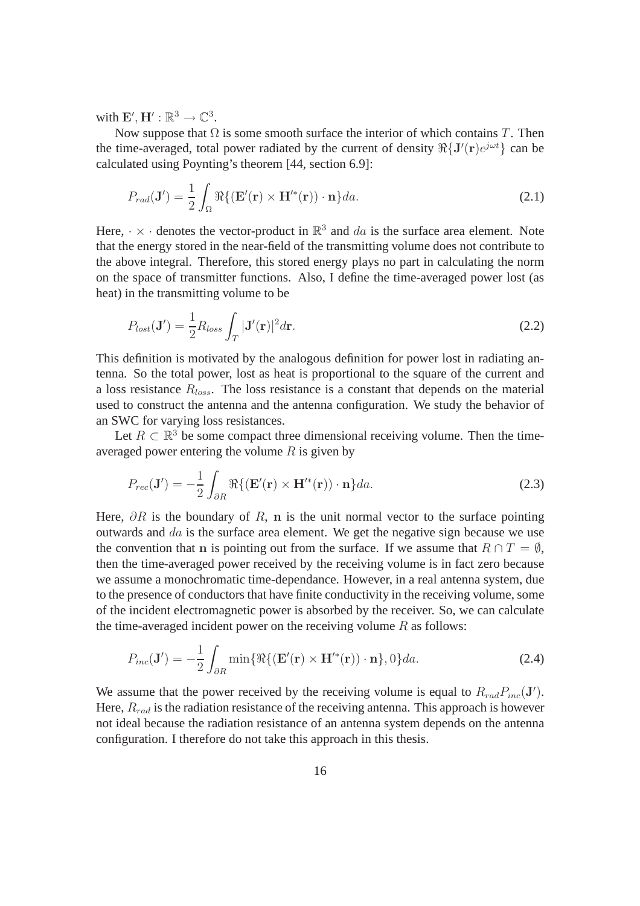with $\mathbf{E}', \mathbf{H}' : \mathbb{R}^3 \to \mathbb{C}^3$.

Now suppose that $\Omega$ is some smooth surface the interior of which contains $T$. Then the time-averaged, total power radiated by the current of density $\Re\{\mathbf{J}'(\mathbf{r})e^{j\omega t}\}$ can be calculated using Poynting's theorem [44, section 6.9]:

$$P_{rad}(\mathbf{J}') = \frac{1}{2}\int_{\Omega} \Re\{(\mathbf{E}'(\mathbf{r}) \times \mathbf{H}'^{*}(\mathbf{r})) \cdot \mathbf{n}\} da. \tag{2.1}$$

Here, $\cdot \times \cdot$ denotes the vector-product in $\mathbb{R}^3$ and $da$ is the surface area element. Note that the energy stored in the near-field of the transmitting volume does not contribute to the above integral. Therefore, this stored energy plays no part in calculating the norm on the space of transmitter functions. Also, I define the time-averaged power lost (as heat) in the transmitting volume to be

$$P_{lost}(\mathbf{J}') = \frac{1}{2} R_{loss} \int_{T} |\mathbf{J}'(\mathbf{r})|^2 d\mathbf{r}. \tag{2.2}$$

This definition is motivated by the analogous definition for power lost in radiating antenna. So the total power, lost as heat is proportional to the square of the current and a loss resistance $R_{loss}$. The loss resistance is a constant that depends on the material used to construct the antenna and the antenna configuration. We study the behavior of an SWC for varying loss resistances.

Let $R \subset \mathbb{R}^3$ be some compact three dimensional receiving volume. Then the time-averaged power entering the volume $R$ is given by

$$P_{rec}(\mathbf{J}') = -\frac{1}{2}\int_{\partial R} \Re\{(\mathbf{E}'(\mathbf{r}) \times \mathbf{H}'^{*}(\mathbf{r})) \cdot \mathbf{n}\} da. \tag{2.3}$$

Here, $\partial R$ is the boundary of $R$, $\mathbf{n}$ is the unit normal vector to the surface pointing outwards and $da$ is the surface area element. We get the negative sign because we use the convention that $\mathbf{n}$ is pointing out from the surface. If we assume that $R \cap T = \emptyset$, then the time-averaged power received by the receiving volume is in fact zero because we assume a monochromatic time-dependance. However, in a real antenna system, due to the presence of conductors that have finite conductivity in the receiving volume, some of the incident electromagnetic power is absorbed by the receiver. So, we can calculate the time-averaged incident power on the receiving volume $R$ as follows:

$$P_{inc}(\mathbf{J}') = -\frac{1}{2}\int_{\partial R} \min\{\Re\{(\mathbf{E}'(\mathbf{r}) \times \mathbf{H}'^{*}(\mathbf{r})) \cdot \mathbf{n}\}, 0\} da. \tag{2.4}$$

We assume that the power received by the receiving volume is equal to $R_{rad} P_{inc}(\mathbf{J}')$. Here, $R_{rad}$ is the radiation resistance of the receiving antenna. This approach is however not ideal because the radiation resistance of an antenna system depends on the antenna configuration. I therefore do not take this approach in this thesis.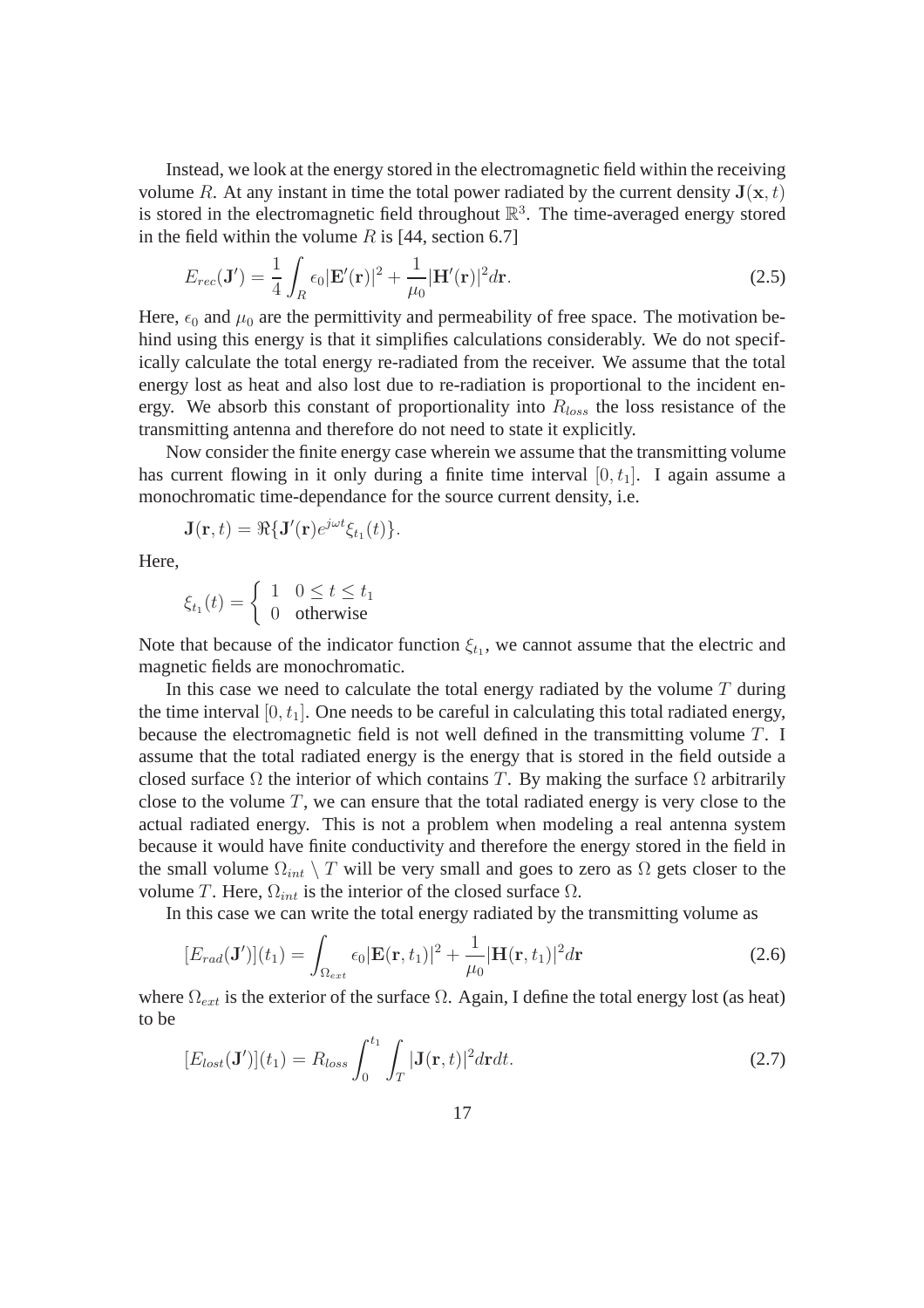Instead, we look at the energy stored in the electromagnetic field within the receiving volume $R$. At any instant in time the total power radiated by the current density $\mathbf{J}(\mathbf{x}, t)$ is stored in the electromagnetic field throughout $\mathbb{R}^3$. The time-averaged energy stored in the field within the volume $R$ is [44, section 6.7]

$$E_{rec}(\mathbf{J}') = \frac{1}{4}\int_R \epsilon_0 |\mathbf{E}'(\mathbf{r})|^2 + \frac{1}{\mu_0}|\mathbf{H}'(\mathbf{r})|^2 d\mathbf{r}. \tag{2.5}$$

Here, $\epsilon_0$ and $\mu_0$ are the permittivity and permeability of free space. The motivation behind using this energy is that it simplifies calculations considerably. We do not specifically calculate the total energy re-radiated from the receiver. We assume that the total energy lost as heat and also lost due to re-radiation is proportional to the incident energy. We absorb this constant of proportionality into $R_{loss}$ the loss resistance of the transmitting antenna and therefore do not need to state it explicitly.

Now consider the finite energy case wherein we assume that the transmitting volume has current flowing in it only during a finite time interval $[0, t_1]$. I again assume a monochromatic time-dependance for the source current density, i.e.

$$\mathbf{J}(\mathbf{r}, t) = \Re\{\mathbf{J}'(\mathbf{r})e^{j\omega t}\xi_{t_1}(t)\}.$$

Here,

$$\xi_{t_1}(t) = \begin{cases} 1 & 0 \leq t \leq t_1 \\ 0 & \text{otherwise} \end{cases}$$

Note that because of the indicator function $\xi_{t_1}$, we cannot assume that the electric and magnetic fields are monochromatic.

In this case we need to calculate the total energy radiated by the volume $T$ during the time interval $[0, t_1]$. One needs to be careful in calculating this total radiated energy, because the electromagnetic field is not well defined in the transmitting volume $T$. I assume that the total radiated energy is the energy that is stored in the field outside a closed surface $\Omega$ the interior of which contains $T$. By making the surface $\Omega$ arbitrarily close to the volume $T$, we can ensure that the total radiated energy is very close to the actual radiated energy. This is not a problem when modeling a real antenna system because it would have finite conductivity and therefore the energy stored in the field in the small volume $\Omega_{int} \setminus T$ will be very small and goes to zero as $\Omega$ gets closer to the volume $T$. Here, $\Omega_{int}$ is the interior of the closed surface $\Omega$.

In this case we can write the total energy radiated by the transmitting volume as

$$[E_{rad}(\mathbf{J}')](t_1) = \int_{\Omega_{ext}} \epsilon_0 |\mathbf{E}(\mathbf{r}, t_1)|^2 + \frac{1}{\mu_0}|\mathbf{H}(\mathbf{r}, t_1)|^2 d\mathbf{r} \tag{2.6}$$

where $\Omega_{ext}$ is the exterior of the surface $\Omega$. Again, I define the total energy lost (as heat) to be

$$[E_{lost}(\mathbf{J}')](t_1) = R_{loss}\int_0^{t_1}\int_T |\mathbf{J}(\mathbf{r}, t)|^2 d\mathbf{r}dt. \tag{2.7}$$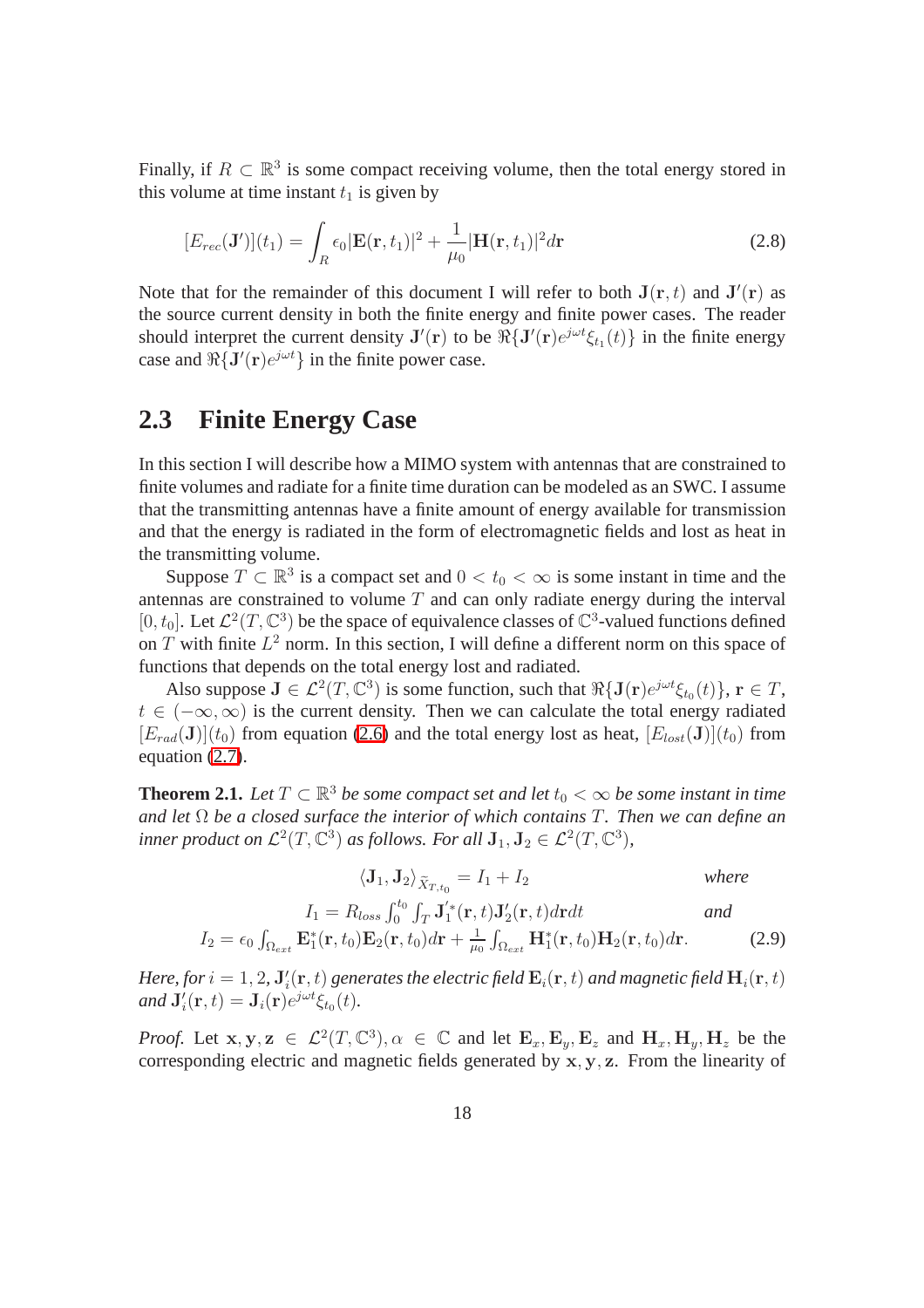Finally, if $R \subset \mathbb{R}^3$ is some compact receiving volume, then the total energy stored in this volume at time instant $t_1$ is given by

$$[E_{rec}(\mathbf{J}')](t_1) = \int_R \epsilon_0 |\mathbf{E}(\mathbf{r}, t_1)|^2 + \frac{1}{\mu_0} |\mathbf{H}(\mathbf{r}, t_1)|^2 d\mathbf{r} \tag{2.8}$$

Note that for the remainder of this document I will refer to both $\mathbf{J}(\mathbf{r}, t)$ and $\mathbf{J}'(\mathbf{r})$ as the source current density in both the finite energy and finite power cases. The reader should interpret the current density $\mathbf{J}'(\mathbf{r})$ to be $\Re\{\mathbf{J}'(\mathbf{r})e^{j\omega t}\xi_{t_1}(t)\}$ in the finite energy case and $\Re\{\mathbf{J}'(\mathbf{r})e^{j\omega t}\}$ in the finite power case.

## 2.3 Finite Energy Case

In this section I will describe how a MIMO system with antennas that are constrained to finite volumes and radiate for a finite time duration can be modeled as an SWC. I assume that the transmitting antennas have a finite amount of energy available for transmission and that the energy is radiated in the form of electromagnetic fields and lost as heat in the transmitting volume.

Suppose $T \subset \mathbb{R}^3$ is a compact set and $0 < t_0 < \infty$ is some instant in time and the antennas are constrained to volume $T$ and can only radiate energy during the interval $[0, t_0]$. Let $\mathcal{L}^2(T, \mathbb{C}^3)$ be the space of equivalence classes of $\mathbb{C}^3$-valued functions defined on $T$ with finite $L^2$ norm. In this section, I will define a different norm on this space of functions that depends on the total energy lost and radiated.

Also suppose $\mathbf{J} \in \mathcal{L}^2(T, \mathbb{C}^3)$ is some function, such that $\Re\{\mathbf{J}(\mathbf{r})e^{j\omega t}\xi_{t_0}(t)\}$, $\mathbf{r} \in T$, $t \in (-\infty, \infty)$ is the current density. Then we can calculate the total energy radiated $[E_{rad}(\mathbf{J})](t_0)$ from equation (2.6) and the total energy lost as heat, $[E_{lost}(\mathbf{J})](t_0)$ from equation (2.7).

**Theorem 2.1.** *Let $T \subset \mathbb{R}^3$ be some compact set and let $t_0 < \infty$ be some instant in time and let $\Omega$ be a closed surface the interior of which contains $T$. Then we can define an inner product on $\mathcal{L}^2(T, \mathbb{C}^3)$ as follows. For all $\mathbf{J}_1, \mathbf{J}_2 \in \mathcal{L}^2(T, \mathbb{C}^3)$,*

$$\langle \mathbf{J}_1, \mathbf{J}_2 \rangle_{\tilde{X}_{T,t_0}} = I_1 + I_2 \qquad \textit{where}$$
$$I_1 = R_{loss} \int_0^{t_0} \int_T \mathbf{J}_1'^*(\mathbf{r}, t) \mathbf{J}_2'(\mathbf{r}, t) d\mathbf{r} dt \qquad \textit{and}$$
$$I_2 = \epsilon_0 \int_{\Omega_{ext}} \mathbf{E}_1^*(\mathbf{r}, t_0) \mathbf{E}_2(\mathbf{r}, t_0) d\mathbf{r} + \frac{1}{\mu_0} \int_{\Omega_{ext}} \mathbf{H}_1^*(\mathbf{r}, t_0) \mathbf{H}_2(\mathbf{r}, t_0) d\mathbf{r}. \tag{2.9}$$

*Here, for $i = 1, 2$, $\mathbf{J}_i'(\mathbf{r}, t)$ generates the electric field $\mathbf{E}_i(\mathbf{r}, t)$ and magnetic field $\mathbf{H}_i(\mathbf{r}, t)$ and $\mathbf{J}_i'(\mathbf{r}, t) = \mathbf{J}_i(\mathbf{r})e^{j\omega t}\xi_{t_0}(t)$.*

*Proof.* Let $\mathbf{x}, \mathbf{y}, \mathbf{z} \in \mathcal{L}^2(T, \mathbb{C}^3), \alpha \in \mathbb{C}$ and let $\mathbf{E}_x, \mathbf{E}_y, \mathbf{E}_z$ and $\mathbf{H}_x, \mathbf{H}_y, \mathbf{H}_z$ be the corresponding electric and magnetic fields generated by $\mathbf{x}, \mathbf{y}, \mathbf{z}$. From the linearity of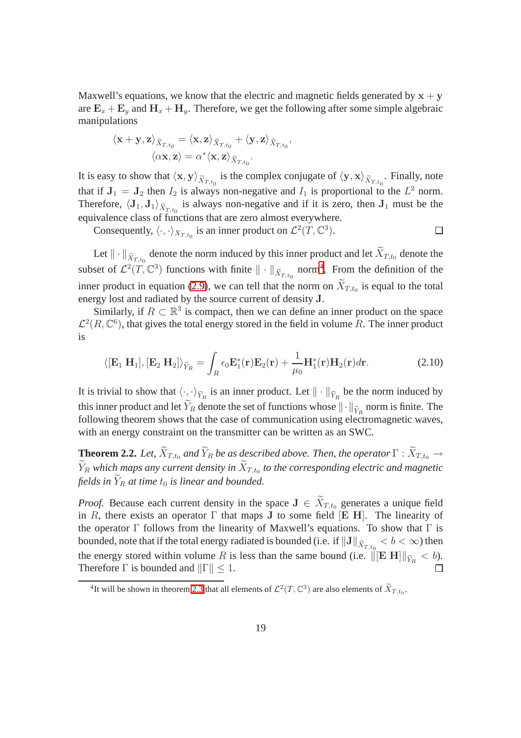Maxwell's equations, we know that the electric and magnetic fields generated by $\mathbf{x} + \mathbf{y}$ are $\mathbf{E}_x + \mathbf{E}_y$ and $\mathbf{H}_x + \mathbf{H}_y$. Therefore, we get the following after some simple algebraic manipulations

$$\langle \mathbf{x} + \mathbf{y}, \mathbf{z} \rangle_{\widetilde{X}_{T,t_0}} = \langle \mathbf{x}, \mathbf{z} \rangle_{\widetilde{X}_{T,t_0}} + \langle \mathbf{y}, \mathbf{z} \rangle_{\widetilde{X}_{T,t_0}},$$
$$\langle \alpha \mathbf{x}, \mathbf{z} \rangle = \alpha^* \langle \mathbf{x}, \mathbf{z} \rangle_{\widetilde{X}_{T,t_0}}.$$

It is easy to show that $\langle \mathbf{x}, \mathbf{y} \rangle_{\widetilde{X}_{T,t_0}}$ is the complex conjugate of $\langle \mathbf{y}, \mathbf{x} \rangle_{\widetilde{X}_{T,t_0}}$. Finally, note that if $\mathbf{J}_1 = \mathbf{J}_2$ then $I_2$ is always non-negative and $I_1$ is proportional to the $L^2$ norm. Therefore, $\langle \mathbf{J}_1, \mathbf{J}_1 \rangle_{\widetilde{X}_{T,t_0}}$ is always non-negative and if it is zero, then $\mathbf{J}_1$ must be the equivalence class of functions that are zero almost everywhere.

Consequently, $\langle \cdot, \cdot \rangle_{X_{T,t_0}}$ is an inner product on $\mathcal{L}^2(T, \mathbb{C}^3)$. $\square$

Let $\| \cdot \|_{\widetilde{X}_{T,t_0}}$ denote the norm induced by this inner product and let $\widetilde{X}_{T,t_0}$ denote the subset of $\mathcal{L}^2(T, \mathbb{C}^3)$ functions with finite $\| \cdot \|_{\widetilde{X}_{T,t_0}}$ norm[4]. From the definition of the inner product in equation (2.9), we can tell that the norm on $\widetilde{X}_{T,t_0}$ is equal to the total energy lost and radiated by the source current of density $\mathbf{J}$.

Similarly, if $R \subset \mathbb{R}^3$ is compact, then we can define an inner product on the space $\mathcal{L}^2(R, \mathbb{C}^6)$, that gives the total energy stored in the field in volume $R$. The inner product is

$$\langle [\mathbf{E}_1 \ \mathbf{H}_1], [\mathbf{E}_2 \ \mathbf{H}_2] \rangle_{\widetilde{Y}_R} = \int_R \epsilon_0 \mathbf{E}_1^*(\mathbf{r}) \mathbf{E}_2(\mathbf{r}) + \frac{1}{\mu_0} \mathbf{H}_1^*(\mathbf{r}) \mathbf{H}_2(\mathbf{r}) d\mathbf{r}. \tag{2.10}$$

It is trivial to show that $\langle \cdot, \cdot \rangle_{\widetilde{Y}_R}$ is an inner product. Let $\| \cdot \|_{\widetilde{Y}_R}$ be the norm induced by this inner product and let $\widetilde{Y}_R$ denote the set of functions whose $\| \cdot \|_{\widetilde{Y}_R}$ norm is finite. The following theorem shows that the case of communication using electromagnetic waves, with an energy constraint on the transmitter can be written as an SWC.

**Theorem 2.2.** *Let, $\widetilde{X}_{T,t_0}$ and $\widetilde{Y}_R$ be as described above. Then, the operator $\Gamma : \widetilde{X}_{T,t_0} \to \widetilde{Y}_R$ which maps any current density in $\widetilde{X}_{T,t_0}$ to the corresponding electric and magnetic fields in $\widetilde{Y}_R$ at time $t_0$ is linear and bounded.*

*Proof.* Because each current density in the space $\mathbf{J} \in \widetilde{X}_{T,t_0}$ generates a unique field in $R$, there exists an operator $\Gamma$ that maps $\mathbf{J}$ to some field $[\mathbf{E} \ \mathbf{H}]$. The linearity of the operator $\Gamma$ follows from the linearity of Maxwell's equations. To show that $\Gamma$ is bounded, note that if the total energy radiated is bounded (i.e. if $\|\mathbf{J}\|_{\widetilde{X}_{T,t_0}} < b < \infty$) then the energy stored within volume $R$ is less than the same bound (i.e. $\|[\mathbf{E} \ \mathbf{H}]\|_{\widetilde{Y}_R} < b$). Therefore $\Gamma$ is bounded and $\|\Gamma\| \leq 1$. $\square$

[4] It will be shown in theorem 2.3 that all elements of $\mathcal{L}^2(T, \mathbb{C}^3)$ are also elements of $\widetilde{X}_{T,t_0}$.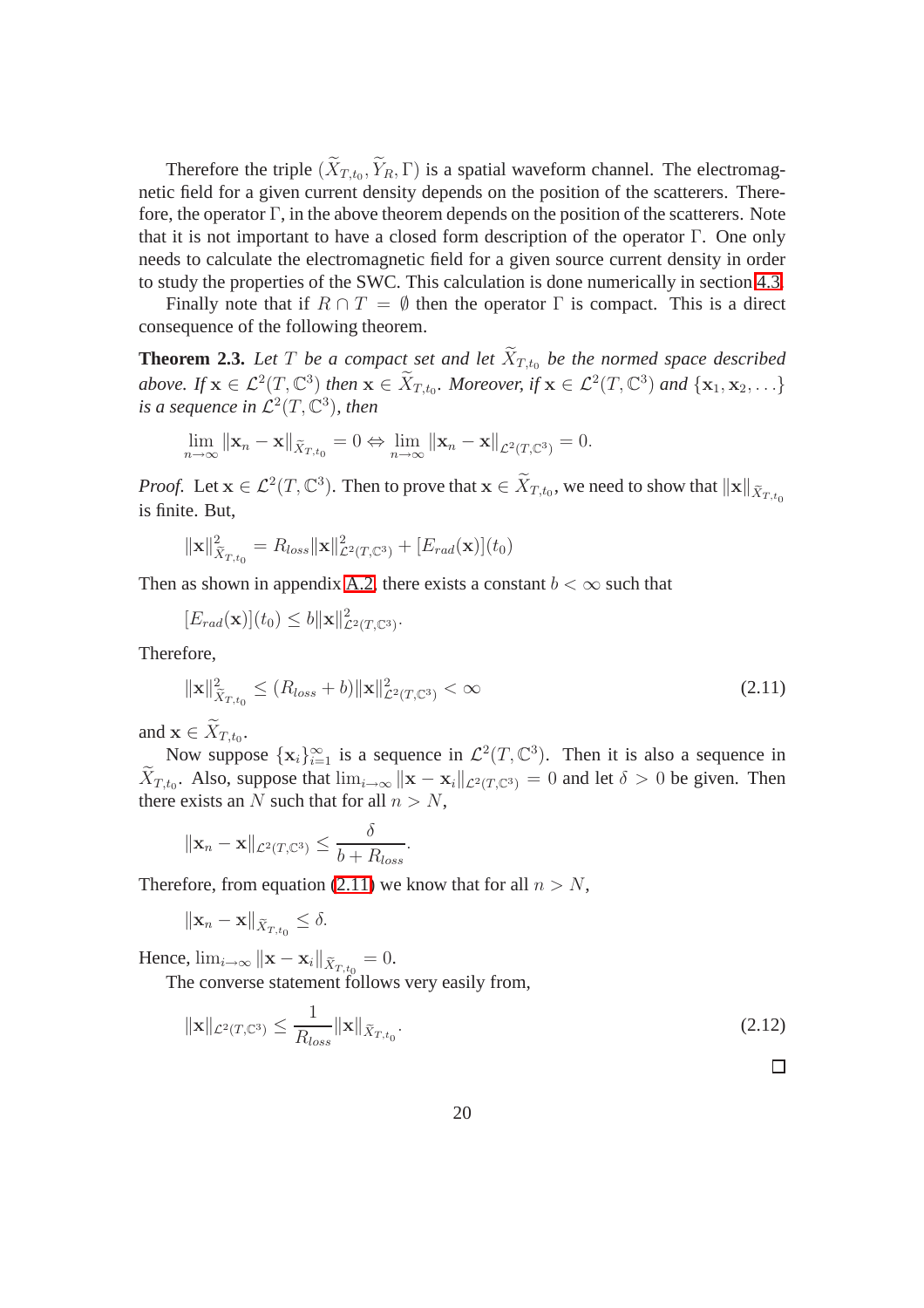Therefore the triple $(\widetilde{X}_{T,t_0}, \widetilde{Y}_R, \Gamma)$ is a spatial waveform channel. The electromagnetic field for a given current density depends on the position of the scatterers. Therefore, the operator $\Gamma$, in the above theorem depends on the position of the scatterers. Note that it is not important to have a closed form description of the operator $\Gamma$. One only needs to calculate the electromagnetic field for a given source current density in order to study the properties of the SWC. This calculation is done numerically in section 4.3.

Finally note that if $R \cap T = \emptyset$ then the operator $\Gamma$ is compact. This is a direct consequence of the following theorem.

**Theorem 2.3.** *Let $T$ be a compact set and let $\widetilde{X}_{T,t_0}$ be the normed space described above. If $\mathbf{x} \in \mathcal{L}^2(T, \mathbb{C}^3)$ then $\mathbf{x} \in \widetilde{X}_{T,t_0}$. Moreover, if $\mathbf{x} \in \mathcal{L}^2(T, \mathbb{C}^3)$ and $\{\mathbf{x}_1, \mathbf{x}_2, \ldots\}$ is a sequence in $\mathcal{L}^2(T, \mathbb{C}^3)$, then*

$$\lim_{n\to\infty} \|\mathbf{x}_n - \mathbf{x}\|_{\widetilde{X}_{T,t_0}} = 0 \Leftrightarrow \lim_{n\to\infty} \|\mathbf{x}_n - \mathbf{x}\|_{\mathcal{L}^2(T,\mathbb{C}^3)} = 0.$$

*Proof.* Let $\mathbf{x} \in \mathcal{L}^2(T, \mathbb{C}^3)$. Then to prove that $\mathbf{x} \in \widetilde{X}_{T,t_0}$, we need to show that $\|\mathbf{x}\|_{\widetilde{X}_{T,t_0}}$ is finite. But,

$$\|\mathbf{x}\|^2_{\widetilde{X}_{T,t_0}} = R_{loss}\|\mathbf{x}\|^2_{\mathcal{L}^2(T,\mathbb{C}^3)} + [E_{rad}(\mathbf{x})](t_0)$$

Then as shown in appendix A.2, there exists a constant $b < \infty$ such that

$$[E_{rad}(\mathbf{x})](t_0) \leq b\|\mathbf{x}\|^2_{\mathcal{L}^2(T,\mathbb{C}^3)}.$$

Therefore,

$$\|\mathbf{x}\|^2_{\widetilde{X}_{T,t_0}} \leq (R_{loss} + b)\|\mathbf{x}\|^2_{\mathcal{L}^2(T,\mathbb{C}^3)} < \infty \tag{2.11}$$

and $\mathbf{x} \in \widetilde{X}_{T,t_0}$.

Now suppose $\{\mathbf{x}_i\}_{i=1}^{\infty}$ is a sequence in $\mathcal{L}^2(T, \mathbb{C}^3)$. Then it is also a sequence in $\widetilde{X}_{T,t_0}$. Also, suppose that $\lim_{i\to\infty} \|\mathbf{x} - \mathbf{x}_i\|_{\mathcal{L}^2(T,\mathbb{C}^3)} = 0$ and let $\delta > 0$ be given. Then there exists an $N$ such that for all $n > N$,

$$\|\mathbf{x}_n - \mathbf{x}\|_{\mathcal{L}^2(T,\mathbb{C}^3)} \leq \frac{\delta}{b + R_{loss}}.$$

Therefore, from equation (2.11) we know that for all $n > N$,

$$\|\mathbf{x}_n - \mathbf{x}\|_{\widetilde{X}_{T,t_0}} \leq \delta.$$

Hence, $\lim_{i\to\infty} \|\mathbf{x} - \mathbf{x}_i\|_{\widetilde{X}_{T,t_0}} = 0$.

The converse statement follows very easily from,

$$\|\mathbf{x}\|_{\mathcal{L}^2(T,\mathbb{C}^3)} \leq \frac{1}{R_{loss}}\|\mathbf{x}\|_{\widetilde{X}_{T,t_0}}. \tag{2.12}$$

$\square$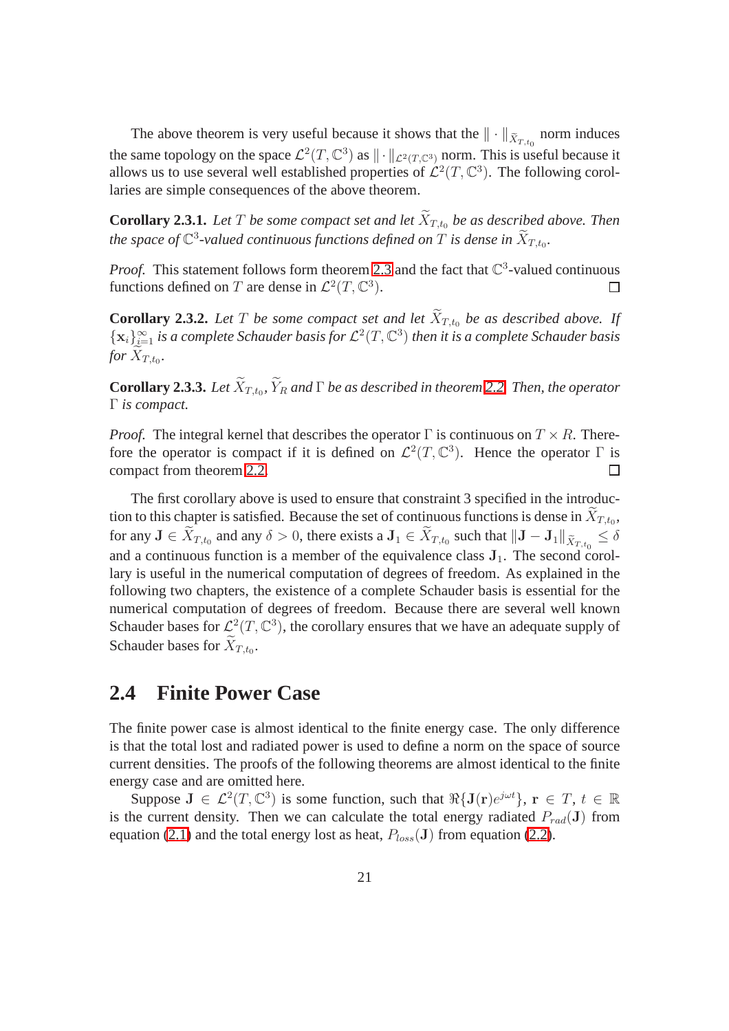The above theorem is very useful because it shows that the $\|\cdot\|_{\widetilde{X}_{T,t_0}}$ norm induces the same topology on the space $\mathcal{L}^2(T, \mathbb{C}^3)$ as $\|\cdot\|_{\mathcal{L}^2(T,\mathbb{C}^3)}$ norm. This is useful because it allows us to use several well established properties of $\mathcal{L}^2(T, \mathbb{C}^3)$. The following corollaries are simple consequences of the above theorem.

**Corollary 2.3.1.** *Let $T$ be some compact set and let $\widetilde{X}_{T,t_0}$ be as described above. Then the space of $\mathbb{C}^3$-valued continuous functions defined on $T$ is dense in $\widetilde{X}_{T,t_0}$.*

*Proof.* This statement follows form theorem 2.3 and the fact that $\mathbb{C}^3$-valued continuous functions defined on $T$ are dense in $\mathcal{L}^2(T, \mathbb{C}^3)$. ◻

**Corollary 2.3.2.** *Let $T$ be some compact set and let $\widetilde{X}_{T,t_0}$ be as described above. If $\{\mathbf{x}_i\}_{i=1}^{\infty}$ is a complete Schauder basis for $\mathcal{L}^2(T, \mathbb{C}^3)$ then it is a complete Schauder basis for $\widetilde{X}_{T,t_0}$.*

**Corollary 2.3.3.** *Let $\widetilde{X}_{T,t_0}$, $\widetilde{Y}_R$ and $\Gamma$ be as described in theorem 2.2. Then, the operator $\Gamma$ is compact.*

*Proof.* The integral kernel that describes the operator $\Gamma$ is continuous on $T \times R$. Therefore the operator is compact if it is defined on $\mathcal{L}^2(T, \mathbb{C}^3)$. Hence the operator $\Gamma$ is compact from theorem 2.2. ◻

The first corollary above is used to ensure that constraint 3 specified in the introduction to this chapter is satisfied. Because the set of continuous functions is dense in $\widetilde{X}_{T,t_0}$, for any $\mathbf{J} \in \widetilde{X}_{T,t_0}$ and any $\delta > 0$, there exists a $\mathbf{J}_1 \in \widetilde{X}_{T,t_0}$ such that $\|\mathbf{J} - \mathbf{J}_1\|_{\widetilde{X}_{T,t_0}} \leq \delta$ and a continuous function is a member of the equivalence class $\mathbf{J}_1$. The second corollary is useful in the numerical computation of degrees of freedom. As explained in the following two chapters, the existence of a complete Schauder basis is essential for the numerical computation of degrees of freedom. Because there are several well known Schauder bases for $\mathcal{L}^2(T, \mathbb{C}^3)$, the corollary ensures that we have an adequate supply of Schauder bases for $\widetilde{X}_{T,t_0}$.

## 2.4 Finite Power Case

The finite power case is almost identical to the finite energy case. The only difference is that the total lost and radiated power is used to define a norm on the space of source current densities. The proofs of the following theorems are almost identical to the finite energy case and are omitted here.

Suppose $\mathbf{J} \in \mathcal{L}^2(T, \mathbb{C}^3)$ is some function, such that $\Re\{\mathbf{J}(\mathbf{r})e^{j\omega t}\}$, $\mathbf{r} \in T$, $t \in \mathbb{R}$ is the current density. Then we can calculate the total energy radiated $P_{rad}(\mathbf{J})$ from equation (2.1) and the total energy lost as heat, $P_{loss}(\mathbf{J})$ from equation (2.2).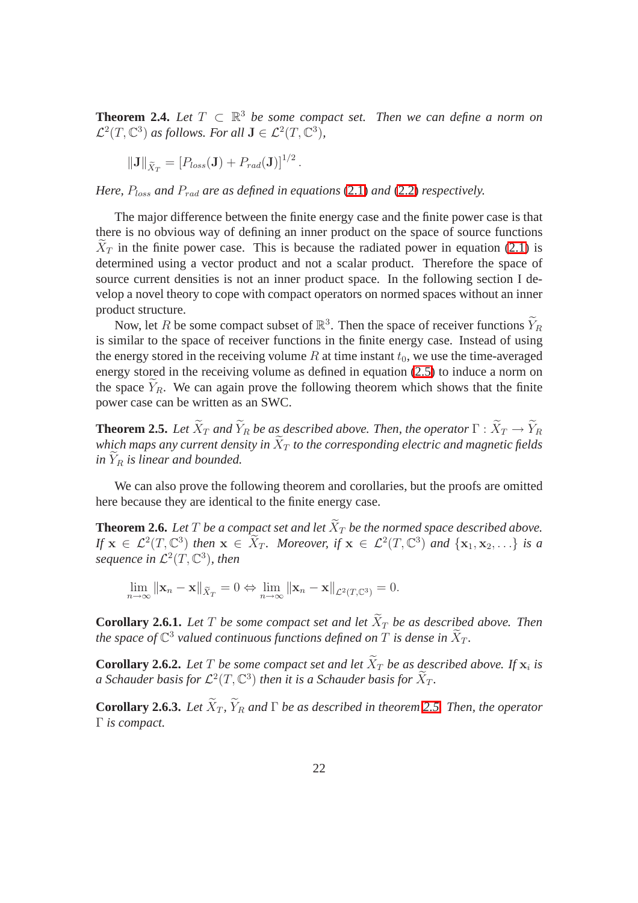**Theorem 2.4.** *Let $T \subset \mathbb{R}^3$ be some compact set. Then we can define a norm on $\mathcal{L}^2(T, \mathbb{C}^3)$ as follows. For all $\mathbf{J} \in \mathcal{L}^2(T, \mathbb{C}^3)$,*

$$\|\mathbf{J}\|_{\widetilde{X}_T} = \left[P_{loss}(\mathbf{J}) + P_{rad}(\mathbf{J})\right]^{1/2}.$$

*Here, $P_{loss}$ and $P_{rad}$ are as defined in equations (2.1) and (2.2) respectively.*

The major difference between the finite energy case and the finite power case is that there is no obvious way of defining an inner product on the space of source functions $\widetilde{X}_T$ in the finite power case. This is because the radiated power in equation (2.1) is determined using a vector product and not a scalar product. Therefore the space of source current densities is not an inner product space. In the following section I develop a novel theory to cope with compact operators on normed spaces without an inner product structure.

Now, let $R$ be some compact subset of $\mathbb{R}^3$. Then the space of receiver functions $\widetilde{Y}_R$ is similar to the space of receiver functions in the finite energy case. Instead of using the energy stored in the receiving volume $R$ at time instant $t_0$, we use the time-averaged energy stored in the receiving volume as defined in equation (2.5) to induce a norm on the space $\widetilde{Y}_R$. We can again prove the following theorem which shows that the finite power case can be written as an SWC.

**Theorem 2.5.** *Let $\widetilde{X}_T$ and $\widetilde{Y}_R$ be as described above. Then, the operator $\Gamma : \widetilde{X}_T \to \widetilde{Y}_R$ which maps any current density in $\widetilde{X}_T$ to the corresponding electric and magnetic fields in $\widetilde{Y}_R$ is linear and bounded.*

We can also prove the following theorem and corollaries, but the proofs are omitted here because they are identical to the finite energy case.

**Theorem 2.6.** *Let $T$ be a compact set and let $\widetilde{X}_T$ be the normed space described above. If $\mathbf{x} \in \mathcal{L}^2(T, \mathbb{C}^3)$ then $\mathbf{x} \in \widetilde{X}_T$. Moreover, if $\mathbf{x} \in \mathcal{L}^2(T, \mathbb{C}^3)$ and $\{\mathbf{x}_1, \mathbf{x}_2, \ldots\}$ is a sequence in $\mathcal{L}^2(T, \mathbb{C}^3)$, then*

$$\lim_{n\to\infty} \|\mathbf{x}_n - \mathbf{x}\|_{\widetilde{X}_T} = 0 \Leftrightarrow \lim_{n\to\infty} \|\mathbf{x}_n - \mathbf{x}\|_{\mathcal{L}^2(T,\mathbb{C}^3)} = 0.$$

**Corollary 2.6.1.** *Let $T$ be some compact set and let $\widetilde{X}_T$ be as described above. Then the space of $\mathbb{C}^3$ valued continuous functions defined on $T$ is dense in $\widetilde{X}_T$.*

**Corollary 2.6.2.** *Let $T$ be some compact set and let $\widetilde{X}_T$ be as described above. If $\mathbf{x}_i$ is a Schauder basis for $\mathcal{L}^2(T, \mathbb{C}^3)$ then it is a Schauder basis for $\widetilde{X}_T$.*

**Corollary 2.6.3.** *Let $\widetilde{X}_T$, $\widetilde{Y}_R$ and $\Gamma$ be as described in theorem 2.5. Then, the operator $\Gamma$ is compact.*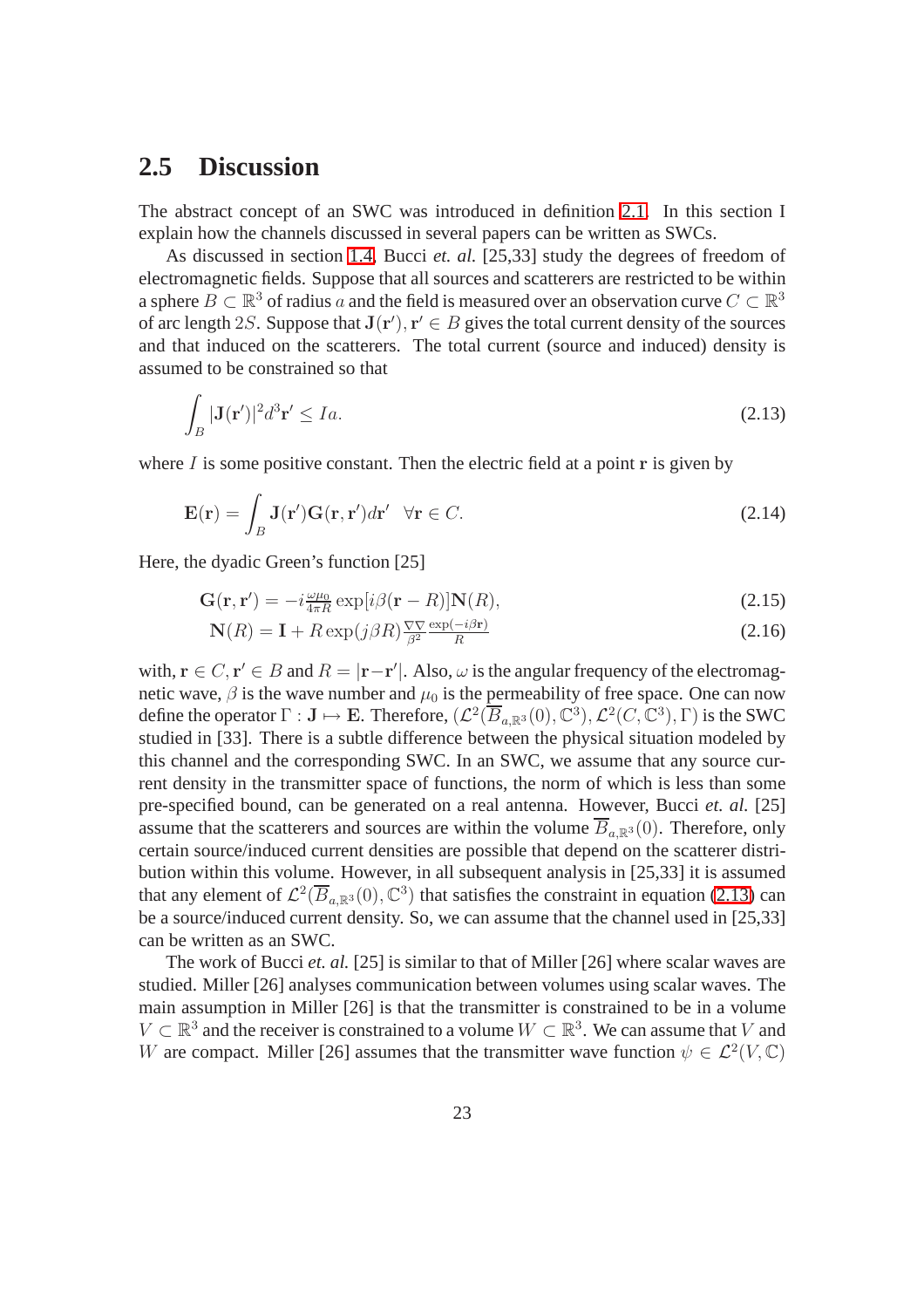## 2.5 Discussion

The abstract concept of an SWC was introduced in definition 2.1. In this section I explain how the channels discussed in several papers can be written as SWCs.

As discussed in section 1.4, Bucci *et. al.* [25,33] study the degrees of freedom of electromagnetic fields. Suppose that all sources and scatterers are restricted to be within a sphere $B \subset \mathbb{R}^3$ of radius $a$ and the field is measured over an observation curve $C \subset \mathbb{R}^3$ of arc length $2S$. Suppose that $\mathbf{J}(\mathbf{r}'), \mathbf{r}' \in B$ gives the total current density of the sources and that induced on the scatterers. The total current (source and induced) density is assumed to be constrained so that

$$\int_B |\mathbf{J}(\mathbf{r}')|^2 d^3\mathbf{r}' \leq Ia. \tag{2.13}$$

where $I$ is some positive constant. Then the electric field at a point $\mathbf{r}$ is given by

$$\mathbf{E}(\mathbf{r}) = \int_B \mathbf{J}(\mathbf{r}')\mathbf{G}(\mathbf{r}, \mathbf{r}')d\mathbf{r}' \quad \forall \mathbf{r} \in C. \tag{2.14}$$

Here, the dyadic Green's function [25]

$$\mathbf{G}(\mathbf{r}, \mathbf{r}') = -i\tfrac{\omega\mu_0}{4\pi R} \exp[i\beta(\mathbf{r} - R)]\mathbf{N}(R), \tag{2.15}$$

$$\mathbf{N}(R) = \mathbf{I} + R\exp(j\beta R)\tfrac{\nabla\nabla}{\beta^2}\tfrac{\exp(-i\beta\mathbf{r})}{R} \tag{2.16}$$

with, $\mathbf{r} \in C, \mathbf{r}' \in B$ and $R = |\mathbf{r} - \mathbf{r}'|$. Also, $\omega$ is the angular frequency of the electromagnetic wave, $\beta$ is the wave number and $\mu_0$ is the permeability of free space. One can now define the operator $\Gamma : \mathbf{J} \mapsto \mathbf{E}$. Therefore, $(\mathcal{L}^2(\overline{B}_{a,\mathbb{R}^3}(0), \mathbb{C}^3), \mathcal{L}^2(C, \mathbb{C}^3), \Gamma)$ is the SWC studied in [33]. There is a subtle difference between the physical situation modeled by this channel and the corresponding SWC. In an SWC, we assume that any source current density in the transmitter space of functions, the norm of which is less than some pre-specified bound, can be generated on a real antenna. However, Bucci *et. al.* [25] assume that the scatterers and sources are within the volume $\overline{B}_{a,\mathbb{R}^3}(0)$. Therefore, only certain source/induced current densities are possible that depend on the scatterer distribution within this volume. However, in all subsequent analysis in [25,33] it is assumed that any element of $\mathcal{L}^2(\overline{B}_{a,\mathbb{R}^3}(0), \mathbb{C}^3)$ that satisfies the constraint in equation (2.13) can be a source/induced current density. So, we can assume that the channel used in [25,33] can be written as an SWC.

The work of Bucci *et. al.* [25] is similar to that of Miller [26] where scalar waves are studied. Miller [26] analyses communication between volumes using scalar waves. The main assumption in Miller [26] is that the transmitter is constrained to be in a volume $V \subset \mathbb{R}^3$ and the receiver is constrained to a volume $W \subset \mathbb{R}^3$. We can assume that $V$ and $W$ are compact. Miller [26] assumes that the transmitter wave function $\psi \in \mathcal{L}^2(V, \mathbb{C})$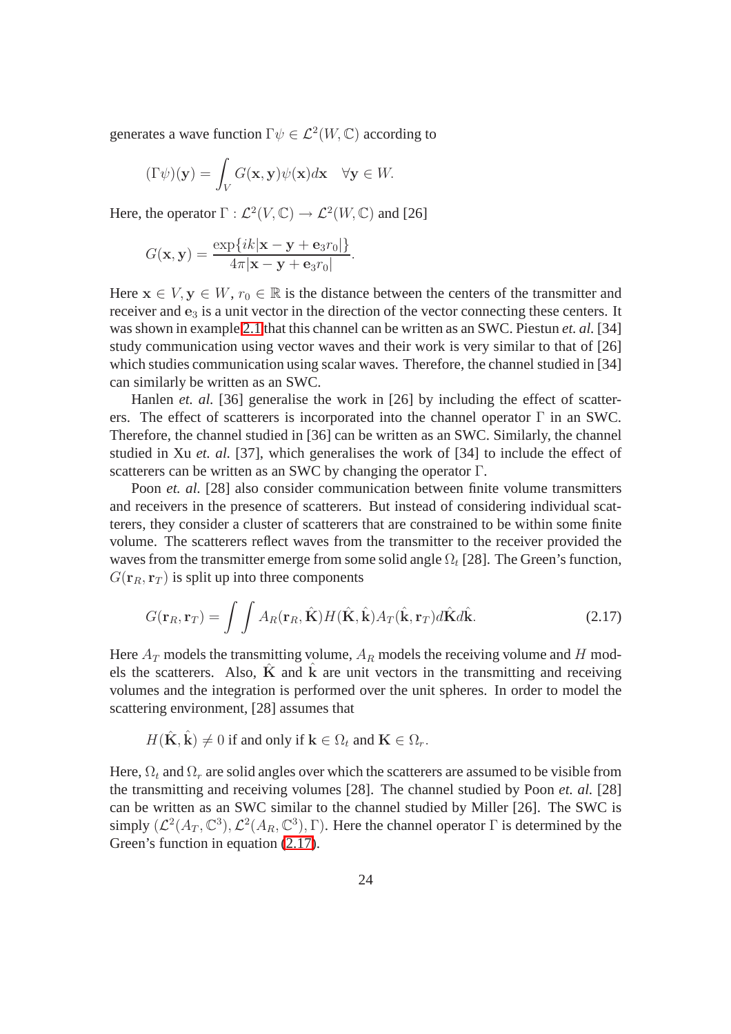generates a wave function $\Gamma\psi \in \mathcal{L}^2(W, \mathbb{C})$ according to

$$(\Gamma\psi)(\mathbf{y}) = \int_V G(\mathbf{x}, \mathbf{y})\psi(\mathbf{x})d\mathbf{x} \quad \forall \mathbf{y} \in W.$$

Here, the operator $\Gamma : \mathcal{L}^2(V, \mathbb{C}) \to \mathcal{L}^2(W, \mathbb{C})$ and [26]

$$G(\mathbf{x}, \mathbf{y}) = \frac{\exp\{ik|\mathbf{x} - \mathbf{y} + \mathbf{e}_3 r_0|\}}{4\pi|\mathbf{x} - \mathbf{y} + \mathbf{e}_3 r_0|}.$$

Here $\mathbf{x} \in V, \mathbf{y} \in W$, $r_0 \in \mathbb{R}$ is the distance between the centers of the transmitter and receiver and $\mathbf{e}_3$ is a unit vector in the direction of the vector connecting these centers. It was shown in example 2.1 that this channel can be written as an SWC. Piestun *et. al.* [34] study communication using vector waves and their work is very similar to that of [26] which studies communication using scalar waves. Therefore, the channel studied in [34] can similarly be written as an SWC.

Hanlen *et. al.* [36] generalise the work in [26] by including the effect of scatterers. The effect of scatterers is incorporated into the channel operator $\Gamma$ in an SWC. Therefore, the channel studied in [36] can be written as an SWC. Similarly, the channel studied in Xu *et. al.* [37], which generalises the work of [34] to include the effect of scatterers can be written as an SWC by changing the operator $\Gamma$.

Poon *et. al.* [28] also consider communication between finite volume transmitters and receivers in the presence of scatterers. But instead of considering individual scatterers, they consider a cluster of scatterers that are constrained to be within some finite volume. The scatterers reflect waves from the transmitter to the receiver provided the waves from the transmitter emerge from some solid angle $\Omega_t$ [28]. The Green's function, $G(\mathbf{r}_R, \mathbf{r}_T)$ is split up into three components

$$G(\mathbf{r}_R, \mathbf{r}_T) = \int\int A_R(\mathbf{r}_R, \hat{\mathbf{K}})H(\hat{\mathbf{K}}, \hat{\mathbf{k}})A_T(\hat{\mathbf{k}}, \mathbf{r}_T)d\hat{\mathbf{K}}d\hat{\mathbf{k}}. \tag{2.17}$$

Here $A_T$ models the transmitting volume, $A_R$ models the receiving volume and $H$ models the scatterers. Also, $\hat{\mathbf{K}}$ and $\hat{\mathbf{k}}$ are unit vectors in the transmitting and receiving volumes and the integration is performed over the unit spheres. In order to model the scattering environment, [28] assumes that

$$H(\hat{\mathbf{K}}, \hat{\mathbf{k}}) \neq 0 \text{ if and only if } \mathbf{k} \in \Omega_t \text{ and } \mathbf{K} \in \Omega_r.$$

Here, $\Omega_t$ and $\Omega_r$ are solid angles over which the scatterers are assumed to be visible from the transmitting and receiving volumes [28]. The channel studied by Poon *et. al.* [28] can be written as an SWC similar to the channel studied by Miller [26]. The SWC is simply $(\mathcal{L}^2(A_T, \mathbb{C}^3), \mathcal{L}^2(A_R, \mathbb{C}^3), \Gamma)$. Here the channel operator $\Gamma$ is determined by the Green's function in equation (2.17).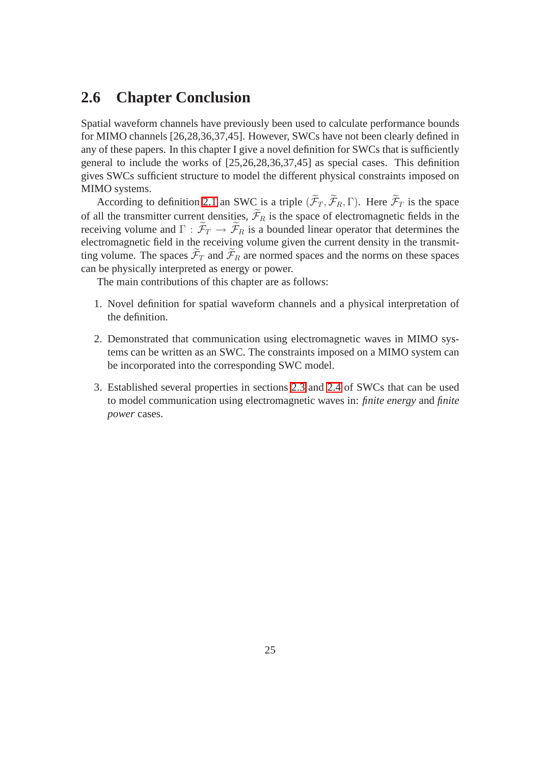## 2.6 Chapter Conclusion

Spatial waveform channels have previously been used to calculate performance bounds for MIMO channels [26,28,36,37,45]. However, SWCs have not been clearly defined in any of these papers. In this chapter I give a novel definition for SWCs that is sufficiently general to include the works of [25,26,28,36,37,45] as special cases. This definition gives SWCs sufficient structure to model the different physical constraints imposed on MIMO systems.

According to definition 2.1 an SWC is a triple $(\widetilde{\mathcal{F}}_T, \widetilde{\mathcal{F}}_R, \Gamma)$. Here $\widetilde{\mathcal{F}}_T$ is the space of all the transmitter current densities, $\widetilde{\mathcal{F}}_R$ is the space of electromagnetic fields in the receiving volume and $\Gamma : \widetilde{\mathcal{F}}_T \to \widetilde{\mathcal{F}}_R$ is a bounded linear operator that determines the electromagnetic field in the receiving volume given the current density in the transmitting volume. The spaces $\widetilde{\mathcal{F}}_T$ and $\widetilde{\mathcal{F}}_R$ are normed spaces and the norms on these spaces can be physically interpreted as energy or power.

The main contributions of this chapter are as follows:

1. Novel definition for spatial waveform channels and a physical interpretation of the definition.

2. Demonstrated that communication using electromagnetic waves in MIMO systems can be written as an SWC. The constraints imposed on a MIMO system can be incorporated into the corresponding SWC model.

3. Established several properties in sections 2.3 and 2.4 of SWCs that can be used to model communication using electromagnetic waves in: *finite energy* and *finite power* cases.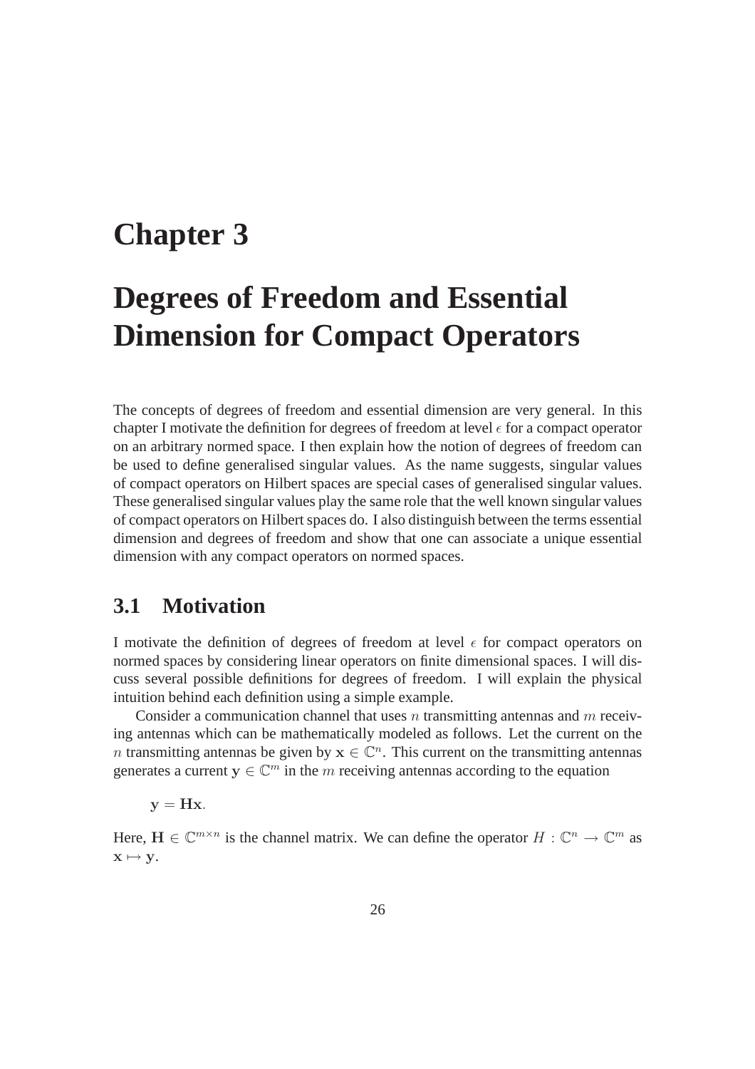# Chapter 3

# Degrees of Freedom and Essential Dimension for Compact Operators

The concepts of degrees of freedom and essential dimension are very general. In this chapter I motivate the definition for degrees of freedom at level $\epsilon$ for a compact operator on an arbitrary normed space. I then explain how the notion of degrees of freedom can be used to define generalised singular values. As the name suggests, singular values of compact operators on Hilbert spaces are special cases of generalised singular values. These generalised singular values play the same role that the well known singular values of compact operators on Hilbert spaces do. I also distinguish between the terms essential dimension and degrees of freedom and show that one can associate a unique essential dimension with any compact operators on normed spaces.

## 3.1 Motivation

I motivate the definition of degrees of freedom at level $\epsilon$ for compact operators on normed spaces by considering linear operators on finite dimensional spaces. I will discuss several possible definitions for degrees of freedom. I will explain the physical intuition behind each definition using a simple example.

Consider a communication channel that uses $n$ transmitting antennas and $m$ receiving antennas which can be mathematically modeled as follows. Let the current on the $n$ transmitting antennas be given by $\mathbf{x} \in \mathbb{C}^n$. This current on the transmitting antennas generates a current $\mathbf{y} \in \mathbb{C}^m$ in the $m$ receiving antennas according to the equation

$$\mathbf{y} = \mathbf{H}\mathbf{x}.$$

Here, $\mathbf{H} \in \mathbb{C}^{m \times n}$ is the channel matrix. We can define the operator $H : \mathbb{C}^n \to \mathbb{C}^m$ as $\mathbf{x} \mapsto \mathbf{y}$.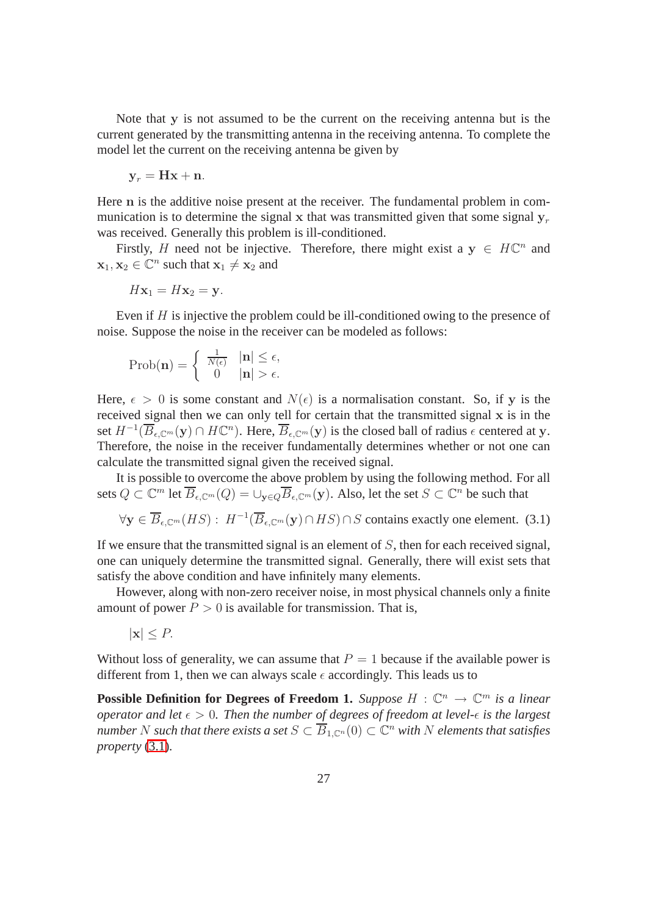Note that $\mathbf{y}$ is not assumed to be the current on the receiving antenna but is the current generated by the transmitting antenna in the receiving antenna. To complete the model let the current on the receiving antenna be given by

$$\mathbf{y}_r = \mathbf{H}\mathbf{x} + \mathbf{n}.$$

Here $\mathbf{n}$ is the additive noise present at the receiver. The fundamental problem in communication is to determine the signal $\mathbf{x}$ that was transmitted given that some signal $\mathbf{y}_r$ was received. Generally this problem is ill-conditioned.

Firstly, $H$ need not be injective. Therefore, there might exist a $\mathbf{y} \in H\mathbb{C}^n$ and $\mathbf{x}_1, \mathbf{x}_2 \in \mathbb{C}^n$ such that $\mathbf{x}_1 \neq \mathbf{x}_2$ and

$$H\mathbf{x}_1 = H\mathbf{x}_2 = \mathbf{y}.$$

Even if $H$ is injective the problem could be ill-conditioned owing to the presence of noise. Suppose the noise in the receiver can be modeled as follows:

$$\text{Prob}(\mathbf{n}) = \begin{cases} \frac{1}{N(\epsilon)} & |\mathbf{n}| \leq \epsilon, \\ 0 & |\mathbf{n}| > \epsilon. \end{cases}$$

Here, $\epsilon > 0$ is some constant and $N(\epsilon)$ is a normalisation constant. So, if $\mathbf{y}$ is the received signal then we can only tell for certain that the transmitted signal $\mathbf{x}$ is in the set $H^{-1}(\overline{B}_{\epsilon,\mathbb{C}^m}(\mathbf{y}) \cap H\mathbb{C}^n)$. Here, $\overline{B}_{\epsilon,\mathbb{C}^m}(\mathbf{y})$ is the closed ball of radius $\epsilon$ centered at $\mathbf{y}$. Therefore, the noise in the receiver fundamentally determines whether or not one can calculate the transmitted signal given the received signal.

It is possible to overcome the above problem by using the following method. For all sets $Q \subset \mathbb{C}^m$ let $\overline{B}_{\epsilon,\mathbb{C}^m}(Q) = \cup_{\mathbf{y}\in Q}\overline{B}_{\epsilon,\mathbb{C}^m}(\mathbf{y})$. Also, let the set $S \subset \mathbb{C}^n$ be such that

$$\forall \mathbf{y} \in \overline{B}_{\epsilon,\mathbb{C}^m}(HS) : \ H^{-1}(\overline{B}_{\epsilon,\mathbb{C}^m}(\mathbf{y}) \cap HS) \cap S \text{ contains exactly one element.} \quad (3.1)$$

If we ensure that the transmitted signal is an element of $S$, then for each received signal, one can uniquely determine the transmitted signal. Generally, there will exist sets that satisfy the above condition and have infinitely many elements.

However, along with non-zero receiver noise, in most physical channels only a finite amount of power $P > 0$ is available for transmission. That is,

$$|\mathbf{x}| \leq P.$$

Without loss of generality, we can assume that $P = 1$ because if the available power is different from 1, then we can always scale $\epsilon$ accordingly. This leads us to

**Possible Definition for Degrees of Freedom 1.** *Suppose $H : \mathbb{C}^n \to \mathbb{C}^m$ is a linear operator and let $\epsilon > 0$. Then the number of degrees of freedom at level-$\epsilon$ is the largest number $N$ such that there exists a set $S \subset \overline{B}_{1,\mathbb{C}^n}(0) \subset \mathbb{C}^n$ with $N$ elements that satisfies property (3.1).*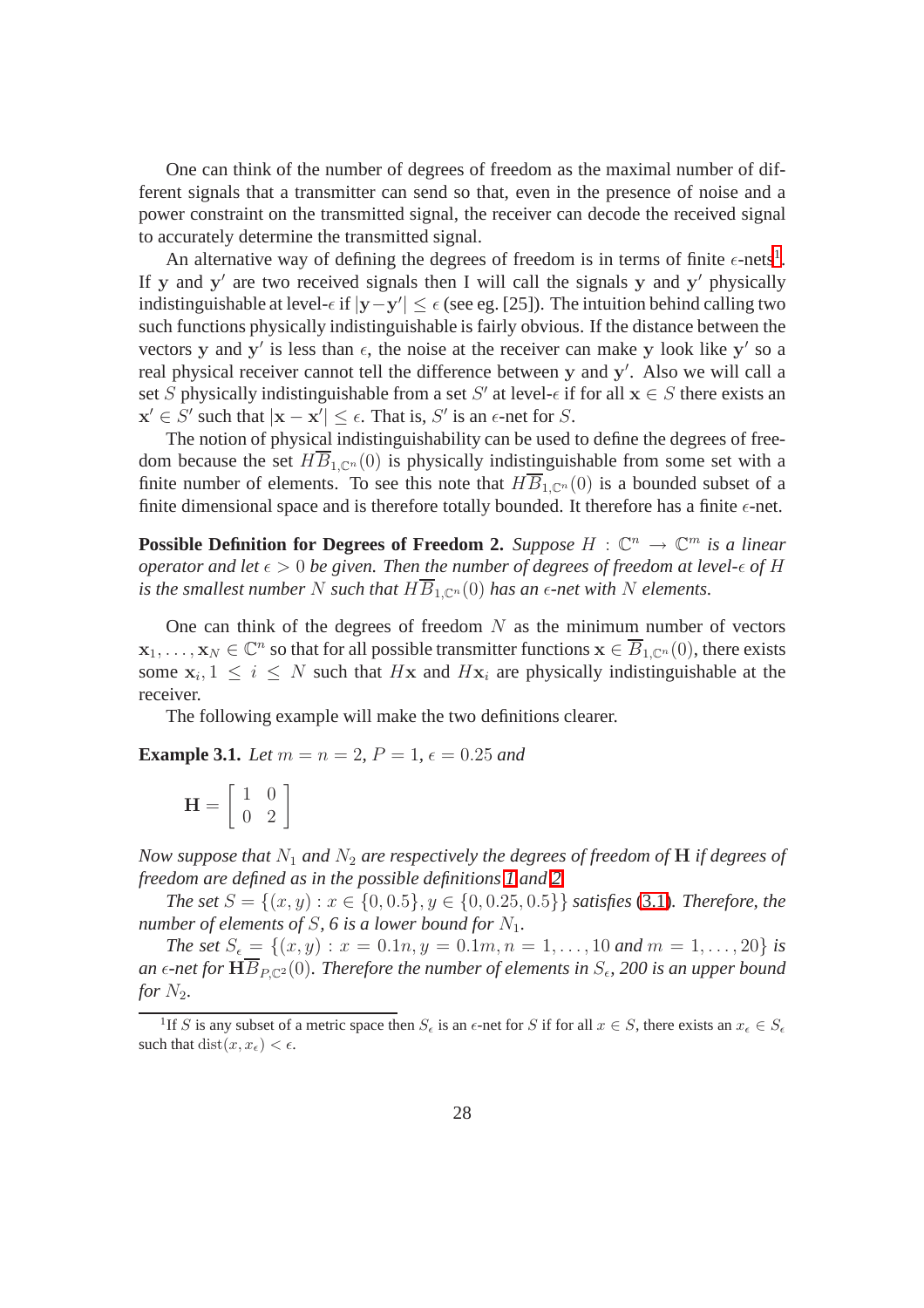One can think of the number of degrees of freedom as the maximal number of different signals that a transmitter can send so that, even in the presence of noise and a power constraint on the transmitted signal, the receiver can decode the received signal to accurately determine the transmitted signal.

An alternative way of defining the degrees of freedom is in terms of finite $\epsilon$-nets[1]. If $\mathbf{y}$ and $\mathbf{y}'$ are two received signals then I will call the signals $\mathbf{y}$ and $\mathbf{y}'$ physically indistinguishable at level-$\epsilon$ if $|\mathbf{y}-\mathbf{y}'| \leq \epsilon$ (see eg. [25]). The intuition behind calling two such functions physically indistinguishable is fairly obvious. If the distance between the vectors $\mathbf{y}$ and $\mathbf{y}'$ is less than $\epsilon$, the noise at the receiver can make $\mathbf{y}$ look like $\mathbf{y}'$ so a real physical receiver cannot tell the difference between $\mathbf{y}$ and $\mathbf{y}'$. Also we will call a set $S$ physically indistinguishable from a set $S'$ at level-$\epsilon$ if for all $\mathbf{x} \in S$ there exists an $\mathbf{x}' \in S'$ such that $|\mathbf{x} - \mathbf{x}'| \leq \epsilon$. That is, $S'$ is an $\epsilon$-net for $S$.

The notion of physical indistinguishability can be used to define the degrees of freedom because the set $H\overline{B}_{1,\mathbb{C}^n}(0)$ is physically indistinguishable from some set with a finite number of elements. To see this note that $H\overline{B}_{1,\mathbb{C}^n}(0)$ is a bounded subset of a finite dimensional space and is therefore totally bounded. It therefore has a finite $\epsilon$-net.

**Possible Definition for Degrees of Freedom 2.** *Suppose $H : \mathbb{C}^n \to \mathbb{C}^m$ is a linear operator and let $\epsilon > 0$ be given. Then the number of degrees of freedom at level-$\epsilon$ of $H$ is the smallest number $N$ such that $H\overline{B}_{1,\mathbb{C}^n}(0)$ has an $\epsilon$-net with $N$ elements.*

One can think of the degrees of freedom $N$ as the minimum number of vectors $\mathbf{x}_1, \ldots, \mathbf{x}_N \in \mathbb{C}^n$ so that for all possible transmitter functions $\mathbf{x} \in \overline{B}_{1,\mathbb{C}^n}(0)$, there exists some $\mathbf{x}_i, 1 \leq i \leq N$ such that $H\mathbf{x}$ and $H\mathbf{x}_i$ are physically indistinguishable at the receiver.

The following example will make the two definitions clearer.

**Example 3.1.** *Let $m = n = 2$, $P = 1$, $\epsilon = 0.25$ and*

$$\mathbf{H} = \begin{bmatrix} 1 & 0 \\ 0 & 2 \end{bmatrix}$$

*Now suppose that $N_1$ and $N_2$ are respectively the degrees of freedom of $\mathbf{H}$ if degrees of freedom are defined as in the possible definitions 1 and 2.*

*The set $S = \{(x,y) : x \in \{0, 0.5\}, y \in \{0, 0.25, 0.5\}\}$ satisfies (3.1). Therefore, the number of elements of $S$, 6 is a lower bound for $N_1$.*

*The set $S_\epsilon = \{(x,y) : x = 0.1n, y = 0.1m, n = 1, \ldots, 10$ and $m = 1, \ldots, 20\}$ is an $\epsilon$-net for $\mathbf{H}\overline{B}_{P,\mathbb{C}^2}(0)$. Therefore the number of elements in $S_\epsilon$, 200 is an upper bound for $N_2$.*

[1] If $S$ is any subset of a metric space then $S_\epsilon$ is an $\epsilon$-net for $S$ if for all $x \in S$, there exists an $x_\epsilon \in S_\epsilon$ such that $\mathrm{dist}(x, x_\epsilon) < \epsilon$.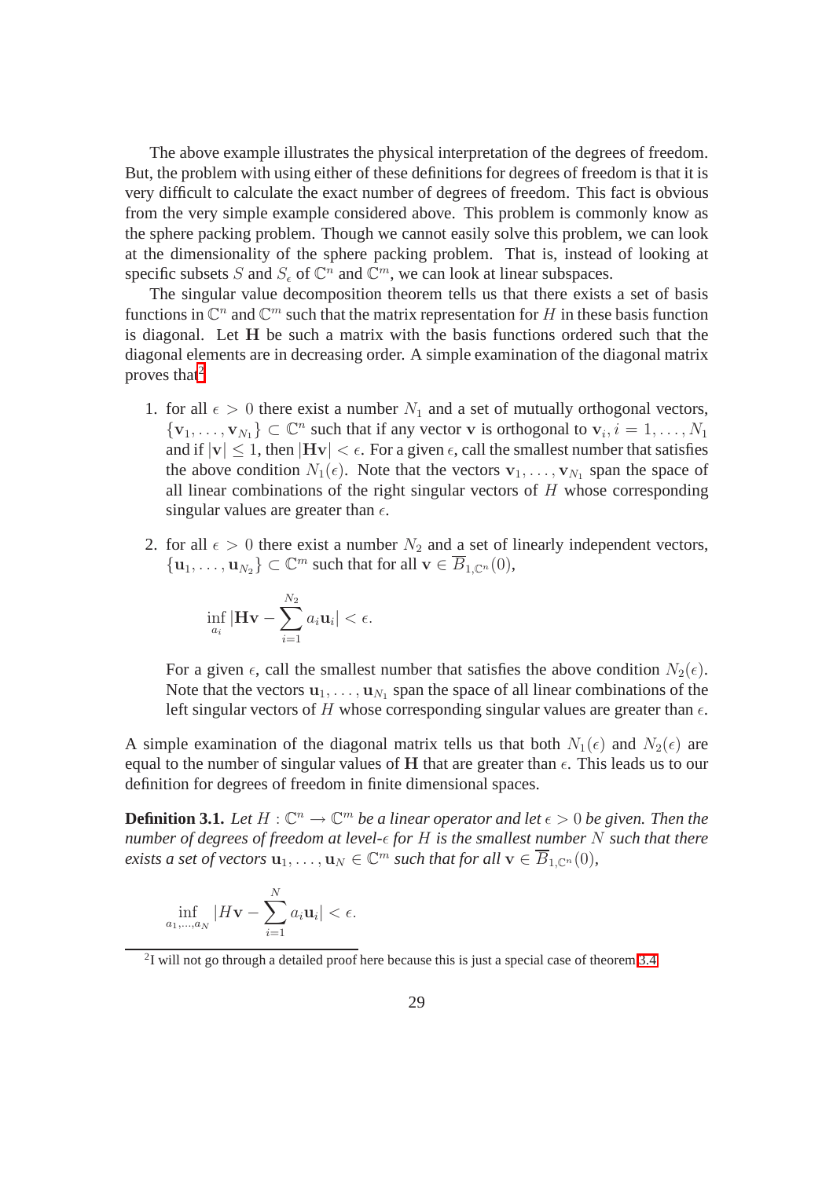The above example illustrates the physical interpretation of the degrees of freedom. But, the problem with using either of these definitions for degrees of freedom is that it is very difficult to calculate the exact number of degrees of freedom. This fact is obvious from the very simple example considered above. This problem is commonly know as the sphere packing problem. Though we cannot easily solve this problem, we can look at the dimensionality of the sphere packing problem. That is, instead of looking at specific subsets $S$ and $S_\epsilon$ of $\mathbb{C}^n$ and $\mathbb{C}^m$, we can look at linear subspaces.

The singular value decomposition theorem tells us that there exists a set of basis functions in $\mathbb{C}^n$ and $\mathbb{C}^m$ such that the matrix representation for $H$ in these basis function is diagonal. Let $\mathbf{H}$ be such a matrix with the basis functions ordered such that the diagonal elements are in decreasing order. A simple examination of the diagonal matrix proves that[2]

1. for all $\epsilon > 0$ there exist a number $N_1$ and a set of mutually orthogonal vectors, $\{\mathbf{v}_1, \ldots, \mathbf{v}_{N_1}\} \subset \mathbb{C}^n$ such that if any vector $\mathbf{v}$ is orthogonal to $\mathbf{v}_i, i = 1, \ldots, N_1$ and if $|\mathbf{v}| \leq 1$, then $|\mathbf{H}\mathbf{v}| < \epsilon$. For a given $\epsilon$, call the smallest number that satisfies the above condition $N_1(\epsilon)$. Note that the vectors $\mathbf{v}_1, \ldots, \mathbf{v}_{N_1}$ span the space of all linear combinations of the right singular vectors of $H$ whose corresponding singular values are greater than $\epsilon$.

2. for all $\epsilon > 0$ there exist a number $N_2$ and a set of linearly independent vectors, $\{\mathbf{u}_1, \ldots, \mathbf{u}_{N_2}\} \subset \mathbb{C}^m$ such that for all $\mathbf{v} \in \overline{B}_{1,\mathbb{C}^n}(0)$,

$$\inf_{a_i} |\mathbf{H}\mathbf{v} - \sum_{i=1}^{N_2} a_i \mathbf{u}_i| < \epsilon.$$

   For a given $\epsilon$, call the smallest number that satisfies the above condition $N_2(\epsilon)$. Note that the vectors $\mathbf{u}_1, \ldots, \mathbf{u}_{N_1}$ span the space of all linear combinations of the left singular vectors of $H$ whose corresponding singular values are greater than $\epsilon$.

A simple examination of the diagonal matrix tells us that both $N_1(\epsilon)$ and $N_2(\epsilon)$ are equal to the number of singular values of $\mathbf{H}$ that are greater than $\epsilon$. This leads us to our definition for degrees of freedom in finite dimensional spaces.

**Definition 3.1.** *Let $H : \mathbb{C}^n \to \mathbb{C}^m$ be a linear operator and let $\epsilon > 0$ be given. Then the number of degrees of freedom at level-$\epsilon$ for $H$ is the smallest number $N$ such that there exists a set of vectors $\mathbf{u}_1, \ldots, \mathbf{u}_N \in \mathbb{C}^m$ such that for all $\mathbf{v} \in \overline{B}_{1,\mathbb{C}^n}(0)$,*

$$\inf_{a_1,\ldots,a_N} |H\mathbf{v} - \sum_{i=1}^{N} a_i \mathbf{u}_i| < \epsilon.$$

[2] I will not go through a detailed proof here because this is just a special case of theorem 3.4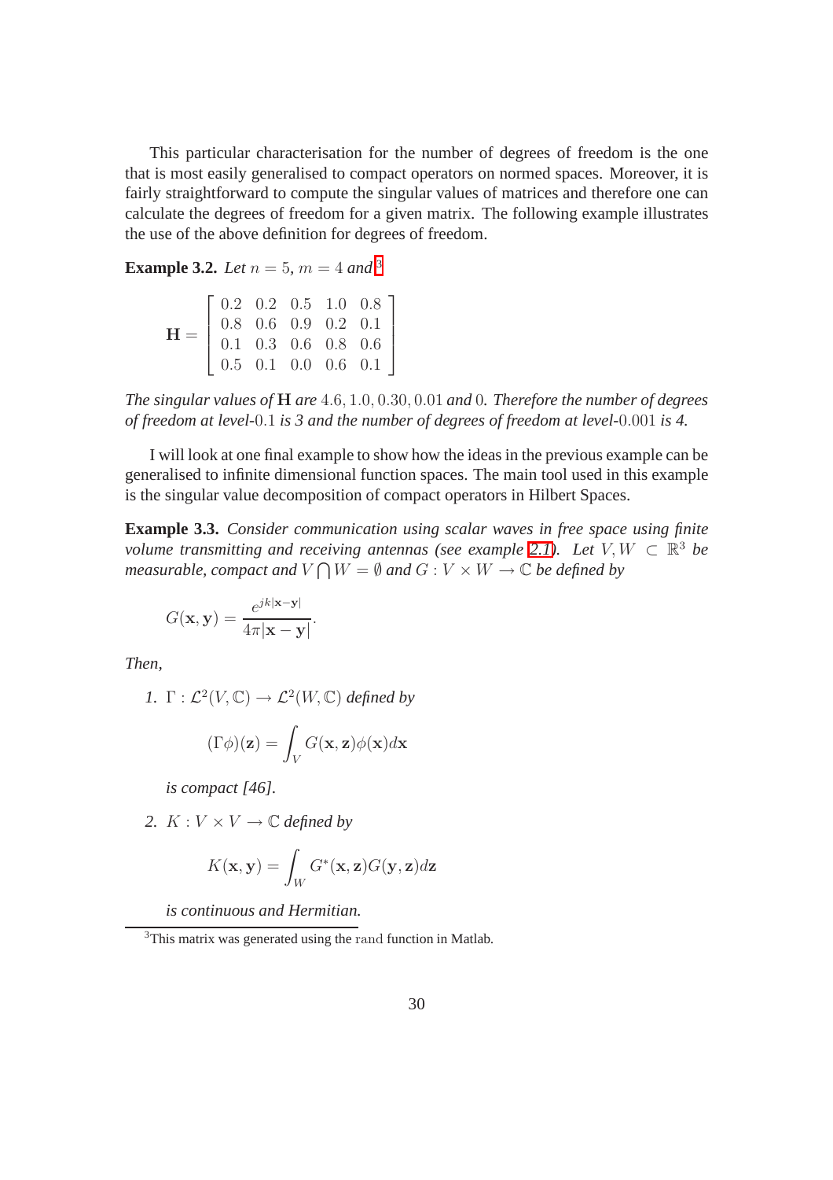This particular characterisation for the number of degrees of freedom is the one that is most easily generalised to compact operators on normed spaces. Moreover, it is fairly straightforward to compute the singular values of matrices and therefore one can calculate the degrees of freedom for a given matrix. The following example illustrates the use of the above definition for degrees of freedom.

**Example 3.2.** *Let $n = 5$, $m = 4$ and*[3]

$$\mathbf{H} = \begin{bmatrix} 0.2 & 0.2 & 0.5 & 1.0 & 0.8 \\ 0.8 & 0.6 & 0.9 & 0.2 & 0.1 \\ 0.1 & 0.3 & 0.6 & 0.8 & 0.6 \\ 0.5 & 0.1 & 0.0 & 0.6 & 0.1 \end{bmatrix}$$

*The singular values of $\mathbf{H}$ are $4.6, 1.0, 0.30, 0.01$ and $0$. Therefore the number of degrees of freedom at level-$0.1$ is 3 and the number of degrees of freedom at level-$0.001$ is 4.*

I will look at one final example to show how the ideas in the previous example can be generalised to infinite dimensional function spaces. The main tool used in this example is the singular value decomposition of compact operators in Hilbert Spaces.

**Example 3.3.** *Consider communication using scalar waves in free space using finite volume transmitting and receiving antennas (see example 2.1). Let $V, W \subset \mathbb{R}^3$ be measurable, compact and $V \bigcap W = \emptyset$ and $G : V \times W \to \mathbb{C}$ be defined by*

$$G(\mathbf{x}, \mathbf{y}) = \frac{e^{jk|\mathbf{x}-\mathbf{y}|}}{4\pi|\mathbf{x}-\mathbf{y}|}.$$

*Then,*

1. $\Gamma : \mathcal{L}^2(V, \mathbb{C}) \to \mathcal{L}^2(W, \mathbb{C})$ *defined by*

$$(\Gamma\phi)(\mathbf{z}) = \int_V G(\mathbf{x}, \mathbf{z})\phi(\mathbf{x})d\mathbf{x}$$

   *is compact [46].*

2. $K : V \times V \to \mathbb{C}$ *defined by*

$$K(\mathbf{x}, \mathbf{y}) = \int_W G^*(\mathbf{x}, \mathbf{z})G(\mathbf{y}, \mathbf{z})d\mathbf{z}$$

   *is continuous and Hermitian.*

---

[3] This matrix was generated using the rand function in Matlab.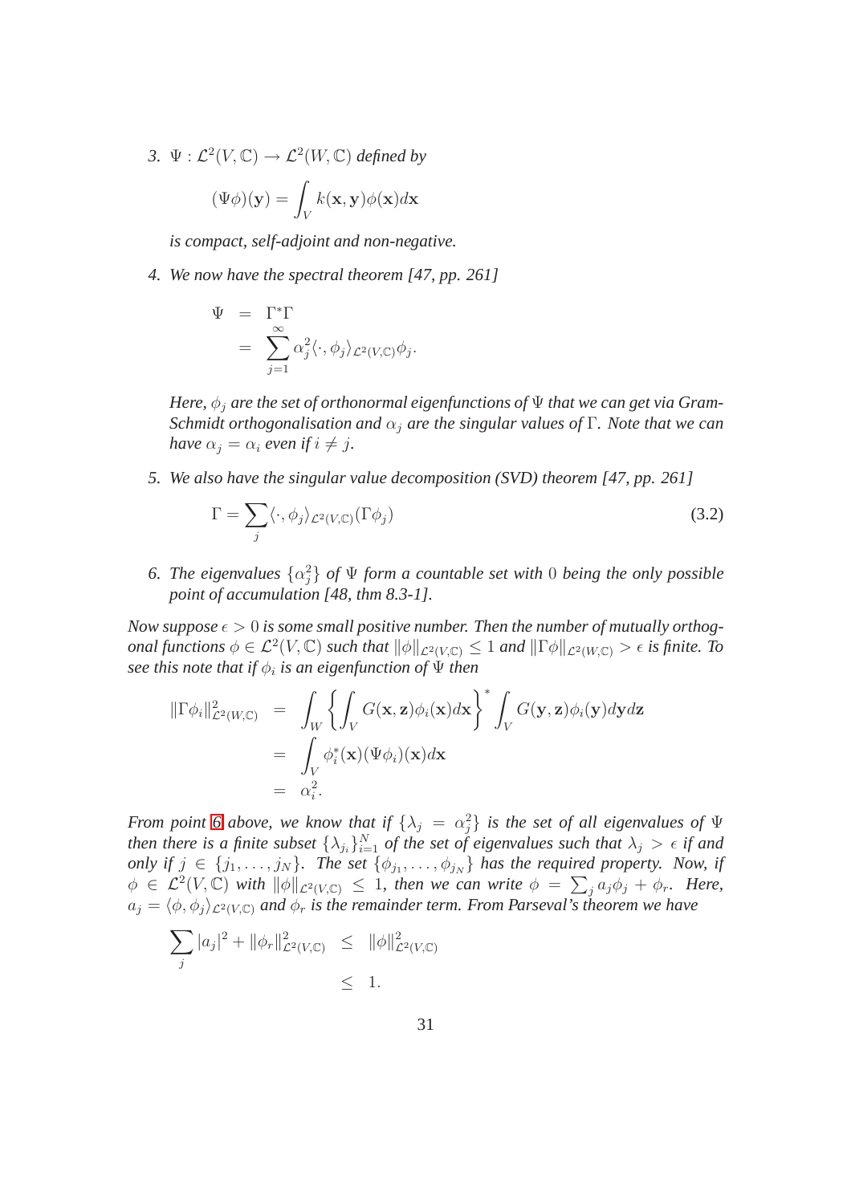3. $\Psi : \mathcal{L}^2(V, \mathbb{C}) \to \mathcal{L}^2(W, \mathbb{C})$ *defined by*

$$(\Psi\phi)(\mathbf{y}) = \int_V k(\mathbf{x}, \mathbf{y})\phi(\mathbf{x})d\mathbf{x}$$

*is compact, self-adjoint and non-negative.*

4. *We now have the spectral theorem [47, pp. 261]*

$$\begin{aligned} \Psi &= \Gamma^*\Gamma \\ &= \sum_{j=1}^{\infty} \alpha_j^2 \langle \cdot, \phi_j \rangle_{\mathcal{L}^2(V,\mathbb{C})} \phi_j. \end{aligned}$$

*Here, $\phi_j$ are the set of orthonormal eigenfunctions of $\Psi$ that we can get via Gram-Schmidt orthogonalisation and $\alpha_j$ are the singular values of $\Gamma$. Note that we can have $\alpha_j = \alpha_i$ even if $i \neq j$.*

5. *We also have the singular value decomposition (SVD) theorem [47, pp. 261]*

$$\Gamma = \sum_j \langle \cdot, \phi_j \rangle_{\mathcal{L}^2(V,\mathbb{C})} (\Gamma\phi_j) \tag{3.2}$$

6. *The eigenvalues $\{\alpha_j^2\}$ of $\Psi$ form a countable set with $0$ being the only possible point of accumulation [48, thm 8.3-1].*

*Now suppose $\epsilon > 0$ is some small positive number. Then the number of mutually orthogonal functions $\phi \in \mathcal{L}^2(V, \mathbb{C})$ such that $\|\phi\|_{\mathcal{L}^2(V,\mathbb{C})} \leq 1$ and $\|\Gamma\phi\|_{\mathcal{L}^2(W,\mathbb{C})} > \epsilon$ is finite. To see this note that if $\phi_i$ is an eigenfunction of $\Psi$ then*

$$\begin{aligned} \|\Gamma\phi_i\|^2_{\mathcal{L}^2(W,\mathbb{C})} &= \int_W \left\{ \int_V G(\mathbf{x}, \mathbf{z})\phi_i(\mathbf{x})d\mathbf{x} \right\}^* \int_V G(\mathbf{y}, \mathbf{z})\phi_i(\mathbf{y})d\mathbf{y}d\mathbf{z} \\ &= \int_V \phi_i^*(\mathbf{x})(\Psi\phi_i)(\mathbf{x})d\mathbf{x} \\ &= \alpha_i^2. \end{aligned}$$

*From point 6 above, we know that if $\{\lambda_j = \alpha_j^2\}$ is the set of all eigenvalues of $\Psi$ then there is a finite subset $\{\lambda_{j_i}\}_{i=1}^N$ of the set of eigenvalues such that $\lambda_j > \epsilon$ if and only if $j \in \{j_1, \ldots, j_N\}$. The set $\{\phi_{j_1}, \ldots, \phi_{j_N}\}$ has the required property. Now, if $\phi \in \mathcal{L}^2(V, \mathbb{C})$ with $\|\phi\|_{\mathcal{L}^2(V,\mathbb{C})} \leq 1$, then we can write $\phi = \sum_j a_j\phi_j + \phi_r$. Here, $a_j = \langle \phi, \phi_j \rangle_{\mathcal{L}^2(V,\mathbb{C})}$ and $\phi_r$ is the remainder term. From Parseval's theorem we have*

$$\begin{aligned} \sum_j |a_j|^2 + \|\phi_r\|^2_{\mathcal{L}^2(V,\mathbb{C})} &\leq \|\phi\|^2_{\mathcal{L}^2(V,\mathbb{C})} \\ &\leq 1. \end{aligned}$$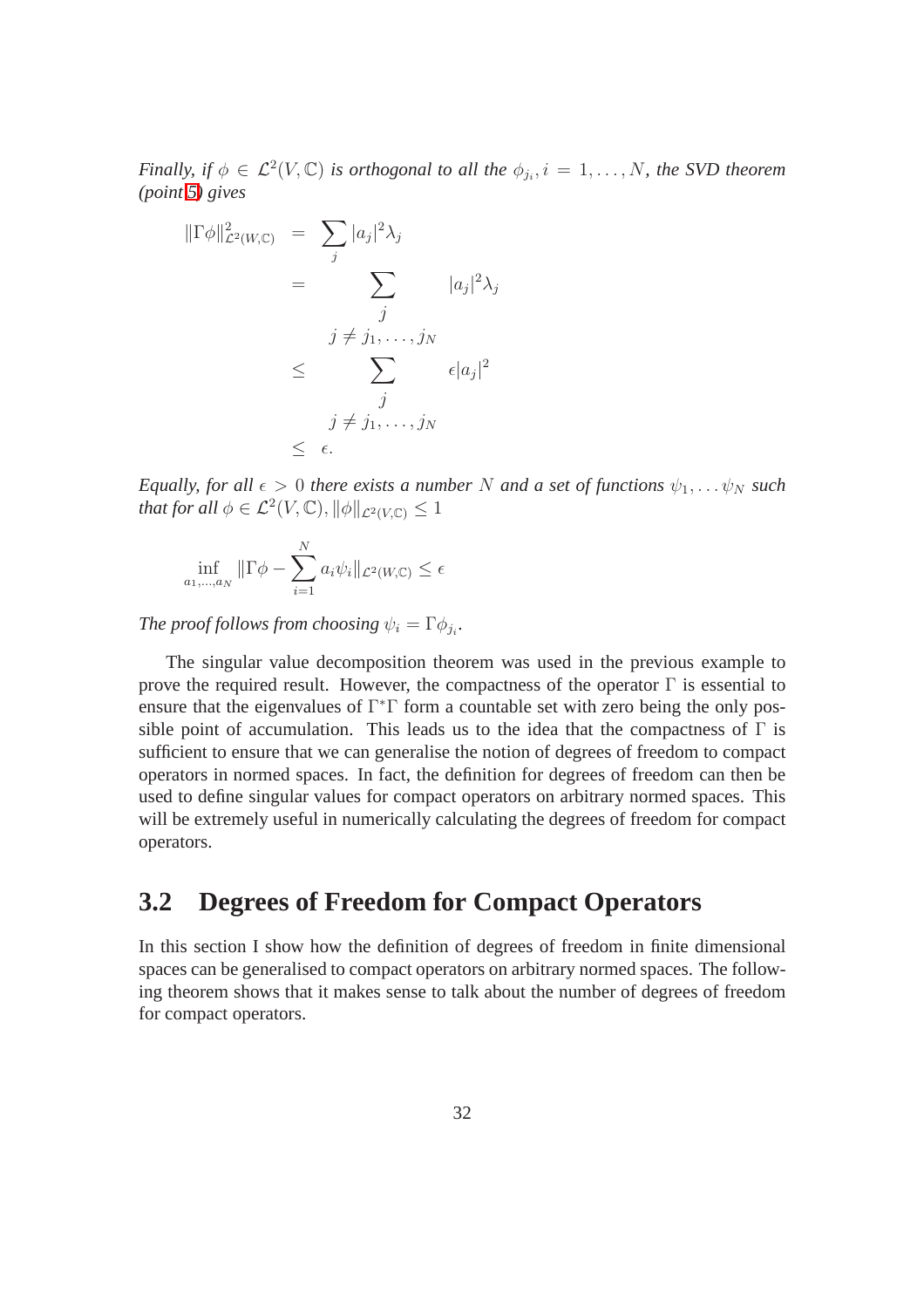*Finally, if $\phi \in \mathcal{L}^2(V, \mathbb{C})$ is orthogonal to all the $\phi_{j_i}, i = 1, \ldots, N$, the SVD theorem (point 5) gives*

$$
\begin{aligned}
\|\Gamma\phi\|^2_{\mathcal{L}^2(W,\mathbb{C})} &= \sum_j |a_j|^2 \lambda_j \\
&= \sum_{\substack{j \\ j \neq j_1, \ldots, j_N}} |a_j|^2 \lambda_j \\
&\leq \sum_{\substack{j \\ j \neq j_1, \ldots, j_N}} \epsilon |a_j|^2 \\
&\leq \epsilon.
\end{aligned}
$$

*Equally, for all $\epsilon > 0$ there exists a number $N$ and a set of functions $\psi_1, \ldots \psi_N$ such that for all $\phi \in \mathcal{L}^2(V, \mathbb{C}), \|\phi\|_{\mathcal{L}^2(V,\mathbb{C})} \leq 1$*

$$
\inf_{a_1, \ldots, a_N} \|\Gamma\phi - \sum_{i=1}^{N} a_i \psi_i\|_{\mathcal{L}^2(W,\mathbb{C})} \leq \epsilon
$$

*The proof follows from choosing $\psi_i = \Gamma\phi_{j_i}$.*

The singular value decomposition theorem was used in the previous example to prove the required result. However, the compactness of the operator $\Gamma$ is essential to ensure that the eigenvalues of $\Gamma^*\Gamma$ form a countable set with zero being the only possible point of accumulation. This leads us to the idea that the compactness of $\Gamma$ is sufficient to ensure that we can generalise the notion of degrees of freedom to compact operators in normed spaces. In fact, the definition for degrees of freedom can then be used to define singular values for compact operators on arbitrary normed spaces. This will be extremely useful in numerically calculating the degrees of freedom for compact operators.

## 3.2 Degrees of Freedom for Compact Operators

In this section I show how the definition of degrees of freedom in finite dimensional spaces can be generalised to compact operators on arbitrary normed spaces. The following theorem shows that it makes sense to talk about the number of degrees of freedom for compact operators.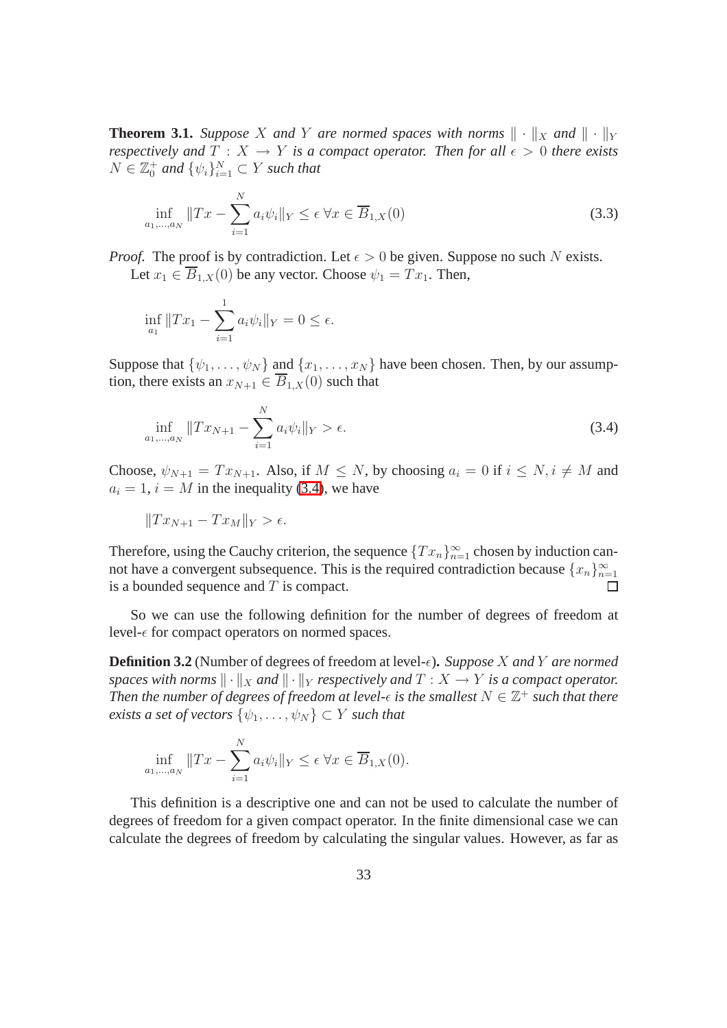**Theorem 3.1.** *Suppose $X$ and $Y$ are normed spaces with norms $\| \cdot \|_X$ and $\| \cdot \|_Y$ respectively and $T : X \to Y$ is a compact operator. Then for all $\epsilon > 0$ there exists $N \in \mathbb{Z}_0^+$ and $\{\psi_i\}_{i=1}^N \subset Y$ such that*

$$\inf_{a_1,\ldots,a_N} \|Tx - \sum_{i=1}^{N} a_i \psi_i\|_Y \leq \epsilon \; \forall x \in \overline{B}_{1,X}(0) \tag{3.3}$$

*Proof.* The proof is by contradiction. Let $\epsilon > 0$ be given. Suppose no such $N$ exists.

Let $x_1 \in \overline{B}_{1,X}(0)$ be any vector. Choose $\psi_1 = Tx_1$. Then,

$$\inf_{a_1} \|Tx_1 - \sum_{i=1}^{1} a_i \psi_i\|_Y = 0 \leq \epsilon.$$

Suppose that $\{\psi_1, \ldots, \psi_N\}$ and $\{x_1, \ldots, x_N\}$ have been chosen. Then, by our assumption, there exists an $x_{N+1} \in \overline{B}_{1,X}(0)$ such that

$$\inf_{a_1,\ldots,a_N} \|Tx_{N+1} - \sum_{i=1}^{N} a_i \psi_i\|_Y > \epsilon. \tag{3.4}$$

Choose, $\psi_{N+1} = Tx_{N+1}$. Also, if $M \leq N$, by choosing $a_i = 0$ if $i \leq N, i \neq M$ and $a_i = 1$, $i = M$ in the inequality (3.4), we have

$$\|Tx_{N+1} - Tx_M\|_Y > \epsilon.$$

Therefore, using the Cauchy criterion, the sequence $\{Tx_n\}_{n=1}^{\infty}$ chosen by induction cannot have a convergent subsequence. This is the required contradiction because $\{x_n\}_{n=1}^{\infty}$ is a bounded sequence and $T$ is compact. □

So we can use the following definition for the number of degrees of freedom at level-$\epsilon$ for compact operators on normed spaces.

**Definition 3.2** (Number of degrees of freedom at level-$\epsilon$)**.** *Suppose $X$ and $Y$ are normed spaces with norms $\| \cdot \|_X$ and $\| \cdot \|_Y$ respectively and $T : X \to Y$ is a compact operator. Then the number of degrees of freedom at level-$\epsilon$ is the smallest $N \in \mathbb{Z}^+$ such that there exists a set of vectors $\{\psi_1, \ldots, \psi_N\} \subset Y$ such that*

$$\inf_{a_1,\ldots,a_N} \|Tx - \sum_{i=1}^{N} a_i \psi_i\|_Y \leq \epsilon \; \forall x \in \overline{B}_{1,X}(0).$$

This definition is a descriptive one and can not be used to calculate the number of degrees of freedom for a given compact operator. In the finite dimensional case we can calculate the degrees of freedom by calculating the singular values. However, as far as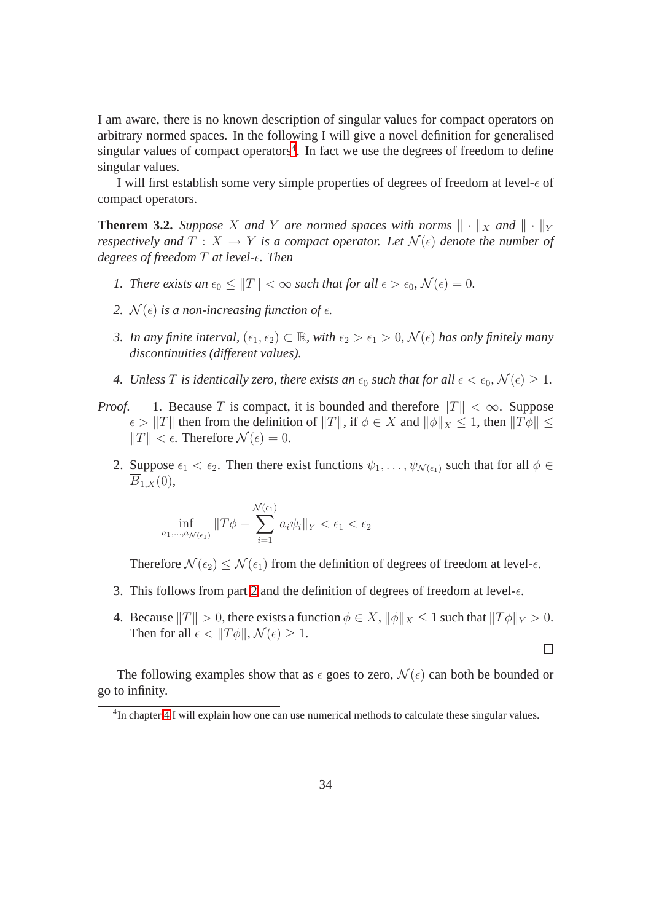I am aware, there is no known description of singular values for compact operators on arbitrary normed spaces. In the following I will give a novel definition for generalised singular values of compact operators[4]. In fact we use the degrees of freedom to define singular values.

I will first establish some very simple properties of degrees of freedom at level-$\epsilon$ of compact operators.

**Theorem 3.2.** *Suppose $X$ and $Y$ are normed spaces with norms $\|\cdot\|_X$ and $\|\cdot\|_Y$ respectively and $T : X \to Y$ is a compact operator. Let $\mathcal{N}(\epsilon)$ denote the number of degrees of freedom $T$ at level-$\epsilon$. Then*

1. *There exists an $\epsilon_0 \leq \|T\| < \infty$ such that for all $\epsilon > \epsilon_0$, $\mathcal{N}(\epsilon) = 0$.*

2. *$\mathcal{N}(\epsilon)$ is a non-increasing function of $\epsilon$.*

3. *In any finite interval, $(\epsilon_1, \epsilon_2) \subset \mathbb{R}$, with $\epsilon_2 > \epsilon_1 > 0$, $\mathcal{N}(\epsilon)$ has only finitely many discontinuities (different values).*

4. *Unless $T$ is identically zero, there exists an $\epsilon_0$ such that for all $\epsilon < \epsilon_0$, $\mathcal{N}(\epsilon) \geq 1$.*

*Proof.*

1. Because $T$ is compact, it is bounded and therefore $\|T\| < \infty$. Suppose $\epsilon > \|T\|$ then from the definition of $\|T\|$, if $\phi \in X$ and $\|\phi\|_X \leq 1$, then $\|T\phi\| \leq \|T\| < \epsilon$. Therefore $\mathcal{N}(\epsilon) = 0$.

2. Suppose $\epsilon_1 < \epsilon_2$. Then there exist functions $\psi_1, \ldots, \psi_{\mathcal{N}(\epsilon_1)}$ such that for all $\phi \in \overline{B}_{1,X}(0)$,

$$\inf_{a_1,\ldots,a_{\mathcal{N}(\epsilon_1)}} \|T\phi - \sum_{i=1}^{\mathcal{N}(\epsilon_1)} a_i\psi_i\|_Y < \epsilon_1 < \epsilon_2$$

   Therefore $\mathcal{N}(\epsilon_2) \leq \mathcal{N}(\epsilon_1)$ from the definition of degrees of freedom at level-$\epsilon$.

3. This follows from part 2 and the definition of degrees of freedom at level-$\epsilon$.

4. Because $\|T\| > 0$, there exists a function $\phi \in X$, $\|\phi\|_X \leq 1$ such that $\|T\phi\|_Y > 0$. Then for all $\epsilon < \|T\phi\|$, $\mathcal{N}(\epsilon) \geq 1$.

□

The following examples show that as $\epsilon$ goes to zero, $\mathcal{N}(\epsilon)$ can both be bounded or go to infinity.

[4] In chapter 4 I will explain how one can use numerical methods to calculate these singular values.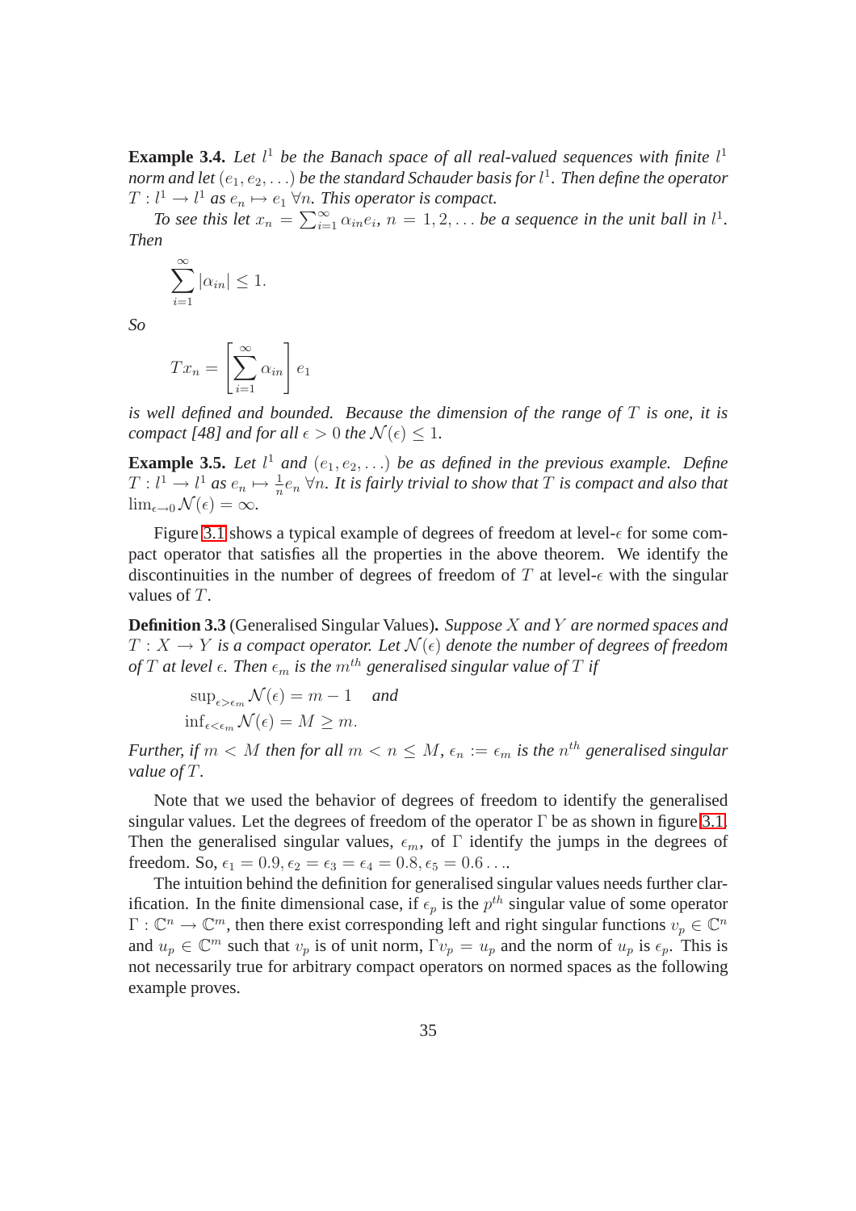**Example 3.4.** *Let $l^1$ be the Banach space of all real-valued sequences with finite $l^1$ norm and let $(e_1, e_2, \ldots)$ be the standard Schauder basis for $l^1$. Then define the operator $T : l^1 \to l^1$ as $e_n \mapsto e_1 \; \forall n$. This operator is compact.*

*To see this let $x_n = \sum_{i=1}^{\infty} \alpha_{in} e_i$, $n = 1, 2, \ldots$ be a sequence in the unit ball in $l^1$. Then*

$$\sum_{i=1}^{\infty} |\alpha_{in}| \leq 1.$$

*So*

$$Tx_n = \left[ \sum_{i=1}^{\infty} \alpha_{in} \right] e_1$$

*is well defined and bounded. Because the dimension of the range of $T$ is one, it is compact [48] and for all $\epsilon > 0$ the $\mathcal{N}(\epsilon) \leq 1$.*

**Example 3.5.** *Let $l^1$ and $(e_1, e_2, \ldots)$ be as defined in the previous example. Define $T : l^1 \to l^1$ as $e_n \mapsto \frac{1}{n} e_n \; \forall n$. It is fairly trivial to show that $T$ is compact and also that $\lim_{\epsilon \to 0} \mathcal{N}(\epsilon) = \infty$.*

Figure 3.1 shows a typical example of degrees of freedom at level-$\epsilon$ for some compact operator that satisfies all the properties in the above theorem. We identify the discontinuities in the number of degrees of freedom of $T$ at level-$\epsilon$ with the singular values of $T$.

**Definition 3.3** (Generalised Singular Values)**.** *Suppose $X$ and $Y$ are normed spaces and $T : X \to Y$ is a compact operator. Let $\mathcal{N}(\epsilon)$ denote the number of degrees of freedom of $T$ at level $\epsilon$. Then $\epsilon_m$ is the $m^{th}$ generalised singular value of $T$ if*

$$\sup_{\epsilon > \epsilon_m} \mathcal{N}(\epsilon) = m - 1 \quad \text{and}$$
$$\inf_{\epsilon < \epsilon_m} \mathcal{N}(\epsilon) = M \geq m.$$

*Further, if $m < M$ then for all $m < n \leq M$, $\epsilon_n := \epsilon_m$ is the $n^{th}$ generalised singular value of $T$.*

Note that we used the behavior of degrees of freedom to identify the generalised singular values. Let the degrees of freedom of the operator $\Gamma$ be as shown in figure 3.1. Then the generalised singular values, $\epsilon_m$, of $\Gamma$ identify the jumps in the degrees of freedom. So, $\epsilon_1 = 0.9, \epsilon_2 = \epsilon_3 = \epsilon_4 = 0.8, \epsilon_5 = 0.6 \ldots$.

The intuition behind the definition for generalised singular values needs further clarification. In the finite dimensional case, if $\epsilon_p$ is the $p^{th}$ singular value of some operator $\Gamma : \mathbb{C}^n \to \mathbb{C}^m$, then there exist corresponding left and right singular functions $v_p \in \mathbb{C}^n$ and $u_p \in \mathbb{C}^m$ such that $v_p$ is of unit norm, $\Gamma v_p = u_p$ and the norm of $u_p$ is $\epsilon_p$. This is not necessarily true for arbitrary compact operators on normed spaces as the following example proves.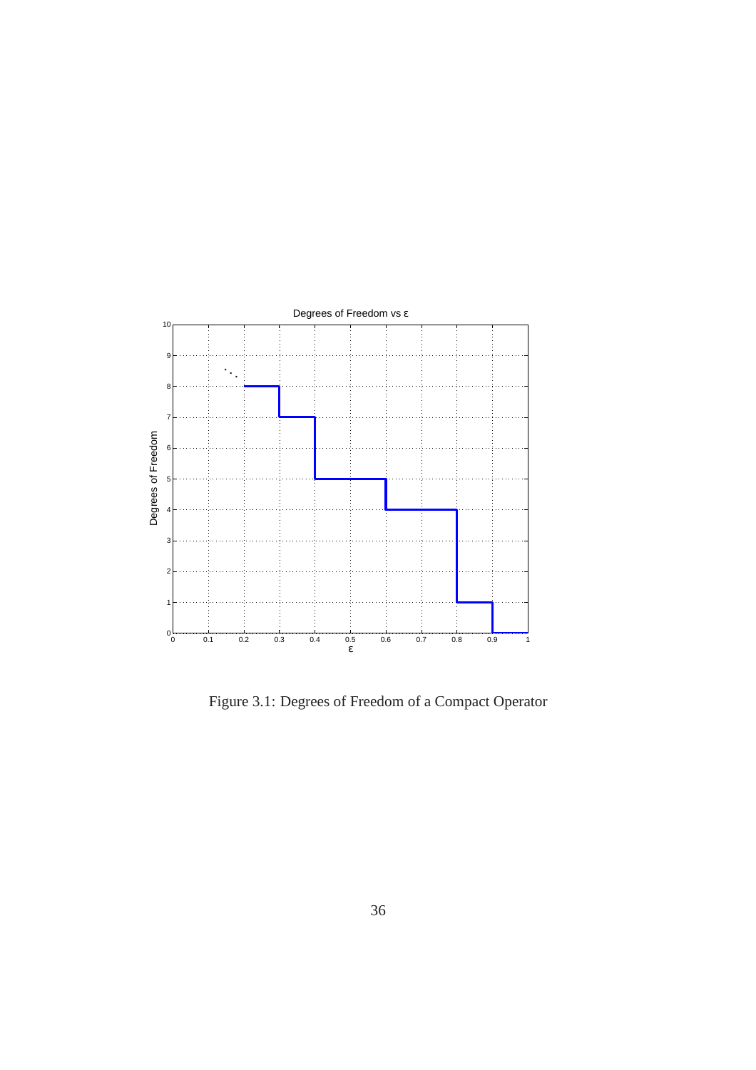Figure 3.1: Degrees of Freedom of a Compact Operator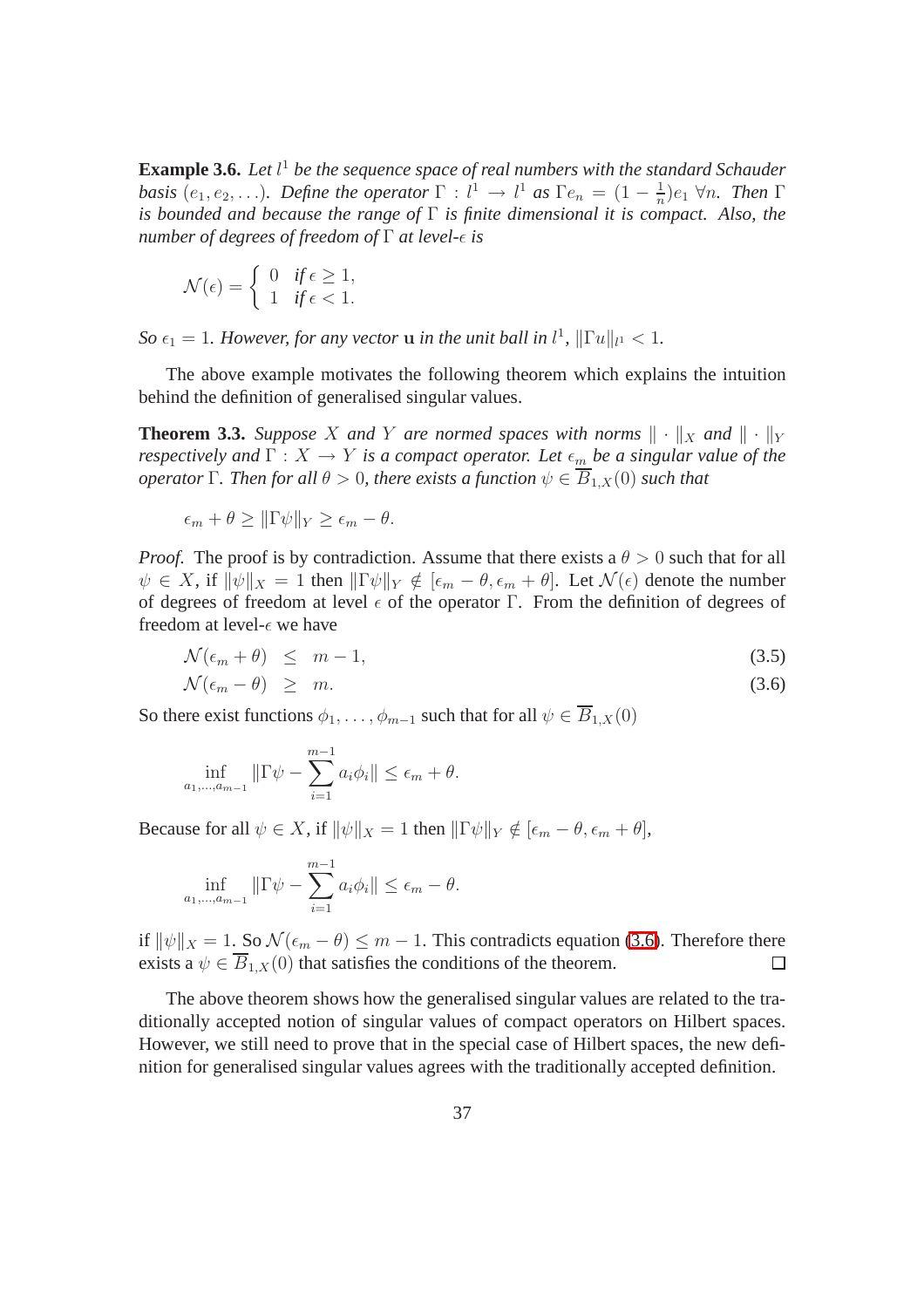**Example 3.6.** *Let $l^1$ be the sequence space of real numbers with the standard Schauder basis $(e_1, e_2, \ldots)$. Define the operator $\Gamma : l^1 \to l^1$ as $\Gamma e_n = (1 - \frac{1}{n})e_1 \; \forall n$. Then $\Gamma$ is bounded and because the range of $\Gamma$ is finite dimensional it is compact. Also, the number of degrees of freedom of $\Gamma$ at level-$\epsilon$ is*

$$\mathcal{N}(\epsilon) = \begin{cases} 0 & \text{if } \epsilon \geq 1, \\ 1 & \text{if } \epsilon < 1. \end{cases}$$

*So $\epsilon_1 = 1$. However, for any vector $\mathbf{u}$ in the unit ball in $l^1$, $\|\Gamma u\|_{l^1} < 1$.*

The above example motivates the following theorem which explains the intuition behind the definition of generalised singular values.

**Theorem 3.3.** *Suppose $X$ and $Y$ are normed spaces with norms $\|\cdot\|_X$ and $\|\cdot\|_Y$ respectively and $\Gamma : X \to Y$ is a compact operator. Let $\epsilon_m$ be a singular value of the operator $\Gamma$. Then for all $\theta > 0$, there exists a function $\psi \in \overline{B}_{1,X}(0)$ such that*

$$\epsilon_m + \theta \geq \|\Gamma\psi\|_Y \geq \epsilon_m - \theta.$$

*Proof.* The proof is by contradiction. Assume that there exists a $\theta > 0$ such that for all $\psi \in X$, if $\|\psi\|_X = 1$ then $\|\Gamma\psi\|_Y \notin [\epsilon_m - \theta, \epsilon_m + \theta]$. Let $\mathcal{N}(\epsilon)$ denote the number of degrees of freedom at level $\epsilon$ of the operator $\Gamma$. From the definition of degrees of freedom at level-$\epsilon$ we have

$$\mathcal{N}(\epsilon_m + \theta) \leq m - 1, \tag{3.5}$$

$$\mathcal{N}(\epsilon_m - \theta) \geq m. \tag{3.6}$$

So there exist functions $\phi_1, \ldots, \phi_{m-1}$ such that for all $\psi \in \overline{B}_{1,X}(0)$

$$\inf_{a_1,\ldots,a_{m-1}} \|\Gamma\psi - \sum_{i=1}^{m-1} a_i\phi_i\| \leq \epsilon_m + \theta.$$

Because for all $\psi \in X$, if $\|\psi\|_X = 1$ then $\|\Gamma\psi\|_Y \notin [\epsilon_m - \theta, \epsilon_m + \theta]$,

$$\inf_{a_1,\ldots,a_{m-1}} \|\Gamma\psi - \sum_{i=1}^{m-1} a_i\phi_i\| \leq \epsilon_m - \theta.$$

if $\|\psi\|_X = 1$. So $\mathcal{N}(\epsilon_m - \theta) \leq m - 1$. This contradicts equation (3.6). Therefore there exists a $\psi \in \overline{B}_{1,X}(0)$ that satisfies the conditions of the theorem. □

The above theorem shows how the generalised singular values are related to the traditionally accepted notion of singular values of compact operators on Hilbert spaces. However, we still need to prove that in the special case of Hilbert spaces, the new definition for generalised singular values agrees with the traditionally accepted definition.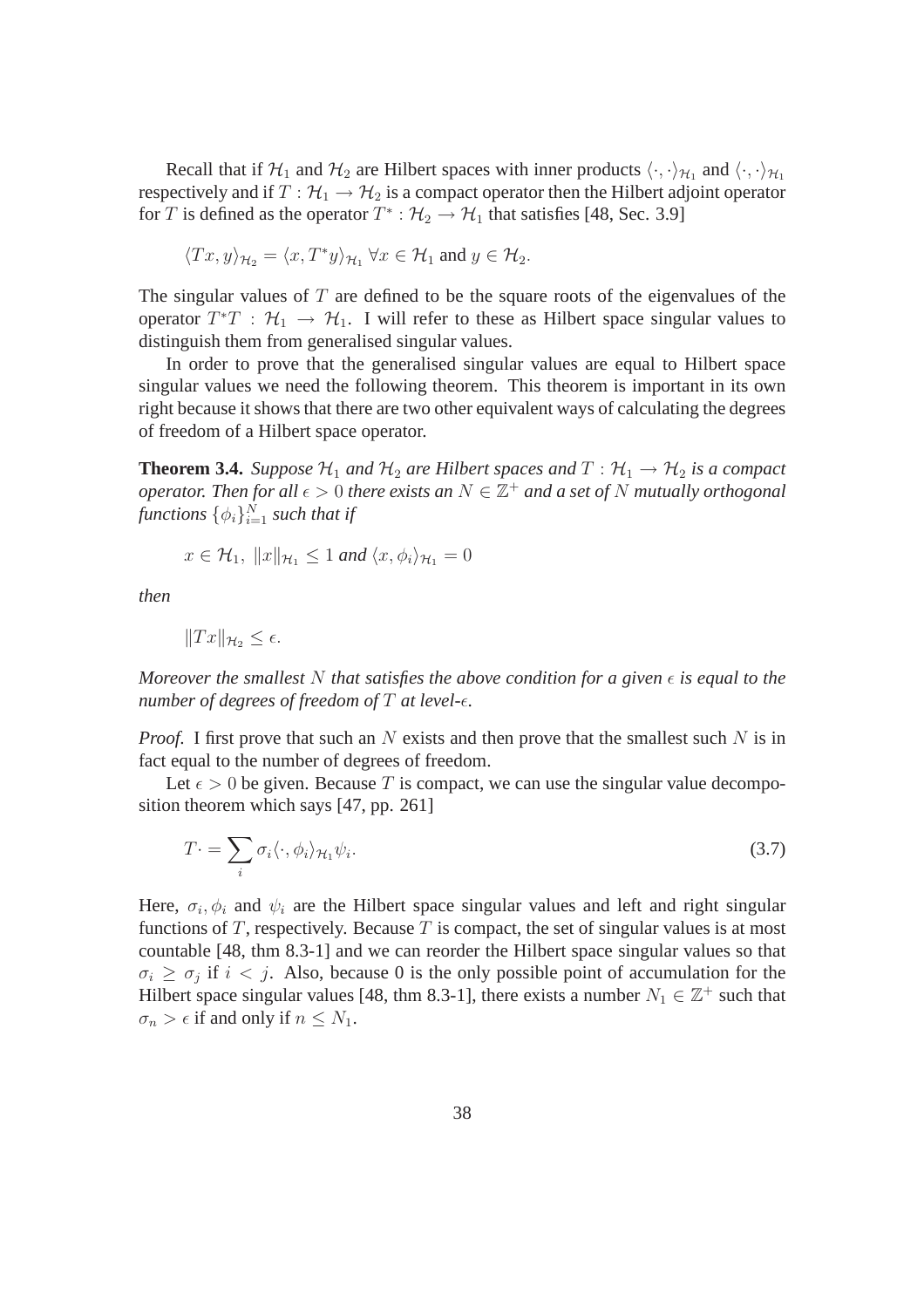Recall that if $\mathcal{H}_1$ and $\mathcal{H}_2$ are Hilbert spaces with inner products $\langle \cdot, \cdot \rangle_{\mathcal{H}_1}$ and $\langle \cdot, \cdot \rangle_{\mathcal{H}_1}$ respectively and if $T : \mathcal{H}_1 \to \mathcal{H}_2$ is a compact operator then the Hilbert adjoint operator for $T$ is defined as the operator $T^* : \mathcal{H}_2 \to \mathcal{H}_1$ that satisfies [48, Sec. 3.9]

$$\langle Tx, y \rangle_{\mathcal{H}_2} = \langle x, T^* y \rangle_{\mathcal{H}_1} \; \forall x \in \mathcal{H}_1 \text{ and } y \in \mathcal{H}_2.$$

The singular values of $T$ are defined to be the square roots of the eigenvalues of the operator $T^*T : \mathcal{H}_1 \to \mathcal{H}_1$. I will refer to these as Hilbert space singular values to distinguish them from generalised singular values.

In order to prove that the generalised singular values are equal to Hilbert space singular values we need the following theorem. This theorem is important in its own right because it shows that there are two other equivalent ways of calculating the degrees of freedom of a Hilbert space operator.

**Theorem 3.4.** *Suppose $\mathcal{H}_1$ and $\mathcal{H}_2$ are Hilbert spaces and $T : \mathcal{H}_1 \to \mathcal{H}_2$ is a compact operator. Then for all $\epsilon > 0$ there exists an $N \in \mathbb{Z}^+$ and a set of $N$ mutually orthogonal functions $\{\phi_i\}_{i=1}^N$ such that if*

$$x \in \mathcal{H}_1, \; \|x\|_{\mathcal{H}_1} \leq 1 \textit{ and } \langle x, \phi_i \rangle_{\mathcal{H}_1} = 0$$

*then*

$$\|Tx\|_{\mathcal{H}_2} \leq \epsilon.$$

*Moreover the smallest $N$ that satisfies the above condition for a given $\epsilon$ is equal to the number of degrees of freedom of $T$ at level-$\epsilon$.*

*Proof.* I first prove that such an $N$ exists and then prove that the smallest such $N$ is in fact equal to the number of degrees of freedom.

Let $\epsilon > 0$ be given. Because $T$ is compact, we can use the singular value decomposition theorem which says [47, pp. 261]

$$T \cdot = \sum_i \sigma_i \langle \cdot, \phi_i \rangle_{\mathcal{H}_1} \psi_i. \tag{3.7}$$

Here, $\sigma_i, \phi_i$ and $\psi_i$ are the Hilbert space singular values and left and right singular functions of $T$, respectively. Because $T$ is compact, the set of singular values is at most countable [48, thm 8.3-1] and we can reorder the Hilbert space singular values so that $\sigma_i \geq \sigma_j$ if $i < j$. Also, because 0 is the only possible point of accumulation for the Hilbert space singular values [48, thm 8.3-1], there exists a number $N_1 \in \mathbb{Z}^+$ such that $\sigma_n > \epsilon$ if and only if $n \leq N_1$.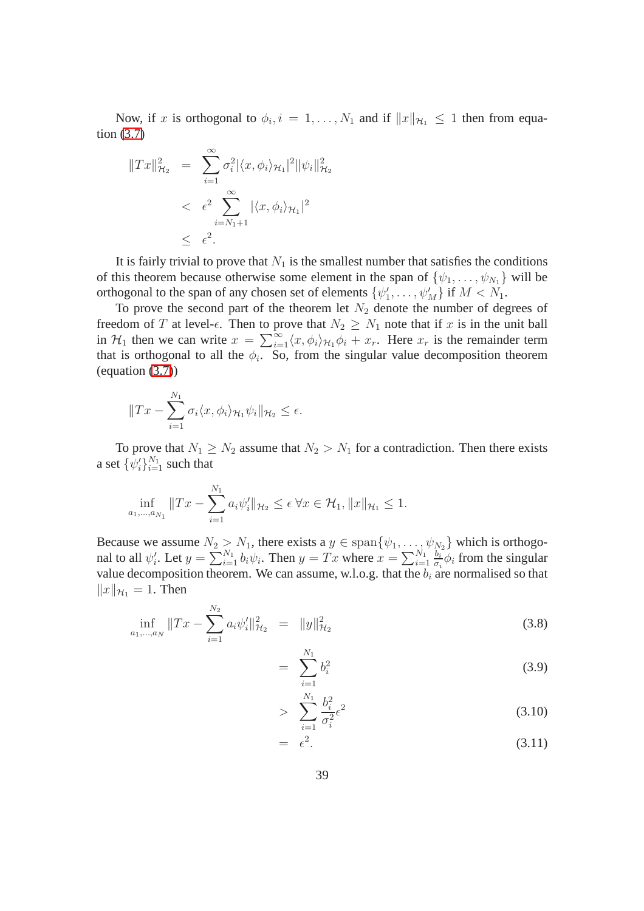Now, if $x$ is orthogonal to $\phi_i, i = 1, \ldots, N_1$ and if $\|x\|_{\mathcal{H}_1} \leq 1$ then from equation (3.7)

$$
\begin{aligned}
\|Tx\|^2_{\mathcal{H}_2} &= \sum_{i=1}^{\infty} \sigma_i^2 |\langle x, \phi_i \rangle_{\mathcal{H}_1}|^2 \|\psi_i\|^2_{\mathcal{H}_2} \\
&< \epsilon^2 \sum_{i=N_1+1}^{\infty} |\langle x, \phi_i \rangle_{\mathcal{H}_1}|^2 \\
&\leq \epsilon^2.
\end{aligned}
$$

It is fairly trivial to prove that $N_1$ is the smallest number that satisfies the conditions of this theorem because otherwise some element in the span of $\{\psi_1, \ldots, \psi_{N_1}\}$ will be orthogonal to the span of any chosen set of elements $\{\psi'_1, \ldots, \psi'_M\}$ if $M < N_1$.

To prove the second part of the theorem let $N_2$ denote the number of degrees of freedom of $T$ at level-$\epsilon$. Then to prove that $N_2 \geq N_1$ note that if $x$ is in the unit ball in $\mathcal{H}_1$ then we can write $x = \sum_{i=1}^{\infty} \langle x, \phi_i \rangle_{\mathcal{H}_1} \phi_i + x_r$. Here $x_r$ is the remainder term that is orthogonal to all the $\phi_i$. So, from the singular value decomposition theorem (equation (3.7))

$$
\|Tx - \sum_{i=1}^{N_1} \sigma_i \langle x, \phi_i \rangle_{\mathcal{H}_1} \psi_i\|_{\mathcal{H}_2} \leq \epsilon.
$$

To prove that $N_1 \geq N_2$ assume that $N_2 > N_1$ for a contradiction. Then there exists a set $\{\psi'_i\}_{i=1}^{N_1}$ such that

$$
\inf_{a_1, \ldots, a_{N_1}} \|Tx - \sum_{i=1}^{N_1} a_i \psi'_i\|_{\mathcal{H}_2} \leq \epsilon \; \forall x \in \mathcal{H}_1, \|x\|_{\mathcal{H}_1} \leq 1.
$$

Because we assume $N_2 > N_1$, there exists a $y \in \operatorname{span}\{\psi_1, \ldots, \psi_{N_2}\}$ which is orthogonal to all $\psi'_i$. Let $y = \sum_{i=1}^{N_1} b_i \psi_i$. Then $y = Tx$ where $x = \sum_{i=1}^{N_1} \frac{b_i}{\sigma_i} \phi_i$ from the singular value decomposition theorem. We can assume, w.l.o.g. that the $b_i$ are normalised so that $\|x\|_{\mathcal{H}_1} = 1$. Then

$$
\begin{aligned}
\inf_{a_1, \ldots, a_N} \|Tx - \sum_{i=1}^{N_2} a_i \psi'_i\|^2_{\mathcal{H}_2} &= \|y\|^2_{\mathcal{H}_2} && (3.8) \\
&= \sum_{i=1}^{N_1} b_i^2 && (3.9) \\
&> \sum_{i=1}^{N_1} \frac{b_i^2}{\sigma_i^2} \epsilon^2 && (3.10) \\
&= \epsilon^2. && (3.11)
\end{aligned}
$$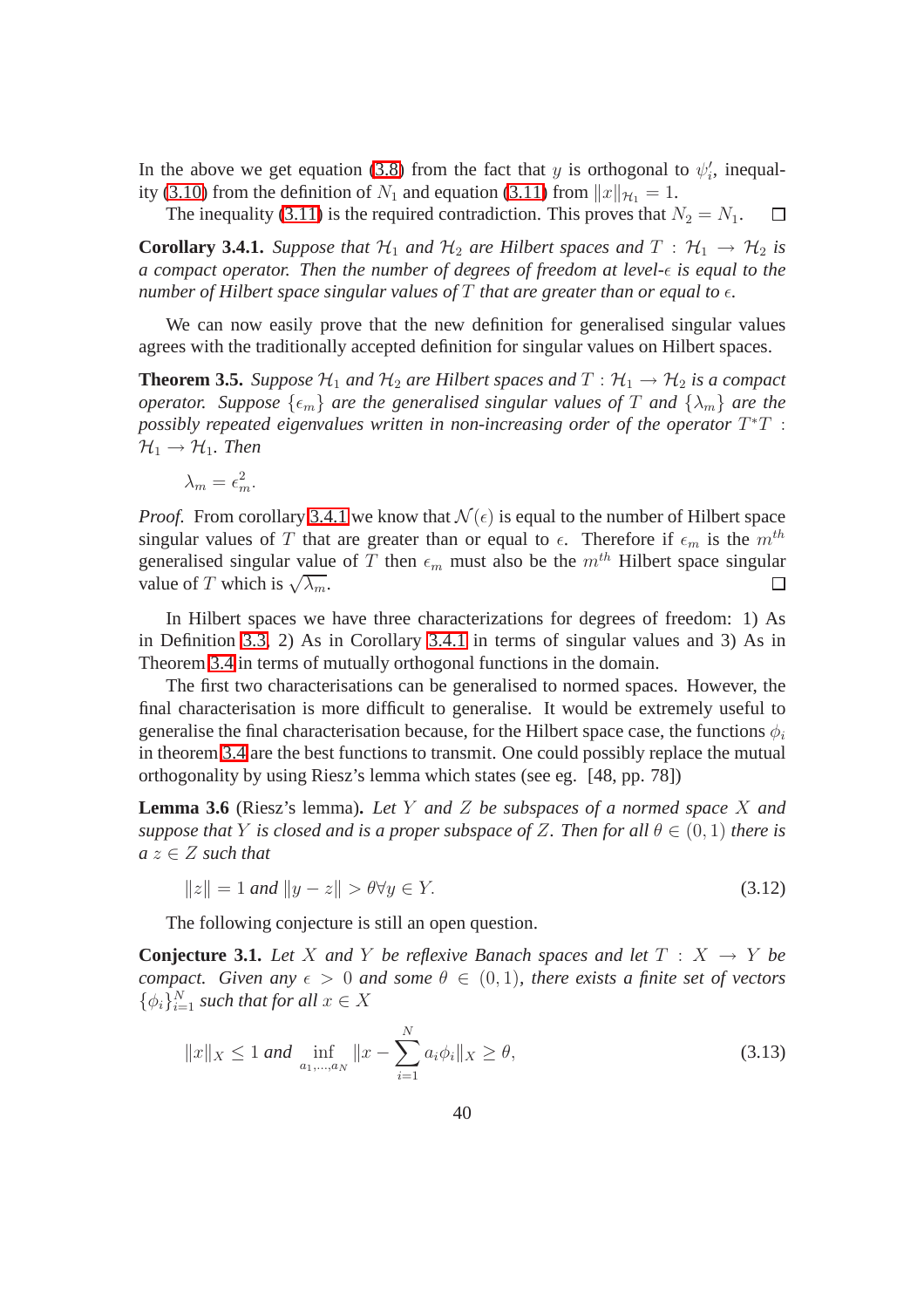In the above we get equation (3.8) from the fact that $y$ is orthogonal to $\psi_i'$, inequality (3.10) from the definition of $N_1$ and equation (3.11) from $\|x\|_{\mathcal{H}_1} = 1$.

The inequality (3.11) is the required contradiction. This proves that $N_2 = N_1$. □

**Corollary 3.4.1.** *Suppose that $\mathcal{H}_1$ and $\mathcal{H}_2$ are Hilbert spaces and $T : \mathcal{H}_1 \to \mathcal{H}_2$ is a compact operator. Then the number of degrees of freedom at level-$\epsilon$ is equal to the number of Hilbert space singular values of $T$ that are greater than or equal to $\epsilon$.*

We can now easily prove that the new definition for generalised singular values agrees with the traditionally accepted definition for singular values on Hilbert spaces.

**Theorem 3.5.** *Suppose $\mathcal{H}_1$ and $\mathcal{H}_2$ are Hilbert spaces and $T : \mathcal{H}_1 \to \mathcal{H}_2$ is a compact operator. Suppose $\{\epsilon_m\}$ are the generalised singular values of $T$ and $\{\lambda_m\}$ are the possibly repeated eigenvalues written in non-increasing order of the operator $T^*T : \mathcal{H}_1 \to \mathcal{H}_1$. Then*

$$\lambda_m = \epsilon_m^2.$$

*Proof.* From corollary 3.4.1 we know that $\mathcal{N}(\epsilon)$ is equal to the number of Hilbert space singular values of $T$ that are greater than or equal to $\epsilon$. Therefore if $\epsilon_m$ is the $m^{th}$ generalised singular value of $T$ then $\epsilon_m$ must also be the $m^{th}$ Hilbert space singular value of $T$ which is $\sqrt{\lambda_m}$. □

In Hilbert spaces we have three characterizations for degrees of freedom: 1) As in Definition 3.3, 2) As in Corollary 3.4.1 in terms of singular values and 3) As in Theorem 3.4 in terms of mutually orthogonal functions in the domain.

The first two characterisations can be generalised to normed spaces. However, the final characterisation is more difficult to generalise. It would be extremely useful to generalise the final characterisation because, for the Hilbert space case, the functions $\phi_i$ in theorem 3.4 are the best functions to transmit. One could possibly replace the mutual orthogonality by using Riesz's lemma which states (see eg. [48, pp. 78])

**Lemma 3.6** (Riesz's lemma)**.** *Let $Y$ and $Z$ be subspaces of a normed space $X$ and suppose that $Y$ is closed and is a proper subspace of $Z$. Then for all $\theta \in (0, 1)$ there is a $z \in Z$ such that*

$$\|z\| = 1 \text{ and } \|y - z\| > \theta \forall y \in Y. \tag{3.12}$$

The following conjecture is still an open question.

**Conjecture 3.1.** *Let $X$ and $Y$ be reflexive Banach spaces and let $T : X \to Y$ be compact. Given any $\epsilon > 0$ and some $\theta \in (0, 1)$, there exists a finite set of vectors $\{\phi_i\}_{i=1}^N$ such that for all $x \in X$*

$$\|x\|_X \leq 1 \text{ and } \inf_{a_1,\ldots,a_N} \|x - \sum_{i=1}^N a_i\phi_i\|_X \geq \theta, \tag{3.13}$$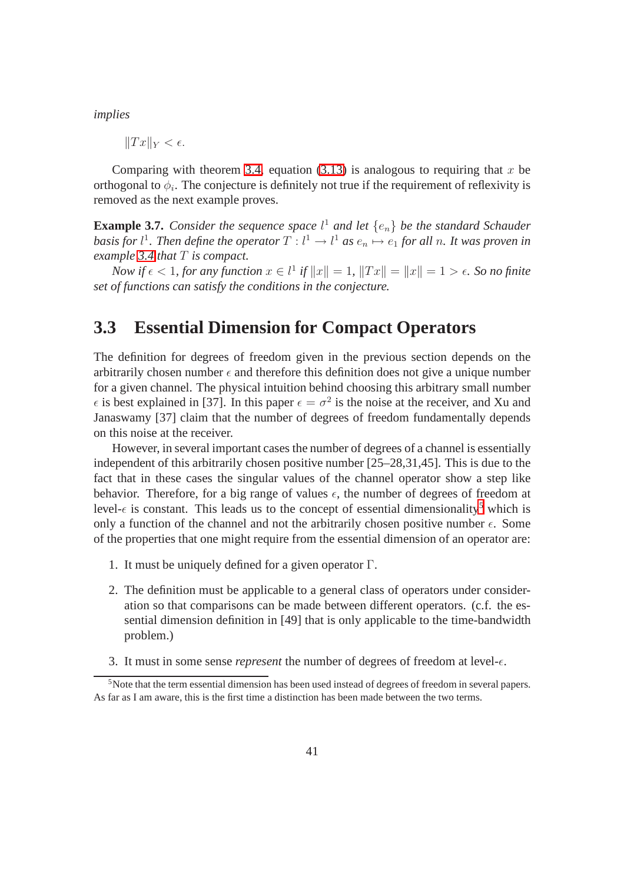*implies*

$$\|Tx\|_Y < \epsilon.$$

Comparing with theorem 3.4, equation (3.13) is analogous to requiring that $x$ be orthogonal to $\phi_i$. The conjecture is definitely not true if the requirement of reflexivity is removed as the next example proves.

**Example 3.7.** *Consider the sequence space $l^1$ and let $\{e_n\}$ be the standard Schauder basis for $l^1$. Then define the operator $T : l^1 \to l^1$ as $e_n \mapsto e_1$ for all $n$. It was proven in example 3.4 that $T$ is compact.*

*Now if $\epsilon < 1$, for any function $x \in l^1$ if $\|x\| = 1$, $\|Tx\| = \|x\| = 1 > \epsilon$. So no finite set of functions can satisfy the conditions in the conjecture.*

## 3.3 Essential Dimension for Compact Operators

The definition for degrees of freedom given in the previous section depends on the arbitrarily chosen number $\epsilon$ and therefore this definition does not give a unique number for a given channel. The physical intuition behind choosing this arbitrary small number $\epsilon$ is best explained in [37]. In this paper $\epsilon = \sigma^2$ is the noise at the receiver, and Xu and Janaswamy [37] claim that the number of degrees of freedom fundamentally depends on this noise at the receiver.

However, in several important cases the number of degrees of a channel is essentially independent of this arbitrarily chosen positive number [25–28,31,45]. This is due to the fact that in these cases the singular values of the channel operator show a step like behavior. Therefore, for a big range of values $\epsilon$, the number of degrees of freedom at level-$\epsilon$ is constant. This leads us to the concept of essential dimensionality[5] which is only a function of the channel and not the arbitrarily chosen positive number $\epsilon$. Some of the properties that one might require from the essential dimension of an operator are:

1. It must be uniquely defined for a given operator $\Gamma$.
2. The definition must be applicable to a general class of operators under consideration so that comparisons can be made between different operators. (c.f. the essential dimension definition in [49] that is only applicable to the time-bandwidth problem.)
3. It must in some sense *represent* the number of degrees of freedom at level-$\epsilon$.

[5] Note that the term essential dimension has been used instead of degrees of freedom in several papers. As far as I am aware, this is the first time a distinction has been made between the two terms.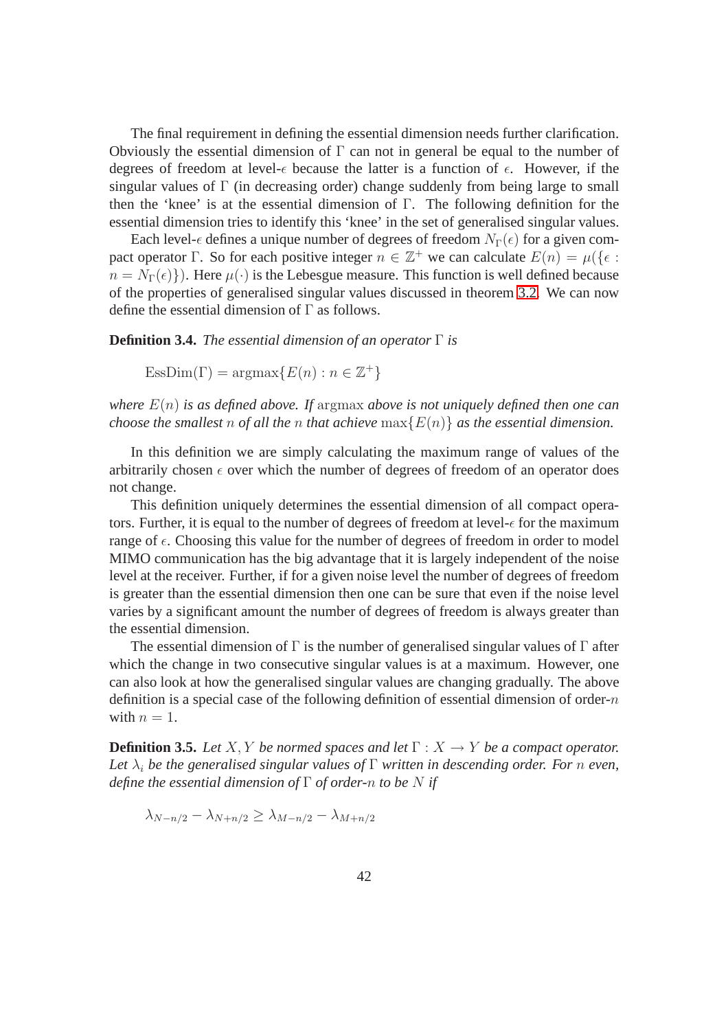The final requirement in defining the essential dimension needs further clarification. Obviously the essential dimension of $\Gamma$ can not in general be equal to the number of degrees of freedom at level-$\epsilon$ because the latter is a function of $\epsilon$. However, if the singular values of $\Gamma$ (in decreasing order) change suddenly from being large to small then the 'knee' is at the essential dimension of $\Gamma$. The following definition for the essential dimension tries to identify this 'knee' in the set of generalised singular values.

Each level-$\epsilon$ defines a unique number of degrees of freedom $N_\Gamma(\epsilon)$ for a given compact operator $\Gamma$. So for each positive integer $n \in \mathbb{Z}^+$ we can calculate $E(n) = \mu(\{\epsilon : n = N_\Gamma(\epsilon)\})$. Here $\mu(\cdot)$ is the Lebesgue measure. This function is well defined because of the properties of generalised singular values discussed in theorem 3.2. We can now define the essential dimension of $\Gamma$ as follows.

**Definition 3.4.** *The essential dimension of an operator* $\Gamma$ *is*

$$\mathrm{EssDim}(\Gamma) = \mathrm{argmax}\{E(n) : n \in \mathbb{Z}^+\}$$

*where* $E(n)$ *is as defined above. If* $\mathrm{argmax}$ *above is not uniquely defined then one can choose the smallest* $n$ *of all the* $n$ *that achieve* $\max\{E(n)\}$ *as the essential dimension.*

In this definition we are simply calculating the maximum range of values of the arbitrarily chosen $\epsilon$ over which the number of degrees of freedom of an operator does not change.

This definition uniquely determines the essential dimension of all compact operators. Further, it is equal to the number of degrees of freedom at level-$\epsilon$ for the maximum range of $\epsilon$. Choosing this value for the number of degrees of freedom in order to model MIMO communication has the big advantage that it is largely independent of the noise level at the receiver. Further, if for a given noise level the number of degrees of freedom is greater than the essential dimension then one can be sure that even if the noise level varies by a significant amount the number of degrees of freedom is always greater than the essential dimension.

The essential dimension of $\Gamma$ is the number of generalised singular values of $\Gamma$ after which the change in two consecutive singular values is at a maximum. However, one can also look at how the generalised singular values are changing gradually. The above definition is a special case of the following definition of essential dimension of order-$n$ with $n = 1$.

**Definition 3.5.** *Let* $X, Y$ *be normed spaces and let* $\Gamma : X \to Y$ *be a compact operator. Let* $\lambda_i$ *be the generalised singular values of* $\Gamma$ *written in descending order. For* $n$ *even, define the essential dimension of* $\Gamma$ *of order-*$n$ *to be* $N$ *if*

$$\lambda_{N-n/2} - \lambda_{N+n/2} \geq \lambda_{M-n/2} - \lambda_{M+n/2}$$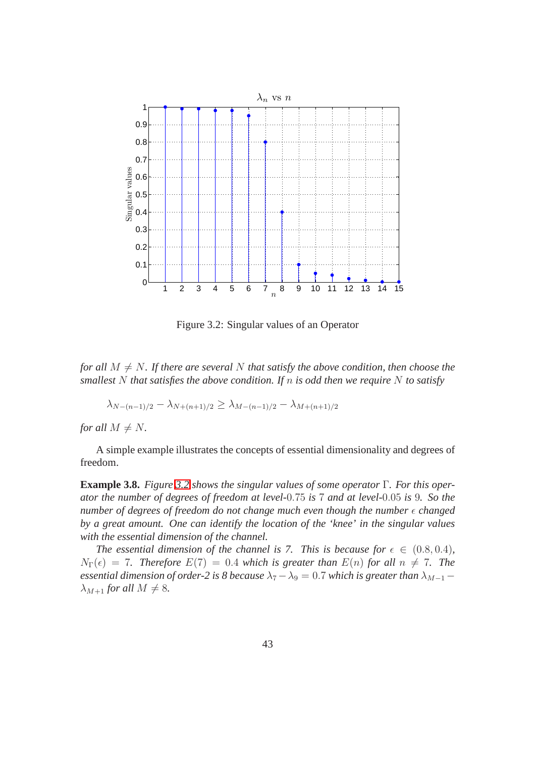Figure 3.2: Singular values of an Operator

*for all $M \neq N$. If there are several $N$ that satisfy the above condition, then choose the smallest $N$ that satisfies the above condition. If $n$ is odd then we require $N$ to satisfy*

$$\lambda_{N-(n-1)/2} - \lambda_{N+(n+1)/2} \geq \lambda_{M-(n-1)/2} - \lambda_{M+(n+1)/2}$$

*for all $M \neq N$.*

A simple example illustrates the concepts of essential dimensionality and degrees of freedom.

**Example 3.8.** *Figure 3.2 shows the singular values of some operator $\Gamma$. For this operator the number of degrees of freedom at level-$0.75$ is $7$ and at level-$0.05$ is $9$. So the number of degrees of freedom do not change much even though the number $\epsilon$ changed by a great amount. One can identify the location of the 'knee' in the singular values with the essential dimension of the channel.*

*The essential dimension of the channel is 7. This is because for $\epsilon \in (0.8, 0.4)$, $N_\Gamma(\epsilon) = 7$. Therefore $E(7) = 0.4$ which is greater than $E(n)$ for all $n \neq 7$. The essential dimension of order-2 is 8 because $\lambda_7 - \lambda_9 = 0.7$ which is greater than $\lambda_{M-1} - \lambda_{M+1}$ for all $M \neq 8$.*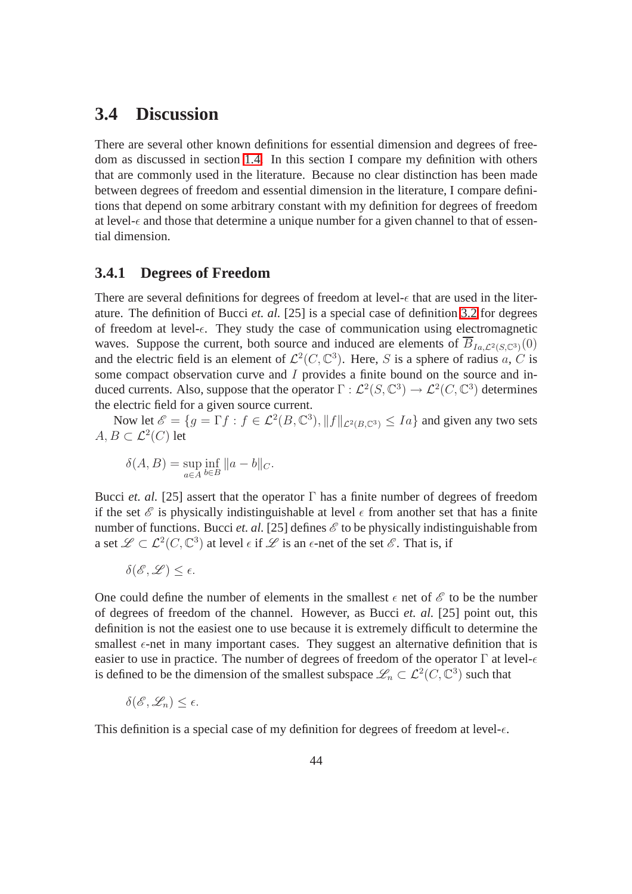## 3.4 Discussion

There are several other known definitions for essential dimension and degrees of freedom as discussed in section 1.4. In this section I compare my definition with others that are commonly used in the literature. Because no clear distinction has been made between degrees of freedom and essential dimension in the literature, I compare definitions that depend on some arbitrary constant with my definition for degrees of freedom at level-$\epsilon$ and those that determine a unique number for a given channel to that of essential dimension.

### 3.4.1 Degrees of Freedom

There are several definitions for degrees of freedom at level-$\epsilon$ that are used in the literature. The definition of Bucci *et. al.* [25] is a special case of definition 3.2 for degrees of freedom at level-$\epsilon$. They study the case of communication using electromagnetic waves. Suppose the current, both source and induced are elements of $\overline{B}_{Ia,\mathcal{L}^2(S,\mathbb{C}^3)}(0)$ and the electric field is an element of $\mathcal{L}^2(C,\mathbb{C}^3)$. Here, $S$ is a sphere of radius $a$, $C$ is some compact observation curve and $I$ provides a finite bound on the source and induced currents. Also, suppose that the operator $\Gamma : \mathcal{L}^2(S,\mathbb{C}^3) \to \mathcal{L}^2(C,\mathbb{C}^3)$ determines the electric field for a given source current.

Now let $\mathscr{E} = \{g = \Gamma f : f \in \mathcal{L}^2(B,\mathbb{C}^3), \|f\|_{\mathcal{L}^2(B,\mathbb{C}^3)} \leq Ia\}$ and given any two sets $A, B \subset \mathcal{L}^2(C)$ let

$$\delta(A,B) = \sup_{a\in A} \inf_{b\in B} \|a-b\|_C.$$

Bucci *et. al.* [25] assert that the operator $\Gamma$ has a finite number of degrees of freedom if the set $\mathscr{E}$ is physically indistinguishable at level $\epsilon$ from another set that has a finite number of functions. Bucci *et. al.* [25] defines $\mathscr{E}$ to be physically indistinguishable from a set $\mathscr{L} \subset \mathcal{L}^2(C,\mathbb{C}^3)$ at level $\epsilon$ if $\mathscr{L}$ is an $\epsilon$-net of the set $\mathscr{E}$. That is, if

$$\delta(\mathscr{E},\mathscr{L}) \leq \epsilon.$$

One could define the number of elements in the smallest $\epsilon$ net of $\mathscr{E}$ to be the number of degrees of freedom of the channel. However, as Bucci *et. al.* [25] point out, this definition is not the easiest one to use because it is extremely difficult to determine the smallest $\epsilon$-net in many important cases. They suggest an alternative definition that is easier to use in practice. The number of degrees of freedom of the operator $\Gamma$ at level-$\epsilon$ is defined to be the dimension of the smallest subspace $\mathscr{L}_n \subset \mathcal{L}^2(C,\mathbb{C}^3)$ such that

$$\delta(\mathscr{E},\mathscr{L}_n) \leq \epsilon.$$

This definition is a special case of my definition for degrees of freedom at level-$\epsilon$.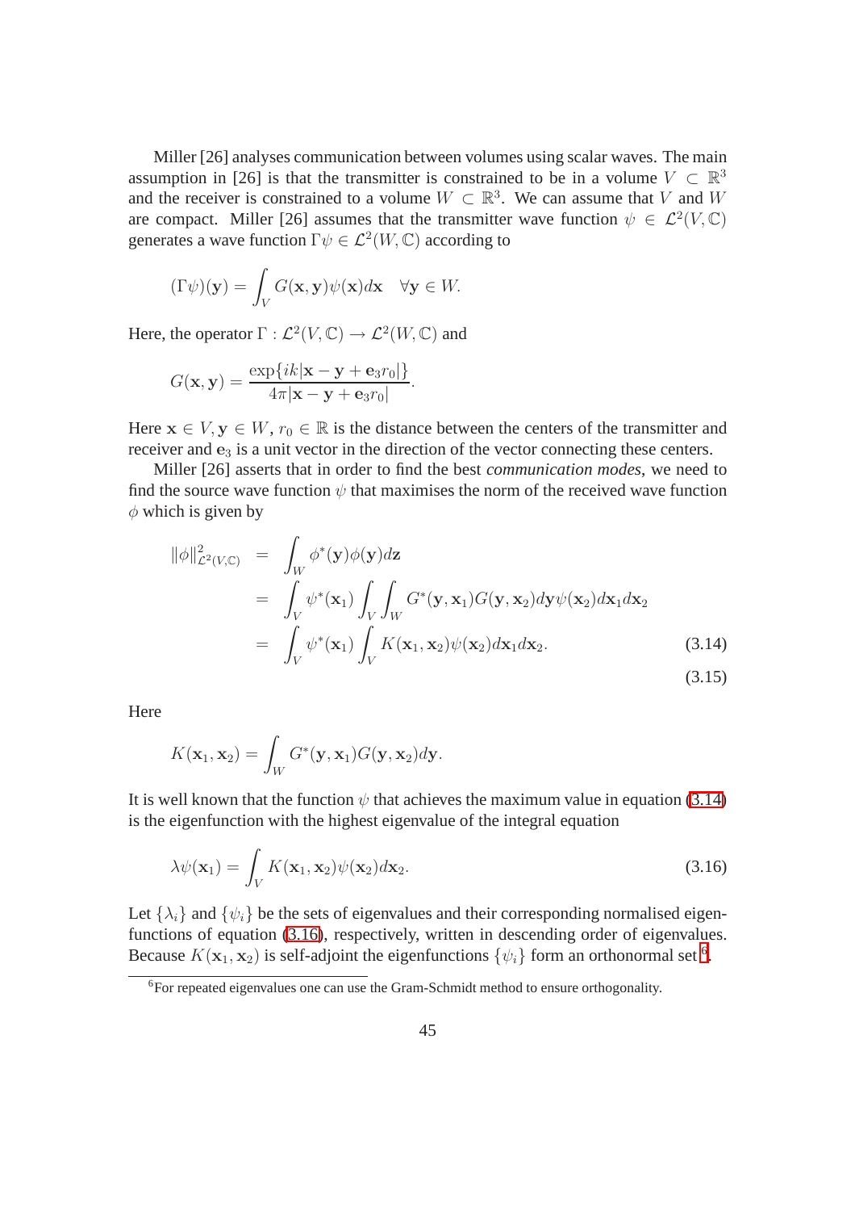Miller [26] analyses communication between volumes using scalar waves. The main assumption in [26] is that the transmitter is constrained to be in a volume $V \subset \mathbb{R}^3$ and the receiver is constrained to a volume $W \subset \mathbb{R}^3$. We can assume that $V$ and $W$ are compact. Miller [26] assumes that the transmitter wave function $\psi \in \mathcal{L}^2(V, \mathbb{C})$ generates a wave function $\Gamma\psi \in \mathcal{L}^2(W, \mathbb{C})$ according to

$$(\Gamma\psi)(\mathbf{y}) = \int_V G(\mathbf{x}, \mathbf{y})\psi(\mathbf{x})d\mathbf{x} \quad \forall \mathbf{y} \in W.$$

Here, the operator $\Gamma : \mathcal{L}^2(V, \mathbb{C}) \to \mathcal{L}^2(W, \mathbb{C})$ and

$$G(\mathbf{x}, \mathbf{y}) = \frac{\exp\{ik|\mathbf{x} - \mathbf{y} + \mathbf{e}_3 r_0|\}}{4\pi|\mathbf{x} - \mathbf{y} + \mathbf{e}_3 r_0|}.$$

Here $\mathbf{x} \in V, \mathbf{y} \in W$, $r_0 \in \mathbb{R}$ is the distance between the centers of the transmitter and receiver and $\mathbf{e}_3$ is a unit vector in the direction of the vector connecting these centers.

Miller [26] asserts that in order to find the best *communication modes*, we need to find the source wave function $\psi$ that maximises the norm of the received wave function $\phi$ which is given by

$$\begin{aligned}
\|\phi\|^2_{\mathcal{L}^2(V,\mathbb{C})} &= \int_W \phi^*(\mathbf{y})\phi(\mathbf{y})d\mathbf{z} \\
&= \int_V \psi^*(\mathbf{x}_1) \int_V \int_W G^*(\mathbf{y}, \mathbf{x}_1)G(\mathbf{y}, \mathbf{x}_2)d\mathbf{y}\psi(\mathbf{x}_2)d\mathbf{x}_1 d\mathbf{x}_2 \\
&= \int_V \psi^*(\mathbf{x}_1) \int_V K(\mathbf{x}_1, \mathbf{x}_2)\psi(\mathbf{x}_2)d\mathbf{x}_1 d\mathbf{x}_2. \qquad (3.14)
\end{aligned}$$

$$(3.15)$$

Here

$$K(\mathbf{x}_1, \mathbf{x}_2) = \int_W G^*(\mathbf{y}, \mathbf{x}_1)G(\mathbf{y}, \mathbf{x}_2)d\mathbf{y}.$$

It is well known that the function $\psi$ that achieves the maximum value in equation (3.14) is the eigenfunction with the highest eigenvalue of the integral equation

$$\lambda\psi(\mathbf{x}_1) = \int_V K(\mathbf{x}_1, \mathbf{x}_2)\psi(\mathbf{x}_2)d\mathbf{x}_2. \qquad (3.16)$$

Let $\{\lambda_i\}$ and $\{\psi_i\}$ be the sets of eigenvalues and their corresponding normalised eigenfunctions of equation (3.16), respectively, written in descending order of eigenvalues. Because $K(\mathbf{x}_1, \mathbf{x}_2)$ is self-adjoint the eigenfunctions $\{\psi_i\}$ form an orthonormal set [6].

[6] For repeated eigenvalues one can use the Gram-Schmidt method to ensure orthogonality.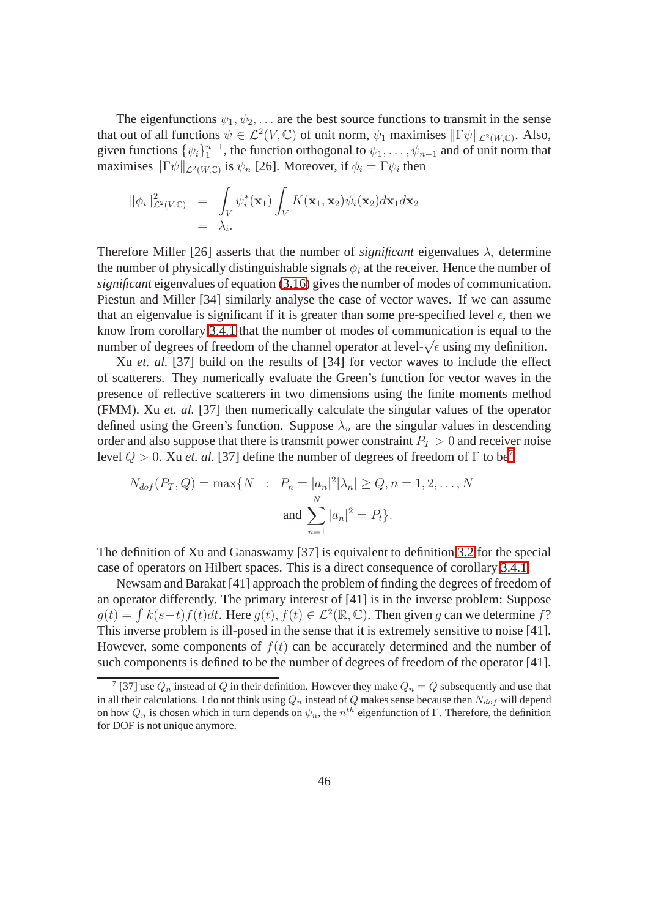The eigenfunctions $\psi_1, \psi_2, \ldots$ are the best source functions to transmit in the sense that out of all functions $\psi \in \mathcal{L}^2(V, \mathbb{C})$ of unit norm, $\psi_1$ maximises $\|\Gamma\psi\|_{\mathcal{L}^2(W,\mathbb{C})}$. Also, given functions $\{\psi_i\}_1^{n-1}$, the function orthogonal to $\psi_1, \ldots, \psi_{n-1}$ and of unit norm that maximises $\|\Gamma\psi\|_{\mathcal{L}^2(W,\mathbb{C})}$ is $\psi_n$ [26]. Moreover, if $\phi_i = \Gamma\psi_i$ then

$$
\begin{aligned}
\|\phi_i\|^2_{\mathcal{L}^2(V,\mathbb{C})} &= \int_V \psi_i^*(\mathbf{x}_1) \int_V K(\mathbf{x}_1, \mathbf{x}_2)\psi_i(\mathbf{x}_2) d\mathbf{x}_1 d\mathbf{x}_2 \\
&= \lambda_i.
\end{aligned}
$$

Therefore Miller [26] asserts that the number of *significant* eigenvalues $\lambda_i$ determine the number of physically distinguishable signals $\phi_i$ at the receiver. Hence the number of *significant* eigenvalues of equation (3.16) gives the number of modes of communication. Piestun and Miller [34] similarly analyse the case of vector waves. If we can assume that an eigenvalue is significant if it is greater than some pre-specified level $\epsilon$, then we know from corollary 3.4.1 that the number of modes of communication is equal to the number of degrees of freedom of the channel operator at level-$\sqrt{\epsilon}$ using my definition.

Xu *et. al.* [37] build on the results of [34] for vector waves to include the effect of scatterers. They numerically evaluate the Green's function for vector waves in the presence of reflective scatterers in two dimensions using the finite moments method (FMM). Xu *et. al.* [37] then numerically calculate the singular values of the operator defined using the Green's function. Suppose $\lambda_n$ are the singular values in descending order and also suppose that there is transmit power constraint $P_T > 0$ and receiver noise level $Q > 0$. Xu *et. al.* [37] define the number of degrees of freedom of $\Gamma$ to be[7]

$$
\begin{aligned}
N_{dof}(P_T, Q) = \max\{N \quad : \quad & P_n = |a_n|^2|\lambda_n| \geq Q, n = 1, 2, \ldots, N \\
& \text{and } \sum_{n=1}^{N} |a_n|^2 = P_t\}.
\end{aligned}
$$

The definition of Xu and Ganaswamy [37] is equivalent to definition 3.2 for the special case of operators on Hilbert spaces. This is a direct consequence of corollary 3.4.1.

Newsam and Barakat [41] approach the problem of finding the degrees of freedom of an operator differently. The primary interest of [41] is in the inverse problem: Suppose $g(t) = \int k(s-t)f(t)dt$. Here $g(t), f(t) \in \mathcal{L}^2(\mathbb{R}, \mathbb{C})$. Then given $g$ can we determine $f$? This inverse problem is ill-posed in the sense that it is extremely sensitive to noise [41]. However, some components of $f(t)$ can be accurately determined and the number of such components is defined to be the number of degrees of freedom of the operator [41].

---

[7] [37] use $Q_n$ instead of $Q$ in their definition. However they make $Q_n = Q$ subsequently and use that in all their calculations. I do not think using $Q_n$ instead of $Q$ makes sense because then $N_{dof}$ will depend on how $Q_n$ is chosen which in turn depends on $\psi_n$, the $n^{th}$ eigenfunction of $\Gamma$. Therefore, the definition for DOF is not unique anymore.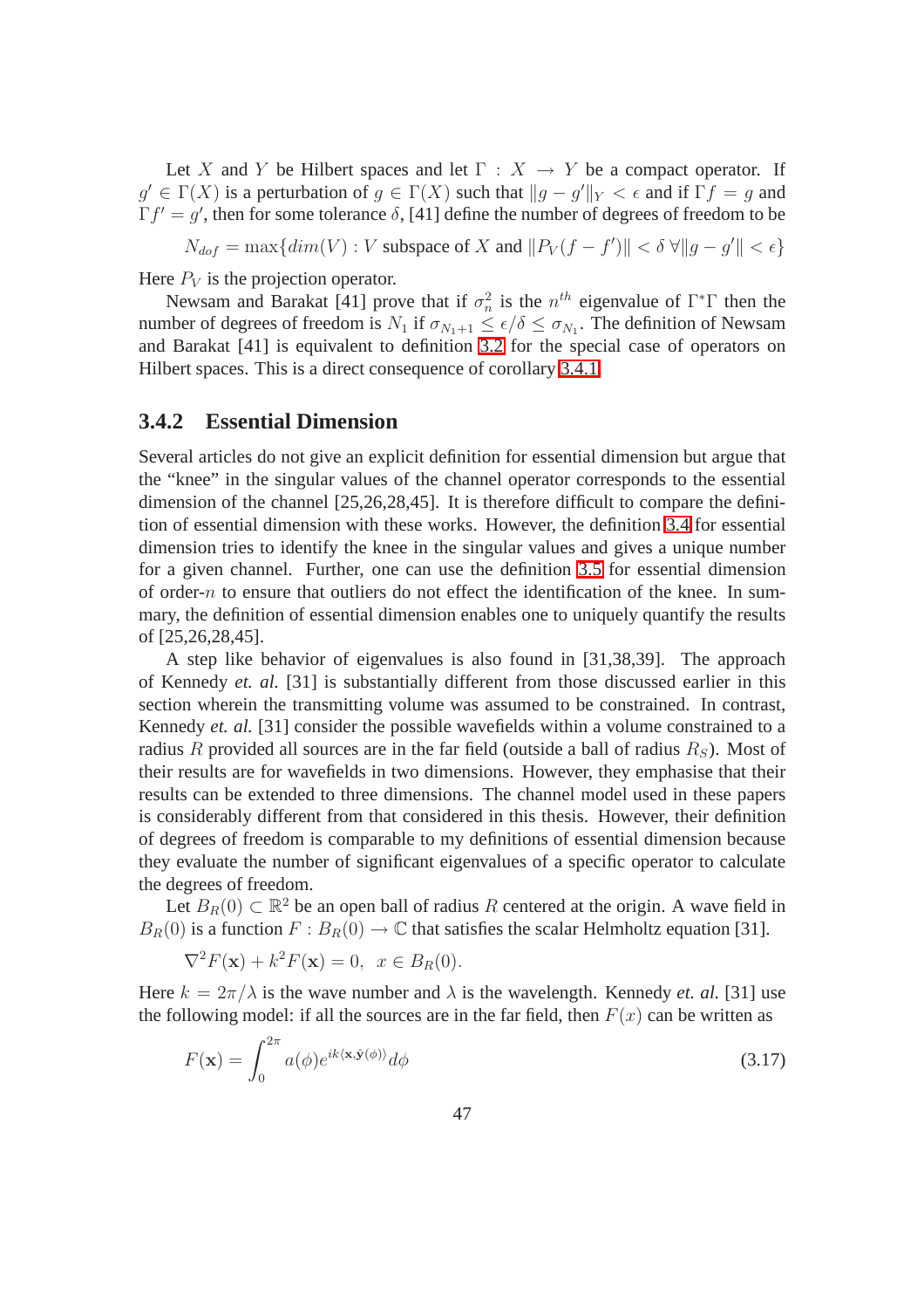Let $X$ and $Y$ be Hilbert spaces and let $\Gamma : X \to Y$ be a compact operator. If $g' \in \Gamma(X)$ is a perturbation of $g \in \Gamma(X)$ such that $\|g - g'\|_Y < \epsilon$ and if $\Gamma f = g$ and $\Gamma f' = g'$, then for some tolerance $\delta$, [41] define the number of degrees of freedom to be

$$N_{dof} = \max\{dim(V) : V \text{ subspace of } X \text{ and } \|P_V(f - f')\| < \delta \; \forall \|g - g'\| < \epsilon\}$$

Here $P_V$ is the projection operator.

Newsam and Barakat [41] prove that if $\sigma_n^2$ is the $n^{th}$ eigenvalue of $\Gamma^*\Gamma$ then the number of degrees of freedom is $N_1$ if $\sigma_{N_1+1} \leq \epsilon/\delta \leq \sigma_{N_1}$. The definition of Newsam and Barakat [41] is equivalent to definition 3.2 for the special case of operators on Hilbert spaces. This is a direct consequence of corollary 3.4.1.

### 3.4.2 Essential Dimension

Several articles do not give an explicit definition for essential dimension but argue that the "knee" in the singular values of the channel operator corresponds to the essential dimension of the channel [25,26,28,45]. It is therefore difficult to compare the definition of essential dimension with these works. However, the definition 3.4 for essential dimension tries to identify the knee in the singular values and gives a unique number for a given channel. Further, one can use the definition 3.5 for essential dimension of order-$n$ to ensure that outliers do not effect the identification of the knee. In summary, the definition of essential dimension enables one to uniquely quantify the results of [25,26,28,45].

A step like behavior of eigenvalues is also found in [31,38,39]. The approach of Kennedy *et. al.* [31] is substantially different from those discussed earlier in this section wherein the transmitting volume was assumed to be constrained. In contrast, Kennedy *et. al.* [31] consider the possible wavefields within a volume constrained to a radius $R$ provided all sources are in the far field (outside a ball of radius $R_S$). Most of their results are for wavefields in two dimensions. However, they emphasise that their results can be extended to three dimensions. The channel model used in these papers is considerably different from that considered in this thesis. However, their definition of degrees of freedom is comparable to my definitions of essential dimension because they evaluate the number of significant eigenvalues of a specific operator to calculate the degrees of freedom.

Let $B_R(0) \subset \mathbb{R}^2$ be an open ball of radius $R$ centered at the origin. A wave field in $B_R(0)$ is a function $F : B_R(0) \to \mathbb{C}$ that satisfies the scalar Helmholtz equation [31].

$$\nabla^2 F(\mathbf{x}) + k^2 F(\mathbf{x}) = 0, \;\; x \in B_R(0).$$

Here $k = 2\pi/\lambda$ is the wave number and $\lambda$ is the wavelength. Kennedy *et. al.* [31] use the following model: if all the sources are in the far field, then $F(x)$ can be written as

$$F(\mathbf{x}) = \int_0^{2\pi} a(\phi) e^{ik\langle \mathbf{x}, \hat{\mathbf{y}}(\phi)\rangle} d\phi \tag{3.17}$$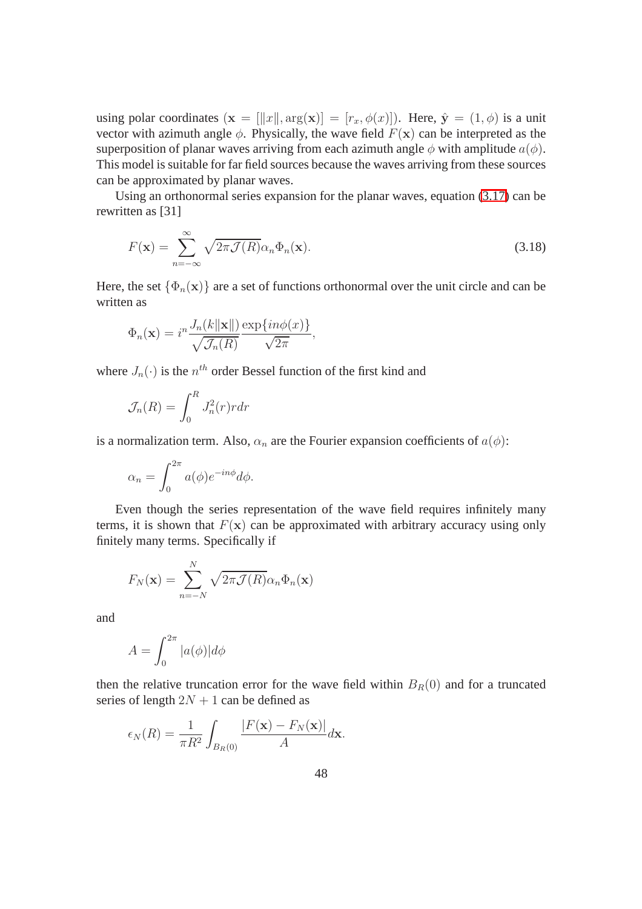using polar coordinates ($\mathbf{x} = [\|x\|, \arg(\mathbf{x})] = [r_x, \phi(x)]$). Here, $\hat{\mathbf{y}} = (1, \phi)$ is a unit vector with azimuth angle $\phi$. Physically, the wave field $F(\mathbf{x})$ can be interpreted as the superposition of planar waves arriving from each azimuth angle $\phi$ with amplitude $a(\phi)$. This model is suitable for far field sources because the waves arriving from these sources can be approximated by planar waves.

Using an orthonormal series expansion for the planar waves, equation (3.17) can be rewritten as [31]

$$F(\mathbf{x}) = \sum_{n=-\infty}^{\infty} \sqrt{2\pi \mathcal{J}(R)} \alpha_n \Phi_n(\mathbf{x}). \tag{3.18}$$

Here, the set $\{\Phi_n(\mathbf{x})\}$ are a set of functions orthonormal over the unit circle and can be written as

$$\Phi_n(\mathbf{x}) = i^n \frac{J_n(k\|\mathbf{x}\|)}{\sqrt{\mathcal{J}_n(R)}} \frac{\exp\{in\phi(x)\}}{\sqrt{2\pi}},$$

where $J_n(\cdot)$ is the $n^{th}$ order Bessel function of the first kind and

$$\mathcal{J}_n(R) = \int_0^R J_n^2(r) r dr$$

is a normalization term. Also, $\alpha_n$ are the Fourier expansion coefficients of $a(\phi)$:

$$\alpha_n = \int_0^{2\pi} a(\phi) e^{-in\phi} d\phi.$$

Even though the series representation of the wave field requires infinitely many terms, it is shown that $F(\mathbf{x})$ can be approximated with arbitrary accuracy using only finitely many terms. Specifically if

$$F_N(\mathbf{x}) = \sum_{n=-N}^{N} \sqrt{2\pi \mathcal{J}(R)} \alpha_n \Phi_n(\mathbf{x})$$

and

$$A = \int_0^{2\pi} |a(\phi)| d\phi$$

then the relative truncation error for the wave field within $B_R(0)$ and for a truncated series of length $2N+1$ can be defined as

$$\epsilon_N(R) = \frac{1}{\pi R^2} \int_{B_R(0)} \frac{|F(\mathbf{x}) - F_N(\mathbf{x})|}{A} d\mathbf{x}.$$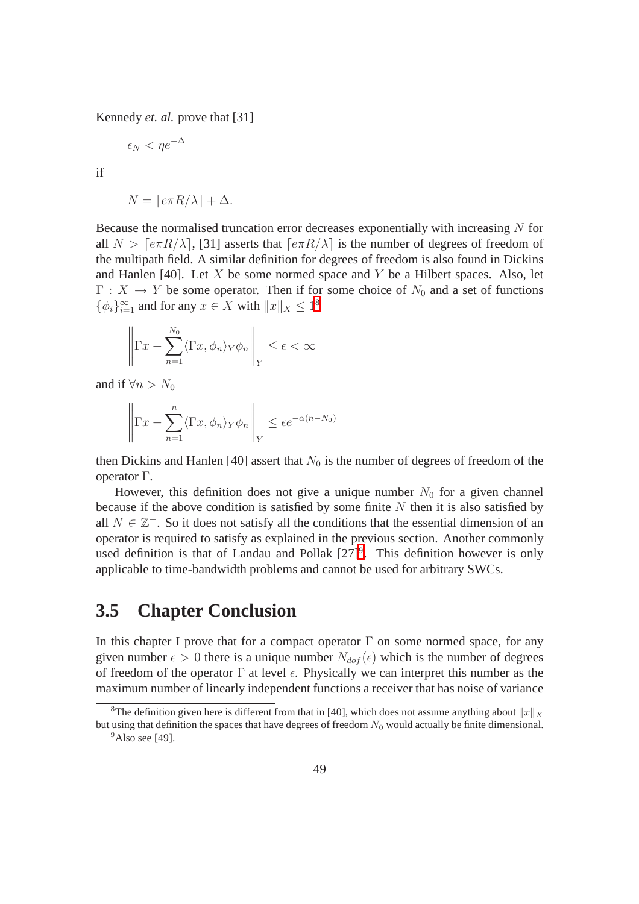Kennedy *et. al.* prove that [31]

$$\epsilon_N < \eta e^{-\Delta}$$

if

$$N = \lceil e\pi R/\lambda \rceil + \Delta.$$

Because the normalised truncation error decreases exponentially with increasing $N$ for all $N > \lceil e\pi R/\lambda \rceil$, [31] asserts that $\lceil e\pi R/\lambda \rceil$ is the number of degrees of freedom of the multipath field. A similar definition for degrees of freedom is also found in Dickins and Hanlen [40]. Let $X$ be some normed space and $Y$ be a Hilbert spaces. Also, let $\Gamma : X \to Y$ be some operator. Then if for some choice of $N_0$ and a set of functions $\{\phi_i\}_{i=1}^{\infty}$ and for any $x \in X$ with $\|x\|_X \leq 1$[8]

$$\left\| \Gamma x - \sum_{n=1}^{N_0} \langle \Gamma x, \phi_n \rangle_Y \phi_n \right\|_Y \leq \epsilon < \infty$$

and if $\forall n > N_0$

$$\left\| \Gamma x - \sum_{n=1}^{n} \langle \Gamma x, \phi_n \rangle_Y \phi_n \right\|_Y \leq \epsilon e^{-\alpha(n-N_0)}$$

then Dickins and Hanlen [40] assert that $N_0$ is the number of degrees of freedom of the operator $\Gamma$.

However, this definition does not give a unique number $N_0$ for a given channel because if the above condition is satisfied by some finite $N$ then it is also satisfied by all $N \in \mathbb{Z}^+$. So it does not satisfy all the conditions that the essential dimension of an operator is required to satisfy as explained in the previous section. Another commonly used definition is that of Landau and Pollak [27][9]. This definition however is only applicable to time-bandwidth problems and cannot be used for arbitrary SWCs.

## 3.5 Chapter Conclusion

In this chapter I prove that for a compact operator $\Gamma$ on some normed space, for any given number $\epsilon > 0$ there is a unique number $N_{dof}(\epsilon)$ which is the number of degrees of freedom of the operator $\Gamma$ at level $\epsilon$. Physically we can interpret this number as the maximum number of linearly independent functions a receiver that has noise of variance

[8] The definition given here is different from that in [40], which does not assume anything about $\|x\|_X$ but using that definition the spaces that have degrees of freedom $N_0$ would actually be finite dimensional.

[9] Also see [49].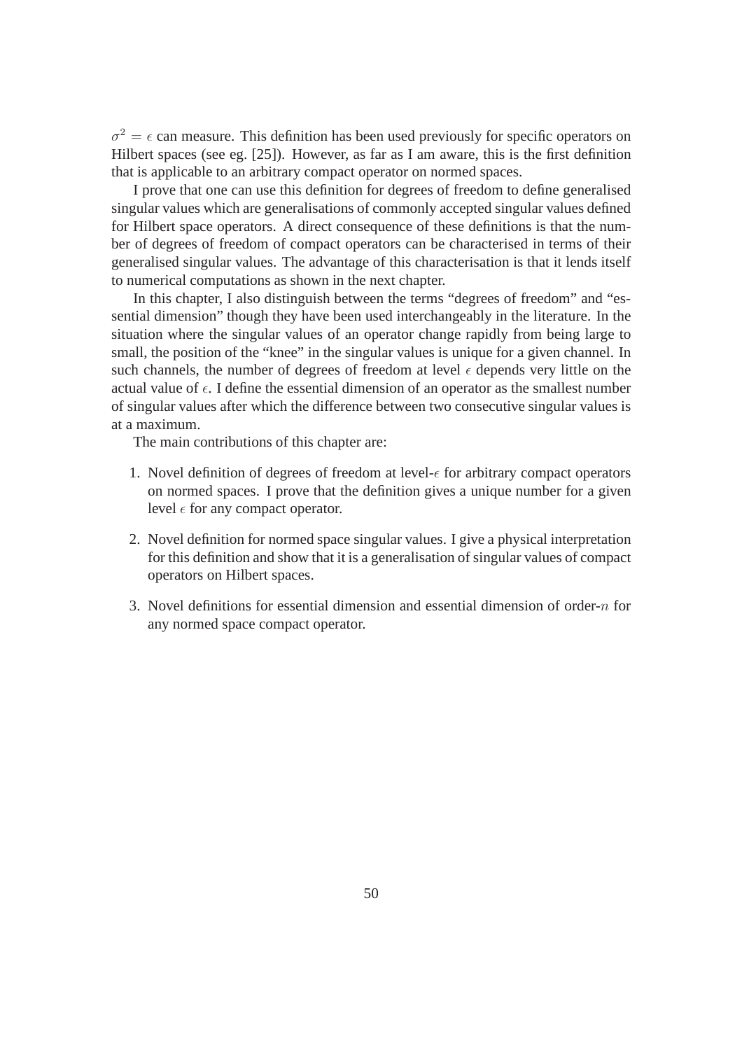$\sigma^2 = \epsilon$ can measure. This definition has been used previously for specific operators on Hilbert spaces (see eg. [25]). However, as far as I am aware, this is the first definition that is applicable to an arbitrary compact operator on normed spaces.

I prove that one can use this definition for degrees of freedom to define generalised singular values which are generalisations of commonly accepted singular values defined for Hilbert space operators. A direct consequence of these definitions is that the number of degrees of freedom of compact operators can be characterised in terms of their generalised singular values. The advantage of this characterisation is that it lends itself to numerical computations as shown in the next chapter.

In this chapter, I also distinguish between the terms "degrees of freedom" and "essential dimension" though they have been used interchangeably in the literature. In the situation where the singular values of an operator change rapidly from being large to small, the position of the "knee" in the singular values is unique for a given channel. In such channels, the number of degrees of freedom at level $\epsilon$ depends very little on the actual value of $\epsilon$. I define the essential dimension of an operator as the smallest number of singular values after which the difference between two consecutive singular values is at a maximum.

The main contributions of this chapter are:

1. Novel definition of degrees of freedom at level-$\epsilon$ for arbitrary compact operators on normed spaces. I prove that the definition gives a unique number for a given level $\epsilon$ for any compact operator.

2. Novel definition for normed space singular values. I give a physical interpretation for this definition and show that it is a generalisation of singular values of compact operators on Hilbert spaces.

3. Novel definitions for essential dimension and essential dimension of order-$n$ for any normed space compact operator.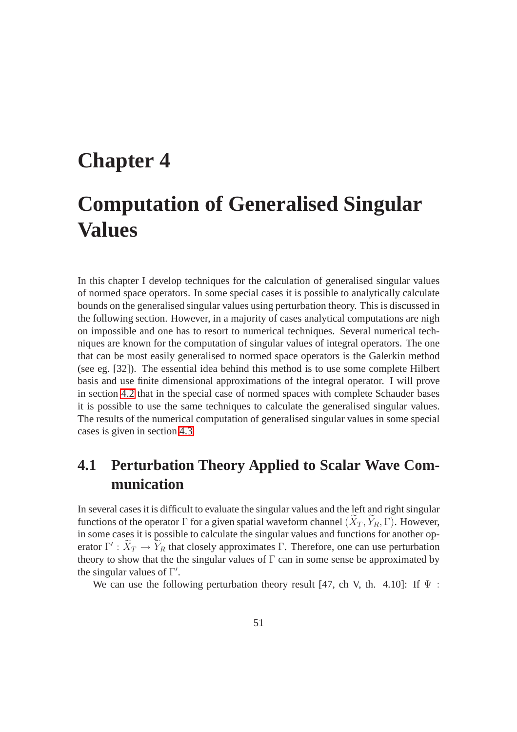# Chapter 4

# Computation of Generalised Singular Values

In this chapter I develop techniques for the calculation of generalised singular values of normed space operators. In some special cases it is possible to analytically calculate bounds on the generalised singular values using perturbation theory. This is discussed in the following section. However, in a majority of cases analytical computations are nigh on impossible and one has to resort to numerical techniques. Several numerical techniques are known for the computation of singular values of integral operators. The one that can be most easily generalised to normed space operators is the Galerkin method (see eg. [32]). The essential idea behind this method is to use some complete Hilbert basis and use finite dimensional approximations of the integral operator. I will prove in section 4.2 that in the special case of normed spaces with complete Schauder bases it is possible to use the same techniques to calculate the generalised singular values. The results of the numerical computation of generalised singular values in some special cases is given in section 4.3.

## 4.1 Perturbation Theory Applied to Scalar Wave Communication

In several cases it is difficult to evaluate the singular values and the left and right singular functions of the operator $\Gamma$ for a given spatial waveform channel $(\widetilde{X}_T, \widetilde{Y}_R, \Gamma)$. However, in some cases it is possible to calculate the singular values and functions for another operator $\Gamma' : \widetilde{X}_T \to \widetilde{Y}_R$ that closely approximates $\Gamma$. Therefore, one can use perturbation theory to show that the the singular values of $\Gamma$ can in some sense be approximated by the singular values of $\Gamma'$.

We can use the following perturbation theory result [47, ch V, th. 4.10]: If $\Psi$ :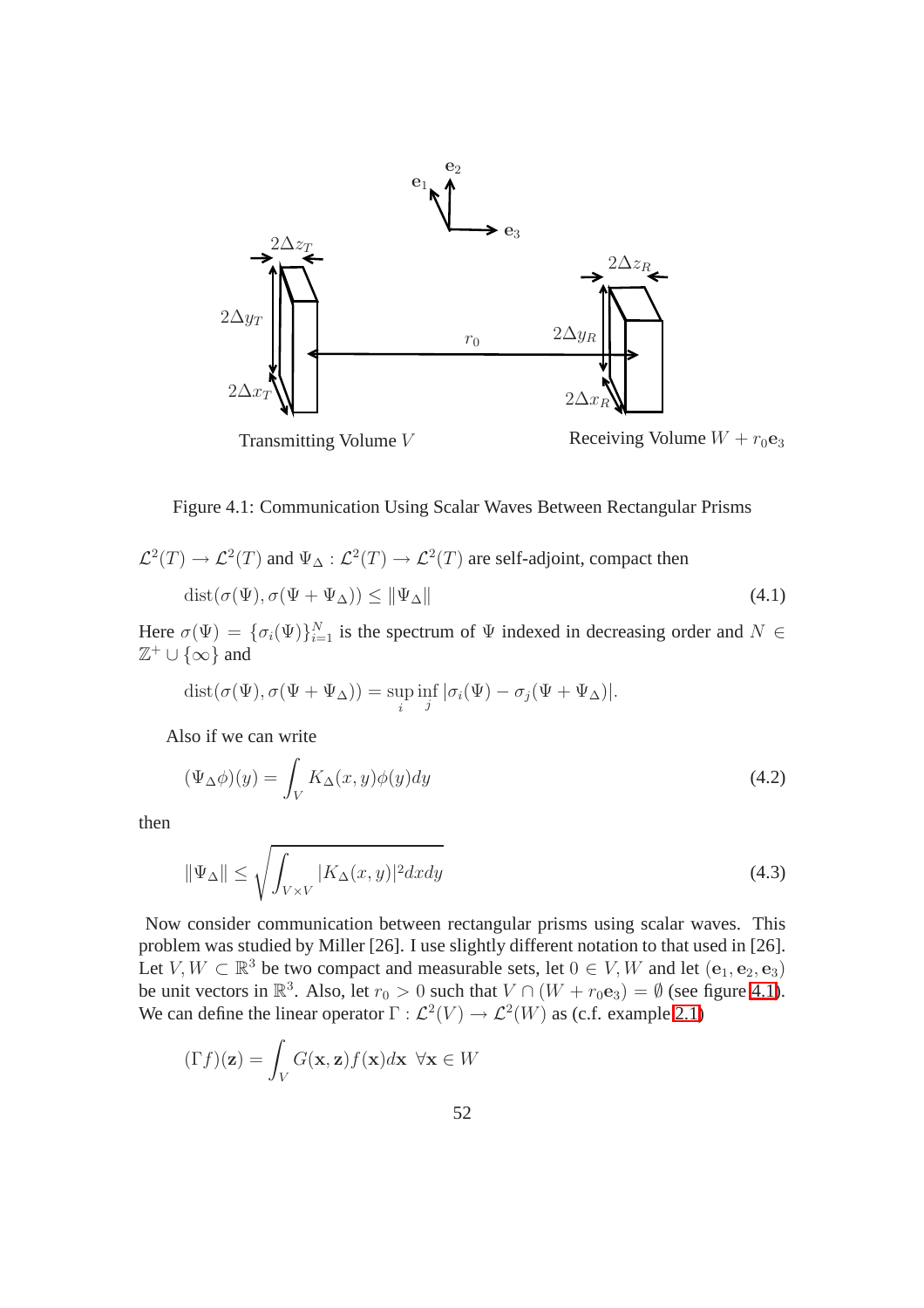Figure 4.1: Communication Using Scalar Waves Between Rectangular Prisms

$\mathcal{L}^2(T) \to \mathcal{L}^2(T)$ and $\Psi_\Delta : \mathcal{L}^2(T) \to \mathcal{L}^2(T)$ are self-adjoint, compact then

$$\mathrm{dist}(\sigma(\Psi), \sigma(\Psi + \Psi_\Delta)) \leq \|\Psi_\Delta\| \tag{4.1}$$

Here $\sigma(\Psi) = \{\sigma_i(\Psi)\}_{i=1}^N$ is the spectrum of $\Psi$ indexed in decreasing order and $N \in \mathbb{Z}^+ \cup \{\infty\}$ and

$$\mathrm{dist}(\sigma(\Psi), \sigma(\Psi + \Psi_\Delta)) = \sup_i \inf_j |\sigma_i(\Psi) - \sigma_j(\Psi + \Psi_\Delta)|.$$

Also if we can write

$$(\Psi_\Delta \phi)(y) = \int_V K_\Delta(x, y)\phi(y)dy \tag{4.2}$$

then

$$\|\Psi_\Delta\| \leq \sqrt{\int_{V \times V} |K_\Delta(x, y)|^2 dxdy} \tag{4.3}$$

Now consider communication between rectangular prisms using scalar waves. This problem was studied by Miller [26]. I use slightly different notation to that used in [26]. Let $V, W \subset \mathbb{R}^3$ be two compact and measurable sets, let $0 \in V, W$ and let $(\mathbf{e}_1, \mathbf{e}_2, \mathbf{e}_3)$ be unit vectors in $\mathbb{R}^3$. Also, let $r_0 > 0$ such that $V \cap (W + r_0\mathbf{e}_3) = \emptyset$ (see figure 4.1). We can define the linear operator $\Gamma : \mathcal{L}^2(V) \to \mathcal{L}^2(W)$ as (c.f. example 2.1)

$$(\Gamma f)(\mathbf{z}) = \int_V G(\mathbf{x}, \mathbf{z}) f(\mathbf{x}) d\mathbf{x} \;\; \forall \mathbf{x} \in W$$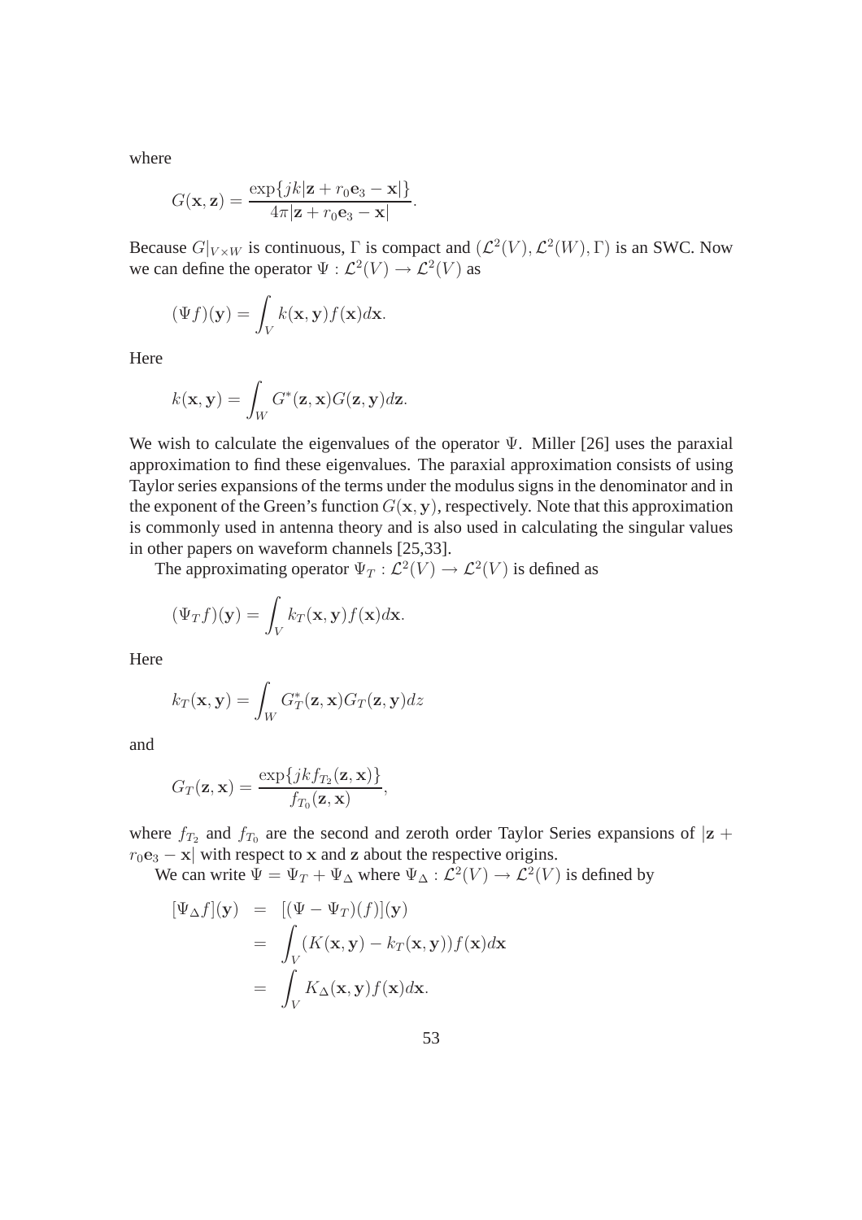where

$$G(\mathbf{x}, \mathbf{z}) = \frac{\exp\{jk|\mathbf{z} + r_0\mathbf{e}_3 - \mathbf{x}|\}}{4\pi|\mathbf{z} + r_0\mathbf{e}_3 - \mathbf{x}|}.$$

Because $G|_{V \times W}$ is continuous, $\Gamma$ is compact and $(\mathcal{L}^2(V), \mathcal{L}^2(W), \Gamma)$ is an SWC. Now we can define the operator $\Psi : \mathcal{L}^2(V) \to \mathcal{L}^2(V)$ as

$$(\Psi f)(\mathbf{y}) = \int_V k(\mathbf{x}, \mathbf{y}) f(\mathbf{x}) d\mathbf{x}.$$

Here

$$k(\mathbf{x}, \mathbf{y}) = \int_W G^*(\mathbf{z}, \mathbf{x}) G(\mathbf{z}, \mathbf{y}) d\mathbf{z}.$$

We wish to calculate the eigenvalues of the operator $\Psi$. Miller [26] uses the paraxial approximation to find these eigenvalues. The paraxial approximation consists of using Taylor series expansions of the terms under the modulus signs in the denominator and in the exponent of the Green's function $G(\mathbf{x}, \mathbf{y})$, respectively. Note that this approximation is commonly used in antenna theory and is also used in calculating the singular values in other papers on waveform channels [25,33].

The approximating operator $\Psi_T : \mathcal{L}^2(V) \to \mathcal{L}^2(V)$ is defined as

$$(\Psi_T f)(\mathbf{y}) = \int_V k_T(\mathbf{x}, \mathbf{y}) f(\mathbf{x}) d\mathbf{x}.$$

Here

$$k_T(\mathbf{x}, \mathbf{y}) = \int_W G_T^*(\mathbf{z}, \mathbf{x}) G_T(\mathbf{z}, \mathbf{y}) dz$$

and

$$G_T(\mathbf{z}, \mathbf{x}) = \frac{\exp\{jk f_{T_2}(\mathbf{z}, \mathbf{x})\}}{f_{T_0}(\mathbf{z}, \mathbf{x})},$$

where $f_{T_2}$ and $f_{T_0}$ are the second and zeroth order Taylor Series expansions of $|\mathbf{z} + r_0\mathbf{e}_3 - \mathbf{x}|$ with respect to $\mathbf{x}$ and $\mathbf{z}$ about the respective origins.

We can write $\Psi = \Psi_T + \Psi_\Delta$ where $\Psi_\Delta : \mathcal{L}^2(V) \to \mathcal{L}^2(V)$ is defined by

$$\begin{aligned}
[\Psi_\Delta f](\mathbf{y}) &= [(\Psi - \Psi_T)(f)](\mathbf{y}) \\
&= \int_V (K(\mathbf{x}, \mathbf{y}) - k_T(\mathbf{x}, \mathbf{y})) f(\mathbf{x}) d\mathbf{x} \\
&= \int_V K_\Delta(\mathbf{x}, \mathbf{y}) f(\mathbf{x}) d\mathbf{x}.
\end{aligned}$$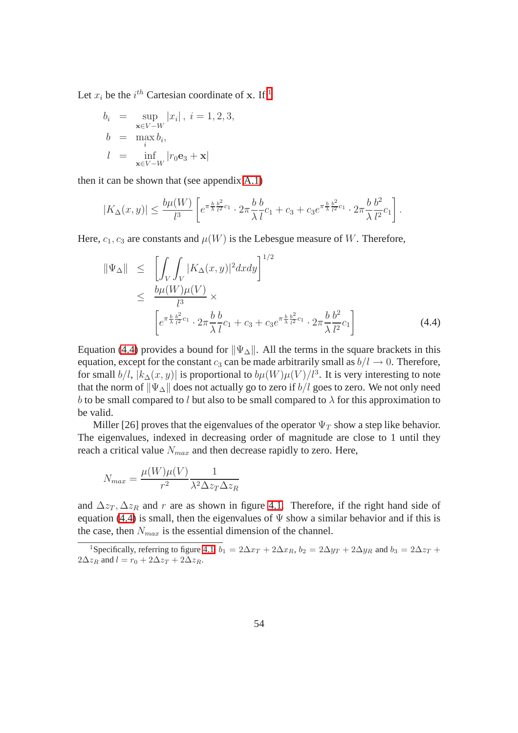Let $x_i$ be the $i^{th}$ Cartesian coordinate of $\mathbf{x}$. If[1]

$$
\begin{aligned}
b_i &= \sup_{\mathbf{x}\in V-W} |x_i|\,,\ i = 1,2,3, \\
b &= \max_i b_i, \\
l &= \inf_{\mathbf{x}\in V-W} |r_0\mathbf{e}_3 + \mathbf{x}|
\end{aligned}
$$

then it can be shown that (see appendix A.1)

$$
|K_\Delta(x,y)| \leq \frac{b\mu(W)}{l^3}\left[e^{\pi\frac{b}{\lambda}\frac{b^2}{l^2}c_1}\cdot 2\pi\frac{b}{\lambda}\frac{b}{l}c_1 + c_3 + c_3 e^{\pi\frac{b}{\lambda}\frac{b^2}{l^2}c_1}\cdot 2\pi\frac{b}{\lambda}\frac{b^2}{l^2}c_1\right].
$$

Here, $c_1, c_3$ are constants and $\mu(W)$ is the Lebesgue measure of $W$. Therefore,

$$
\begin{aligned}
\|\Psi_\Delta\| &\leq \left[\int_V\int_V |K_\Delta(x,y)|^2 dxdy\right]^{1/2} \\
&\leq \frac{b\mu(W)\mu(V)}{l^3}\times \\
&\quad \left[e^{\pi\frac{b}{\lambda}\frac{b^2}{l^2}c_1}\cdot 2\pi\frac{b}{\lambda}\frac{b}{l}c_1 + c_3 + c_3 e^{\pi\frac{b}{\lambda}\frac{b^2}{l^2}c_1}\cdot 2\pi\frac{b}{\lambda}\frac{b^2}{l^2}c_1\right] \qquad (4.4)
\end{aligned}
$$

Equation (4.4) provides a bound for $\|\Psi_\Delta\|$. All the terms in the square brackets in this equation, except for the constant $c_3$ can be made arbitrarily small as $b/l \to 0$. Therefore, for small $b/l$, $|k_\Delta(x,y)|$ is proportional to $b\mu(W)\mu(V)/l^3$. It is very interesting to note that the norm of $\|\Psi_\Delta\|$ does not actually go to zero if $b/l$ goes to zero. We not only need $b$ to be small compared to $l$ but also to be small compared to $\lambda$ for this approximation to be valid.

Miller [26] proves that the eigenvalues of the operator $\Psi_T$ show a step like behavior. The eigenvalues, indexed in decreasing order of magnitude are close to 1 until they reach a critical value $N_{max}$ and then decrease rapidly to zero. Here,

$$
N_{max} = \frac{\mu(W)\mu(V)}{r^2}\frac{1}{\lambda^2\Delta z_T\Delta z_R}
$$

and $\Delta z_T, \Delta z_R$ and $r$ are as shown in figure 4.1. Therefore, if the right hand side of equation (4.4) is small, then the eigenvalues of $\Psi$ show a similar behavior and if this is the case, then $N_{max}$ is the essential dimension of the channel.

[1] Specifically, referring to figure 4.1, $b_1 = 2\Delta x_T + 2\Delta x_R$, $b_2 = 2\Delta y_T + 2\Delta y_R$ and $b_3 = 2\Delta z_T + 2\Delta z_R$ and $l = r_0 + 2\Delta z_T + 2\Delta z_R$.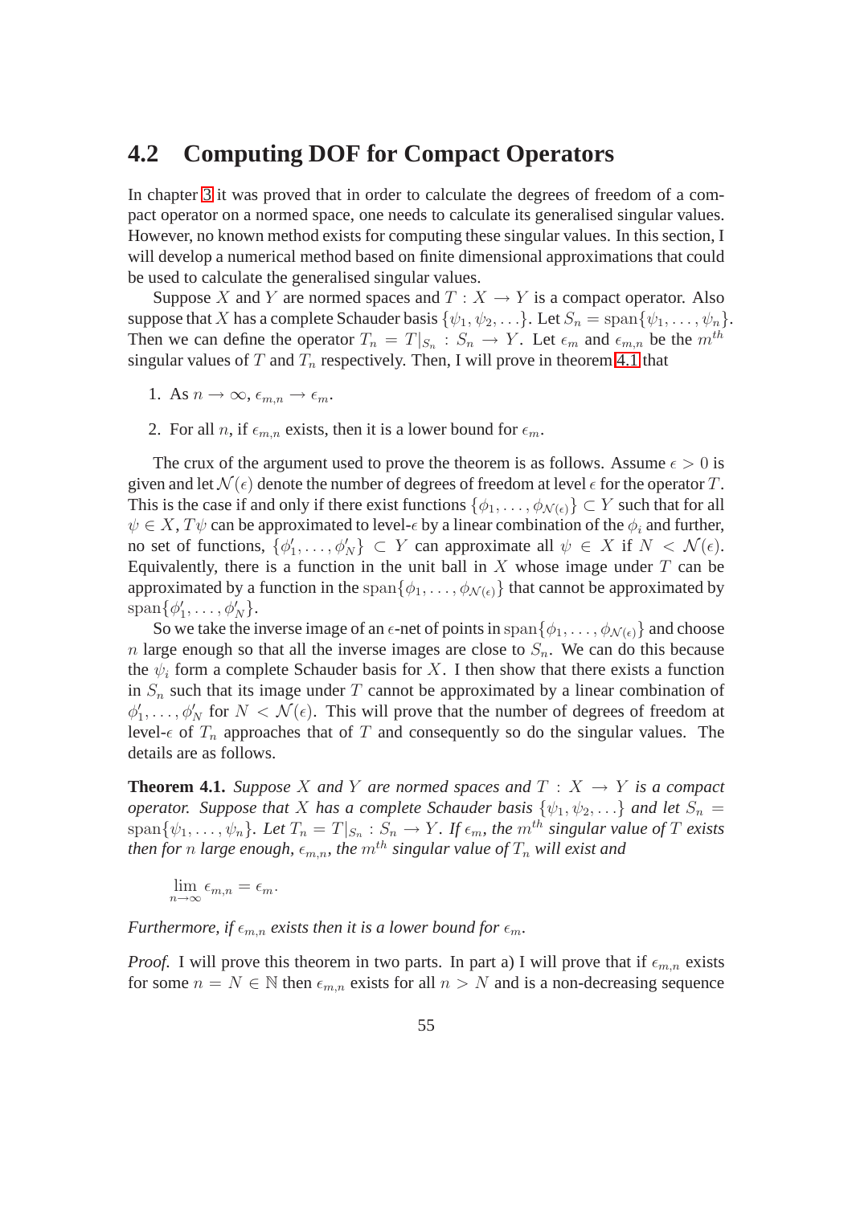## 4.2 Computing DOF for Compact Operators

In chapter 3 it was proved that in order to calculate the degrees of freedom of a compact operator on a normed space, one needs to calculate its generalised singular values. However, no known method exists for computing these singular values. In this section, I will develop a numerical method based on finite dimensional approximations that could be used to calculate the generalised singular values.

Suppose $X$ and $Y$ are normed spaces and $T : X \to Y$ is a compact operator. Also suppose that $X$ has a complete Schauder basis $\{\psi_1, \psi_2, \ldots\}$. Let $S_n = \operatorname{span}\{\psi_1, \ldots, \psi_n\}$. Then we can define the operator $T_n = T|_{S_n} : S_n \to Y$. Let $\epsilon_m$ and $\epsilon_{m,n}$ be the $m^{th}$ singular values of $T$ and $T_n$ respectively. Then, I will prove in theorem 4.1 that

1. As $n \to \infty$, $\epsilon_{m,n} \to \epsilon_m$.
2. For all $n$, if $\epsilon_{m,n}$ exists, then it is a lower bound for $\epsilon_m$.

The crux of the argument used to prove the theorem is as follows. Assume $\epsilon > 0$ is given and let $\mathcal{N}(\epsilon)$ denote the number of degrees of freedom at level $\epsilon$ for the operator $T$. This is the case if and only if there exist functions $\{\phi_1, \ldots, \phi_{\mathcal{N}(\epsilon)}\} \subset Y$ such that for all $\psi \in X$, $T\psi$ can be approximated to level-$\epsilon$ by a linear combination of the $\phi_i$ and further, no set of functions, $\{\phi'_1, \ldots, \phi'_N\} \subset Y$ can approximate all $\psi \in X$ if $N < \mathcal{N}(\epsilon)$. Equivalently, there is a function in the unit ball in $X$ whose image under $T$ can be approximated by a function in the $\operatorname{span}\{\phi_1, \ldots, \phi_{\mathcal{N}(\epsilon)}\}$ that cannot be approximated by $\operatorname{span}\{\phi'_1, \ldots, \phi'_N\}$.

So we take the inverse image of an $\epsilon$-net of points in $\operatorname{span}\{\phi_1, \ldots, \phi_{\mathcal{N}(\epsilon)}\}$ and choose $n$ large enough so that all the inverse images are close to $S_n$. We can do this because the $\psi_i$ form a complete Schauder basis for $X$. I then show that there exists a function in $S_n$ such that its image under $T$ cannot be approximated by a linear combination of $\phi'_1, \ldots, \phi'_N$ for $N < \mathcal{N}(\epsilon)$. This will prove that the number of degrees of freedom at level-$\epsilon$ of $T_n$ approaches that of $T$ and consequently so do the singular values. The details are as follows.

**Theorem 4.1.** *Suppose $X$ and $Y$ are normed spaces and $T : X \to Y$ is a compact operator. Suppose that $X$ has a complete Schauder basis $\{\psi_1, \psi_2, \ldots\}$ and let $S_n = \operatorname{span}\{\psi_1, \ldots, \psi_n\}$. Let $T_n = T|_{S_n} : S_n \to Y$. If $\epsilon_m$, the $m^{th}$ singular value of $T$ exists then for $n$ large enough, $\epsilon_{m,n}$, the $m^{th}$ singular value of $T_n$ will exist and*

$$\lim_{n\to\infty} \epsilon_{m,n} = \epsilon_m.$$

*Furthermore, if $\epsilon_{m,n}$ exists then it is a lower bound for $\epsilon_m$.*

*Proof.* I will prove this theorem in two parts. In part a) I will prove that if $\epsilon_{m,n}$ exists for some $n = N \in \mathbb{N}$ then $\epsilon_{m,n}$ exists for all $n > N$ and is a non-decreasing sequence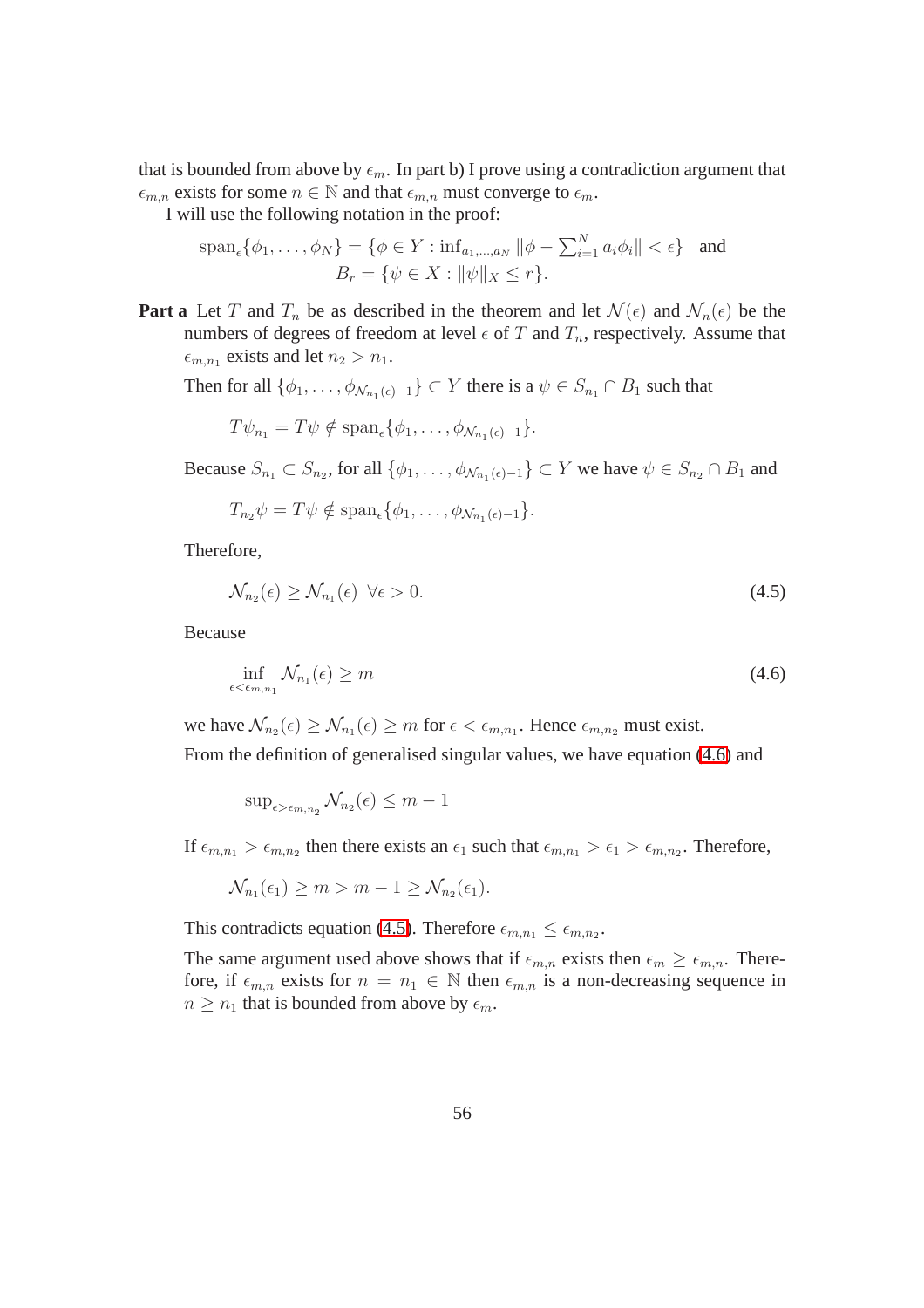that is bounded from above by $\epsilon_m$. In part b) I prove using a contradiction argument that $\epsilon_{m,n}$ exists for some $n \in \mathbb{N}$ and that $\epsilon_{m,n}$ must converge to $\epsilon_m$.

I will use the following notation in the proof:

$$\text{span}_\epsilon\{\phi_1, \ldots, \phi_N\} = \{\phi \in Y : \inf_{a_1,\ldots,a_N} \|\phi - \sum_{i=1}^N a_i\phi_i\| < \epsilon\} \quad \text{and}$$
$$B_r = \{\psi \in X : \|\psi\|_X \le r\}.$$

**Part a** Let $T$ and $T_n$ be as described in the theorem and let $\mathcal{N}(\epsilon)$ and $\mathcal{N}_n(\epsilon)$ be the numbers of degrees of freedom at level $\epsilon$ of $T$ and $T_n$, respectively. Assume that $\epsilon_{m,n_1}$ exists and let $n_2 > n_1$.

Then for all $\{\phi_1, \ldots, \phi_{\mathcal{N}_{n_1}(\epsilon)-1}\} \subset Y$ there is a $\psi \in S_{n_1} \cap B_1$ such that

$$T\psi_{n_1} = T\psi \notin \text{span}_\epsilon\{\phi_1, \ldots, \phi_{\mathcal{N}_{n_1}(\epsilon)-1}\}.$$

Because $S_{n_1} \subset S_{n_2}$, for all $\{\phi_1, \ldots, \phi_{\mathcal{N}_{n_1}(\epsilon)-1}\} \subset Y$ we have $\psi \in S_{n_2} \cap B_1$ and

$$T_{n_2}\psi = T\psi \notin \text{span}_\epsilon\{\phi_1, \ldots, \phi_{\mathcal{N}_{n_1}(\epsilon)-1}\}.$$

Therefore,

$$\mathcal{N}_{n_2}(\epsilon) \ge \mathcal{N}_{n_1}(\epsilon) \;\; \forall \epsilon > 0. \tag{4.5}$$

Because

$$\inf_{\epsilon < \epsilon_{m,n_1}} \mathcal{N}_{n_1}(\epsilon) \ge m \tag{4.6}$$

we have $\mathcal{N}_{n_2}(\epsilon) \ge \mathcal{N}_{n_1}(\epsilon) \ge m$ for $\epsilon < \epsilon_{m,n_1}$. Hence $\epsilon_{m,n_2}$ must exist.

From the definition of generalised singular values, we have equation (4.6) and

$$\sup_{\epsilon > \epsilon_{m,n_2}} \mathcal{N}_{n_2}(\epsilon) \le m - 1$$

If $\epsilon_{m,n_1} > \epsilon_{m,n_2}$ then there exists an $\epsilon_1$ such that $\epsilon_{m,n_1} > \epsilon_1 > \epsilon_{m,n_2}$. Therefore,

$$\mathcal{N}_{n_1}(\epsilon_1) \ge m > m - 1 \ge \mathcal{N}_{n_2}(\epsilon_1).$$

This contradicts equation (4.5). Therefore $\epsilon_{m,n_1} \le \epsilon_{m,n_2}$.

The same argument used above shows that if $\epsilon_{m,n}$ exists then $\epsilon_m \ge \epsilon_{m,n}$. Therefore, if $\epsilon_{m,n}$ exists for $n = n_1 \in \mathbb{N}$ then $\epsilon_{m,n}$ is a non-decreasing sequence in $n \ge n_1$ that is bounded from above by $\epsilon_m$.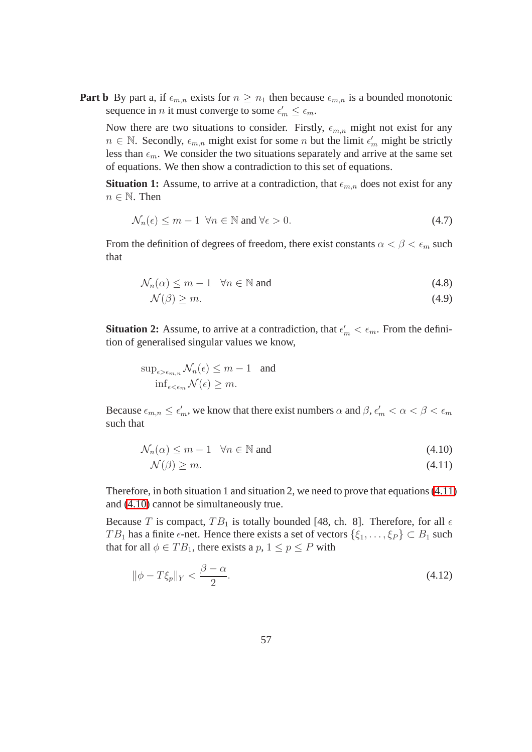**Part b** By part a, if $\epsilon_{m,n}$ exists for $n \geq n_1$ then because $\epsilon_{m,n}$ is a bounded monotonic sequence in $n$ it must converge to some $\epsilon'_m \leq \epsilon_m$.

Now there are two situations to consider. Firstly, $\epsilon_{m,n}$ might not exist for any $n \in \mathbb{N}$. Secondly, $\epsilon_{m,n}$ might exist for some $n$ but the limit $\epsilon'_m$ might be strictly less than $\epsilon_m$. We consider the two situations separately and arrive at the same set of equations. We then show a contradiction to this set of equations.

**Situation 1:** Assume, to arrive at a contradiction, that $\epsilon_{m,n}$ does not exist for any $n \in \mathbb{N}$. Then

$$\mathcal{N}_n(\epsilon) \leq m - 1 \;\; \forall n \in \mathbb{N} \text{ and } \forall \epsilon > 0. \tag{4.7}$$

From the definition of degrees of freedom, there exist constants $\alpha < \beta < \epsilon_m$ such that

$$\mathcal{N}_n(\alpha) \leq m - 1 \quad \forall n \in \mathbb{N} \text{ and} \tag{4.8}$$

$$\mathcal{N}(\beta) \geq m. \tag{4.9}$$

**Situation 2:** Assume, to arrive at a contradiction, that $\epsilon'_m < \epsilon_m$. From the definition of generalised singular values we know,

$$\sup_{\epsilon > \epsilon_{m,n}} \mathcal{N}_n(\epsilon) \leq m - 1 \quad \text{and}$$
$$\inf_{\epsilon < \epsilon_m} \mathcal{N}(\epsilon) \geq m.$$

Because $\epsilon_{m,n} \leq \epsilon'_m$, we know that there exist numbers $\alpha$ and $\beta$, $\epsilon'_m < \alpha < \beta < \epsilon_m$ such that

$$\mathcal{N}_n(\alpha) \leq m - 1 \quad \forall n \in \mathbb{N} \text{ and} \tag{4.10}$$

$$\mathcal{N}(\beta) \geq m. \tag{4.11}$$

Therefore, in both situation 1 and situation 2, we need to prove that equations (4.11) and (4.10) cannot be simultaneously true.

Because $T$ is compact, $TB_1$ is totally bounded [48, ch. 8]. Therefore, for all $\epsilon$ $TB_1$ has a finite $\epsilon$-net. Hence there exists a set of vectors $\{\xi_1, \ldots, \xi_P\} \subset B_1$ such that for all $\phi \in TB_1$, there exists a $p$, $1 \leq p \leq P$ with

$$\|\phi - T\xi_p\|_Y < \frac{\beta - \alpha}{2}. \tag{4.12}$$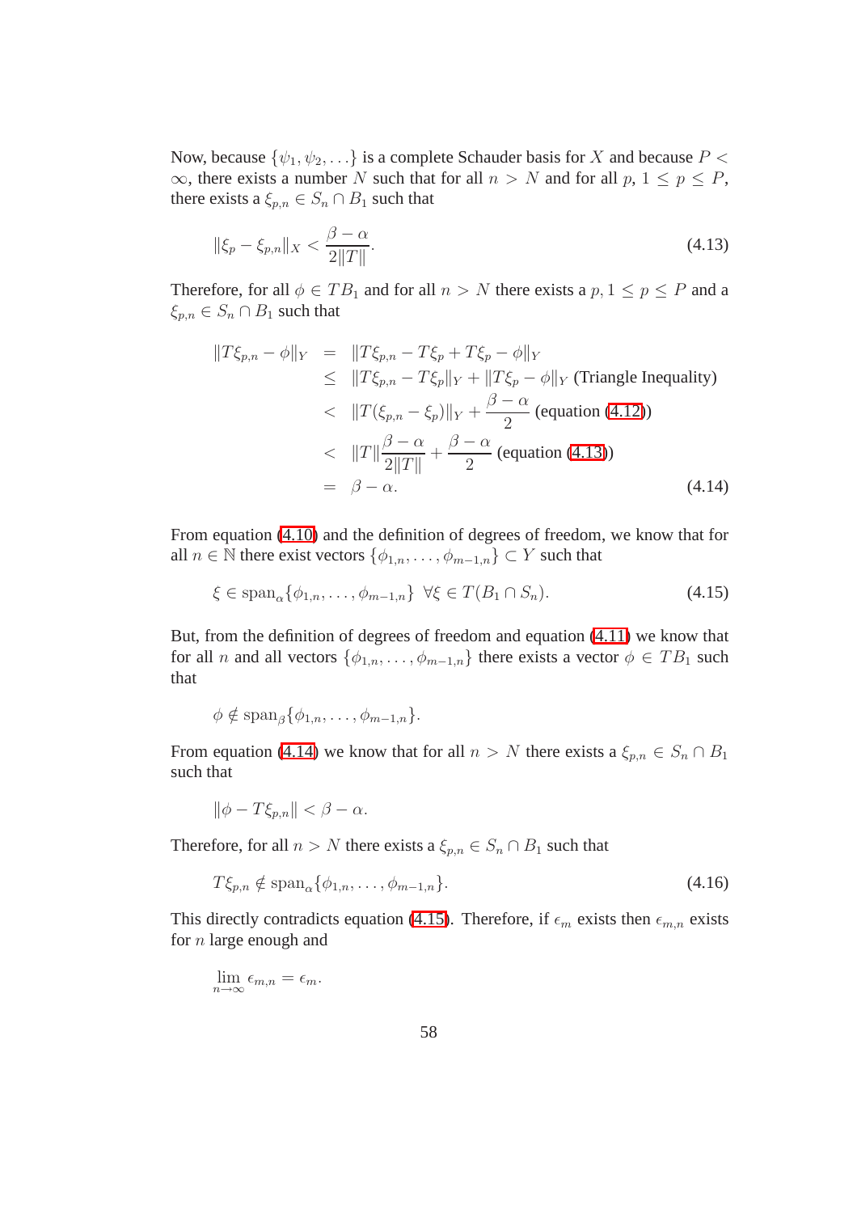Now, because $\{\psi_1, \psi_2, \ldots\}$ is a complete Schauder basis for $X$ and because $P < \infty$, there exists a number $N$ such that for all $n > N$ and for all $p$, $1 \leq p \leq P$, there exists a $\xi_{p,n} \in S_n \cap B_1$ such that

$$\|\xi_p - \xi_{p,n}\|_X < \frac{\beta - \alpha}{2\|T\|}. \tag{4.13}$$

Therefore, for all $\phi \in TB_1$ and for all $n > N$ there exists a $p, 1 \leq p \leq P$ and a $\xi_{p,n} \in S_n \cap B_1$ such that

$$\begin{aligned}
\|T\xi_{p,n} - \phi\|_Y &= \|T\xi_{p,n} - T\xi_p + T\xi_p - \phi\|_Y \\
&\leq \|T\xi_{p,n} - T\xi_p\|_Y + \|T\xi_p - \phi\|_Y \text{ (Triangle Inequality)} \\
&< \|T(\xi_{p,n} - \xi_p)\|_Y + \frac{\beta - \alpha}{2} \text{ (equation (4.12))} \\
&< \|T\|\frac{\beta - \alpha}{2\|T\|} + \frac{\beta - \alpha}{2} \text{ (equation (4.13))} \\
&= \beta - \alpha.
\end{aligned} \tag{4.14}$$

From equation (4.10) and the definition of degrees of freedom, we know that for all $n \in \mathbb{N}$ there exist vectors $\{\phi_{1,n}, \ldots, \phi_{m-1,n}\} \subset Y$ such that

$$\xi \in \operatorname{span}_\alpha\{\phi_{1,n}, \ldots, \phi_{m-1,n}\} \;\; \forall \xi \in T(B_1 \cap S_n). \tag{4.15}$$

But, from the definition of degrees of freedom and equation (4.11) we know that for all $n$ and all vectors $\{\phi_{1,n}, \ldots, \phi_{m-1,n}\}$ there exists a vector $\phi \in TB_1$ such that

$$\phi \notin \operatorname{span}_\beta\{\phi_{1,n}, \ldots, \phi_{m-1,n}\}.$$

From equation (4.14) we know that for all $n > N$ there exists a $\xi_{p,n} \in S_n \cap B_1$ such that

$$\|\phi - T\xi_{p,n}\| < \beta - \alpha.$$

Therefore, for all $n > N$ there exists a $\xi_{p,n} \in S_n \cap B_1$ such that

$$T\xi_{p,n} \notin \operatorname{span}_\alpha\{\phi_{1,n}, \ldots, \phi_{m-1,n}\}. \tag{4.16}$$

This directly contradicts equation (4.15). Therefore, if $\epsilon_m$ exists then $\epsilon_{m,n}$ exists for $n$ large enough and

$$\lim_{n\to\infty} \epsilon_{m,n} = \epsilon_m.$$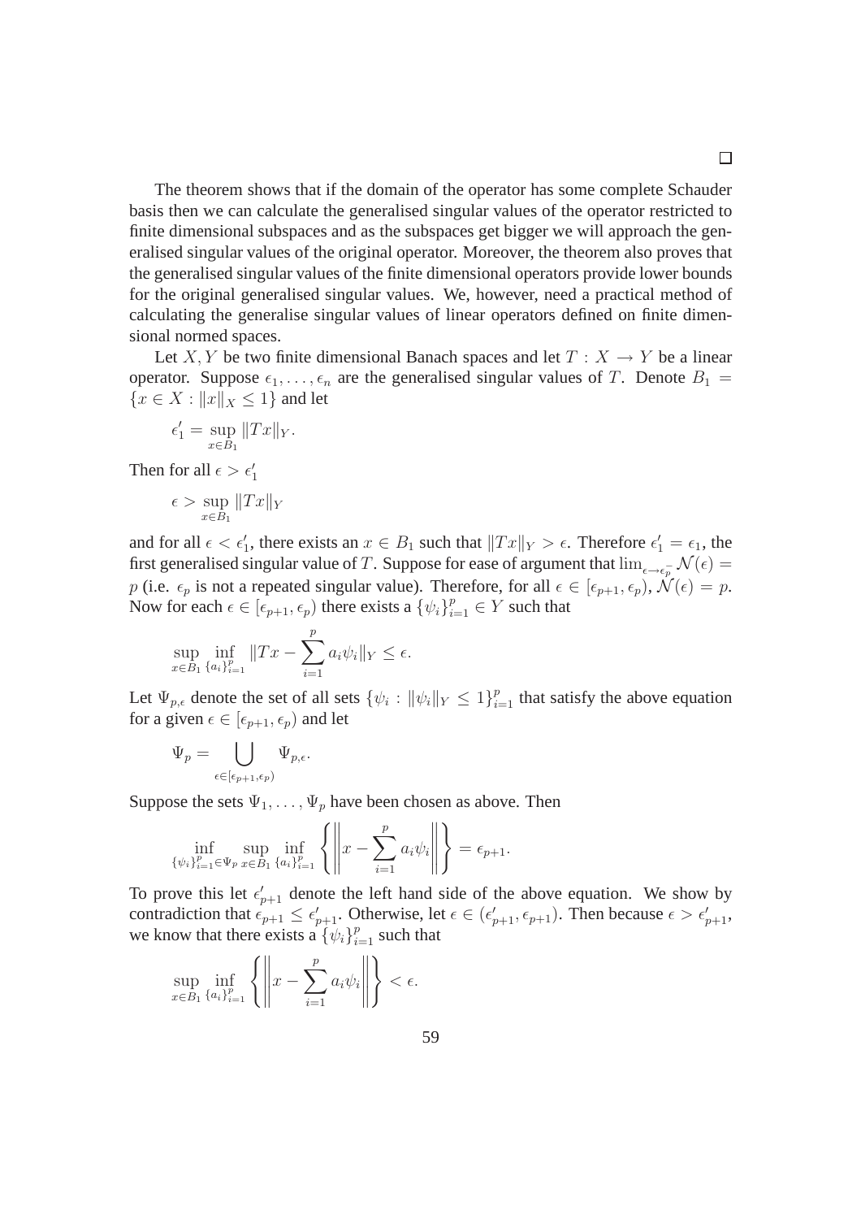□

The theorem shows that if the domain of the operator has some complete Schauder basis then we can calculate the generalised singular values of the operator restricted to finite dimensional subspaces and as the subspaces get bigger we will approach the generalised singular values of the original operator. Moreover, the theorem also proves that the generalised singular values of the finite dimensional operators provide lower bounds for the original generalised singular values. We, however, need a practical method of calculating the generalise singular values of linear operators defined on finite dimensional normed spaces.

Let $X, Y$ be two finite dimensional Banach spaces and let $T : X \to Y$ be a linear operator. Suppose $\epsilon_1, \ldots, \epsilon_n$ are the generalised singular values of $T$. Denote $B_1 = \{x \in X : \|x\|_X \leq 1\}$ and let

$$\epsilon_1' = \sup_{x \in B_1} \|Tx\|_Y.$$

Then for all $\epsilon > \epsilon_1'$

$$\epsilon > \sup_{x \in B_1} \|Tx\|_Y$$

and for all $\epsilon < \epsilon_1'$, there exists an $x \in B_1$ such that $\|Tx\|_Y > \epsilon$. Therefore $\epsilon_1' = \epsilon_1$, the first generalised singular value of $T$. Suppose for ease of argument that $\lim_{\epsilon \to \epsilon_p^-} \mathcal{N}(\epsilon) = p$ (i.e. $\epsilon_p$ is not a repeated singular value). Therefore, for all $\epsilon \in [\epsilon_{p+1}, \epsilon_p)$, $\mathcal{N}(\epsilon) = p$. Now for each $\epsilon \in [\epsilon_{p+1}, \epsilon_p)$ there exists a $\{\psi_i\}_{i=1}^p \in Y$ such that

$$\sup_{x \in B_1} \inf_{\{a_i\}_{i=1}^p} \|Tx - \sum_{i=1}^p a_i \psi_i\|_Y \leq \epsilon.$$

Let $\Psi_{p,\epsilon}$ denote the set of all sets $\{\psi_i : \|\psi_i\|_Y \leq 1\}_{i=1}^p$ that satisfy the above equation for a given $\epsilon \in [\epsilon_{p+1}, \epsilon_p)$ and let

$$\Psi_p = \bigcup_{\epsilon \in [\epsilon_{p+1}, \epsilon_p)} \Psi_{p,\epsilon}.$$

Suppose the sets $\Psi_1, \ldots, \Psi_p$ have been chosen as above. Then

$$\inf_{\{\psi_i\}_{i=1}^p \in \Psi_p} \sup_{x \in B_1} \inf_{\{a_i\}_{i=1}^p} \left\{ \left\| x - \sum_{i=1}^p a_i \psi_i \right\| \right\} = \epsilon_{p+1}.$$

To prove this let $\epsilon_{p+1}'$ denote the left hand side of the above equation. We show by contradiction that $\epsilon_{p+1} \leq \epsilon_{p+1}'$. Otherwise, let $\epsilon \in (\epsilon_{p+1}', \epsilon_{p+1})$. Then because $\epsilon > \epsilon_{p+1}'$, we know that there exists a $\{\psi_i\}_{i=1}^p$ such that

$$\sup_{x \in B_1} \inf_{\{a_i\}_{i=1}^p} \left\{ \left\| x - \sum_{i=1}^p a_i \psi_i \right\| \right\} < \epsilon.$$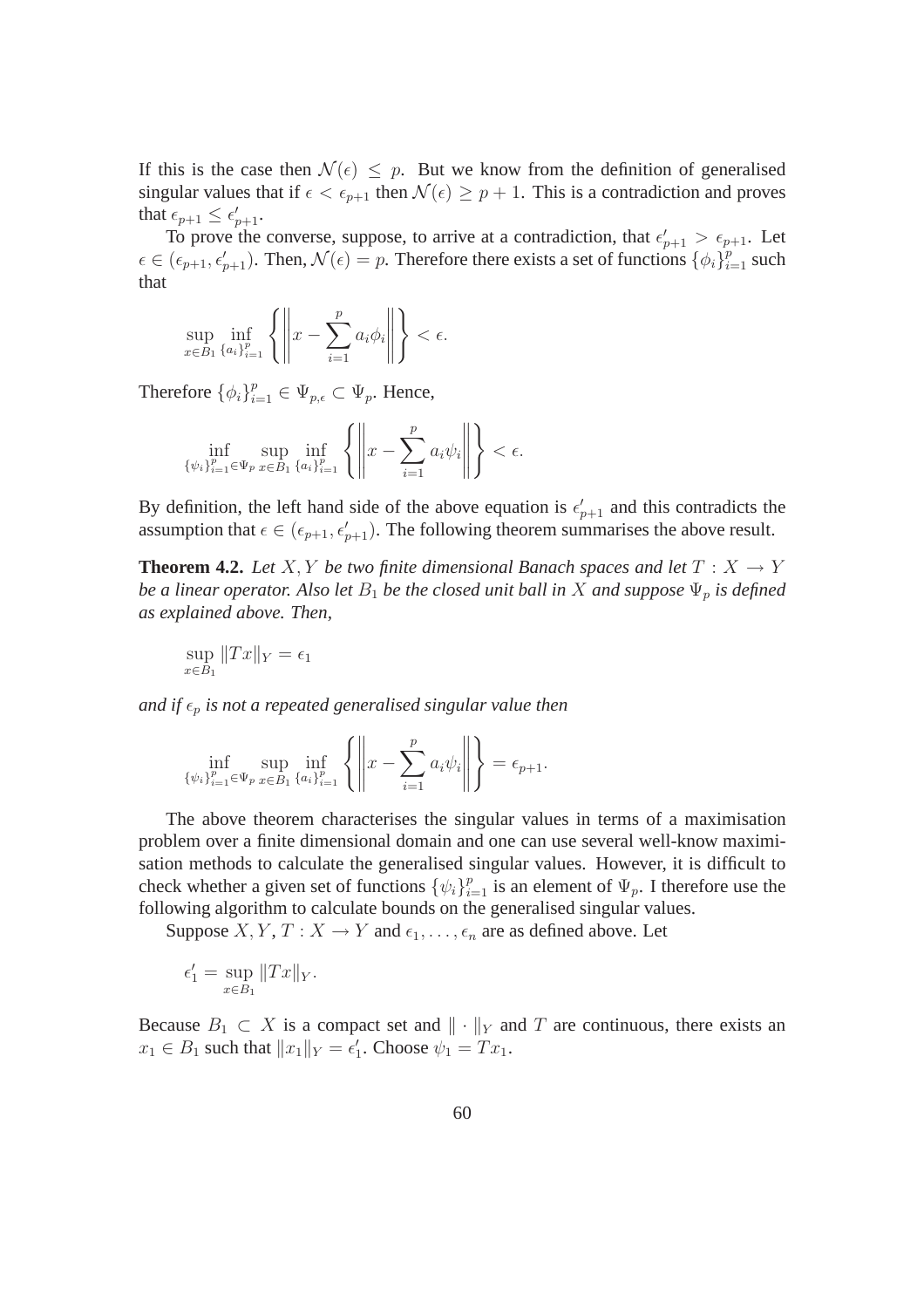If this is the case then $\mathcal{N}(\epsilon) \leq p$. But we know from the definition of generalised singular values that if $\epsilon < \epsilon_{p+1}$ then $\mathcal{N}(\epsilon) \geq p+1$. This is a contradiction and proves that $\epsilon_{p+1} \leq \epsilon'_{p+1}$.

To prove the converse, suppose, to arrive at a contradiction, that $\epsilon'_{p+1} > \epsilon_{p+1}$. Let $\epsilon \in (\epsilon_{p+1}, \epsilon'_{p+1})$. Then, $\mathcal{N}(\epsilon) = p$. Therefore there exists a set of functions $\{\phi_i\}_{i=1}^p$ such that

$$\sup_{x \in B_1} \inf_{\{a_i\}_{i=1}^p} \left\{ \left\| x - \sum_{i=1}^p a_i \phi_i \right\| \right\} < \epsilon.$$

Therefore $\{\phi_i\}_{i=1}^p \in \Psi_{p,\epsilon} \subset \Psi_p$. Hence,

$$\inf_{\{\psi_i\}_{i=1}^p \in \Psi_p} \sup_{x \in B_1} \inf_{\{a_i\}_{i=1}^p} \left\{ \left\| x - \sum_{i=1}^p a_i \psi_i \right\| \right\} < \epsilon.$$

By definition, the left hand side of the above equation is $\epsilon'_{p+1}$ and this contradicts the assumption that $\epsilon \in (\epsilon_{p+1}, \epsilon'_{p+1})$. The following theorem summarises the above result.

**Theorem 4.2.** *Let $X, Y$ be two finite dimensional Banach spaces and let $T : X \to Y$ be a linear operator. Also let $B_1$ be the closed unit ball in $X$ and suppose $\Psi_p$ is defined as explained above. Then,*

$$\sup_{x \in B_1} \|Tx\|_Y = \epsilon_1$$

*and if $\epsilon_p$ is not a repeated generalised singular value then*

$$\inf_{\{\psi_i\}_{i=1}^p \in \Psi_p} \sup_{x \in B_1} \inf_{\{a_i\}_{i=1}^p} \left\{ \left\| x - \sum_{i=1}^p a_i \psi_i \right\| \right\} = \epsilon_{p+1}.$$

The above theorem characterises the singular values in terms of a maximisation problem over a finite dimensional domain and one can use several well-know maximisation methods to calculate the generalised singular values. However, it is difficult to check whether a given set of functions $\{\psi_i\}_{i=1}^p$ is an element of $\Psi_p$. I therefore use the following algorithm to calculate bounds on the generalised singular values.

Suppose $X, Y$, $T : X \to Y$ and $\epsilon_1, \ldots, \epsilon_n$ are as defined above. Let

$$\epsilon'_1 = \sup_{x \in B_1} \|Tx\|_Y.$$

Because $B_1 \subset X$ is a compact set and $\| \cdot \|_Y$ and $T$ are continuous, there exists an $x_1 \in B_1$ such that $\|x_1\|_Y = \epsilon'_1$. Choose $\psi_1 = Tx_1$.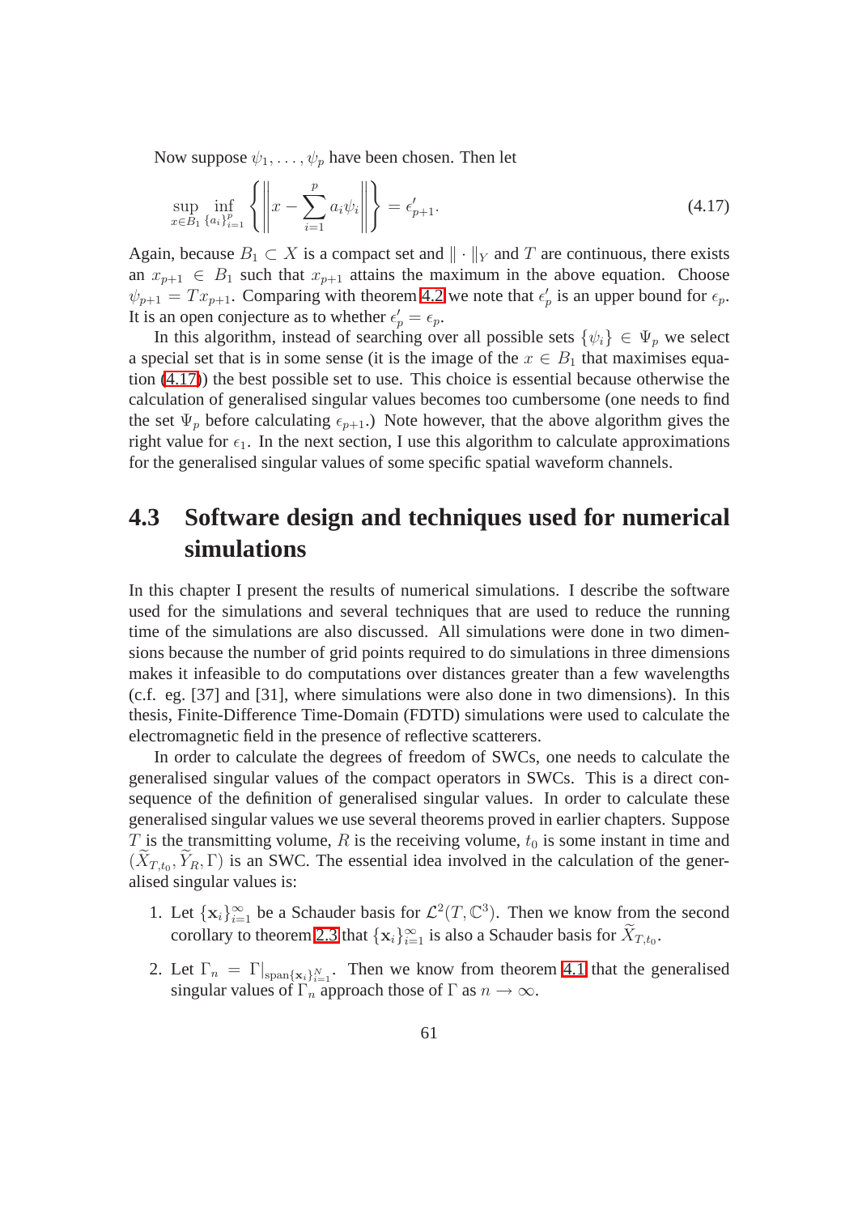Now suppose $\psi_1, \ldots, \psi_p$ have been chosen. Then let

$$\sup_{x \in B_1} \inf_{\{a_i\}_{i=1}^{p}} \left\{ \left\| x - \sum_{i=1}^{p} a_i \psi_i \right\| \right\} = \epsilon'_{p+1}. \tag{4.17}$$

Again, because $B_1 \subset X$ is a compact set and $\| \cdot \|_Y$ and $T$ are continuous, there exists an $x_{p+1} \in B_1$ such that $x_{p+1}$ attains the maximum in the above equation. Choose $\psi_{p+1} = T x_{p+1}$. Comparing with theorem 4.2 we note that $\epsilon'_p$ is an upper bound for $\epsilon_p$. It is an open conjecture as to whether $\epsilon'_p = \epsilon_p$.

In this algorithm, instead of searching over all possible sets $\{\psi_i\} \in \Psi_p$ we select a special set that is in some sense (it is the image of the $x \in B_1$ that maximises equation (4.17)) the best possible set to use. This choice is essential because otherwise the calculation of generalised singular values becomes too cumbersome (one needs to find the set $\Psi_p$ before calculating $\epsilon_{p+1}$.) Note however, that the above algorithm gives the right value for $\epsilon_1$. In the next section, I use this algorithm to calculate approximations for the generalised singular values of some specific spatial waveform channels.

## 4.3 Software design and techniques used for numerical simulations

In this chapter I present the results of numerical simulations. I describe the software used for the simulations and several techniques that are used to reduce the running time of the simulations are also discussed. All simulations were done in two dimensions because the number of grid points required to do simulations in three dimensions makes it infeasible to do computations over distances greater than a few wavelengths (c.f. eg. [37] and [31], where simulations were also done in two dimensions). In this thesis, Finite-Difference Time-Domain (FDTD) simulations were used to calculate the electromagnetic field in the presence of reflective scatterers.

In order to calculate the degrees of freedom of SWCs, one needs to calculate the generalised singular values of the compact operators in SWCs. This is a direct consequence of the definition of generalised singular values. In order to calculate these generalised singular values we use several theorems proved in earlier chapters. Suppose $T$ is the transmitting volume, $R$ is the receiving volume, $t_0$ is some instant in time and $(\widetilde{X}_{T,t_0}, \widetilde{Y}_R, \Gamma)$ is an SWC. The essential idea involved in the calculation of the generalised singular values is:

1. Let $\{\mathbf{x}_i\}_{i=1}^{\infty}$ be a Schauder basis for $\mathcal{L}^2(T, \mathbb{C}^3)$. Then we know from the second corollary to theorem 2.3 that $\{\mathbf{x}_i\}_{i=1}^{\infty}$ is also a Schauder basis for $\widetilde{X}_{T,t_0}$.

2. Let $\Gamma_n = \Gamma|_{\text{span}\{\mathbf{x}_i\}_{i=1}^{N}}$. Then we know from theorem 4.1 that the generalised singular values of $\Gamma_n$ approach those of $\Gamma$ as $n \to \infty$.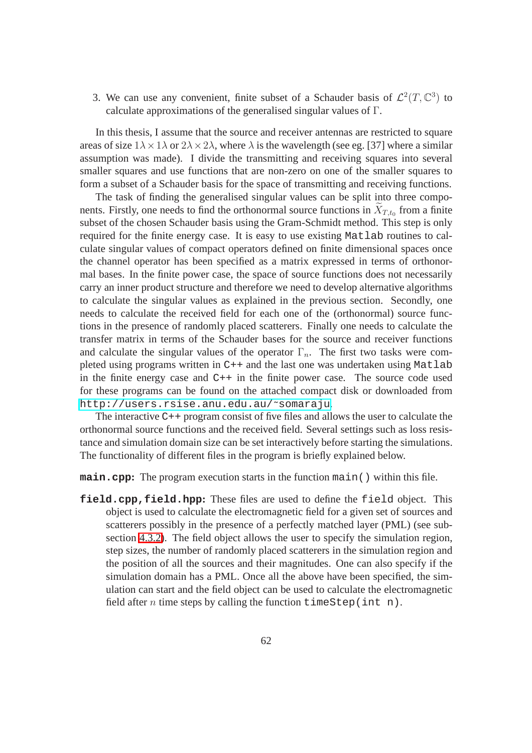3. We can use any convenient, finite subset of a Schauder basis of $\mathcal{L}^2(T, \mathbb{C}^3)$ to calculate approximations of the generalised singular values of $\Gamma$.

In this thesis, I assume that the source and receiver antennas are restricted to square areas of size $1\lambda \times 1\lambda$ or $2\lambda \times 2\lambda$, where $\lambda$ is the wavelength (see eg. [37] where a similar assumption was made). I divide the transmitting and receiving squares into several smaller squares and use functions that are non-zero on one of the smaller squares to form a subset of a Schauder basis for the space of transmitting and receiving functions.

The task of finding the generalised singular values can be split into three components. Firstly, one needs to find the orthonormal source functions in $\widetilde{X}_{T,t_0}$ from a finite subset of the chosen Schauder basis using the Gram-Schmidt method. This step is only required for the finite energy case. It is easy to use existing `Matlab` routines to calculate singular values of compact operators defined on finite dimensional spaces once the channel operator has been specified as a matrix expressed in terms of orthonormal bases. In the finite power case, the space of source functions does not necessarily carry an inner product structure and therefore we need to develop alternative algorithms to calculate the singular values as explained in the previous section. Secondly, one needs to calculate the received field for each one of the (orthonormal) source functions in the presence of randomly placed scatterers. Finally one needs to calculate the transfer matrix in terms of the Schauder bases for the source and receiver functions and calculate the singular values of the operator $\Gamma_n$. The first two tasks were completed using programs written in `C++` and the last one was undertaken using `Matlab` in the finite energy case and `C++` in the finite power case. The source code used for these programs can be found on the attached compact disk or downloaded from `http://users.rsise.anu.edu.au/~somaraju`.

The interactive `C++` program consist of five files and allows the user to calculate the orthonormal source functions and the received field. Several settings such as loss resistance and simulation domain size can be set interactively before starting the simulations. The functionality of different files in the program is briefly explained below.

**`main.cpp`:** The program execution starts in the function `main()` within this file.

**`field.cpp,field.hpp`:** These files are used to define the `field` object. This object is used to calculate the electromagnetic field for a given set of sources and scatterers possibly in the presence of a perfectly matched layer (PML) (see subsection 4.3.2). The field object allows the user to specify the simulation region, step sizes, the number of randomly placed scatterers in the simulation region and the position of all the sources and their magnitudes. One can also specify if the simulation domain has a PML. Once all the above have been specified, the simulation can start and the field object can be used to calculate the electromagnetic field after $n$ time steps by calling the function `timeStep(int n)`.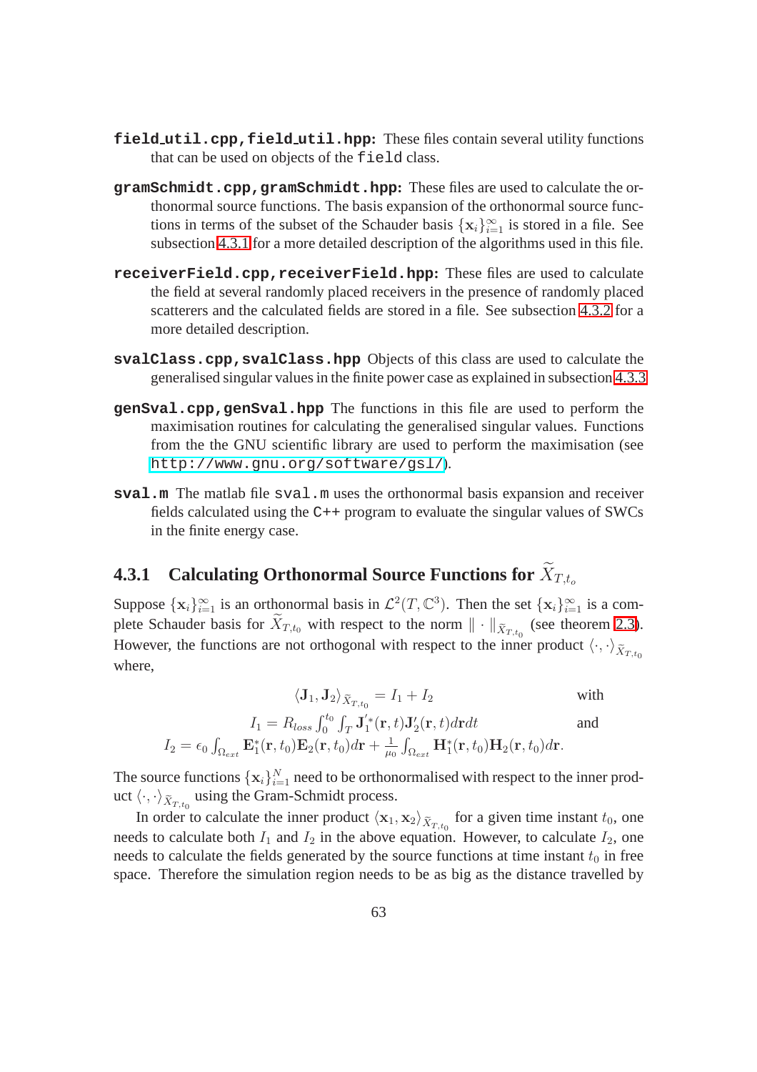**field_util.cpp,field_util.hpp:** These files contain several utility functions that can be used on objects of the `field` class.

**gramSchmidt.cpp,gramSchmidt.hpp:** These files are used to calculate the orthonormal source functions. The basis expansion of the orthonormal source functions in terms of the subset of the Schauder basis $\{\mathbf{x}_i\}_{i=1}^{\infty}$ is stored in a file. See subsection 4.3.1 for a more detailed description of the algorithms used in this file.

**receiverField.cpp,receiverField.hpp:** These files are used to calculate the field at several randomly placed receivers in the presence of randomly placed scatterers and the calculated fields are stored in a file. See subsection 4.3.2 for a more detailed description.

**svalClass.cpp,svalClass.hpp** Objects of this class are used to calculate the generalised singular values in the finite power case as explained in subsection 4.3.3

**genSval.cpp,genSval.hpp** The functions in this file are used to perform the maximisation routines for calculating the generalised singular values. Functions from the the GNU scientific library are used to perform the maximisation (see `http://www.gnu.org/software/gsl/`).

**sval.m** The matlab file `sval.m` uses the orthonormal basis expansion and receiver fields calculated using the C++ program to evaluate the singular values of SWCs in the finite energy case.

### 4.3.1 Calculating Orthonormal Source Functions for $\widetilde{X}_{T,t_o}$

Suppose $\{\mathbf{x}_i\}_{i=1}^{\infty}$ is an orthonormal basis in $\mathcal{L}^2(T, \mathbb{C}^3)$. Then the set $\{\mathbf{x}_i\}_{i=1}^{\infty}$ is a complete Schauder basis for $\widetilde{X}_{T,t_0}$ with respect to the norm $\| \cdot \|_{\tilde{X}_{T,t_0}}$ (see theorem 2.3). However, the functions are not orthogonal with respect to the inner product $\langle \cdot, \cdot \rangle_{\tilde{X}_{T,t_0}}$ where,

$$
\begin{aligned}
\langle \mathbf{J}_1, \mathbf{J}_2 \rangle_{\tilde{X}_{T,t_0}} &= I_1 + I_2 && \text{with} \\
I_1 &= R_{loss} \int_0^{t_0} \int_T \mathbf{J}_1^{'*}(\mathbf{r}, t) \mathbf{J}_2'(\mathbf{r}, t) d\mathbf{r} dt && \text{and} \\
I_2 &= \epsilon_0 \int_{\Omega_{ext}} \mathbf{E}_1^*(\mathbf{r}, t_0) \mathbf{E}_2(\mathbf{r}, t_0) d\mathbf{r} + \frac{1}{\mu_0} \int_{\Omega_{ext}} \mathbf{H}_1^*(\mathbf{r}, t_0) \mathbf{H}_2(\mathbf{r}, t_0) d\mathbf{r}.
\end{aligned}
$$

The source functions $\{\mathbf{x}_i\}_{i=1}^{N}$ need to be orthonormalised with respect to the inner product $\langle \cdot, \cdot \rangle_{\tilde{X}_{T,t_0}}$ using the Gram-Schmidt process.

In order to calculate the inner product $\langle \mathbf{x}_1, \mathbf{x}_2 \rangle_{\tilde{X}_{T,t_0}}$ for a given time instant $t_0$, one needs to calculate both $I_1$ and $I_2$ in the above equation. However, to calculate $I_2$, one needs to calculate the fields generated by the source functions at time instant $t_0$ in free space. Therefore the simulation region needs to be as big as the distance travelled by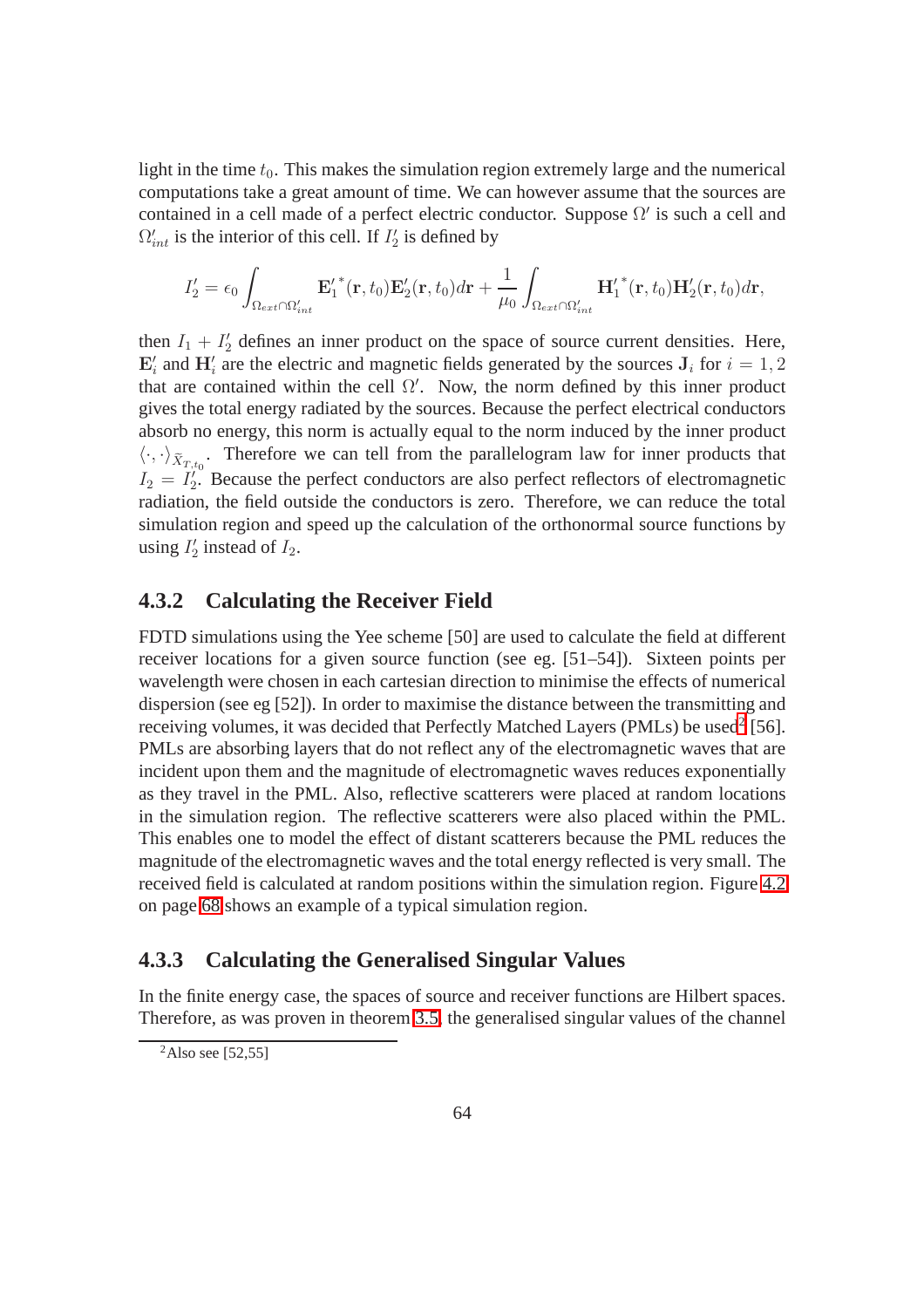light in the time $t_0$. This makes the simulation region extremely large and the numerical computations take a great amount of time. We can however assume that the sources are contained in a cell made of a perfect electric conductor. Suppose $\Omega'$ is such a cell and $\Omega'_{int}$ is the interior of this cell. If $I'_2$ is defined by

$$I'_2 = \epsilon_0 \int_{\Omega_{ext} \cap \Omega'_{int}} \mathbf{E}'^*_1(\mathbf{r}, t_0)\mathbf{E}'_2(\mathbf{r}, t_0)d\mathbf{r} + \frac{1}{\mu_0} \int_{\Omega_{ext} \cap \Omega'_{int}} \mathbf{H}'^*_1(\mathbf{r}, t_0)\mathbf{H}'_2(\mathbf{r}, t_0)d\mathbf{r},$$

then $I_1 + I'_2$ defines an inner product on the space of source current densities. Here, $\mathbf{E}'_i$ and $\mathbf{H}'_i$ are the electric and magnetic fields generated by the sources $\mathbf{J}_i$ for $i = 1, 2$ that are contained within the cell $\Omega'$. Now, the norm defined by this inner product gives the total energy radiated by the sources. Because the perfect electrical conductors absorb no energy, this norm is actually equal to the norm induced by the inner product $\langle \cdot, \cdot \rangle_{\tilde{X}_{T,t_0}}$. Therefore we can tell from the parallelogram law for inner products that $I_2 = I'_2$. Because the perfect conductors are also perfect reflectors of electromagnetic radiation, the field outside the conductors is zero. Therefore, we can reduce the total simulation region and speed up the calculation of the orthonormal source functions by using $I'_2$ instead of $I_2$.

### 4.3.2 Calculating the Receiver Field

FDTD simulations using the Yee scheme [50] are used to calculate the field at different receiver locations for a given source function (see eg. [51–54]). Sixteen points per wavelength were chosen in each cartesian direction to minimise the effects of numerical dispersion (see eg [52]). In order to maximise the distance between the transmitting and receiving volumes, it was decided that Perfectly Matched Layers (PMLs) be used[2] [56]. PMLs are absorbing layers that do not reflect any of the electromagnetic waves that are incident upon them and the magnitude of electromagnetic waves reduces exponentially as they travel in the PML. Also, reflective scatterers were placed at random locations in the simulation region. The reflective scatterers were also placed within the PML. This enables one to model the effect of distant scatterers because the PML reduces the magnitude of the electromagnetic waves and the total energy reflected is very small. The received field is calculated at random positions within the simulation region. Figure 4.2 on page 68 shows an example of a typical simulation region.

### 4.3.3 Calculating the Generalised Singular Values

In the finite energy case, the spaces of source and receiver functions are Hilbert spaces. Therefore, as was proven in theorem 3.5, the generalised singular values of the channel

[2] Also see [52,55]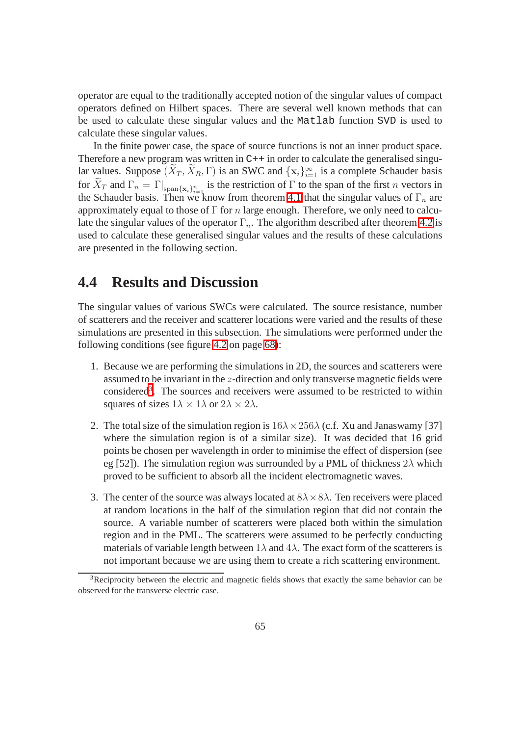operator are equal to the traditionally accepted notion of the singular values of compact operators defined on Hilbert spaces. There are several well known methods that can be used to calculate these singular values and the `Matlab` function `SVD` is used to calculate these singular values.

In the finite power case, the space of source functions is not an inner product space. Therefore a new program was written in `C++` in order to calculate the generalised singular values. Suppose $(\widetilde{X}_T, \widetilde{X}_R, \Gamma)$ is an SWC and $\{\mathbf{x}_i\}_{i=1}^{\infty}$ is a complete Schauder basis for $\widetilde{X}_T$ and $\Gamma_n = \Gamma|_{\text{span}\{\mathbf{x}_i\}_{i=1}^{n}}$ is the restriction of $\Gamma$ to the span of the first $n$ vectors in the Schauder basis. Then we know from theorem 4.1 that the singular values of $\Gamma_n$ are approximately equal to those of $\Gamma$ for $n$ large enough. Therefore, we only need to calculate the singular values of the operator $\Gamma_n$. The algorithm described after theorem 4.2 is used to calculate these generalised singular values and the results of these calculations are presented in the following section.

## 4.4 Results and Discussion

The singular values of various SWCs were calculated. The source resistance, number of scatterers and the receiver and scatterer locations were varied and the results of these simulations are presented in this subsection. The simulations were performed under the following conditions (see figure 4.2 on page 68):

1. Because we are performing the simulations in 2D, the sources and scatterers were assumed to be invariant in the $z$-direction and only transverse magnetic fields were considered[3]. The sources and receivers were assumed to be restricted to within squares of sizes $1\lambda \times 1\lambda$ or $2\lambda \times 2\lambda$.

2. The total size of the simulation region is $16\lambda \times 256\lambda$ (c.f. Xu and Janaswamy [37] where the simulation region is of a similar size). It was decided that 16 grid points be chosen per wavelength in order to minimise the effect of dispersion (see eg [52]). The simulation region was surrounded by a PML of thickness $2\lambda$ which proved to be sufficient to absorb all the incident electromagnetic waves.

3. The center of the source was always located at $8\lambda \times 8\lambda$. Ten receivers were placed at random locations in the half of the simulation region that did not contain the source. A variable number of scatterers were placed both within the simulation region and in the PML. The scatterers were assumed to be perfectly conducting materials of variable length between $1\lambda$ and $4\lambda$. The exact form of the scatterers is not important because we are using them to create a rich scattering environment.

[3] Reciprocity between the electric and magnetic fields shows that exactly the same behavior can be observed for the transverse electric case.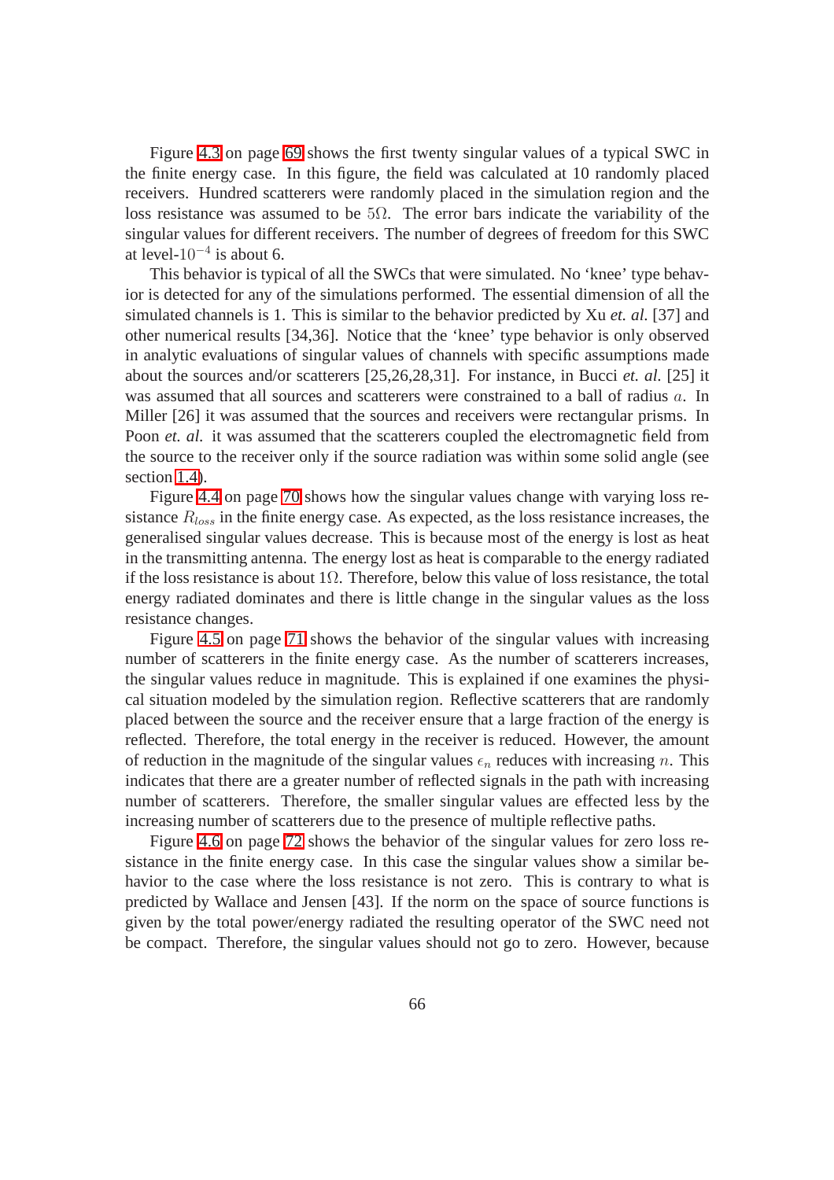Figure 4.3 on page 69 shows the first twenty singular values of a typical SWC in the finite energy case. In this figure, the field was calculated at 10 randomly placed receivers. Hundred scatterers were randomly placed in the simulation region and the loss resistance was assumed to be $5\Omega$. The error bars indicate the variability of the singular values for different receivers. The number of degrees of freedom for this SWC at level-$10^{-4}$ is about 6.

This behavior is typical of all the SWCs that were simulated. No 'knee' type behavior is detected for any of the simulations performed. The essential dimension of all the simulated channels is 1. This is similar to the behavior predicted by Xu *et. al.* [37] and other numerical results [34,36]. Notice that the 'knee' type behavior is only observed in analytic evaluations of singular values of channels with specific assumptions made about the sources and/or scatterers [25,26,28,31]. For instance, in Bucci *et. al.* [25] it was assumed that all sources and scatterers were constrained to a ball of radius $a$. In Miller [26] it was assumed that the sources and receivers were rectangular prisms. In Poon *et. al.* it was assumed that the scatterers coupled the electromagnetic field from the source to the receiver only if the source radiation was within some solid angle (see section 1.4).

Figure 4.4 on page 70 shows how the singular values change with varying loss resistance $R_{loss}$ in the finite energy case. As expected, as the loss resistance increases, the generalised singular values decrease. This is because most of the energy is lost as heat in the transmitting antenna. The energy lost as heat is comparable to the energy radiated if the loss resistance is about $1\Omega$. Therefore, below this value of loss resistance, the total energy radiated dominates and there is little change in the singular values as the loss resistance changes.

Figure 4.5 on page 71 shows the behavior of the singular values with increasing number of scatterers in the finite energy case. As the number of scatterers increases, the singular values reduce in magnitude. This is explained if one examines the physical situation modeled by the simulation region. Reflective scatterers that are randomly placed between the source and the receiver ensure that a large fraction of the energy is reflected. Therefore, the total energy in the receiver is reduced. However, the amount of reduction in the magnitude of the singular values $\epsilon_n$ reduces with increasing $n$. This indicates that there are a greater number of reflected signals in the path with increasing number of scatterers. Therefore, the smaller singular values are effected less by the increasing number of scatterers due to the presence of multiple reflective paths.

Figure 4.6 on page 72 shows the behavior of the singular values for zero loss resistance in the finite energy case. In this case the singular values show a similar behavior to the case where the loss resistance is not zero. This is contrary to what is predicted by Wallace and Jensen [43]. If the norm on the space of source functions is given by the total power/energy radiated the resulting operator of the SWC need not be compact. Therefore, the singular values should not go to zero. However, because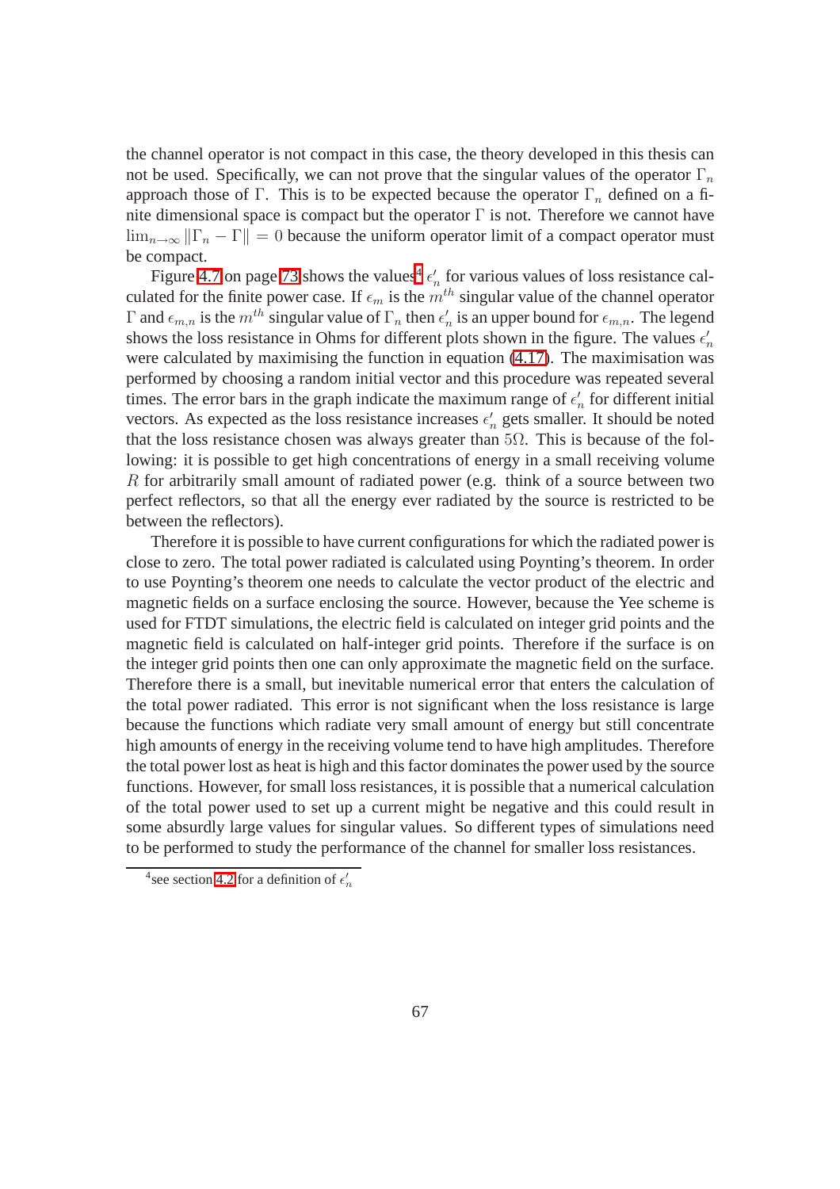the channel operator is not compact in this case, the theory developed in this thesis can not be used. Specifically, we can not prove that the singular values of the operator $\Gamma_n$ approach those of $\Gamma$. This is to be expected because the operator $\Gamma_n$ defined on a finite dimensional space is compact but the operator $\Gamma$ is not. Therefore we cannot have $\lim_{n\to\infty} \|\Gamma_n - \Gamma\| = 0$ because the uniform operator limit of a compact operator must be compact.

Figure 4.7 on page 73 shows the values[4] $\epsilon'_n$ for various values of loss resistance calculated for the finite power case. If $\epsilon_m$ is the $m^{th}$ singular value of the channel operator $\Gamma$ and $\epsilon_{m,n}$ is the $m^{th}$ singular value of $\Gamma_n$ then $\epsilon'_n$ is an upper bound for $\epsilon_{m,n}$. The legend shows the loss resistance in Ohms for different plots shown in the figure. The values $\epsilon'_n$ were calculated by maximising the function in equation (4.17). The maximisation was performed by choosing a random initial vector and this procedure was repeated several times. The error bars in the graph indicate the maximum range of $\epsilon'_n$ for different initial vectors. As expected as the loss resistance increases $\epsilon'_n$ gets smaller. It should be noted that the loss resistance chosen was always greater than $5\Omega$. This is because of the following: it is possible to get high concentrations of energy in a small receiving volume $R$ for arbitrarily small amount of radiated power (e.g. think of a source between two perfect reflectors, so that all the energy ever radiated by the source is restricted to be between the reflectors).

Therefore it is possible to have current configurations for which the radiated power is close to zero. The total power radiated is calculated using Poynting's theorem. In order to use Poynting's theorem one needs to calculate the vector product of the electric and magnetic fields on a surface enclosing the source. However, because the Yee scheme is used for FTDT simulations, the electric field is calculated on integer grid points and the magnetic field is calculated on half-integer grid points. Therefore if the surface is on the integer grid points then one can only approximate the magnetic field on the surface. Therefore there is a small, but inevitable numerical error that enters the calculation of the total power radiated. This error is not significant when the loss resistance is large because the functions which radiate very small amount of energy but still concentrate high amounts of energy in the receiving volume tend to have high amplitudes. Therefore the total power lost as heat is high and this factor dominates the power used by the source functions. However, for small loss resistances, it is possible that a numerical calculation of the total power used to set up a current might be negative and this could result in some absurdly large values for singular values. So different types of simulations need to be performed to study the performance of the channel for smaller loss resistances.

[4] see section 4.2 for a definition of $\epsilon'_n$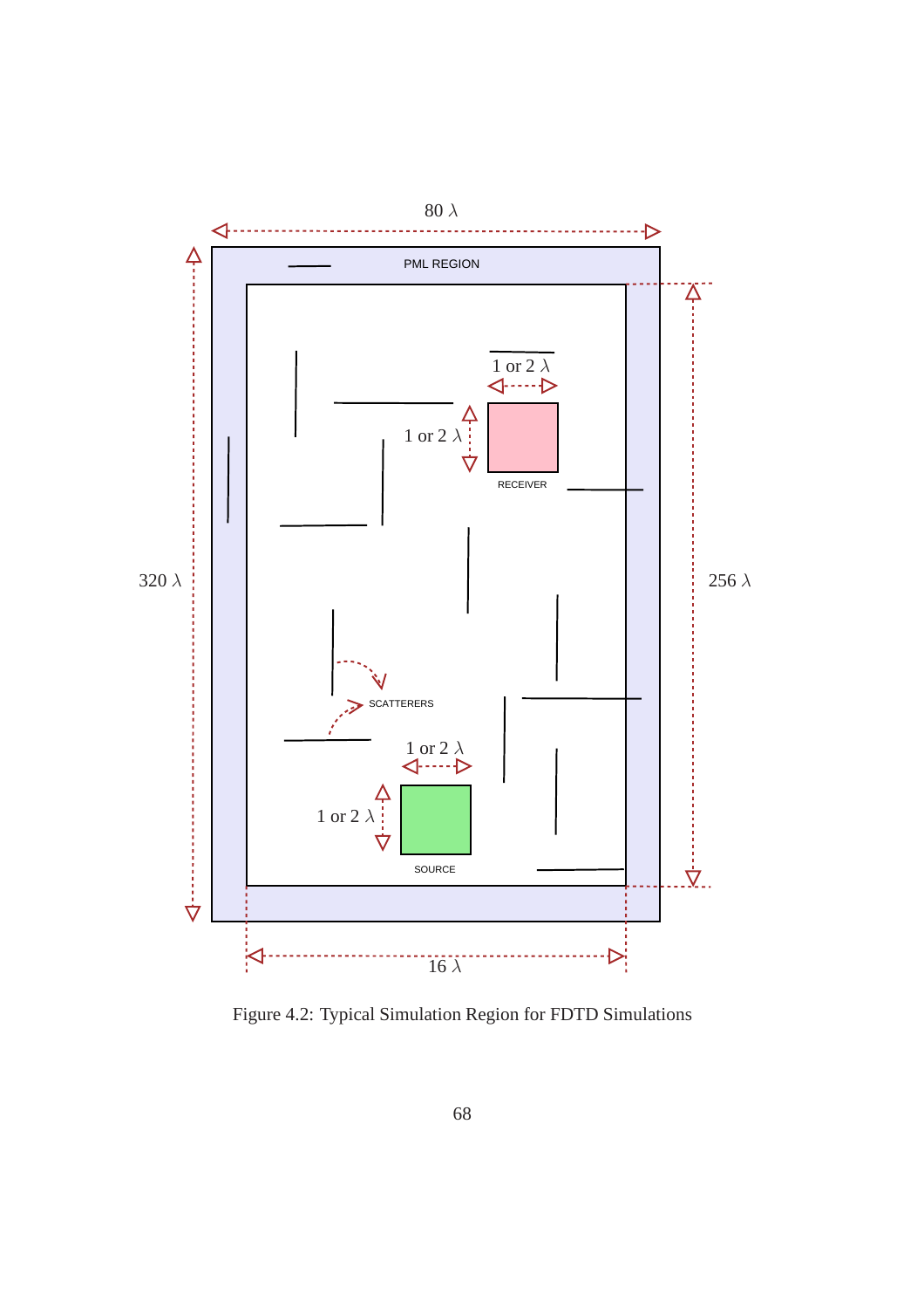Figure 4.2: Typical Simulation Region for FDTD Simulations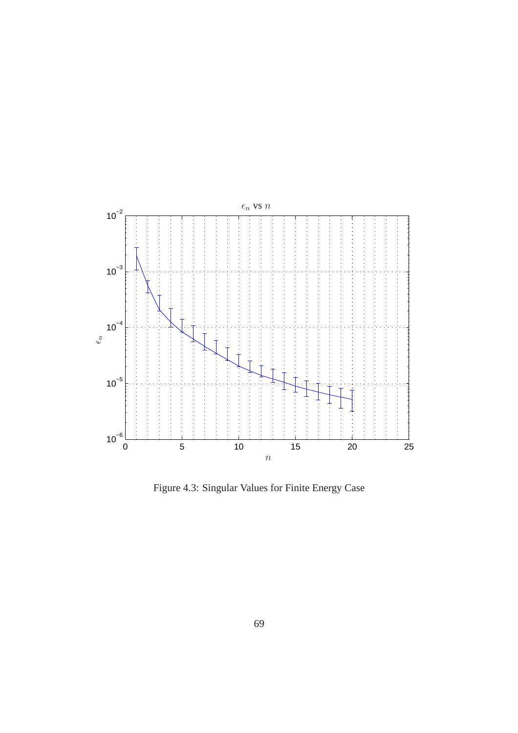Figure 4.3: Singular Values for Finite Energy Case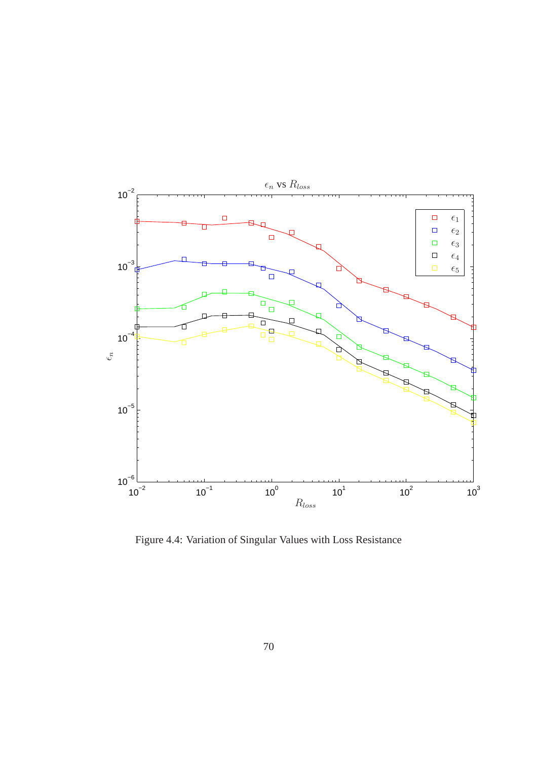Figure 4.4: Variation of Singular Values with Loss Resistance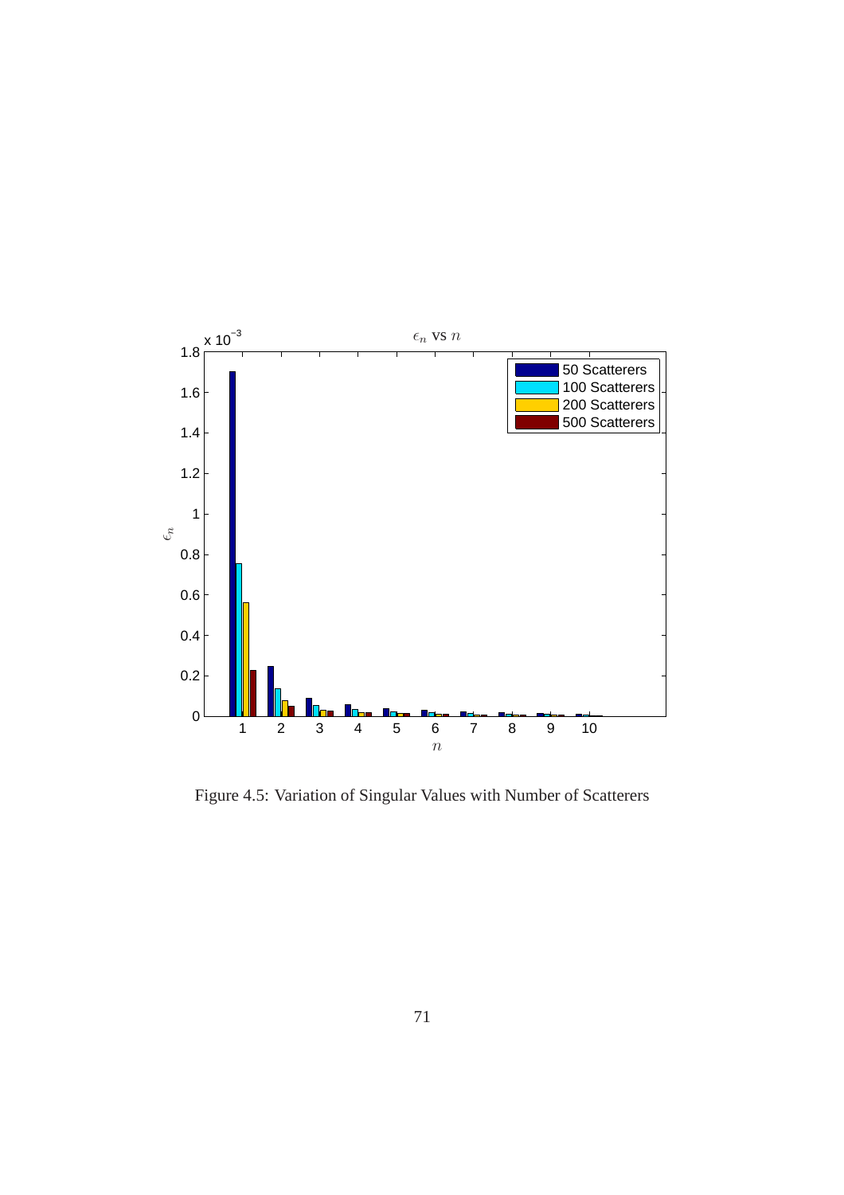Figure 4.5: Variation of Singular Values with Number of Scatterers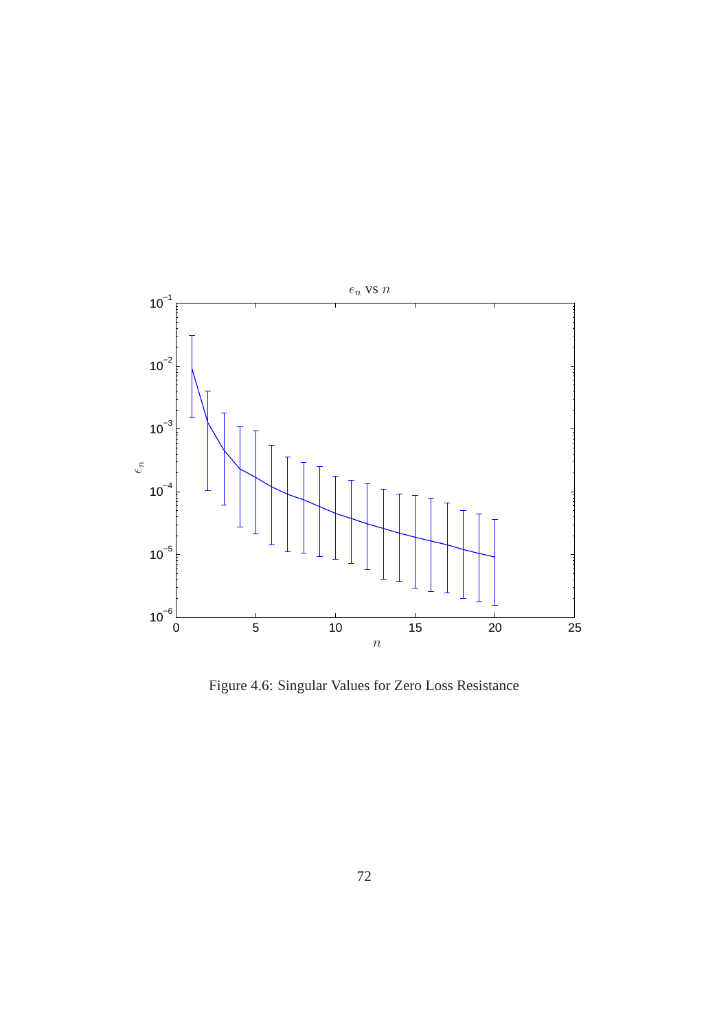Figure 4.6: Singular Values for Zero Loss Resistance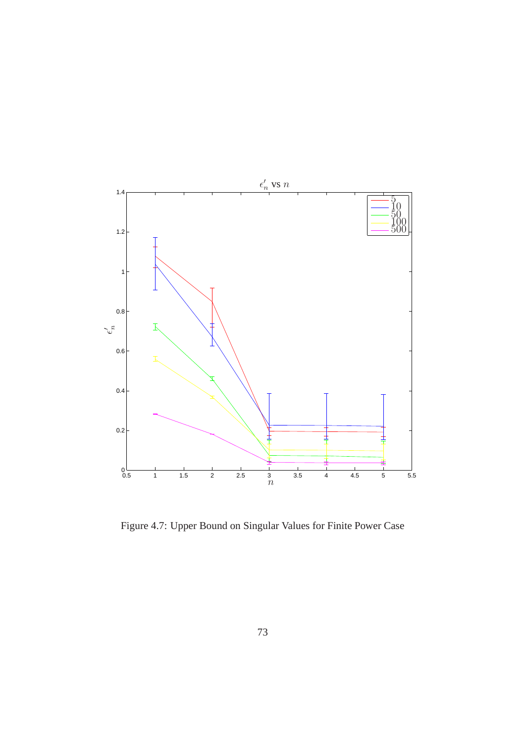Figure 4.7: Upper Bound on Singular Values for Finite Power Case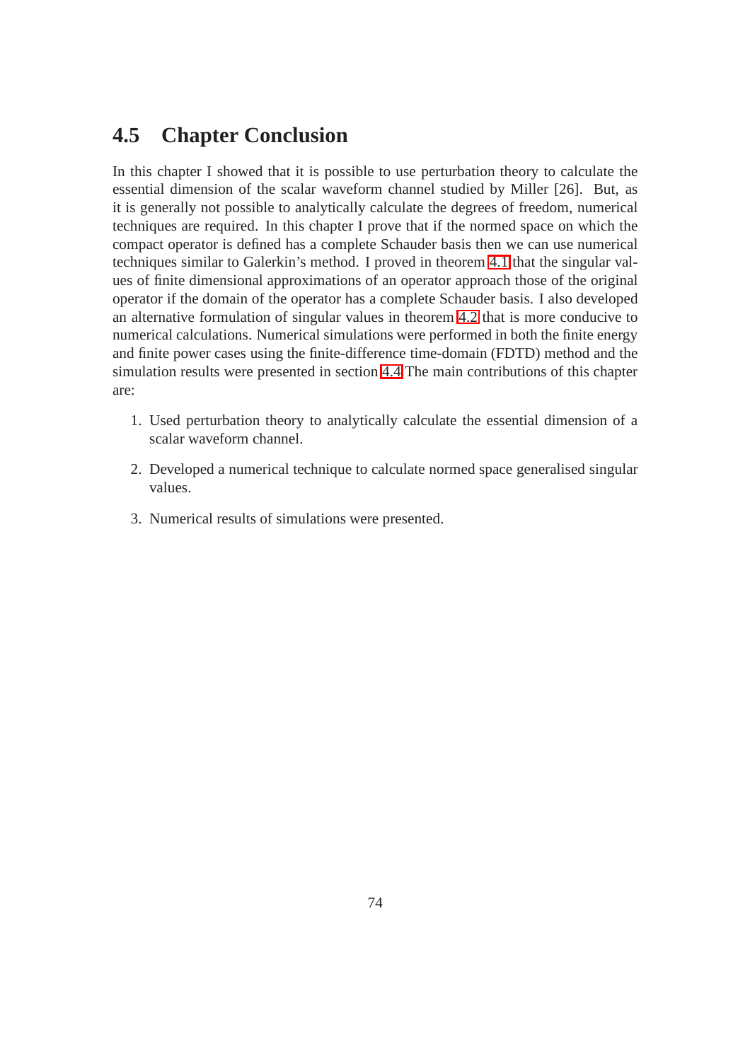## 4.5 Chapter Conclusion

In this chapter I showed that it is possible to use perturbation theory to calculate the essential dimension of the scalar waveform channel studied by Miller [26]. But, as it is generally not possible to analytically calculate the degrees of freedom, numerical techniques are required. In this chapter I prove that if the normed space on which the compact operator is defined has a complete Schauder basis then we can use numerical techniques similar to Galerkin's method. I proved in theorem 4.1 that the singular values of finite dimensional approximations of an operator approach those of the original operator if the domain of the operator has a complete Schauder basis. I also developed an alternative formulation of singular values in theorem 4.2 that is more conducive to numerical calculations. Numerical simulations were performed in both the finite energy and finite power cases using the finite-difference time-domain (FDTD) method and the simulation results were presented in section 4.4 The main contributions of this chapter are:

1. Used perturbation theory to analytically calculate the essential dimension of a scalar waveform channel.
2. Developed a numerical technique to calculate normed space generalised singular values.
3. Numerical results of simulations were presented.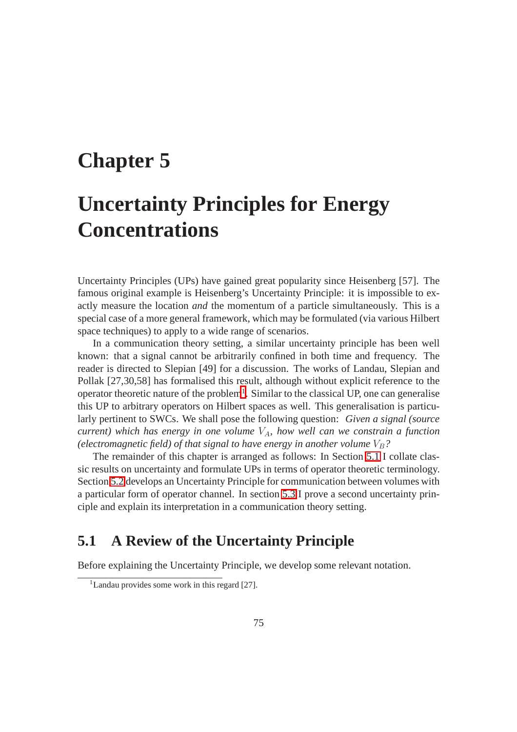# Chapter 5

# Uncertainty Principles for Energy Concentrations

Uncertainty Principles (UPs) have gained great popularity since Heisenberg [57]. The famous original example is Heisenberg's Uncertainty Principle: it is impossible to exactly measure the location *and* the momentum of a particle simultaneously. This is a special case of a more general framework, which may be formulated (via various Hilbert space techniques) to apply to a wide range of scenarios.

In a communication theory setting, a similar uncertainty principle has been well known: that a signal cannot be arbitrarily confined in both time and frequency. The reader is directed to Slepian [49] for a discussion. The works of Landau, Slepian and Pollak [27,30,58] has formalised this result, although without explicit reference to the operator theoretic nature of the problem[1]. Similar to the classical UP, one can generalise this UP to arbitrary operators on Hilbert spaces as well. This generalisation is particularly pertinent to SWCs. We shall pose the following question: *Given a signal (source current) which has energy in one volume $V_A$, how well can we constrain a function (electromagnetic field) of that signal to have energy in another volume $V_B$?*

The remainder of this chapter is arranged as follows: In Section 5.1 I collate classic results on uncertainty and formulate UPs in terms of operator theoretic terminology. Section 5.2 develops an Uncertainty Principle for communication between volumes with a particular form of operator channel. In section 5.3 I prove a second uncertainty principle and explain its interpretation in a communication theory setting.

## 5.1 A Review of the Uncertainty Principle

Before explaining the Uncertainty Principle, we develop some relevant notation.

[1] Landau provides some work in this regard [27].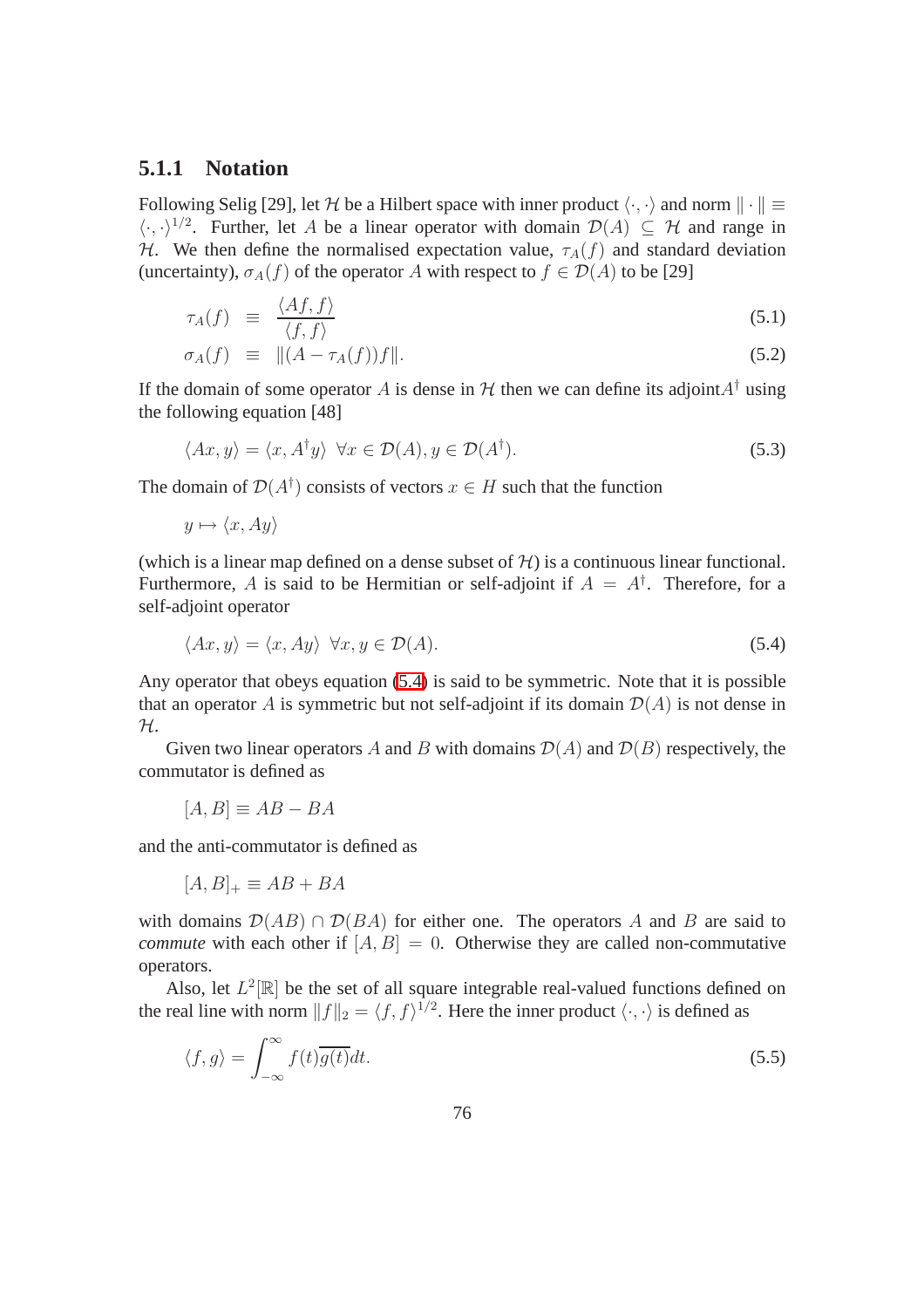### 5.1.1 Notation

Following Selig [29], let $\mathcal{H}$ be a Hilbert space with inner product $\langle \cdot, \cdot \rangle$ and norm $\| \cdot \| \equiv \langle \cdot, \cdot \rangle^{1/2}$. Further, let $A$ be a linear operator with domain $\mathcal{D}(A) \subseteq \mathcal{H}$ and range in $\mathcal{H}$. We then define the normalised expectation value, $\tau_A(f)$ and standard deviation (uncertainty), $\sigma_A(f)$ of the operator $A$ with respect to $f \in \mathcal{D}(A)$ to be [29]

$$\tau_A(f) \equiv \frac{\langle Af, f \rangle}{\langle f, f \rangle} \tag{5.1}$$

$$\sigma_A(f) \equiv \|(A - \tau_A(f))f\|. \tag{5.2}$$

If the domain of some operator $A$ is dense in $\mathcal{H}$ then we can define its adjoint$A^\dagger$ using the following equation [48]

$$\langle Ax, y \rangle = \langle x, A^\dagger y \rangle \;\; \forall x \in \mathcal{D}(A), y \in \mathcal{D}(A^\dagger). \tag{5.3}$$

The domain of $\mathcal{D}(A^\dagger)$ consists of vectors $x \in H$ such that the function

$$y \mapsto \langle x, Ay \rangle$$

(which is a linear map defined on a dense subset of $\mathcal{H}$) is a continuous linear functional. Furthermore, $A$ is said to be Hermitian or self-adjoint if $A = A^\dagger$. Therefore, for a self-adjoint operator

$$\langle Ax, y \rangle = \langle x, Ay \rangle \;\; \forall x, y \in \mathcal{D}(A). \tag{5.4}$$

Any operator that obeys equation (5.4) is said to be symmetric. Note that it is possible that an operator $A$ is symmetric but not self-adjoint if its domain $\mathcal{D}(A)$ is not dense in $\mathcal{H}$.

Given two linear operators $A$ and $B$ with domains $\mathcal{D}(A)$ and $\mathcal{D}(B)$ respectively, the commutator is defined as

$$[A, B] \equiv AB - BA$$

and the anti-commutator is defined as

$$[A, B]_+ \equiv AB + BA$$

with domains $\mathcal{D}(AB) \cap \mathcal{D}(BA)$ for either one. The operators $A$ and $B$ are said to *commute* with each other if $[A, B] = 0$. Otherwise they are called non-commutative operators.

Also, let $L^2[\mathbb{R}]$ be the set of all square integrable real-valued functions defined on the real line with norm $\|f\|_2 = \langle f, f \rangle^{1/2}$. Here the inner product $\langle \cdot, \cdot \rangle$ is defined as

$$\langle f, g \rangle = \int_{-\infty}^{\infty} f(t)\overline{g(t)}dt. \tag{5.5}$$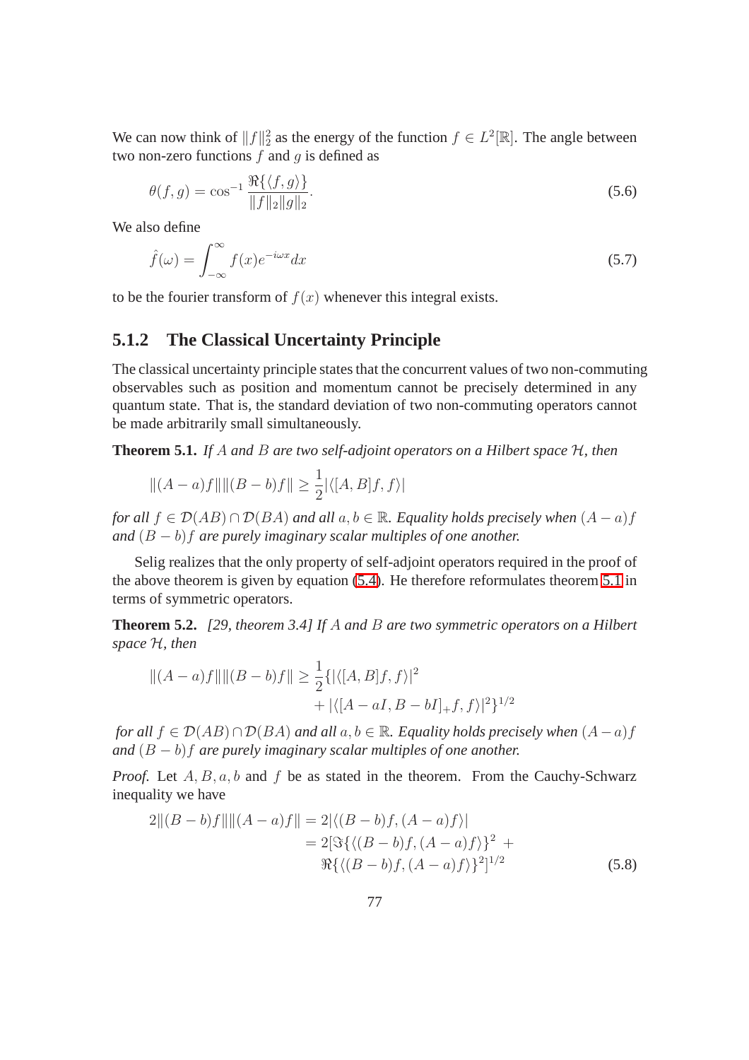We can now think of $\|f\|_2^2$ as the energy of the function $f \in L^2[\mathbb{R}]$. The angle between two non-zero functions $f$ and $g$ is defined as

$$\theta(f, g) = \cos^{-1} \frac{\Re\{\langle f, g\rangle\}}{\|f\|_2 \|g\|_2}. \tag{5.6}$$

We also define

$$\hat{f}(\omega) = \int_{-\infty}^{\infty} f(x) e^{-i\omega x} dx \tag{5.7}$$

to be the fourier transform of $f(x)$ whenever this integral exists.

### 5.1.2 The Classical Uncertainty Principle

The classical uncertainty principle states that the concurrent values of two non-commuting observables such as position and momentum cannot be precisely determined in any quantum state. That is, the standard deviation of two non-commuting operators cannot be made arbitrarily small simultaneously.

**Theorem 5.1.** *If $A$ and $B$ are two self-adjoint operators on a Hilbert space $\mathcal{H}$, then*

$$\|(A - a)f\| \|(B - b)f\| \geq \frac{1}{2} |\langle [A, B]f, f\rangle|$$

*for all $f \in \mathcal{D}(AB) \cap \mathcal{D}(BA)$ and all $a, b \in \mathbb{R}$. Equality holds precisely when $(A - a)f$ and $(B - b)f$ are purely imaginary scalar multiples of one another.*

Selig realizes that the only property of self-adjoint operators required in the proof of the above theorem is given by equation (5.4). He therefore reformulates theorem 5.1 in terms of symmetric operators.

**Theorem 5.2.** *[29, theorem 3.4] If $A$ and $B$ are two symmetric operators on a Hilbert space $\mathcal{H}$, then*

$$\|(A - a)f\| \|(B - b)f\| \geq \frac{1}{2} \{ |\langle [A, B]f, f\rangle|^2 + |\langle [A - aI, B - bI]_+ f, f\rangle|^2 \}^{1/2}$$

*for all $f \in \mathcal{D}(AB) \cap \mathcal{D}(BA)$ and all $a, b \in \mathbb{R}$. Equality holds precisely when $(A - a)f$ and $(B - b)f$ are purely imaginary scalar multiples of one another.*

*Proof.* Let $A, B, a, b$ and $f$ be as stated in the theorem. From the Cauchy-Schwarz inequality we have

$$\begin{aligned} 2\|(B - b)f\| \|(A - a)f\| &= 2|\langle (B - b)f, (A - a)f\rangle| \\ &= 2[\Im\{\langle (B - b)f, (A - a)f\rangle\}^2 + \\ &\quad \Re\{\langle (B - b)f, (A - a)f\rangle\}^2]^{1/2} \end{aligned} \tag{5.8}$$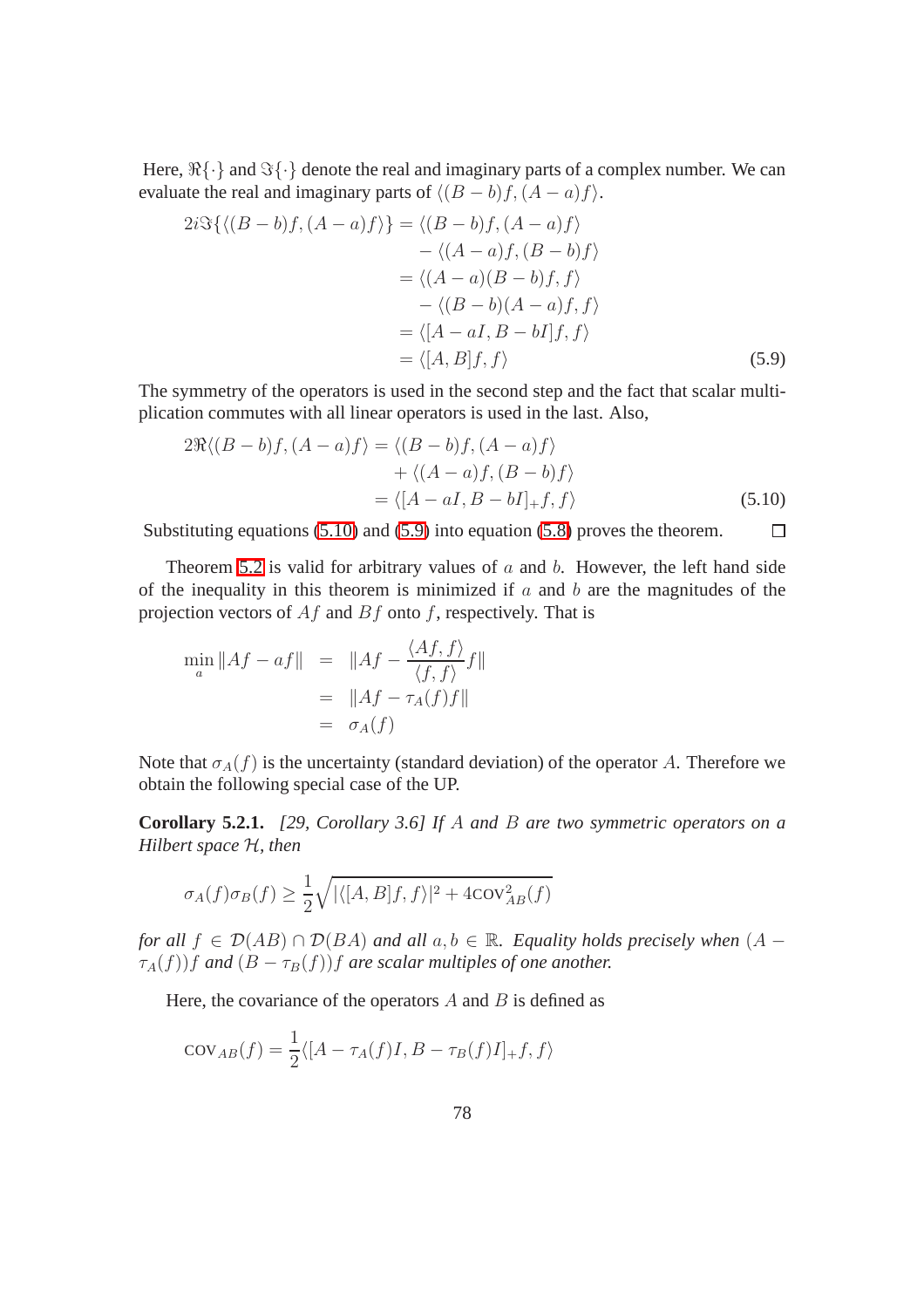Here, $\Re\{\cdot\}$ and $\Im\{\cdot\}$ denote the real and imaginary parts of a complex number. We can evaluate the real and imaginary parts of $\langle (B-b)f, (A-a)f\rangle$.

$$
\begin{aligned}
2i\Im\{\langle (B-b)f, (A-a)f\rangle\} &= \langle (B-b)f, (A-a)f\rangle \\
&\quad - \langle (A-a)f, (B-b)f\rangle \\
&= \langle (A-a)(B-b)f, f\rangle \\
&\quad - \langle (B-b)(A-a)f, f\rangle \\
&= \langle [A-aI, B-bI]f, f\rangle \\
&= \langle [A,B]f, f\rangle
\end{aligned} \tag{5.9}
$$

The symmetry of the operators is used in the second step and the fact that scalar multiplication commutes with all linear operators is used in the last. Also,

$$
\begin{aligned}
2\Re\langle (B-b)f, (A-a)f\rangle &= \langle (B-b)f, (A-a)f\rangle \\
&\quad + \langle (A-a)f, (B-b)f\rangle \\
&= \langle [A-aI, B-bI]_+ f, f\rangle
\end{aligned} \tag{5.10}
$$

Substituting equations (5.10) and (5.9) into equation (5.8) proves the theorem. $\square$

Theorem 5.2 is valid for arbitrary values of $a$ and $b$. However, the left hand side of the inequality in this theorem is minimized if $a$ and $b$ are the magnitudes of the projection vectors of $Af$ and $Bf$ onto $f$, respectively. That is

$$
\begin{aligned}
\min_a \|Af - af\| &= \|Af - \frac{\langle Af, f\rangle}{\langle f, f\rangle} f\| \\
&= \|Af - \tau_A(f) f\| \\
&= \sigma_A(f)
\end{aligned}
$$

Note that $\sigma_A(f)$ is the uncertainty (standard deviation) of the operator $A$. Therefore we obtain the following special case of the UP.

**Corollary 5.2.1.** *[29, Corollary 3.6] If $A$ and $B$ are two symmetric operators on a Hilbert space $\mathcal{H}$, then*

$$
\sigma_A(f)\sigma_B(f) \geq \frac{1}{2}\sqrt{|\langle [A,B]f, f\rangle|^2 + 4\mathrm{COV}_{AB}^2(f)}
$$

*for all $f \in \mathcal{D}(AB) \cap \mathcal{D}(BA)$ and all $a, b \in \mathbb{R}$. Equality holds precisely when $(A - \tau_A(f))f$ and $(B - \tau_B(f))f$ are scalar multiples of one another.*

Here, the covariance of the operators $A$ and $B$ is defined as

$$
\mathrm{COV}_{AB}(f) = \frac{1}{2}\langle [A - \tau_A(f)I, B - \tau_B(f)I]_+ f, f\rangle
$$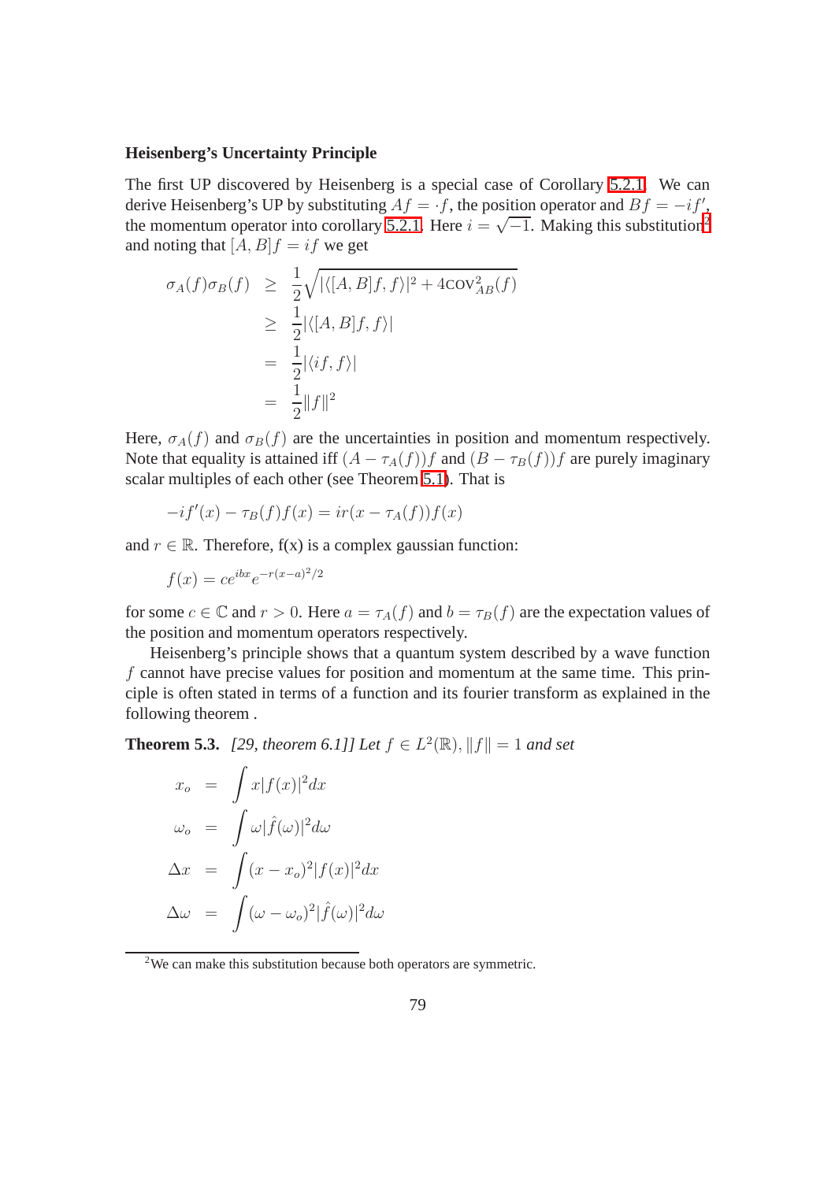**Heisenberg's Uncertainty Principle**

The first UP discovered by Heisenberg is a special case of Corollary 5.2.1. We can derive Heisenberg's UP by substituting $Af = \cdot f$, the position operator and $Bf = -if'$, the momentum operator into corollary 5.2.1. Here $i = \sqrt{-1}$. Making this substitution[2] and noting that $[A, B]f = if$ we get

$$
\begin{aligned}
\sigma_A(f)\sigma_B(f) &\geq \frac{1}{2}\sqrt{|\langle [A, B]f, f\rangle|^2 + 4\text{cov}^2_{AB}(f)} \\
&\geq \frac{1}{2}|\langle [A, B]f, f\rangle| \\
&= \frac{1}{2}|\langle if, f\rangle| \\
&= \frac{1}{2}\|f\|^2
\end{aligned}
$$

Here, $\sigma_A(f)$ and $\sigma_B(f)$ are the uncertainties in position and momentum respectively. Note that equality is attained iff $(A - \tau_A(f))f$ and $(B - \tau_B(f))f$ are purely imaginary scalar multiples of each other (see Theorem 5.1). That is

$$
-if'(x) - \tau_B(f)f(x) = ir(x - \tau_A(f))f(x)
$$

and $r \in \mathbb{R}$. Therefore, f(x) is a complex gaussian function:

$$
f(x) = ce^{ibx}e^{-r(x-a)^2/2}
$$

for some $c \in \mathbb{C}$ and $r > 0$. Here $a = \tau_A(f)$ and $b = \tau_B(f)$ are the expectation values of the position and momentum operators respectively.

Heisenberg's principle shows that a quantum system described by a wave function $f$ cannot have precise values for position and momentum at the same time. This principle is often stated in terms of a function and its fourier transform as explained in the following theorem .

**Theorem 5.3.** *[29, theorem 6.1]] Let $f \in L^2(\mathbb{R}), \|f\| = 1$ and set*

$$
\begin{aligned}
x_o &= \int x|f(x)|^2 dx \\
\omega_o &= \int \omega|\hat{f}(\omega)|^2 d\omega \\
\Delta x &= \int (x - x_o)^2|f(x)|^2 dx \\
\Delta\omega &= \int (\omega - \omega_o)^2|\hat{f}(\omega)|^2 d\omega
\end{aligned}
$$

[2] We can make this substitution because both operators are symmetric.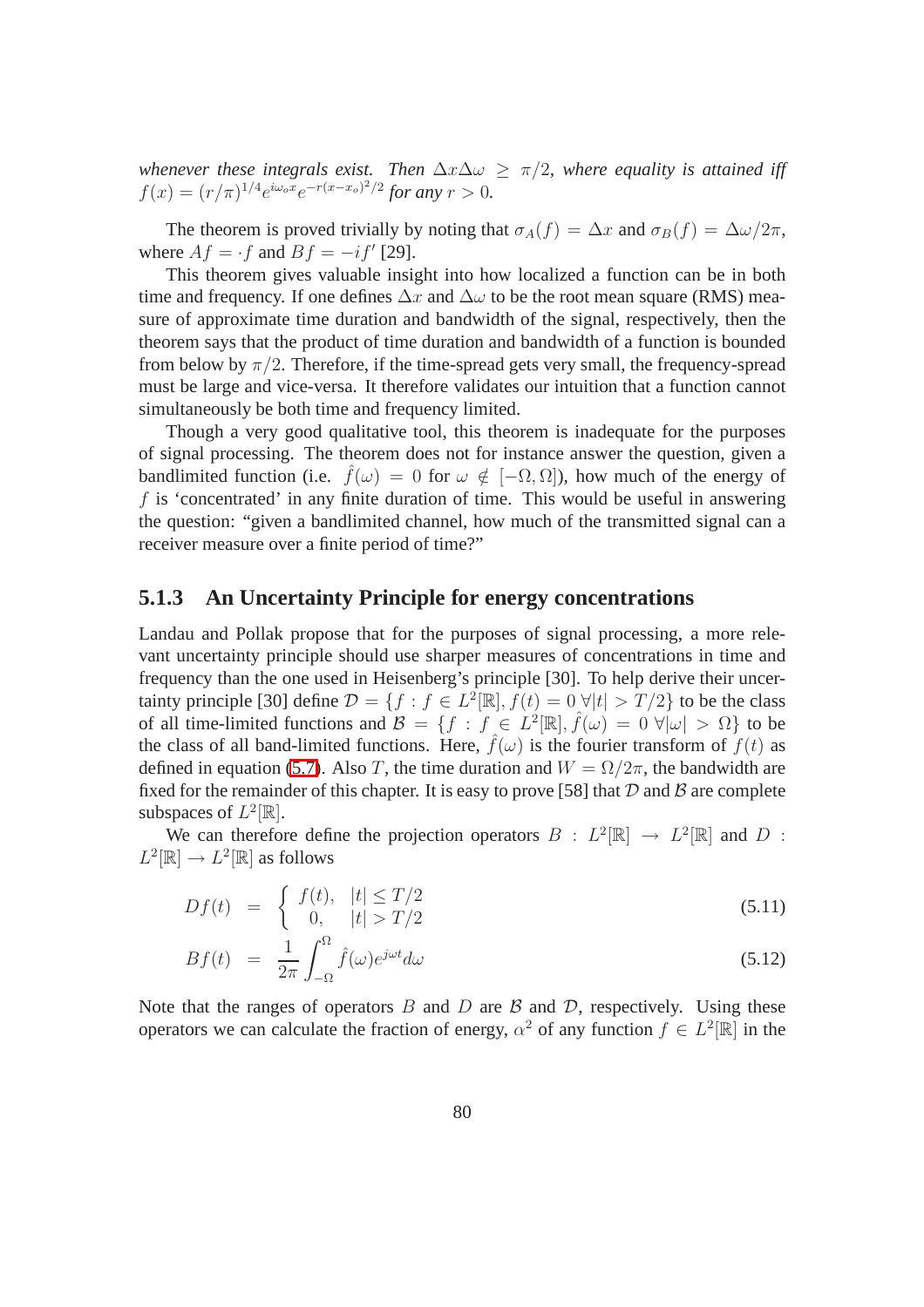*whenever these integrals exist. Then $\Delta x \Delta \omega \geq \pi/2$, where equality is attained iff $f(x) = (r/\pi)^{1/4} e^{i\omega_o x} e^{-r(x-x_o)^2/2}$ for any $r > 0$.*

The theorem is proved trivially by noting that $\sigma_A(f) = \Delta x$ and $\sigma_B(f) = \Delta\omega/2\pi$, where $Af = \cdot f$ and $Bf = -if'$ [29].

This theorem gives valuable insight into how localized a function can be in both time and frequency. If one defines $\Delta x$ and $\Delta \omega$ to be the root mean square (RMS) measure of approximate time duration and bandwidth of the signal, respectively, then the theorem says that the product of time duration and bandwidth of a function is bounded from below by $\pi/2$. Therefore, if the time-spread gets very small, the frequency-spread must be large and vice-versa. It therefore validates our intuition that a function cannot simultaneously be both time and frequency limited.

Though a very good qualitative tool, this theorem is inadequate for the purposes of signal processing. The theorem does not for instance answer the question, given a bandlimited function (i.e. $\hat{f}(\omega) = 0$ for $\omega \notin [-\Omega, \Omega]$), how much of the energy of $f$ is 'concentrated' in any finite duration of time. This would be useful in answering the question: "given a bandlimited channel, how much of the transmitted signal can a receiver measure over a finite period of time?"

### 5.1.3 An Uncertainty Principle for energy concentrations

Landau and Pollak propose that for the purposes of signal processing, a more relevant uncertainty principle should use sharper measures of concentrations in time and frequency than the one used in Heisenberg's principle [30]. To help derive their uncertainty principle [30] define $\mathcal{D} = \{f : f \in L^2[\mathbb{R}], f(t) = 0 \ \forall |t| > T/2\}$ to be the class of all time-limited functions and $\mathcal{B} = \{f : f \in L^2[\mathbb{R}], \hat{f}(\omega) = 0 \ \forall |\omega| > \Omega\}$ to be the class of all band-limited functions. Here, $\hat{f}(\omega)$ is the fourier transform of $f(t)$ as defined in equation (5.7). Also $T$, the time duration and $W = \Omega/2\pi$, the bandwidth are fixed for the remainder of this chapter. It is easy to prove [58] that $\mathcal{D}$ and $\mathcal{B}$ are complete subspaces of $L^2[\mathbb{R}]$.

We can therefore define the projection operators $B : L^2[\mathbb{R}] \rightarrow L^2[\mathbb{R}]$ and $D : L^2[\mathbb{R}] \rightarrow L^2[\mathbb{R}]$ as follows

$$Df(t) = \begin{cases} f(t), & |t| \leq T/2 \\ 0, & |t| > T/2 \end{cases} \tag{5.11}$$

$$Bf(t) = \frac{1}{2\pi} \int_{-\Omega}^{\Omega} \hat{f}(\omega) e^{j\omega t} d\omega \tag{5.12}$$

Note that the ranges of operators $B$ and $D$ are $\mathcal{B}$ and $\mathcal{D}$, respectively. Using these operators we can calculate the fraction of energy, $\alpha^2$ of any function $f \in L^2[\mathbb{R}]$ in the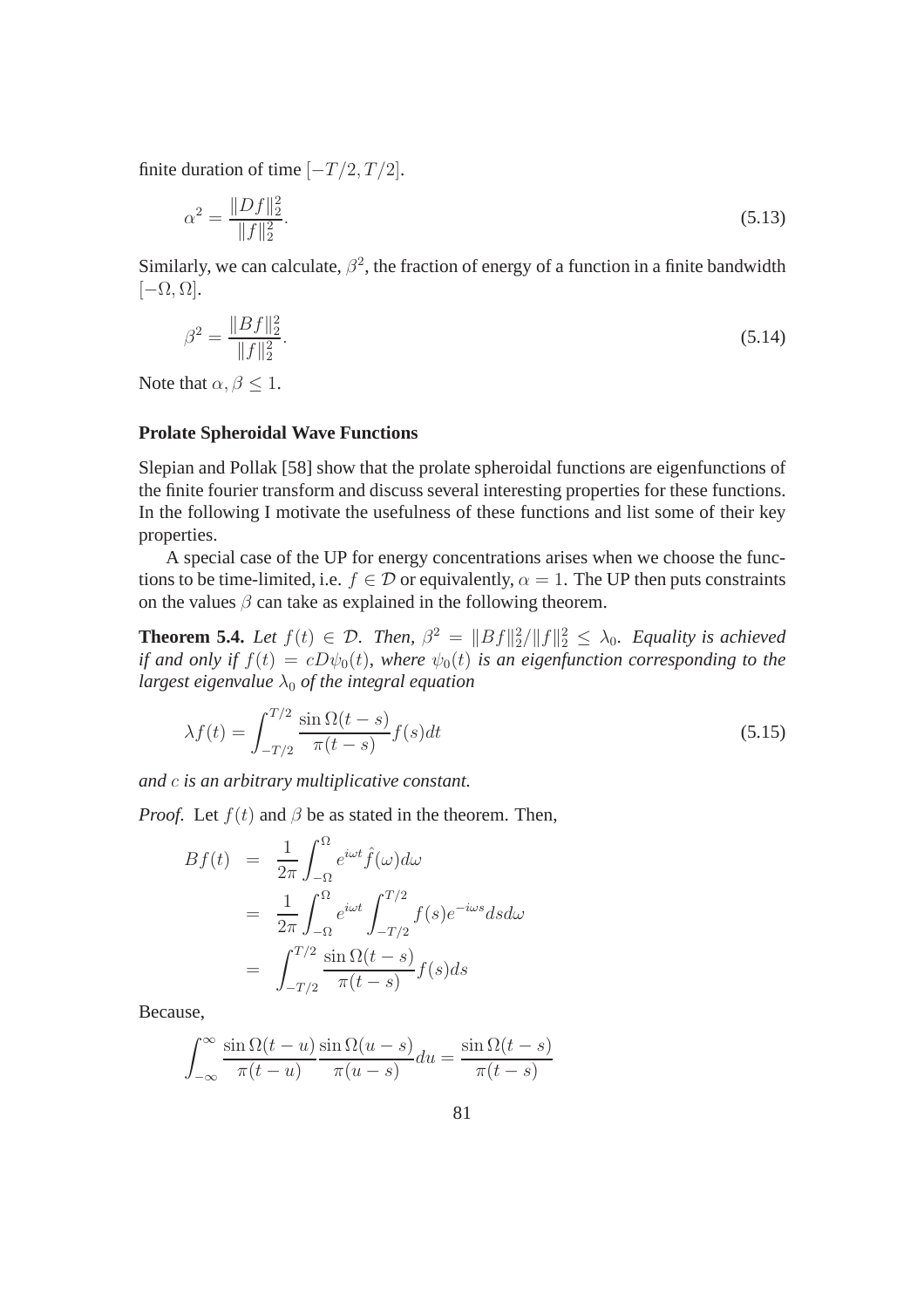finite duration of time $[-T/2, T/2]$.

$$\alpha^2 = \frac{\|Df\|_2^2}{\|f\|_2^2}. \tag{5.13}$$

Similarly, we can calculate, $\beta^2$, the fraction of energy of a function in a finite bandwidth $[-\Omega, \Omega]$.

$$\beta^2 = \frac{\|Bf\|_2^2}{\|f\|_2^2}. \tag{5.14}$$

Note that $\alpha, \beta \leq 1$.

**Prolate Spheroidal Wave Functions**

Slepian and Pollak [58] show that the prolate spheroidal functions are eigenfunctions of the finite fourier transform and discuss several interesting properties for these functions. In the following I motivate the usefulness of these functions and list some of their key properties.

A special case of the UP for energy concentrations arises when we choose the functions to be time-limited, i.e. $f \in \mathcal{D}$ or equivalently, $\alpha = 1$. The UP then puts constraints on the values $\beta$ can take as explained in the following theorem.

**Theorem 5.4.** *Let $f(t) \in \mathcal{D}$. Then, $\beta^2 = \|Bf\|_2^2/\|f\|_2^2 \leq \lambda_0$. Equality is achieved if and only if $f(t) = cD\psi_0(t)$, where $\psi_0(t)$ is an eigenfunction corresponding to the largest eigenvalue $\lambda_0$ of the integral equation*

$$\lambda f(t) = \int_{-T/2}^{T/2} \frac{\sin \Omega(t-s)}{\pi(t-s)} f(s) dt \tag{5.15}$$

*and $c$ is an arbitrary multiplicative constant.*

*Proof.* Let $f(t)$ and $\beta$ be as stated in the theorem. Then,

$$\begin{aligned}
Bf(t) &= \frac{1}{2\pi} \int_{-\Omega}^{\Omega} e^{i\omega t} \hat{f}(\omega) d\omega \\
&= \frac{1}{2\pi} \int_{-\Omega}^{\Omega} e^{i\omega t} \int_{-T/2}^{T/2} f(s) e^{-i\omega s} ds d\omega \\
&= \int_{-T/2}^{T/2} \frac{\sin \Omega(t-s)}{\pi(t-s)} f(s) ds
\end{aligned}$$

Because,

$$\int_{-\infty}^{\infty} \frac{\sin \Omega(t-u)}{\pi(t-u)} \frac{\sin \Omega(u-s)}{\pi(u-s)} du = \frac{\sin \Omega(t-s)}{\pi(t-s)}$$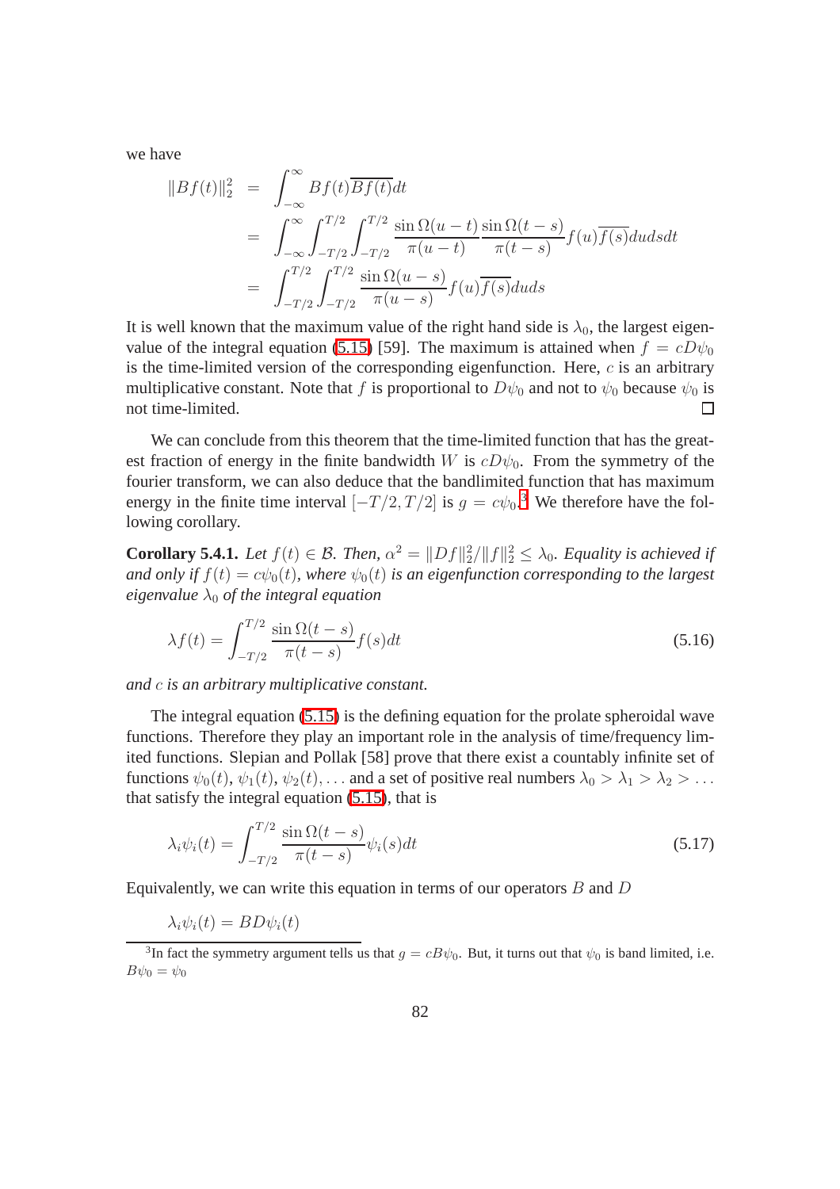we have

$$
\begin{aligned}
\|Bf(t)\|_2^2 &= \int_{-\infty}^{\infty} Bf(t)\overline{Bf(t)}dt \\
&= \int_{-\infty}^{\infty}\int_{-T/2}^{T/2}\int_{-T/2}^{T/2} \frac{\sin\Omega(u-t)}{\pi(u-t)}\frac{\sin\Omega(t-s)}{\pi(t-s)} f(u)\overline{f(s)}dudsdt \\
&= \int_{-T/2}^{T/2}\int_{-T/2}^{T/2} \frac{\sin\Omega(u-s)}{\pi(u-s)} f(u)\overline{f(s)}duds
\end{aligned}
$$

It is well known that the maximum value of the right hand side is $\lambda_0$, the largest eigenvalue of the integral equation (5.15) [59]. The maximum is attained when $f = cD\psi_0$ is the time-limited version of the corresponding eigenfunction. Here, $c$ is an arbitrary multiplicative constant. Note that $f$ is proportional to $D\psi_0$ and not to $\psi_0$ because $\psi_0$ is not time-limited. □

We can conclude from this theorem that the time-limited function that has the greatest fraction of energy in the finite bandwidth $W$ is $cD\psi_0$. From the symmetry of the fourier transform, we can also deduce that the bandlimited function that has maximum energy in the finite time interval $[-T/2, T/2]$ is $g = c\psi_0$.[3] We therefore have the following corollary.

**Corollary 5.4.1.** *Let $f(t) \in \mathcal{B}$. Then, $\alpha^2 = \|Df\|_2^2/\|f\|_2^2 \leq \lambda_0$. Equality is achieved if and only if $f(t) = c\psi_0(t)$, where $\psi_0(t)$ is an eigenfunction corresponding to the largest eigenvalue $\lambda_0$ of the integral equation*

$$
\lambda f(t) = \int_{-T/2}^{T/2} \frac{\sin\Omega(t-s)}{\pi(t-s)} f(s)dt \tag{5.16}
$$

*and $c$ is an arbitrary multiplicative constant.*

The integral equation (5.15) is the defining equation for the prolate spheroidal wave functions. Therefore they play an important role in the analysis of time/frequency limited functions. Slepian and Pollak [58] prove that there exist a countably infinite set of functions $\psi_0(t), \psi_1(t), \psi_2(t), \ldots$ and a set of positive real numbers $\lambda_0 > \lambda_1 > \lambda_2 > \ldots$ that satisfy the integral equation (5.15), that is

$$
\lambda_i \psi_i(t) = \int_{-T/2}^{T/2} \frac{\sin\Omega(t-s)}{\pi(t-s)} \psi_i(s)dt \tag{5.17}
$$

Equivalently, we can write this equation in terms of our operators $B$ and $D$

$$
\lambda_i \psi_i(t) = BD\psi_i(t)
$$

[3] In fact the symmetry argument tells us that $g = cB\psi_0$. But, it turns out that $\psi_0$ is band limited, i.e. $B\psi_0 = \psi_0$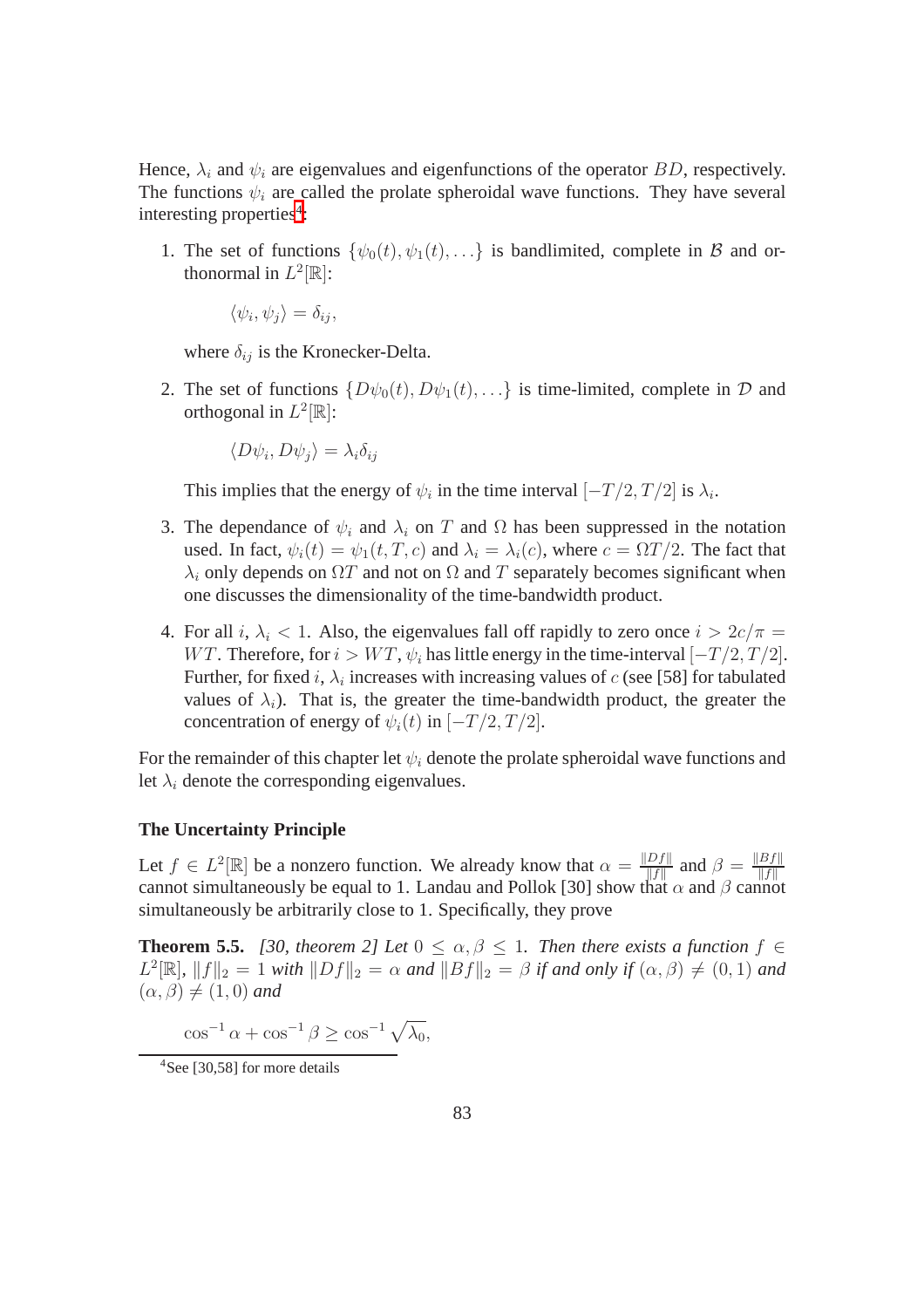Hence, $\lambda_i$ and $\psi_i$ are eigenvalues and eigenfunctions of the operator $BD$, respectively. The functions $\psi_i$ are called the prolate spheroidal wave functions. They have several interesting properties[4]:

1. The set of functions $\{\psi_0(t), \psi_1(t), \dots\}$ is bandlimited, complete in $\mathcal{B}$ and orthonormal in $L^2[\mathbb{R}]$:

   $$\langle \psi_i, \psi_j \rangle = \delta_{ij},$$

   where $\delta_{ij}$ is the Kronecker-Delta.

2. The set of functions $\{D\psi_0(t), D\psi_1(t), \dots\}$ is time-limited, complete in $\mathcal{D}$ and orthogonal in $L^2[\mathbb{R}]$:

   $$\langle D\psi_i, D\psi_j \rangle = \lambda_i \delta_{ij}$$

   This implies that the energy of $\psi_i$ in the time interval $[-T/2, T/2]$ is $\lambda_i$.

3. The dependance of $\psi_i$ and $\lambda_i$ on $T$ and $\Omega$ has been suppressed in the notation used. In fact, $\psi_i(t) = \psi_1(t, T, c)$ and $\lambda_i = \lambda_i(c)$, where $c = \Omega T/2$. The fact that $\lambda_i$ only depends on $\Omega T$ and not on $\Omega$ and $T$ separately becomes significant when one discusses the dimensionality of the time-bandwidth product.

4. For all $i$, $\lambda_i < 1$. Also, the eigenvalues fall off rapidly to zero once $i > 2c/\pi = WT$. Therefore, for $i > WT$, $\psi_i$ has little energy in the time-interval $[-T/2, T/2]$. Further, for fixed $i$, $\lambda_i$ increases with increasing values of $c$ (see [58] for tabulated values of $\lambda_i$). That is, the greater the time-bandwidth product, the greater the concentration of energy of $\psi_i(t)$ in $[-T/2, T/2]$.

For the remainder of this chapter let $\psi_i$ denote the prolate spheroidal wave functions and let $\lambda_i$ denote the corresponding eigenvalues.

### The Uncertainty Principle

Let $f \in L^2[\mathbb{R}]$ be a nonzero function. We already know that $\alpha = \frac{\|Df\|}{\|f\|}$ and $\beta = \frac{\|Bf\|}{\|f\|}$ cannot simultaneously be equal to 1. Landau and Pollok [30] show that $\alpha$ and $\beta$ cannot simultaneously be arbitrarily close to 1. Specifically, they prove

**Theorem 5.5.** *[30, theorem 2] Let $0 \leq \alpha, \beta \leq 1$. Then there exists a function $f \in L^2[\mathbb{R}]$, $\|f\|_2 = 1$ with $\|Df\|_2 = \alpha$ and $\|Bf\|_2 = \beta$ if and only if $(\alpha, \beta) \neq (0, 1)$ and $(\alpha, \beta) \neq (1, 0)$ and*

$$\cos^{-1} \alpha + \cos^{-1} \beta \geq \cos^{-1} \sqrt{\lambda_0},$$

[4] See [30,58] for more details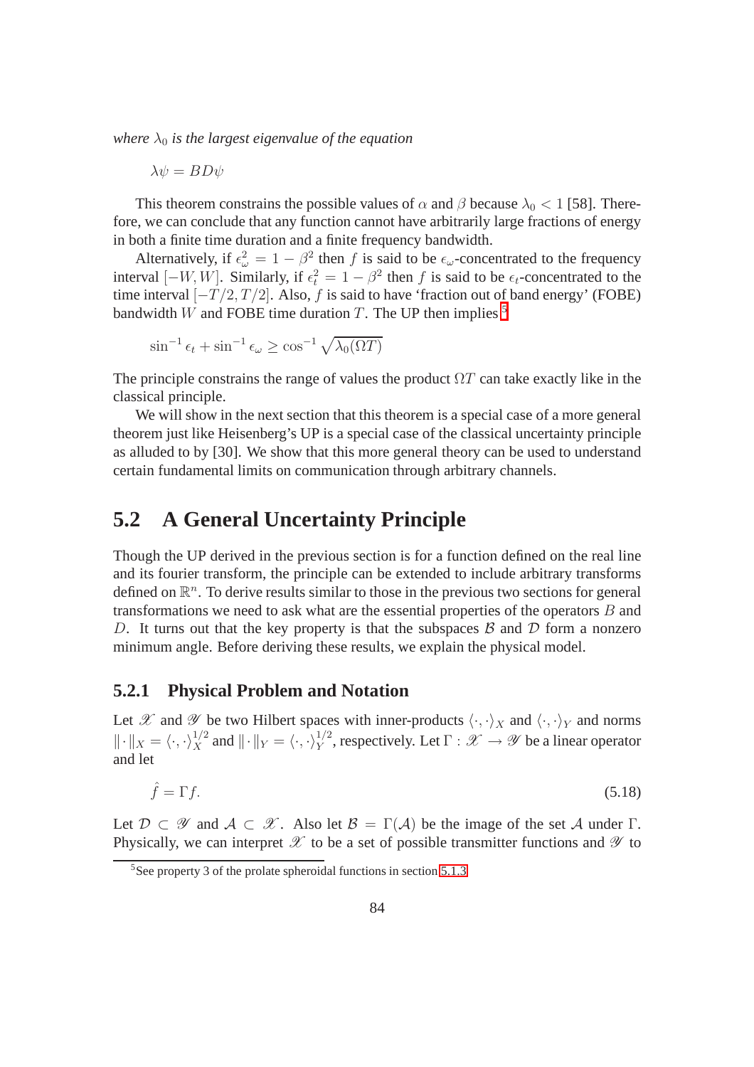*where $\lambda_0$ is the largest eigenvalue of the equation*

$$\lambda\psi = BD\psi$$

This theorem constrains the possible values of $\alpha$ and $\beta$ because $\lambda_0 < 1$ [58]. Therefore, we can conclude that any function cannot have arbitrarily large fractions of energy in both a finite time duration and a finite frequency bandwidth.

Alternatively, if $\epsilon_\omega^2 = 1 - \beta^2$ then $f$ is said to be $\epsilon_\omega$-concentrated to the frequency interval $[-W, W]$. Similarly, if $\epsilon_t^2 = 1 - \beta^2$ then $f$ is said to be $\epsilon_t$-concentrated to the time interval $[-T/2, T/2]$. Also, $f$ is said to have 'fraction out of band energy' (FOBE) bandwidth $W$ and FOBE time duration $T$. The UP then implies [5]

$$\sin^{-1}\epsilon_t + \sin^{-1}\epsilon_\omega \geq \cos^{-1}\sqrt{\lambda_0(\Omega T)}$$

The principle constrains the range of values the product $\Omega T$ can take exactly like in the classical principle.

We will show in the next section that this theorem is a special case of a more general theorem just like Heisenberg's UP is a special case of the classical uncertainty principle as alluded to by [30]. We show that this more general theory can be used to understand certain fundamental limits on communication through arbitrary channels.

## 5.2 A General Uncertainty Principle

Though the UP derived in the previous section is for a function defined on the real line and its fourier transform, the principle can be extended to include arbitrary transforms defined on $\mathbb{R}^n$. To derive results similar to those in the previous two sections for general transformations we need to ask what are the essential properties of the operators $B$ and $D$. It turns out that the key property is that the subspaces $\mathcal{B}$ and $\mathcal{D}$ form a nonzero minimum angle. Before deriving these results, we explain the physical model.

### 5.2.1 Physical Problem and Notation

Let $\mathscr{X}$ and $\mathscr{Y}$ be two Hilbert spaces with inner-products $\langle\cdot,\cdot\rangle_X$ and $\langle\cdot,\cdot\rangle_Y$ and norms $\|\cdot\|_X = \langle\cdot,\cdot\rangle_X^{1/2}$ and $\|\cdot\|_Y = \langle\cdot,\cdot\rangle_Y^{1/2}$, respectively. Let $\Gamma : \mathscr{X} \to \mathscr{Y}$ be a linear operator and let

$$\hat{f} = \Gamma f. \tag{5.18}$$

Let $\mathcal{D} \subset \mathscr{Y}$ and $\mathcal{A} \subset \mathscr{X}$. Also let $\mathcal{B} = \Gamma(\mathcal{A})$ be the image of the set $\mathcal{A}$ under $\Gamma$. Physically, we can interpret $\mathscr{X}$ to be a set of possible transmitter functions and $\mathscr{Y}$ to

[5] See property 3 of the prolate spheroidal functions in section 5.1.3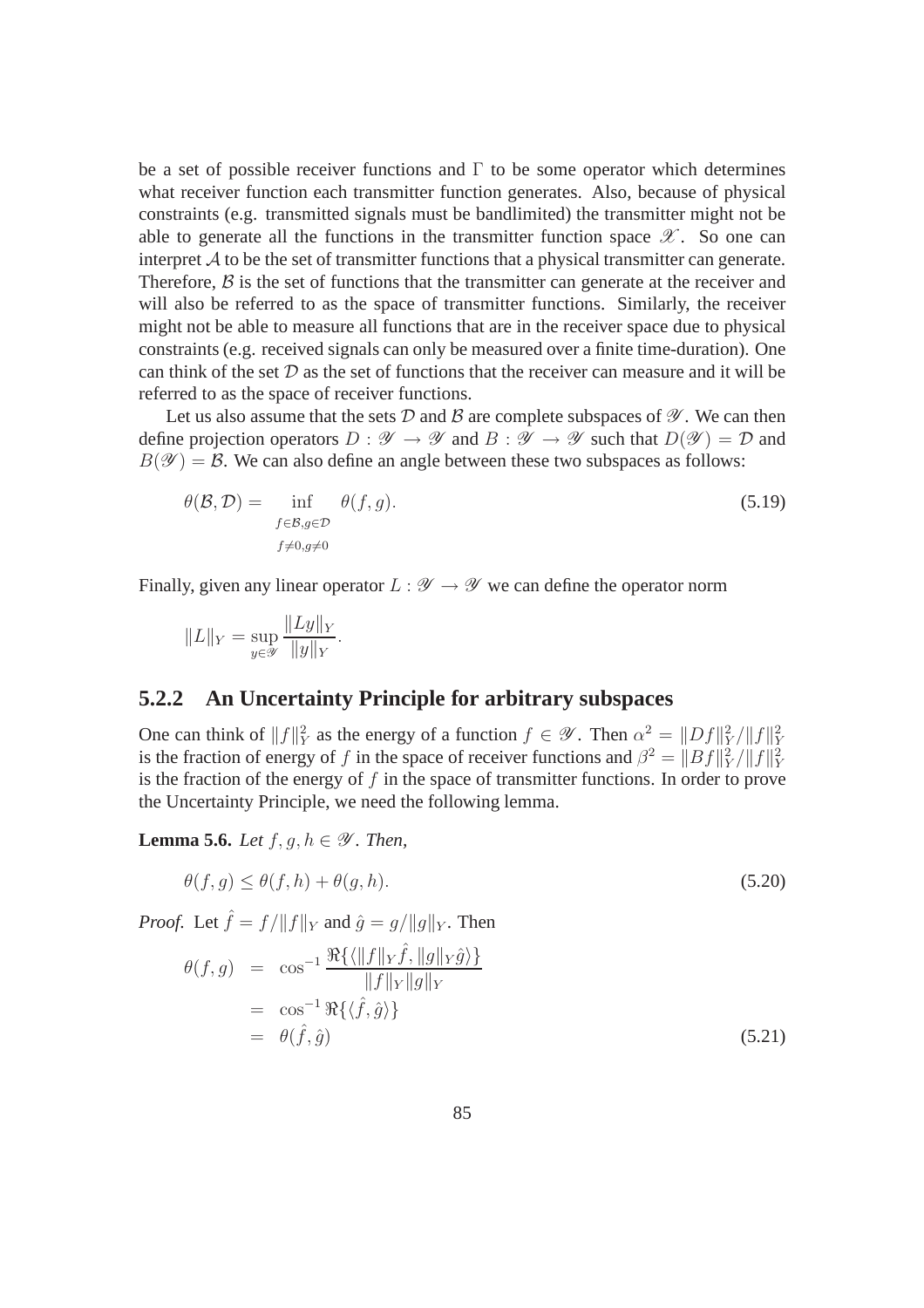be a set of possible receiver functions and $\Gamma$ to be some operator which determines what receiver function each transmitter function generates. Also, because of physical constraints (e.g. transmitted signals must be bandlimited) the transmitter might not be able to generate all the functions in the transmitter function space $\mathscr{X}$. So one can interpret $\mathcal{A}$ to be the set of transmitter functions that a physical transmitter can generate. Therefore, $\mathcal{B}$ is the set of functions that the transmitter can generate at the receiver and will also be referred to as the space of transmitter functions. Similarly, the receiver might not be able to measure all functions that are in the receiver space due to physical constraints (e.g. received signals can only be measured over a finite time-duration). One can think of the set $\mathcal{D}$ as the set of functions that the receiver can measure and it will be referred to as the space of receiver functions.

Let us also assume that the sets $\mathcal{D}$ and $\mathcal{B}$ are complete subspaces of $\mathscr{Y}$. We can then define projection operators $D : \mathscr{Y} \to \mathscr{Y}$ and $B : \mathscr{Y} \to \mathscr{Y}$ such that $D(\mathscr{Y}) = \mathcal{D}$ and $B(\mathscr{Y}) = \mathcal{B}$. We can also define an angle between these two subspaces as follows:

$$\theta(\mathcal{B}, \mathcal{D}) = \inf_{\substack{f \in \mathcal{B}, g \in \mathcal{D} \\ f \neq 0, g \neq 0}} \theta(f, g). \tag{5.19}$$

Finally, given any linear operator $L : \mathscr{Y} \to \mathscr{Y}$ we can define the operator norm

$$\|L\|_Y = \sup_{y \in \mathscr{Y}} \frac{\|Ly\|_Y}{\|y\|_Y}.$$

### 5.2.2 An Uncertainty Principle for arbitrary subspaces

One can think of $\|f\|_Y^2$ as the energy of a function $f \in \mathscr{Y}$. Then $\alpha^2 = \|Df\|_Y^2 / \|f\|_Y^2$ is the fraction of energy of $f$ in the space of receiver functions and $\beta^2 = \|Bf\|_Y^2 / \|f\|_Y^2$ is the fraction of the energy of $f$ in the space of transmitter functions. In order to prove the Uncertainty Principle, we need the following lemma.

**Lemma 5.6.** *Let $f, g, h \in \mathscr{Y}$. Then,*

$$\theta(f, g) \leq \theta(f, h) + \theta(g, h). \tag{5.20}$$

*Proof.* Let $\hat{f} = f / \|f\|_Y$ and $\hat{g} = g / \|g\|_Y$. Then

$$\begin{aligned} \theta(f, g) &= \cos^{-1} \frac{\Re\{\langle \|f\|_Y \hat{f}, \|g\|_Y \hat{g} \rangle\}}{\|f\|_Y \|g\|_Y} \\ &= \cos^{-1} \Re\{\langle \hat{f}, \hat{g} \rangle\} \\ &= \theta(\hat{f}, \hat{g}) \end{aligned} \tag{5.21}$$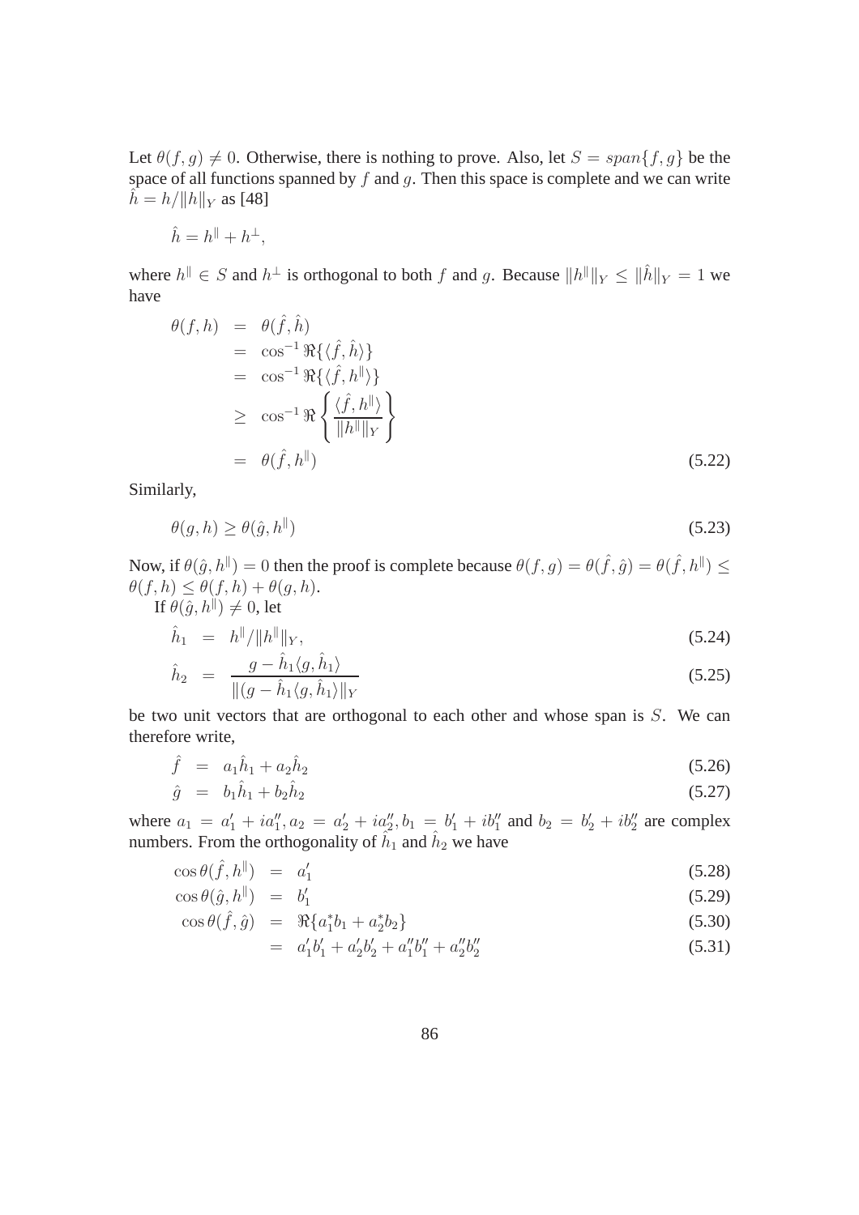Let $\theta(f, g) \neq 0$. Otherwise, there is nothing to prove. Also, let $S = span\{f, g\}$ be the space of all functions spanned by $f$ and $g$. Then this space is complete and we can write $\hat{h} = h/\|h\|_Y$ as [48]

$$\hat{h} = h^{\|} + h^{\perp},$$

where $h^{\|} \in S$ and $h^{\perp}$ is orthogonal to both $f$ and $g$. Because $\|h^{\|}\|_Y \leq \|\hat{h}\|_Y = 1$ we have

$$\begin{aligned}
\theta(f, h) &= \theta(\hat{f}, \hat{h}) \\
&= \cos^{-1} \Re\{\langle \hat{f}, \hat{h} \rangle\} \\
&= \cos^{-1} \Re\{\langle \hat{f}, h^{\|} \rangle\} \\
&\geq \cos^{-1} \Re\left\{ \frac{\langle \hat{f}, h^{\|} \rangle}{\|h^{\|}\|_Y} \right\} \\
&= \theta(\hat{f}, h^{\|})
\end{aligned} \tag{5.22}$$

Similarly,

$$\theta(g, h) \geq \theta(\hat{g}, h^{\|}) \tag{5.23}$$

Now, if $\theta(\hat{g}, h^{\|}) = 0$ then the proof is complete because $\theta(f, g) = \theta(\hat{f}, \hat{g}) = \theta(\hat{f}, h^{\|}) \leq \theta(f, h) \leq \theta(f, h) + \theta(g, h)$.

If $\theta(\hat{g}, h^{\|}) \neq 0$, let

$$\hat{h}_1 = h^{\|}/\|h^{\|}\|_Y, \tag{5.24}$$

$$\hat{h}_2 = \frac{g - \hat{h}_1 \langle g, \hat{h}_1 \rangle}{\|(g - \hat{h}_1 \langle g, \hat{h}_1 \rangle\|_Y} \tag{5.25}$$

be two unit vectors that are orthogonal to each other and whose span is $S$. We can therefore write,

$$\hat{f} = a_1 \hat{h}_1 + a_2 \hat{h}_2 \tag{5.26}$$

$$\hat{g} = b_1 \hat{h}_1 + b_2 \hat{h}_2 \tag{5.27}$$

where $a_1 = a_1' + ia_1'', a_2 = a_2' + ia_2'', b_1 = b_1' + ib_1''$ and $b_2 = b_2' + ib_2''$ are complex numbers. From the orthogonality of $\hat{h}_1$ and $\hat{h}_2$ we have

$$\cos\theta(\hat{f}, h^{\|}) = a_1' \tag{5.28}$$

$$\cos\theta(\hat{g}, h^{\|}) = b_1' \tag{5.29}$$

$$\cos\theta(\hat{f}, \hat{g}) = \Re\{a_1^* b_1 + a_2^* b_2\} \tag{5.30}$$

$$= a_1' b_1' + a_2' b_2' + a_1'' b_1'' + a_2'' b_2'' \tag{5.31}$$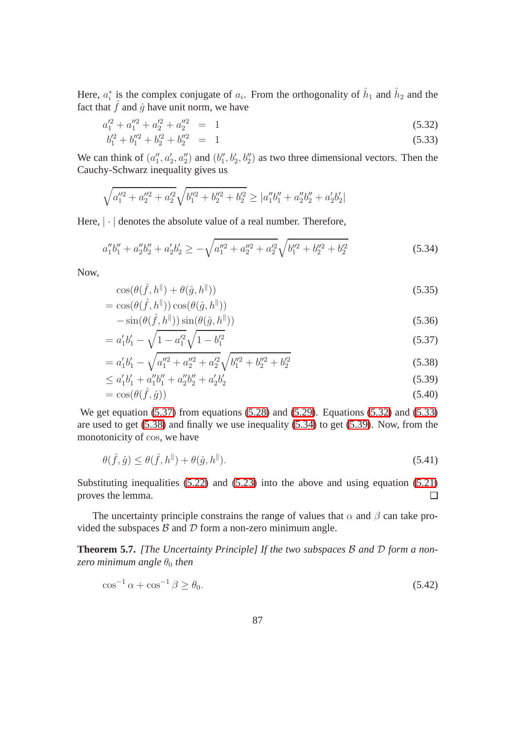Here, $a_i^*$ is the complex conjugate of $a_i$. From the orthogonality of $\hat{h}_1$ and $\hat{h}_2$ and the fact that $\hat{f}$ and $\hat{g}$ have unit norm, we have

$$
\begin{aligned}
a_1'^2 + a_1''^2 + a_2'^2 + a_2''^2 &= 1 &\quad (5.32)\\
b_1'^2 + b_1''^2 + b_2'^2 + b_2''^2 &= 1 &\quad (5.33)
\end{aligned}
$$

We can think of $(a_1'', a_2', a_2'')$ and $(b_1'', b_2', b_2'')$ as two three dimensional vectors. Then the Cauchy-Schwarz inequality gives us

$$
\sqrt{a_1''^2 + a_2''^2 + a_2'^2}\sqrt{b_1''^2 + b_2''^2 + b_2'^2} \geq |a_1''b_1'' + a_2''b_2'' + a_2'b_2'|
$$

Here, $|\cdot|$ denotes the absolute value of a real number. Therefore,

$$
a_1''b_1'' + a_2''b_2'' + a_2'b_2' \geq -\sqrt{a_1''^2 + a_2''^2 + a_2'^2}\sqrt{b_1''^2 + b_2''^2 + b_2'^2} \tag{5.34}
$$

Now,

$$
\begin{aligned}
& \cos(\theta(\hat{f}, h^{\|}) + \theta(\hat{g}, h^{\|})) &\quad (5.35)\\
&= \cos(\theta(\hat{f}, h^{\|}))\cos(\theta(\hat{g}, h^{\|})) \\
&\quad - \sin(\theta(\hat{f}, h^{\|}))\sin(\theta(\hat{g}, h^{\|})) &\quad (5.36)\\
&= a_1'b_1' - \sqrt{1 - a_1'^2}\sqrt{1 - b_1'^2} &\quad (5.37)\\
&= a_1'b_1' - \sqrt{a_1''^2 + a_2''^2 + a_2'^2}\sqrt{b_1''^2 + b_2''^2 + b_2'^2} &\quad (5.38)\\
&\leq a_1'b_1' + a_1''b_1'' + a_2''b_2'' + a_2'b_2' &\quad (5.39)\\
&= \cos(\theta(\hat{f}, \hat{g})) &\quad (5.40)
\end{aligned}
$$

We get equation (5.37) from equations (5.28) and (5.29). Equations (5.32) and (5.33) are used to get (5.38) and finally we use inequality (5.34) to get (5.39). Now, from the monotonicity of $\cos$, we have

$$
\theta(\hat{f}, \hat{g}) \leq \theta(\hat{f}, h^{\|}) + \theta(\hat{g}, h^{\|}). \tag{5.41}
$$

Substituting inequalities (5.22) and (5.23) into the above and using equation (5.21) proves the lemma. ☐

The uncertainty principle constrains the range of values that $\alpha$ and $\beta$ can take provided the subspaces $\mathcal{B}$ and $\mathcal{D}$ form a non-zero minimum angle.

**Theorem 5.7.** *[The Uncertainty Principle] If the two subspaces $\mathcal{B}$ and $\mathcal{D}$ form a non-zero minimum angle $\theta_0$ then*

$$
\cos^{-1}\alpha + \cos^{-1}\beta \geq \theta_0. \tag{5.42}
$$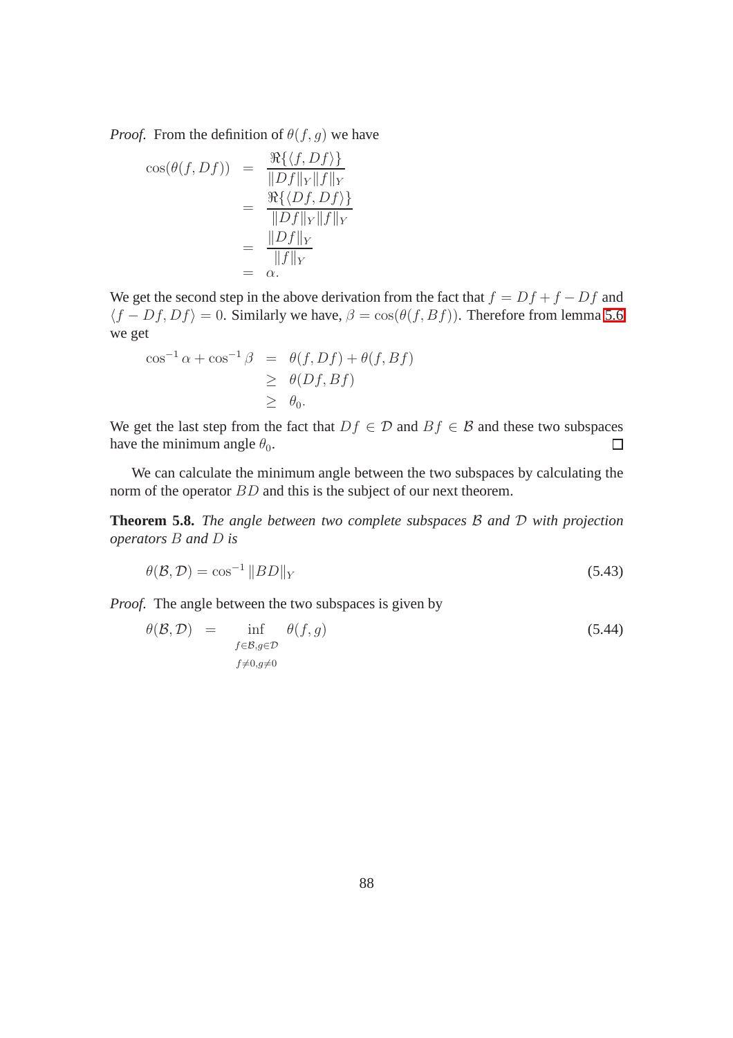*Proof.* From the definition of $\theta(f, g)$ we have

$$
\begin{aligned}
\cos(\theta(f, Df)) &= \frac{\Re\{\langle f, Df\rangle\}}{\|Df\|_Y \|f\|_Y} \\
&= \frac{\Re\{\langle Df, Df\rangle\}}{\|Df\|_Y \|f\|_Y} \\
&= \frac{\|Df\|_Y}{\|f\|_Y} \\
&= \alpha.
\end{aligned}
$$

We get the second step in the above derivation from the fact that $f = Df + f - Df$ and $\langle f - Df, Df\rangle = 0$. Similarly we have, $\beta = \cos(\theta(f, Bf))$. Therefore from lemma 5.6 we get

$$
\begin{aligned}
\cos^{-1}\alpha + \cos^{-1}\beta &= \theta(f, Df) + \theta(f, Bf) \\
&\geq \theta(Df, Bf) \\
&\geq \theta_0.
\end{aligned}
$$

We get the last step from the fact that $Df \in \mathcal{D}$ and $Bf \in \mathcal{B}$ and these two subspaces have the minimum angle $\theta_0$. ☐

We can calculate the minimum angle between the two subspaces by calculating the norm of the operator $BD$ and this is the subject of our next theorem.

**Theorem 5.8.** *The angle between two complete subspaces $\mathcal{B}$ and $\mathcal{D}$ with projection operators $B$ and $D$ is*

$$
\theta(\mathcal{B}, \mathcal{D}) = \cos^{-1}\|BD\|_Y \tag{5.43}
$$

*Proof.* The angle between the two subspaces is given by

$$
\theta(\mathcal{B}, \mathcal{D}) = \inf_{\substack{f \in \mathcal{B}, g \in \mathcal{D} \\ f \neq 0, g \neq 0}} \theta(f, g) \tag{5.44}
$$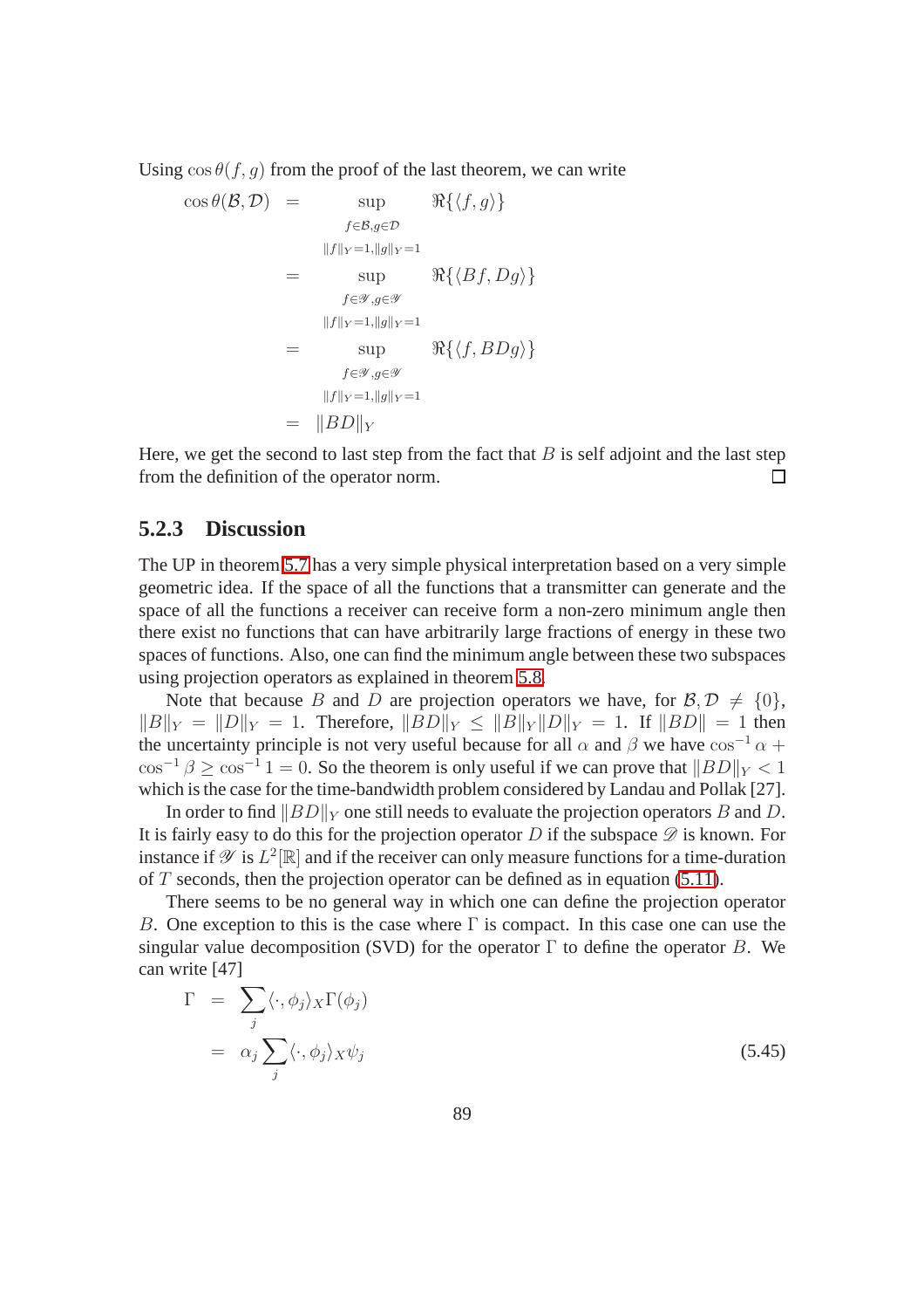Using $\cos\theta(f,g)$ from the proof of the last theorem, we can write

$$
\begin{aligned}
\cos\theta(\mathcal{B},\mathcal{D}) &= \sup_{\substack{f\in\mathcal{B},g\in\mathcal{D}\\ \|f\|_Y=1,\|g\|_Y=1}} \Re\{\langle f,g\rangle\} \\
&= \sup_{\substack{f\in\mathscr{Y},g\in\mathscr{Y}\\ \|f\|_Y=1,\|g\|_Y=1}} \Re\{\langle Bf,Dg\rangle\} \\
&= \sup_{\substack{f\in\mathscr{Y},g\in\mathscr{Y}\\ \|f\|_Y=1,\|g\|_Y=1}} \Re\{\langle f,BDg\rangle\} \\
&= \|BD\|_Y
\end{aligned}
$$

Here, we get the second to last step from the fact that $B$ is self adjoint and the last step from the definition of the operator norm. □

### 5.2.3 Discussion

The UP in theorem 5.7 has a very simple physical interpretation based on a very simple geometric idea. If the space of all the functions that a transmitter can generate and the space of all the functions a receiver can receive form a non-zero minimum angle then there exist no functions that can have arbitrarily large fractions of energy in these two spaces of functions. Also, one can find the minimum angle between these two subspaces using projection operators as explained in theorem 5.8.

Note that because $B$ and $D$ are projection operators we have, for $\mathcal{B},\mathcal{D}\neq\{0\}$, $\|B\|_Y=\|D\|_Y=1$. Therefore, $\|BD\|_Y\leq\|B\|_Y\|D\|_Y=1$. If $\|BD\|=1$ then the uncertainty principle is not very useful because for all $\alpha$ and $\beta$ we have $\cos^{-1}\alpha+\cos^{-1}\beta\geq\cos^{-1}1=0$. So the theorem is only useful if we can prove that $\|BD\|_Y<1$ which is the case for the time-bandwidth problem considered by Landau and Pollak [27].

In order to find $\|BD\|_Y$ one still needs to evaluate the projection operators $B$ and $D$. It is fairly easy to do this for the projection operator $D$ if the subspace $\mathscr{D}$ is known. For instance if $\mathscr{Y}$ is $L^2[\mathbb{R}]$ and if the receiver can only measure functions for a time-duration of $T$ seconds, then the projection operator can be defined as in equation (5.11).

There seems to be no general way in which one can define the projection operator $B$. One exception to this is the case where $\Gamma$ is compact. In this case one can use the singular value decomposition (SVD) for the operator $\Gamma$ to define the operator $B$. We can write [47]

$$
\begin{aligned}
\Gamma &= \sum_j \langle\cdot,\phi_j\rangle_X\Gamma(\phi_j) \\
&= \alpha_j\sum_j \langle\cdot,\phi_j\rangle_X\psi_j
\end{aligned}
\tag{5.45}
$$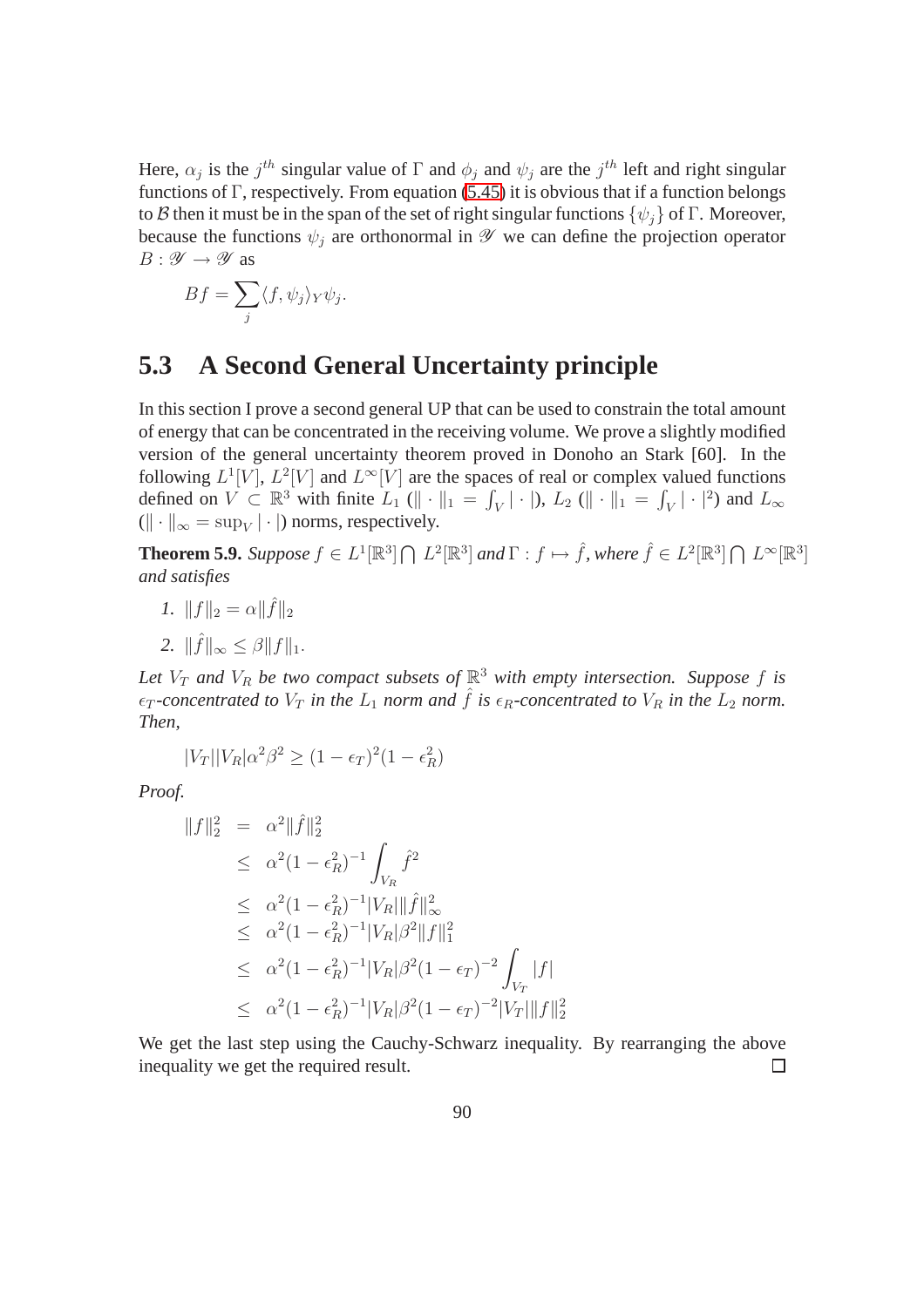Here, $\alpha_j$ is the $j^{th}$ singular value of $\Gamma$ and $\phi_j$ and $\psi_j$ are the $j^{th}$ left and right singular functions of $\Gamma$, respectively. From equation (5.45) it is obvious that if a function belongs to $\mathcal{B}$ then it must be in the span of the set of right singular functions $\{\psi_j\}$ of $\Gamma$. Moreover, because the functions $\psi_j$ are orthonormal in $\mathscr{Y}$ we can define the projection operator $B : \mathscr{Y} \to \mathscr{Y}$ as

$$Bf = \sum_j \langle f, \psi_j \rangle_Y \psi_j.$$

## 5.3 A Second General Uncertainty principle

In this section I prove a second general UP that can be used to constrain the total amount of energy that can be concentrated in the receiving volume. We prove a slightly modified version of the general uncertainty theorem proved in Donoho an Stark [60]. In the following $L^1[V]$, $L^2[V]$ and $L^\infty[V]$ are the spaces of real or complex valued functions defined on $V \subset \mathbb{R}^3$ with finite $L_1$ ($\|\cdot\|_1 = \int_V |\cdot|$), $L_2$ ($\|\cdot\|_1 = \int_V |\cdot|^2$) and $L_\infty$ ($\|\cdot\|_\infty = \sup_V |\cdot|$) norms, respectively.

**Theorem 5.9.** *Suppose $f \in L^1[\mathbb{R}^3] \bigcap L^2[\mathbb{R}^3]$ and $\Gamma : f \mapsto \hat{f}$, where $\hat{f} \in L^2[\mathbb{R}^3] \bigcap L^\infty[\mathbb{R}^3]$ and satisfies*

1. $\|f\|_2 = \alpha \|\hat{f}\|_2$
2. $\|\hat{f}\|_\infty \leq \beta \|f\|_1$.

*Let $V_T$ and $V_R$ be two compact subsets of $\mathbb{R}^3$ with empty intersection. Suppose $f$ is $\epsilon_T$-concentrated to $V_T$ in the $L_1$ norm and $\hat{f}$ is $\epsilon_R$-concentrated to $V_R$ in the $L_2$ norm. Then,*

$$|V_T||V_R|\alpha^2\beta^2 \geq (1-\epsilon_T)^2(1-\epsilon_R^2)$$

*Proof.*

$$\begin{aligned}
\|f\|_2^2 &= \alpha^2 \|\hat{f}\|_2^2 \\
&\leq \alpha^2 (1-\epsilon_R^2)^{-1} \int_{V_R} \hat{f}^2 \\
&\leq \alpha^2 (1-\epsilon_R^2)^{-1} |V_R| \|\hat{f}\|_\infty^2 \\
&\leq \alpha^2 (1-\epsilon_R^2)^{-1} |V_R| \beta^2 \|f\|_1^2 \\
&\leq \alpha^2 (1-\epsilon_R^2)^{-1} |V_R| \beta^2 (1-\epsilon_T)^{-2} \int_{V_T} |f| \\
&\leq \alpha^2 (1-\epsilon_R^2)^{-1} |V_R| \beta^2 (1-\epsilon_T)^{-2} |V_T| \|f\|_2^2
\end{aligned}$$

We get the last step using the Cauchy-Schwarz inequality. By rearranging the above inequality we get the required result. ∎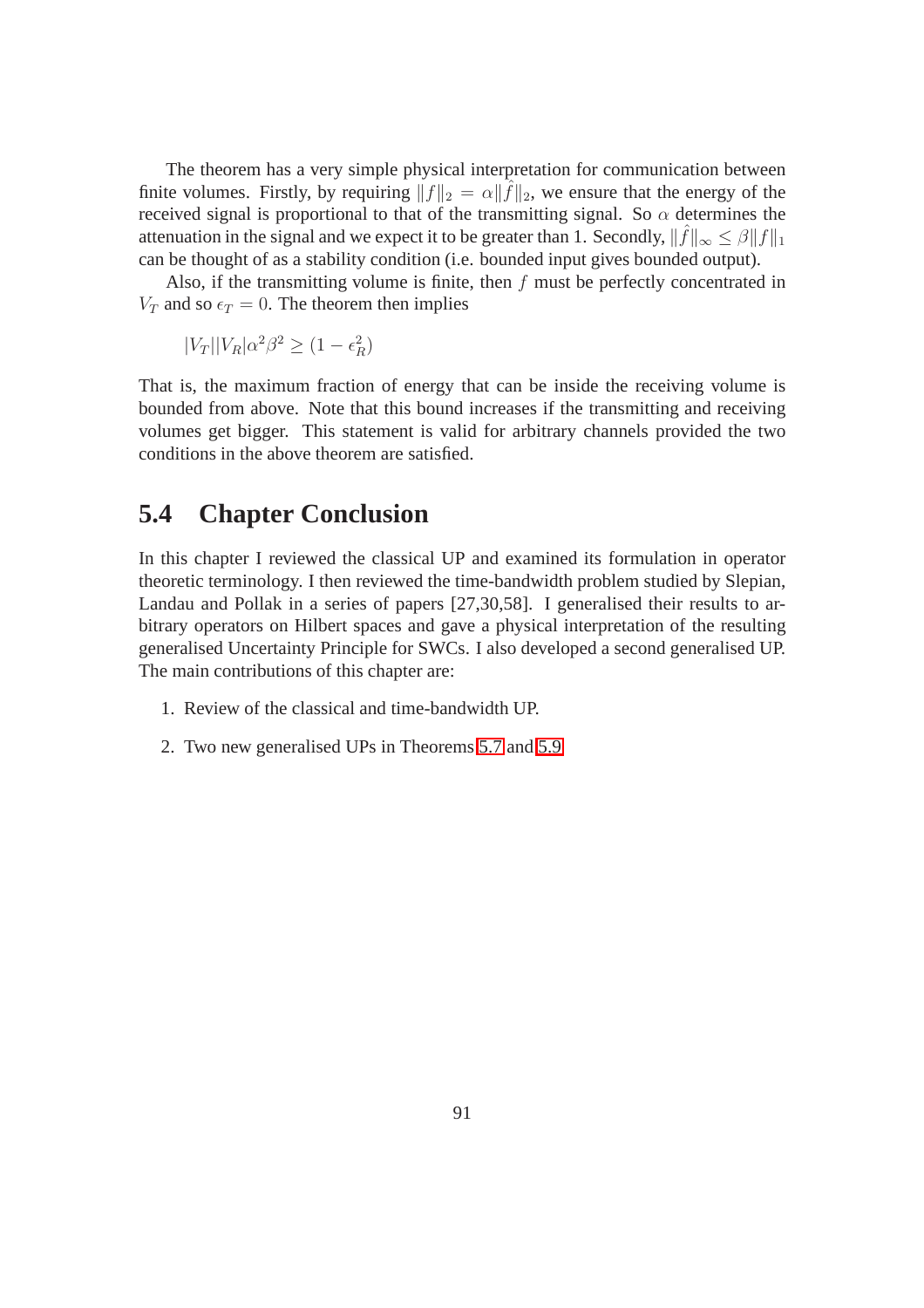The theorem has a very simple physical interpretation for communication between finite volumes. Firstly, by requiring $\|f\|_2 = \alpha\|\hat{f}\|_2$, we ensure that the energy of the received signal is proportional to that of the transmitting signal. So $\alpha$ determines the attenuation in the signal and we expect it to be greater than 1. Secondly, $\|\hat{f}\|_\infty \leq \beta\|f\|_1$ can be thought of as a stability condition (i.e. bounded input gives bounded output).

Also, if the transmitting volume is finite, then $f$ must be perfectly concentrated in $V_T$ and so $\epsilon_T = 0$. The theorem then implies

$$|V_T||V_R|\alpha^2\beta^2 \geq (1 - \epsilon_R^2)$$

That is, the maximum fraction of energy that can be inside the receiving volume is bounded from above. Note that this bound increases if the transmitting and receiving volumes get bigger. This statement is valid for arbitrary channels provided the two conditions in the above theorem are satisfied.

## 5.4 Chapter Conclusion

In this chapter I reviewed the classical UP and examined its formulation in operator theoretic terminology. I then reviewed the time-bandwidth problem studied by Slepian, Landau and Pollak in a series of papers [27,30,58]. I generalised their results to arbitrary operators on Hilbert spaces and gave a physical interpretation of the resulting generalised Uncertainty Principle for SWCs. I also developed a second generalised UP. The main contributions of this chapter are:

1. Review of the classical and time-bandwidth UP.
2. Two new generalised UPs in Theorems 5.7 and 5.9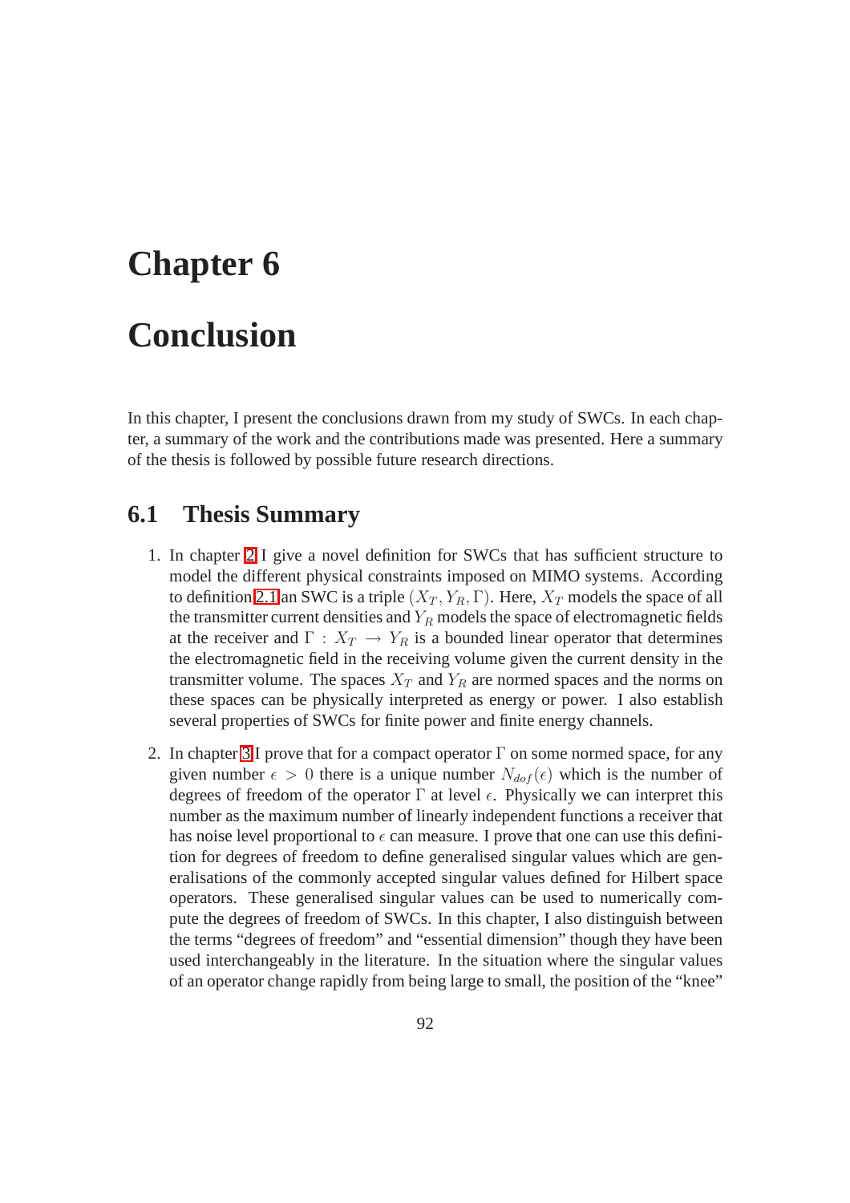# Chapter 6

# Conclusion

In this chapter, I present the conclusions drawn from my study of SWCs. In each chapter, a summary of the work and the contributions made was presented. Here a summary of the thesis is followed by possible future research directions.

## 6.1 Thesis Summary

1. In chapter 2 I give a novel definition for SWCs that has sufficient structure to model the different physical constraints imposed on MIMO systems. According to definition 2.1 an SWC is a triple $(X_T, Y_R, \Gamma)$. Here, $X_T$ models the space of all the transmitter current densities and $Y_R$ models the space of electromagnetic fields at the receiver and $\Gamma : X_T \rightarrow Y_R$ is a bounded linear operator that determines the electromagnetic field in the receiving volume given the current density in the transmitter volume. The spaces $X_T$ and $Y_R$ are normed spaces and the norms on these spaces can be physically interpreted as energy or power. I also establish several properties of SWCs for finite power and finite energy channels.

2. In chapter 3 I prove that for a compact operator $\Gamma$ on some normed space, for any given number $\epsilon > 0$ there is a unique number $N_{dof}(\epsilon)$ which is the number of degrees of freedom of the operator $\Gamma$ at level $\epsilon$. Physically we can interpret this number as the maximum number of linearly independent functions a receiver that has noise level proportional to $\epsilon$ can measure. I prove that one can use this definition for degrees of freedom to define generalised singular values which are generalisations of the commonly accepted singular values defined for Hilbert space operators. These generalised singular values can be used to numerically compute the degrees of freedom of SWCs. In this chapter, I also distinguish between the terms "degrees of freedom" and "essential dimension" though they have been used interchangeably in the literature. In the situation where the singular values of an operator change rapidly from being large to small, the position of the "knee"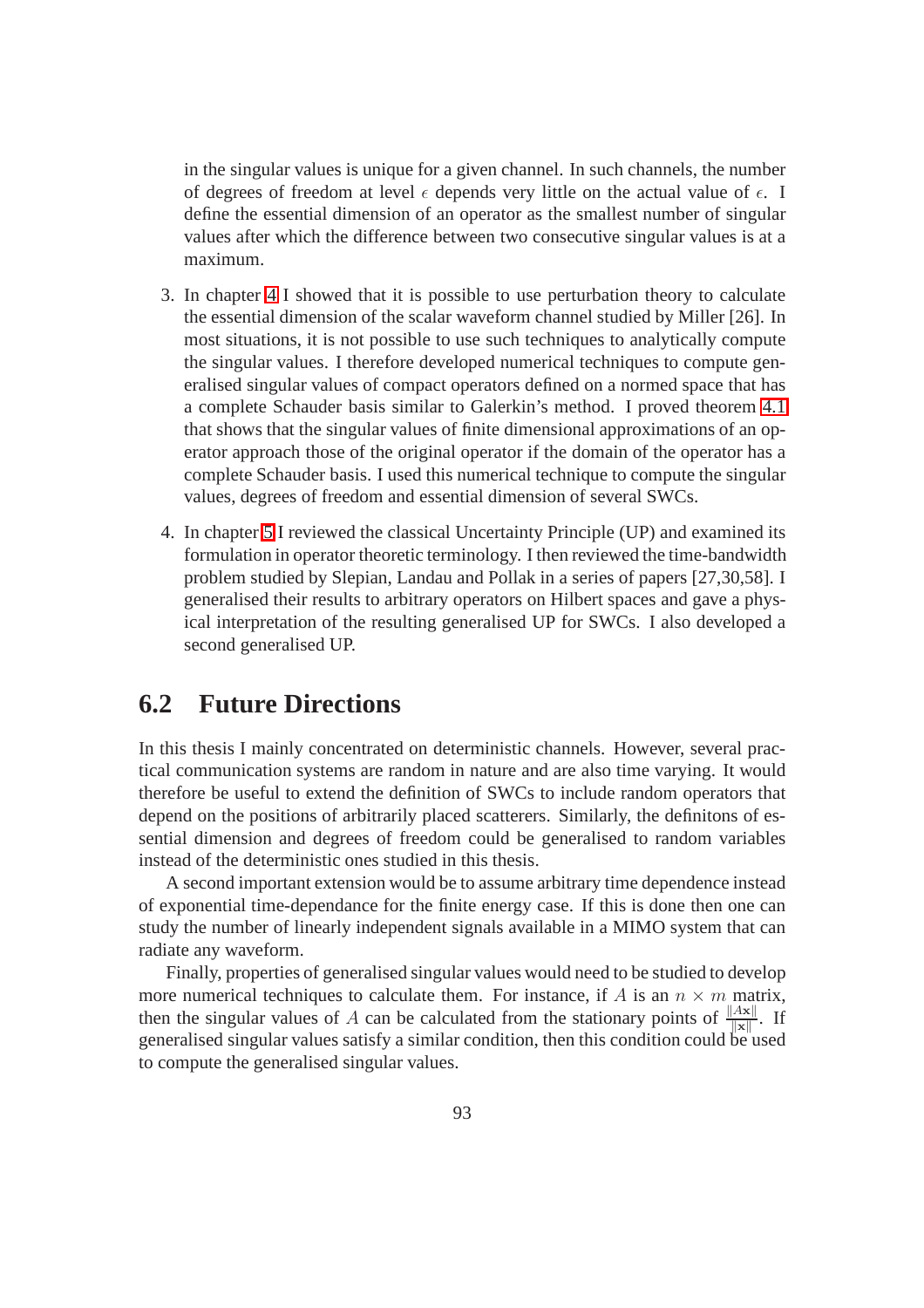in the singular values is unique for a given channel. In such channels, the number of degrees of freedom at level $\epsilon$ depends very little on the actual value of $\epsilon$. I define the essential dimension of an operator as the smallest number of singular values after which the difference between two consecutive singular values is at a maximum.

3. In chapter 4 I showed that it is possible to use perturbation theory to calculate the essential dimension of the scalar waveform channel studied by Miller [26]. In most situations, it is not possible to use such techniques to analytically compute the singular values. I therefore developed numerical techniques to compute generalised singular values of compact operators defined on a normed space that has a complete Schauder basis similar to Galerkin's method. I proved theorem 4.1 that shows that the singular values of finite dimensional approximations of an operator approach those of the original operator if the domain of the operator has a complete Schauder basis. I used this numerical technique to compute the singular values, degrees of freedom and essential dimension of several SWCs.

4. In chapter 5 I reviewed the classical Uncertainty Principle (UP) and examined its formulation in operator theoretic terminology. I then reviewed the time-bandwidth problem studied by Slepian, Landau and Pollak in a series of papers [27,30,58]. I generalised their results to arbitrary operators on Hilbert spaces and gave a physical interpretation of the resulting generalised UP for SWCs. I also developed a second generalised UP.

## 6.2 Future Directions

In this thesis I mainly concentrated on deterministic channels. However, several practical communication systems are random in nature and are also time varying. It would therefore be useful to extend the definition of SWCs to include random operators that depend on the positions of arbitrarily placed scatterers. Similarly, the definitons of essential dimension and degrees of freedom could be generalised to random variables instead of the deterministic ones studied in this thesis.

A second important extension would be to assume arbitrary time dependence instead of exponential time-dependance for the finite energy case. If this is done then one can study the number of linearly independent signals available in a MIMO system that can radiate any waveform.

Finally, properties of generalised singular values would need to be studied to develop more numerical techniques to calculate them. For instance, if $A$ is an $n \times m$ matrix, then the singular values of $A$ can be calculated from the stationary points of $\frac{\|A\mathbf{x}\|}{\|\mathbf{x}\|}$. If generalised singular values satisfy a similar condition, then this condition could be used to compute the generalised singular values.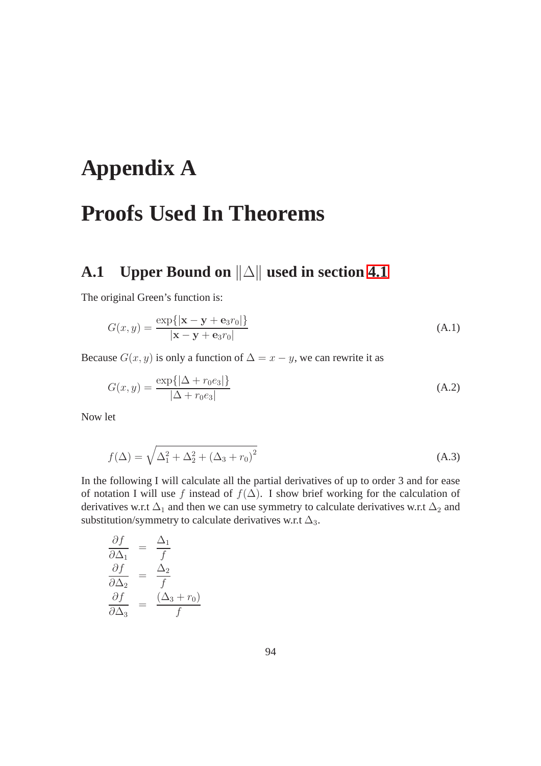# Appendix A

# Proofs Used In Theorems

## A.1 Upper Bound on $\|\Delta\|$ used in section 4.1

The original Green's function is:

$$G(x, y) = \frac{\exp\{|\mathbf{x} - \mathbf{y} + \mathbf{e}_3 r_0|\}}{|\mathbf{x} - \mathbf{y} + \mathbf{e}_3 r_0|} \tag{A.1}$$

Because $G(x, y)$ is only a function of $\Delta = x - y$, we can rewrite it as

$$G(x, y) = \frac{\exp\{|\Delta + r_0 e_3|\}}{|\Delta + r_0 e_3|} \tag{A.2}$$

Now let

$$f(\Delta) = \sqrt{\Delta_1^2 + \Delta_2^2 + (\Delta_3 + r_0)^2} \tag{A.3}$$

In the following I will calculate all the partial derivatives of up to order 3 and for ease of notation I will use $f$ instead of $f(\Delta)$. I show brief working for the calculation of derivatives w.r.t $\Delta_1$ and then we can use symmetry to calculate derivatives w.r.t $\Delta_2$ and substitution/symmetry to calculate derivatives w.r.t $\Delta_3$.

$$\begin{aligned}
\frac{\partial f}{\partial \Delta_1} &= \frac{\Delta_1}{f} \\
\frac{\partial f}{\partial \Delta_2} &= \frac{\Delta_2}{f} \\
\frac{\partial f}{\partial \Delta_3} &= \frac{(\Delta_3 + r_0)}{f}
\end{aligned}$$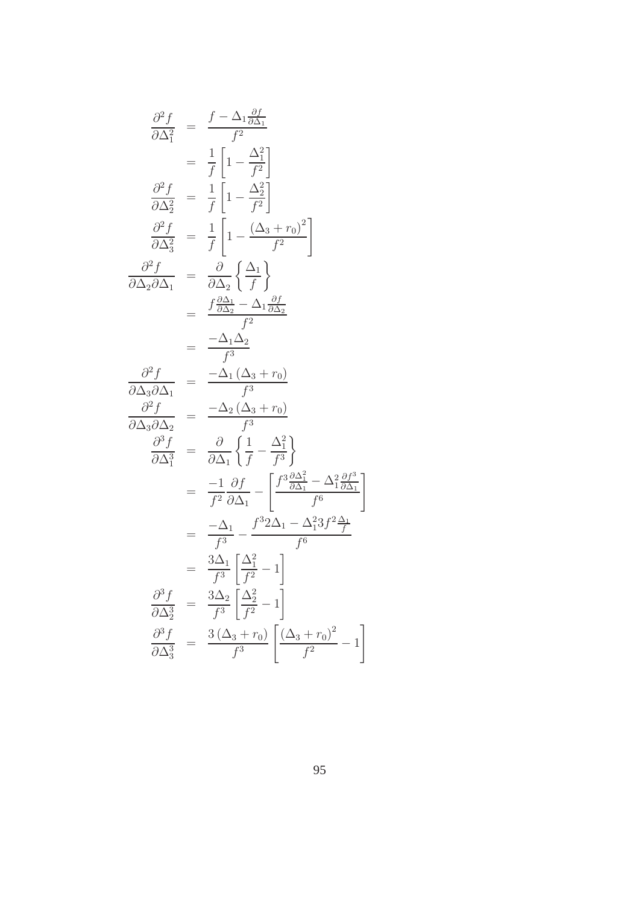$$
\begin{aligned}
\frac{\partial^2 f}{\partial \Delta_1^2} &= \frac{f - \Delta_1 \frac{\partial f}{\partial \Delta_1}}{f^2} \\
&= \frac{1}{f}\left[1 - \frac{\Delta_1^2}{f^2}\right] \\
\frac{\partial^2 f}{\partial \Delta_2^2} &= \frac{1}{f}\left[1 - \frac{\Delta_2^2}{f^2}\right] \\
\frac{\partial^2 f}{\partial \Delta_3^2} &= \frac{1}{f}\left[1 - \frac{\left(\Delta_3 + r_0\right)^2}{f^2}\right] \\
\frac{\partial^2 f}{\partial \Delta_2 \partial \Delta_1} &= \frac{\partial}{\partial \Delta_2}\left\{\frac{\Delta_1}{f}\right\} \\
&= \frac{f \frac{\partial \Delta_1}{\partial \Delta_2} - \Delta_1 \frac{\partial f}{\partial \Delta_2}}{f^2} \\
&= \frac{-\Delta_1 \Delta_2}{f^3} \\
\frac{\partial^2 f}{\partial \Delta_3 \partial \Delta_1} &= \frac{-\Delta_1\left(\Delta_3 + r_0\right)}{f^3} \\
\frac{\partial^2 f}{\partial \Delta_3 \partial \Delta_2} &= \frac{-\Delta_2\left(\Delta_3 + r_0\right)}{f^3} \\
\frac{\partial^3 f}{\partial \Delta_1^3} &= \frac{\partial}{\partial \Delta_1}\left\{\frac{1}{f} - \frac{\Delta_1^2}{f^3}\right\} \\
&= \frac{-1}{f^2}\frac{\partial f}{\partial \Delta_1} - \left[\frac{f^3 \frac{\partial \Delta_1^2}{\partial \Delta_1} - \Delta_1^2 \frac{\partial f^3}{\partial \Delta_1}}{f^6}\right] \\
&= \frac{-\Delta_1}{f^3} - \frac{f^3 2\Delta_1 - \Delta_1^2 3 f^2 \frac{\Delta_1}{f}}{f^6} \\
&= \frac{3\Delta_1}{f^3}\left[\frac{\Delta_1^2}{f^2} - 1\right] \\
\frac{\partial^3 f}{\partial \Delta_2^3} &= \frac{3\Delta_2}{f^3}\left[\frac{\Delta_2^2}{f^2} - 1\right] \\
\frac{\partial^3 f}{\partial \Delta_3^3} &= \frac{3\left(\Delta_3 + r_0\right)}{f^3}\left[\frac{\left(\Delta_3 + r_0\right)^2}{f^2} - 1\right]
\end{aligned}
$$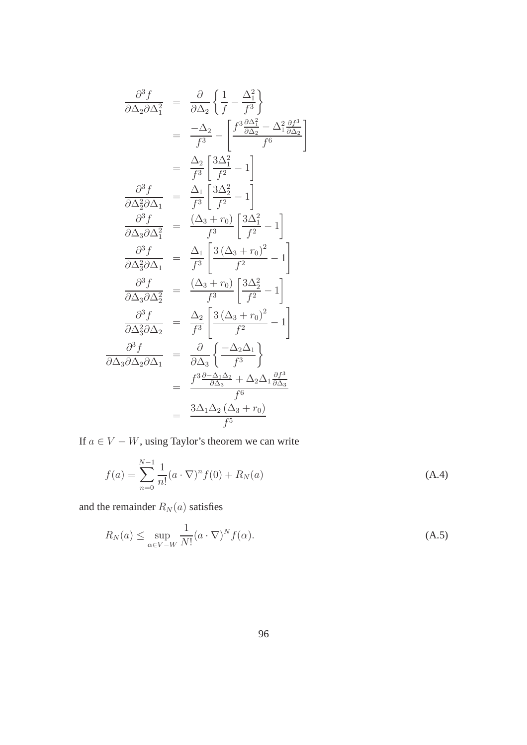$$
\begin{aligned}
\frac{\partial^3 f}{\partial \Delta_2 \partial \Delta_1^2} &= \frac{\partial}{\partial \Delta_2}\left\{\frac{1}{f} - \frac{\Delta_1^2}{f^3}\right\} \\
&= \frac{-\Delta_2}{f^3} - \left[\frac{f^3 \frac{\partial \Delta_1^2}{\partial \Delta_2} - \Delta_1^2 \frac{\partial f^3}{\partial \Delta_2}}{f^6}\right] \\
&= \frac{\Delta_2}{f^3}\left[\frac{3\Delta_1^2}{f^2} - 1\right] \\
\frac{\partial^3 f}{\partial \Delta_2^2 \partial \Delta_1} &= \frac{\Delta_1}{f^3}\left[\frac{3\Delta_2^2}{f^2} - 1\right] \\
\frac{\partial^3 f}{\partial \Delta_3 \partial \Delta_1^2} &= \frac{(\Delta_3 + r_0)}{f^3}\left[\frac{3\Delta_1^2}{f^2} - 1\right] \\
\frac{\partial^3 f}{\partial \Delta_3^2 \partial \Delta_1} &= \frac{\Delta_1}{f^3}\left[\frac{3\left(\Delta_3 + r_0\right)^2}{f^2} - 1\right] \\
\frac{\partial^3 f}{\partial \Delta_3 \partial \Delta_2^2} &= \frac{(\Delta_3 + r_0)}{f^3}\left[\frac{3\Delta_2^2}{f^2} - 1\right] \\
\frac{\partial^3 f}{\partial \Delta_3^2 \partial \Delta_2} &= \frac{\Delta_2}{f^3}\left[\frac{3\left(\Delta_3 + r_0\right)^2}{f^2} - 1\right] \\
\frac{\partial^3 f}{\partial \Delta_3 \partial \Delta_2 \partial \Delta_1} &= \frac{\partial}{\partial \Delta_3}\left\{\frac{-\Delta_2 \Delta_1}{f^3}\right\} \\
&= \frac{f^3 \frac{\partial - \Delta_1 \Delta_2}{\partial \Delta_3} + \Delta_2 \Delta_1 \frac{\partial f^3}{\partial \Delta_3}}{f^6} \\
&= \frac{3\Delta_1 \Delta_2 \left(\Delta_3 + r_0\right)}{f^5}
\end{aligned}
$$

If $a \in V - W$, using Taylor's theorem we can write

$$
f(a) = \sum_{n=0}^{N-1} \frac{1}{n!}(a \cdot \nabla)^n f(0) + R_N(a) \tag{A.4}
$$

and the remainder $R_N(a)$ satisfies

$$
R_N(a) \leq \sup_{\alpha \in V - W} \frac{1}{N!}(a \cdot \nabla)^N f(\alpha). \tag{A.5}
$$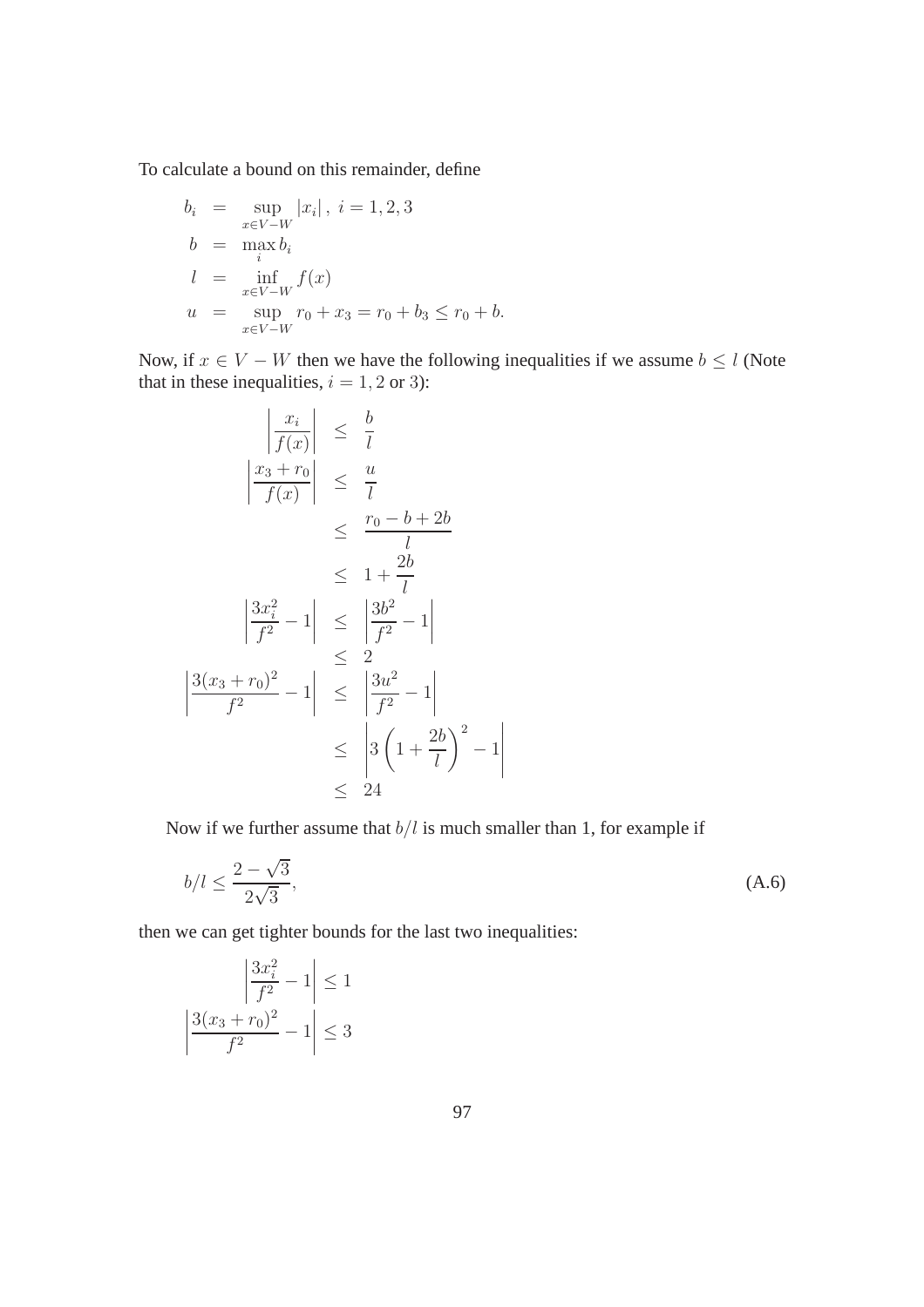To calculate a bound on this remainder, define

$$
\begin{aligned}
b_i &= \sup_{x \in V-W} |x_i|, \; i = 1, 2, 3 \\
b &= \max_i b_i \\
l &= \inf_{x \in V-W} f(x) \\
u &= \sup_{x \in V-W} r_0 + x_3 = r_0 + b_3 \leq r_0 + b.
\end{aligned}
$$

Now, if $x \in V - W$ then we have the following inequalities if we assume $b \leq l$ (Note that in these inequalities, $i = 1, 2$ or $3$):

$$
\begin{aligned}
\left| \frac{x_i}{f(x)} \right| &\leq \frac{b}{l} \\
\left| \frac{x_3 + r_0}{f(x)} \right| &\leq \frac{u}{l} \\
&\leq \frac{r_0 - b + 2b}{l} \\
&\leq 1 + \frac{2b}{l} \\
\left| \frac{3x_i^2}{f^2} - 1 \right| &\leq \left| \frac{3b^2}{f^2} - 1 \right| \\
&\leq 2 \\
\left| \frac{3(x_3 + r_0)^2}{f^2} - 1 \right| &\leq \left| \frac{3u^2}{f^2} - 1 \right| \\
&\leq \left| 3\left(1 + \frac{2b}{l}\right)^2 - 1 \right| \\
&\leq 24
\end{aligned}
$$

Now if we further assume that $b/l$ is much smaller than 1, for example if

$$
b/l \leq \frac{2 - \sqrt{3}}{2\sqrt{3}}, \tag{A.6}
$$

then we can get tighter bounds for the last two inequalities:

$$
\begin{aligned}
\left| \frac{3x_i^2}{f^2} - 1 \right| &\leq 1 \\
\left| \frac{3(x_3 + r_0)^2}{f^2} - 1 \right| &\leq 3
\end{aligned}
$$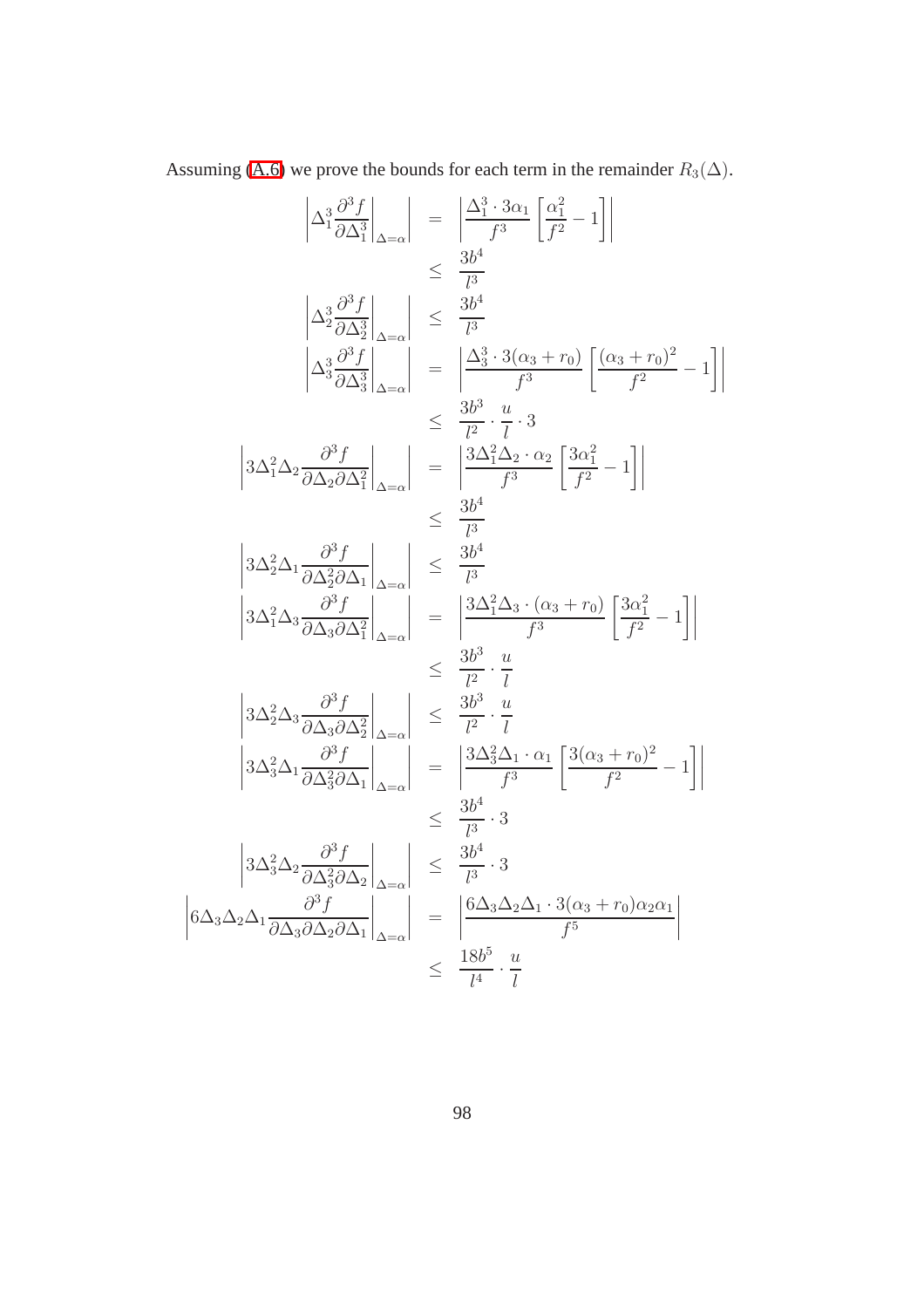Assuming (A.6) we prove the bounds for each term in the remainder $R_3(\Delta)$.

$$
\begin{aligned}
\left| \Delta_1^3 \frac{\partial^3 f}{\partial \Delta_1^3} \bigg|_{\Delta=\alpha} \right| &= \left| \frac{\Delta_1^3 \cdot 3\alpha_1}{f^3} \left[ \frac{\alpha_1^2}{f^2} - 1 \right] \right| \\
&\leq \frac{3b^4}{l^3} \\
\left| \Delta_2^3 \frac{\partial^3 f}{\partial \Delta_2^3} \bigg|_{\Delta=\alpha} \right| &\leq \frac{3b^4}{l^3} \\
\left| \Delta_3^3 \frac{\partial^3 f}{\partial \Delta_3^3} \bigg|_{\Delta=\alpha} \right| &= \left| \frac{\Delta_3^3 \cdot 3(\alpha_3 + r_0)}{f^3} \left[ \frac{(\alpha_3 + r_0)^2}{f^2} - 1 \right] \right| \\
&\leq \frac{3b^3}{l^2} \cdot \frac{u}{l} \cdot 3 \\
\left| 3\Delta_1^2 \Delta_2 \frac{\partial^3 f}{\partial \Delta_2 \partial \Delta_1^2} \bigg|_{\Delta=\alpha} \right| &= \left| \frac{3\Delta_1^2 \Delta_2 \cdot \alpha_2}{f^3} \left[ \frac{3\alpha_1^2}{f^2} - 1 \right] \right| \\
&\leq \frac{3b^4}{l^3} \\
\left| 3\Delta_2^2 \Delta_1 \frac{\partial^3 f}{\partial \Delta_2^2 \partial \Delta_1} \bigg|_{\Delta=\alpha} \right| &\leq \frac{3b^4}{l^3} \\
\left| 3\Delta_1^2 \Delta_3 \frac{\partial^3 f}{\partial \Delta_3 \partial \Delta_1^2} \bigg|_{\Delta=\alpha} \right| &= \left| \frac{3\Delta_1^2 \Delta_3 \cdot (\alpha_3 + r_0)}{f^3} \left[ \frac{3\alpha_1^2}{f^2} - 1 \right] \right| \\
&\leq \frac{3b^3}{l^2} \cdot \frac{u}{l} \\
\left| 3\Delta_2^2 \Delta_3 \frac{\partial^3 f}{\partial \Delta_3 \partial \Delta_2^2} \bigg|_{\Delta=\alpha} \right| &\leq \frac{3b^3}{l^2} \cdot \frac{u}{l} \\
\left| 3\Delta_3^2 \Delta_1 \frac{\partial^3 f}{\partial \Delta_3^2 \partial \Delta_1} \bigg|_{\Delta=\alpha} \right| &= \left| \frac{3\Delta_3^2 \Delta_1 \cdot \alpha_1}{f^3} \left[ \frac{3(\alpha_3 + r_0)^2}{f^2} - 1 \right] \right| \\
&\leq \frac{3b^4}{l^3} \cdot 3 \\
\left| 3\Delta_3^2 \Delta_2 \frac{\partial^3 f}{\partial \Delta_3^2 \partial \Delta_2} \bigg|_{\Delta=\alpha} \right| &\leq \frac{3b^4}{l^3} \cdot 3 \\
\left| 6\Delta_3 \Delta_2 \Delta_1 \frac{\partial^3 f}{\partial \Delta_3 \partial \Delta_2 \partial \Delta_1} \bigg|_{\Delta=\alpha} \right| &= \left| \frac{6\Delta_3 \Delta_2 \Delta_1 \cdot 3(\alpha_3 + r_0)\alpha_2 \alpha_1}{f^5} \right| \\
&\leq \frac{18b^5}{l^4} \cdot \frac{u}{l}
\end{aligned}
$$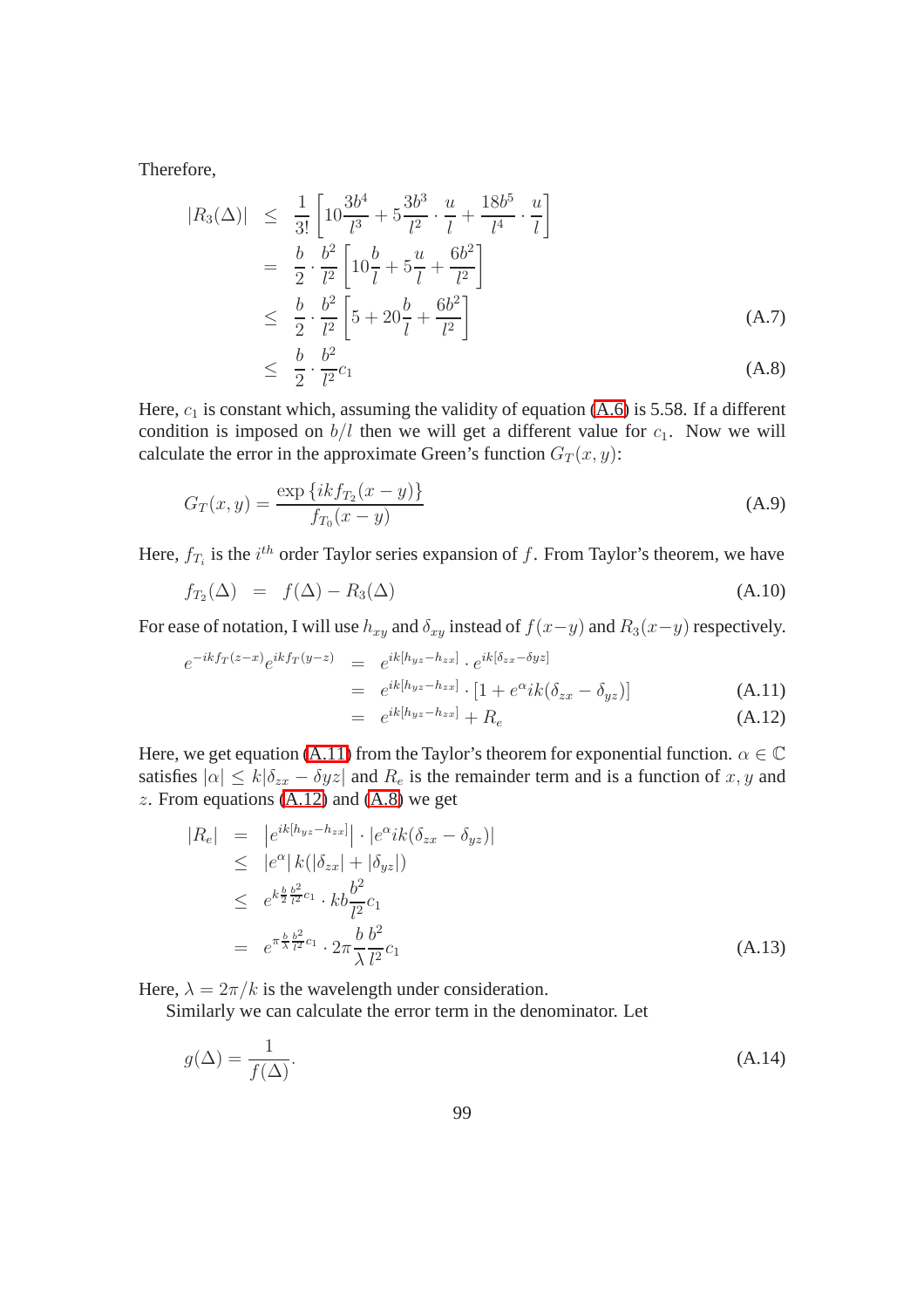Therefore,

$$
\begin{aligned}
|R_3(\Delta)| &\leq \frac{1}{3!}\left[10\frac{3b^4}{l^3} + 5\frac{3b^3}{l^2}\cdot\frac{u}{l} + \frac{18b^5}{l^4}\cdot\frac{u}{l}\right] \\
&= \frac{b}{2}\cdot\frac{b^2}{l^2}\left[10\frac{b}{l} + 5\frac{u}{l} + \frac{6b^2}{l^2}\right] \\
&\leq \frac{b}{2}\cdot\frac{b^2}{l^2}\left[5 + 20\frac{b}{l} + \frac{6b^2}{l^2}\right] \qquad (A.7)\\
&\leq \frac{b}{2}\cdot\frac{b^2}{l^2}c_1 \qquad (A.8)
\end{aligned}
$$

Here, $c_1$ is constant which, assuming the validity of equation (A.6) is 5.58. If a different condition is imposed on $b/l$ then we will get a different value for $c_1$. Now we will calculate the error in the approximate Green's function $G_T(x,y)$:

$$
G_T(x,y) = \frac{\exp\{ikf_{T_2}(x-y)\}}{f_{T_0}(x-y)} \qquad (A.9)
$$

Here, $f_{T_i}$ is the $i^{th}$ order Taylor series expansion of $f$. From Taylor's theorem, we have

$$
f_{T_2}(\Delta) = f(\Delta) - R_3(\Delta) \qquad (A.10)
$$

For ease of notation, I will use $h_{xy}$ and $\delta_{xy}$ instead of $f(x-y)$ and $R_3(x-y)$ respectively.

$$
\begin{aligned}
e^{-ikf_T(z-x)}e^{ikf_T(y-z)} &= e^{ik[h_{yz}-h_{zx}]}\cdot e^{ik[\delta_{zx}-\delta yz]} \\
&= e^{ik[h_{yz}-h_{zx}]}\cdot[1 + e^{\alpha}ik(\delta_{zx}-\delta_{yz})] \qquad (A.11)\\
&= e^{ik[h_{yz}-h_{zx}]} + R_e \qquad (A.12)
\end{aligned}
$$

Here, we get equation (A.11) from the Taylor's theorem for exponential function. $\alpha \in \mathbb{C}$ satisfies $|\alpha| \leq k|\delta_{zx} - \delta yz|$ and $R_e$ is the remainder term and is a function of $x, y$ and $z$. From equations (A.12) and (A.8) we get

$$
\begin{aligned}
|R_e| &= \left|e^{ik[h_{yz}-h_{zx}]}\right|\cdot|e^{\alpha}ik(\delta_{zx}-\delta_{yz})| \\
&\leq |e^{\alpha}|\,k(|\delta_{zx}| + |\delta_{yz}|) \\
&\leq e^{k\frac{b}{2}\frac{b^2}{l^2}c_1}\cdot kb\frac{b^2}{l^2}c_1 \\
&= e^{\pi\frac{b}{\lambda}\frac{b^2}{l^2}c_1}\cdot 2\pi\frac{b}{\lambda}\frac{b^2}{l^2}c_1 \qquad (A.13)
\end{aligned}
$$

Here, $\lambda = 2\pi/k$ is the wavelength under consideration.

Similarly we can calculate the error term in the denominator. Let

$$
g(\Delta) = \frac{1}{f(\Delta)}. \qquad (A.14)
$$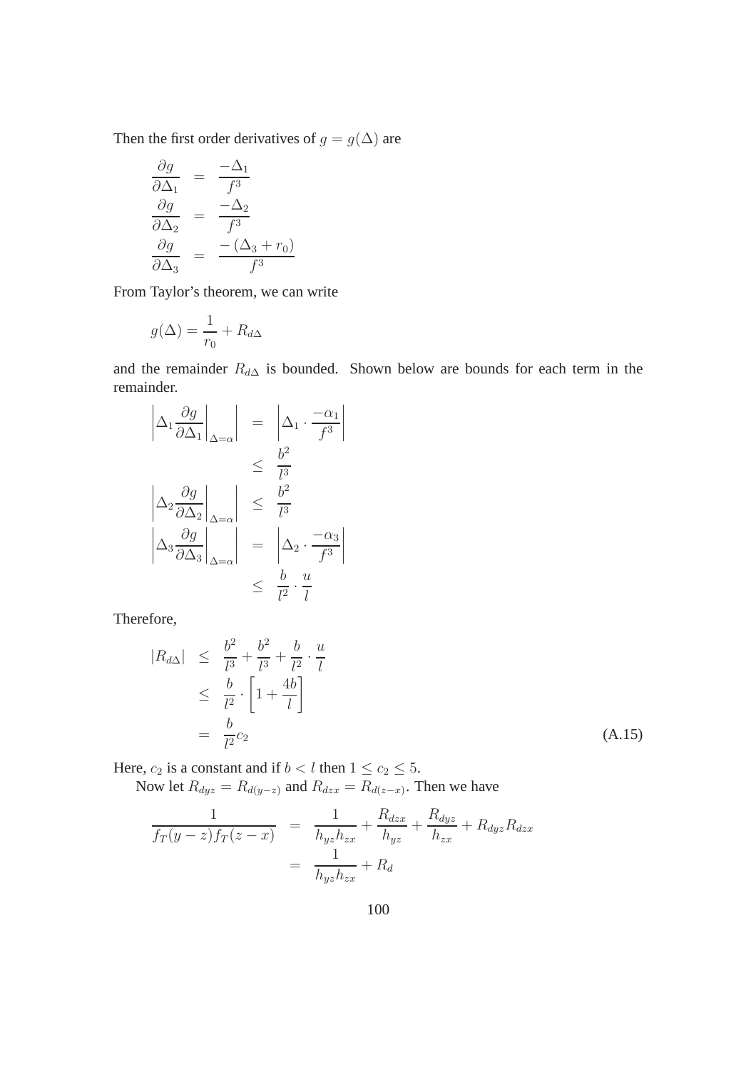Then the first order derivatives of $g = g(\Delta)$ are

$$
\begin{aligned}
\frac{\partial g}{\partial \Delta_1} &= \frac{-\Delta_1}{f^3} \\
\frac{\partial g}{\partial \Delta_2} &= \frac{-\Delta_2}{f^3} \\
\frac{\partial g}{\partial \Delta_3} &= \frac{-(\Delta_3 + r_0)}{f^3}
\end{aligned}
$$

From Taylor's theorem, we can write

$$
g(\Delta) = \frac{1}{r_0} + R_{d\Delta}
$$

and the remainder $R_{d\Delta}$ is bounded. Shown below are bounds for each term in the remainder.

$$
\begin{aligned}
\left| \Delta_1 \frac{\partial g}{\partial \Delta_1}\bigg|_{\Delta=\alpha} \right| &= \left| \Delta_1 \cdot \frac{-\alpha_1}{f^3} \right| \\
&\leq \frac{b^2}{l^3} \\
\left| \Delta_2 \frac{\partial g}{\partial \Delta_2}\bigg|_{\Delta=\alpha} \right| &\leq \frac{b^2}{l^3} \\
\left| \Delta_3 \frac{\partial g}{\partial \Delta_3}\bigg|_{\Delta=\alpha} \right| &= \left| \Delta_2 \cdot \frac{-\alpha_3}{f^3} \right| \\
&\leq \frac{b}{l^2} \cdot \frac{u}{l}
\end{aligned}
$$

Therefore,

$$
\begin{aligned}
|R_{d\Delta}| &\leq \frac{b^2}{l^3} + \frac{b^2}{l^3} + \frac{b}{l^2} \cdot \frac{u}{l} \\
&\leq \frac{b}{l^2} \cdot \left[ 1 + \frac{4b}{l} \right] \\
&= \frac{b}{l^2} c_2
\end{aligned} \tag{A.15}
$$

Here, $c_2$ is a constant and if $b < l$ then $1 \leq c_2 \leq 5$.

Now let $R_{dyz} = R_{d(y-z)}$ and $R_{dzx} = R_{d(z-x)}$. Then we have

$$
\begin{aligned}
\frac{1}{f_T(y-z) f_T(z-x)} &= \frac{1}{h_{yz} h_{zx}} + \frac{R_{dzx}}{h_{yz}} + \frac{R_{dyz}}{h_{zx}} + R_{dyz} R_{dzx} \\
&= \frac{1}{h_{yz} h_{zx}} + R_d
\end{aligned}
$$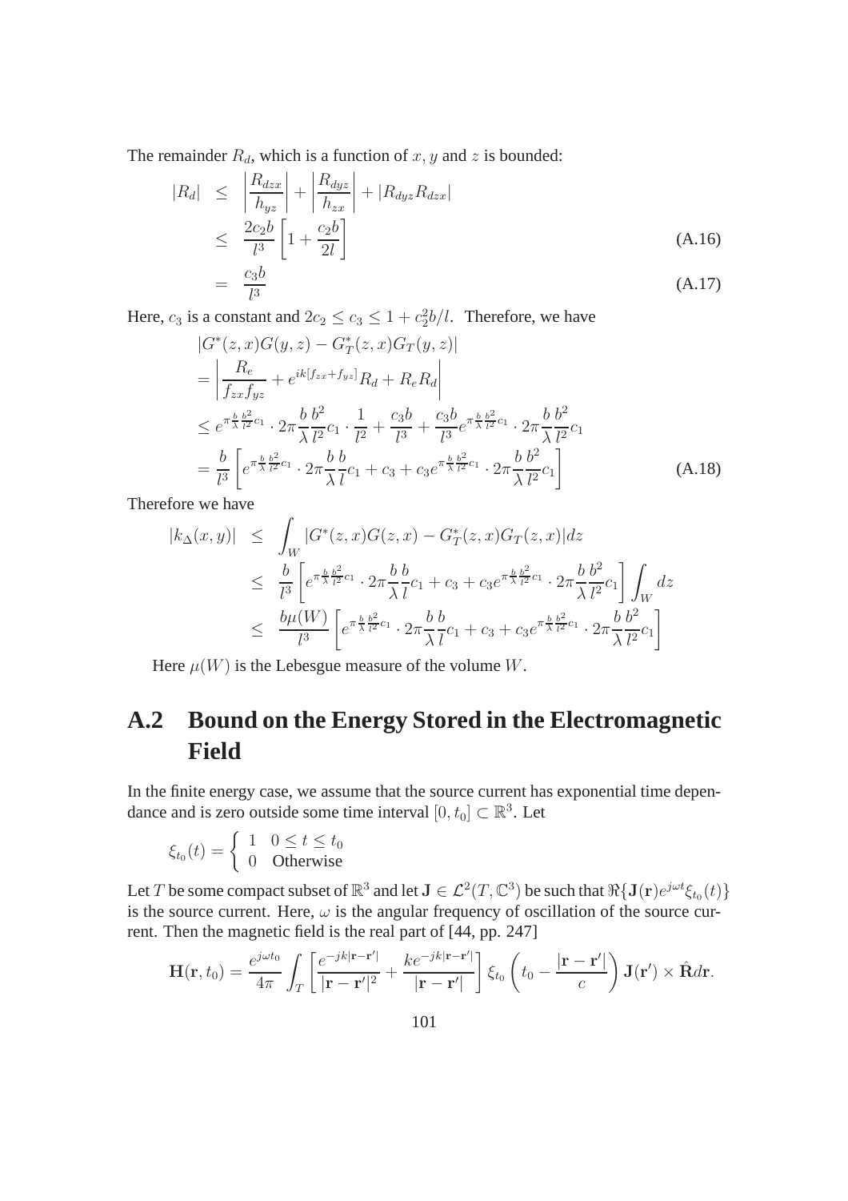The remainder $R_d$, which is a function of $x, y$ and $z$ is bounded:

$$
\begin{aligned}
|R_d| &\leq \left|\frac{R_{dzx}}{h_{yz}}\right| + \left|\frac{R_{dyz}}{h_{zx}}\right| + |R_{dyz}R_{dzx}| \\
&\leq \frac{2c_2 b}{l^3}\left[1 + \frac{c_2 b}{2l}\right] && \text{(A.16)} \\
&= \frac{c_3 b}{l^3} && \text{(A.17)}
\end{aligned}
$$

Here, $c_3$ is a constant and $2c_2 \leq c_3 \leq 1 + c_2^2 b/l$. Therefore, we have

$$
\begin{aligned}
&|G^*(z,x)G(y,z) - G_T^*(z,x)G_T(y,z)| \\
&= \left|\frac{R_e}{f_{zx}f_{yz}} + e^{ik[f_{zx}+f_{yz}]}R_d + R_e R_d\right| \\
&\leq e^{\pi\frac{b}{\lambda}\frac{b^2}{l^2}c_1} \cdot 2\pi\frac{b}{\lambda}\frac{b^2}{l^2}c_1 \cdot \frac{1}{l^2} + \frac{c_3 b}{l^3} + \frac{c_3 b}{l^3}e^{\pi\frac{b}{\lambda}\frac{b^2}{l^2}c_1} \cdot 2\pi\frac{b}{\lambda}\frac{b^2}{l^2}c_1 \\
&= \frac{b}{l^3}\left[e^{\pi\frac{b}{\lambda}\frac{b^2}{l^2}c_1} \cdot 2\pi\frac{b}{\lambda}\frac{b}{l}c_1 + c_3 + c_3 e^{\pi\frac{b}{\lambda}\frac{b^2}{l^2}c_1} \cdot 2\pi\frac{b}{\lambda}\frac{b^2}{l^2}c_1\right] && \text{(A.18)}
\end{aligned}
$$

Therefore we have

$$
\begin{aligned}
|k_\Delta(x,y)| &\leq \int_W |G^*(z,x)G(z,x) - G_T^*(z,x)G_T(z,x)|dz \\
&\leq \frac{b}{l^3}\left[e^{\pi\frac{b}{\lambda}\frac{b^2}{l^2}c_1} \cdot 2\pi\frac{b}{\lambda}\frac{b}{l}c_1 + c_3 + c_3 e^{\pi\frac{b}{\lambda}\frac{b^2}{l^2}c_1} \cdot 2\pi\frac{b}{\lambda}\frac{b^2}{l^2}c_1\right]\int_W dz \\
&\leq \frac{b\mu(W)}{l^3}\left[e^{\pi\frac{b}{\lambda}\frac{b^2}{l^2}c_1} \cdot 2\pi\frac{b}{\lambda}\frac{b}{l}c_1 + c_3 + c_3 e^{\pi\frac{b}{\lambda}\frac{b^2}{l^2}c_1} \cdot 2\pi\frac{b}{\lambda}\frac{b^2}{l^2}c_1\right]
\end{aligned}
$$

Here $\mu(W)$ is the Lebesgue measure of the volume $W$.

## A.2 Bound on the Energy Stored in the Electromagnetic Field

In the finite energy case, we assume that the source current has exponential time dependance and is zero outside some time interval $[0, t_0] \subset \mathbb{R}^3$. Let

$$
\xi_{t_0}(t) = \begin{cases} 1 & 0 \leq t \leq t_0 \\ 0 & \text{Otherwise} \end{cases}
$$

Let $T$ be some compact subset of $\mathbb{R}^3$ and let $\mathbf{J} \in \mathcal{L}^2(T, \mathbb{C}^3)$ be such that $\Re\{\mathbf{J}(\mathbf{r})e^{j\omega t}\xi_{t_0}(t)\}$ is the source current. Here, $\omega$ is the angular frequency of oscillation of the source current. Then the magnetic field is the real part of [44, pp. 247]

$$
\mathbf{H}(\mathbf{r}, t_0) = \frac{e^{j\omega t_0}}{4\pi}\int_T \left[\frac{e^{-jk|\mathbf{r}-\mathbf{r}'|}}{|\mathbf{r}-\mathbf{r}'|^2} + \frac{ke^{-jk|\mathbf{r}-\mathbf{r}'|}}{|\mathbf{r}-\mathbf{r}'|}\right]\xi_{t_0}\left(t_0 - \frac{|\mathbf{r}-\mathbf{r}'|}{c}\right)\mathbf{J}(\mathbf{r}') \times \hat{\mathbf{R}}d\mathbf{r}.
$$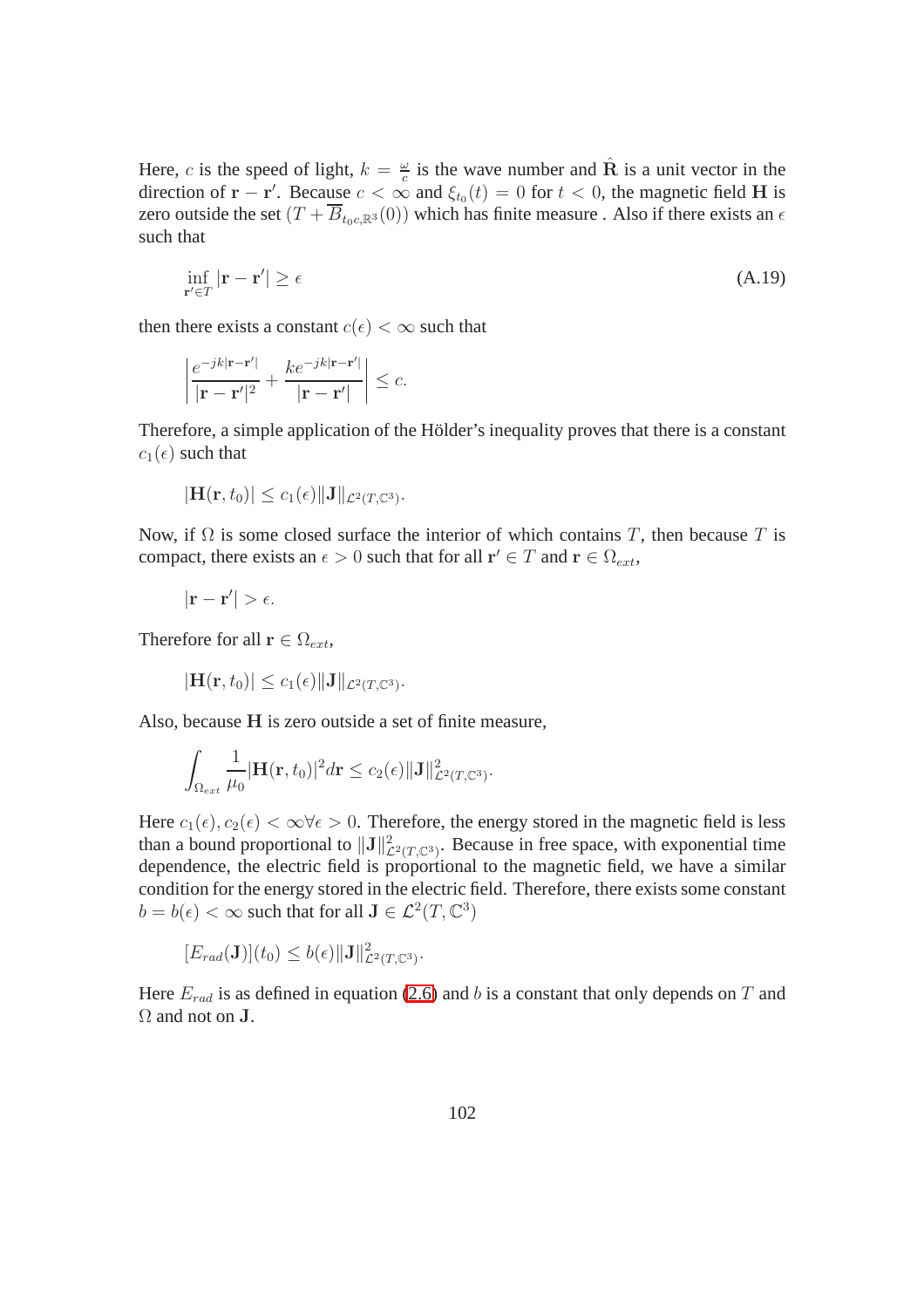Here, $c$ is the speed of light, $k = \frac{\omega}{c}$ is the wave number and $\hat{\mathbf{R}}$ is a unit vector in the direction of $\mathbf{r} - \mathbf{r}'$. Because $c < \infty$ and $\xi_{t_0}(t) = 0$ for $t < 0$, the magnetic field $\mathbf{H}$ is zero outside the set $(T + \overline{B}_{t_0 c, \mathbb{R}^3}(0))$ which has finite measure . Also if there exists an $\epsilon$ such that

$$\inf_{\mathbf{r}' \in T} |\mathbf{r} - \mathbf{r}'| \geq \epsilon \tag{A.19}$$

then there exists a constant $c(\epsilon) < \infty$ such that

$$\left| \frac{e^{-jk|\mathbf{r}-\mathbf{r}'|}}{|\mathbf{r}-\mathbf{r}'|^2} + \frac{k e^{-jk|\mathbf{r}-\mathbf{r}'|}}{|\mathbf{r}-\mathbf{r}'|} \right| \leq c.$$

Therefore, a simple application of the Hölder's inequality proves that there is a constant $c_1(\epsilon)$ such that

$$|\mathbf{H}(\mathbf{r}, t_0)| \leq c_1(\epsilon) \|\mathbf{J}\|_{\mathcal{L}^2(T, \mathbb{C}^3)}.$$

Now, if $\Omega$ is some closed surface the interior of which contains $T$, then because $T$ is compact, there exists an $\epsilon > 0$ such that for all $\mathbf{r}' \in T$ and $\mathbf{r} \in \Omega_{ext}$,

$$|\mathbf{r} - \mathbf{r}'| > \epsilon.$$

Therefore for all $\mathbf{r} \in \Omega_{ext}$,

$$|\mathbf{H}(\mathbf{r}, t_0)| \leq c_1(\epsilon) \|\mathbf{J}\|_{\mathcal{L}^2(T, \mathbb{C}^3)}.$$

Also, because $\mathbf{H}$ is zero outside a set of finite measure,

$$\int_{\Omega_{ext}} \frac{1}{\mu_0} |\mathbf{H}(\mathbf{r}, t_0)|^2 d\mathbf{r} \leq c_2(\epsilon) \|\mathbf{J}\|^2_{\mathcal{L}^2(T, \mathbb{C}^3)}.$$

Here $c_1(\epsilon), c_2(\epsilon) < \infty \forall \epsilon > 0$. Therefore, the energy stored in the magnetic field is less than a bound proportional to $\|\mathbf{J}\|^2_{\mathcal{L}^2(T, \mathbb{C}^3)}$. Because in free space, with exponential time dependence, the electric field is proportional to the magnetic field, we have a similar condition for the energy stored in the electric field. Therefore, there exists some constant $b = b(\epsilon) < \infty$ such that for all $\mathbf{J} \in \mathcal{L}^2(T, \mathbb{C}^3)$

$$[E_{rad}(\mathbf{J})](t_0) \leq b(\epsilon) \|\mathbf{J}\|^2_{\mathcal{L}^2(T, \mathbb{C}^3)}.$$

Here $E_{rad}$ is as defined in equation (2.6) and $b$ is a constant that only depends on $T$ and $\Omega$ and not on $\mathbf{J}$.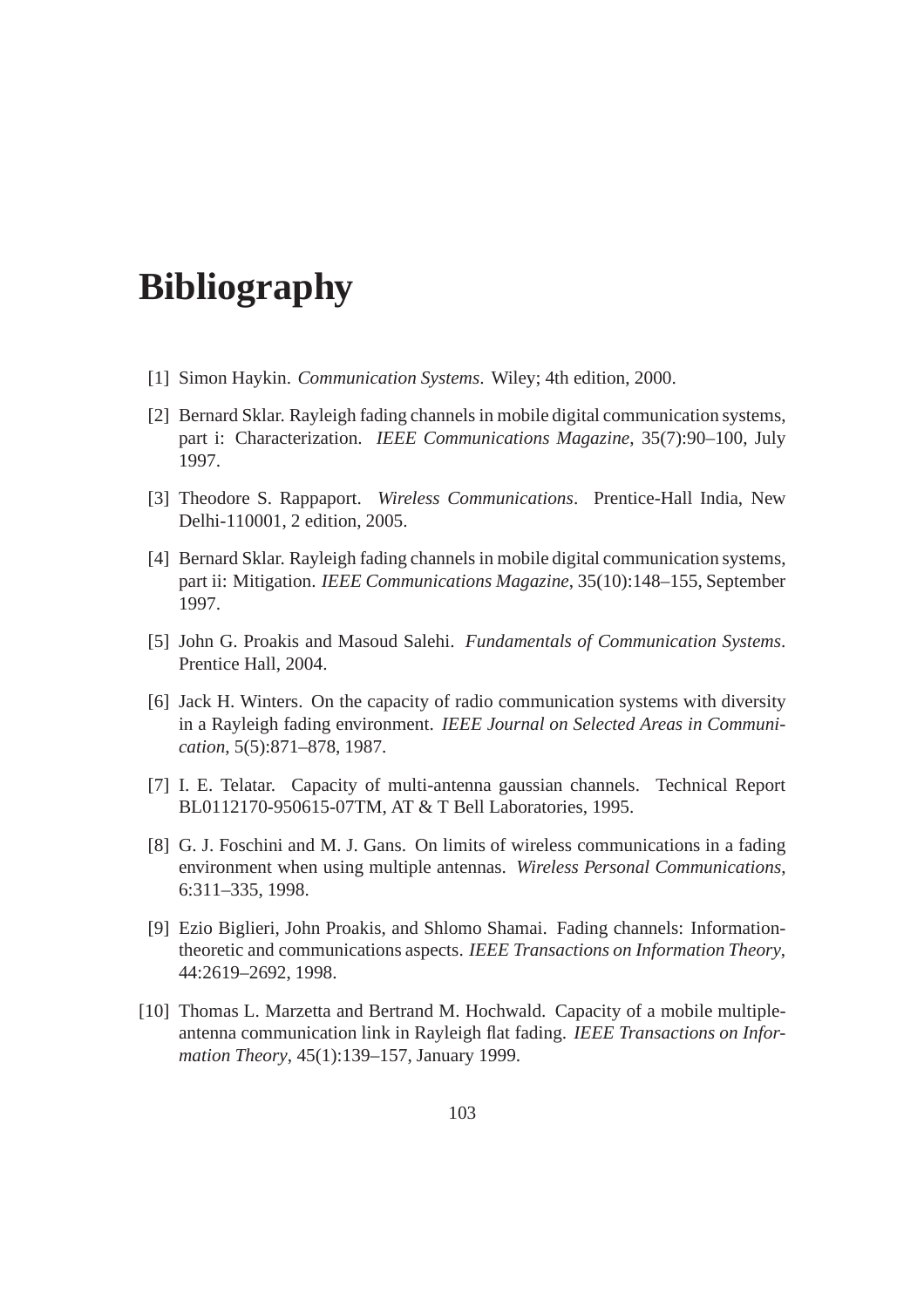# Bibliography

[1] Simon Haykin. *Communication Systems*. Wiley; 4th edition, 2000.

[2] Bernard Sklar. Rayleigh fading channels in mobile digital communication systems, part i: Characterization. *IEEE Communications Magazine*, 35(7):90–100, July 1997.

[3] Theodore S. Rappaport. *Wireless Communications*. Prentice-Hall India, New Delhi-110001, 2 edition, 2005.

[4] Bernard Sklar. Rayleigh fading channels in mobile digital communication systems, part ii: Mitigation. *IEEE Communications Magazine*, 35(10):148–155, September 1997.

[5] John G. Proakis and Masoud Salehi. *Fundamentals of Communication Systems*. Prentice Hall, 2004.

[6] Jack H. Winters. On the capacity of radio communication systems with diversity in a Rayleigh fading environment. *IEEE Journal on Selected Areas in Communication*, 5(5):871–878, 1987.

[7] I. E. Telatar. Capacity of multi-antenna gaussian channels. Technical Report BL0112170-950615-07TM, AT & T Bell Laboratories, 1995.

[8] G. J. Foschini and M. J. Gans. On limits of wireless communications in a fading environment when using multiple antennas. *Wireless Personal Communications*, 6:311–335, 1998.

[9] Ezio Biglieri, John Proakis, and Shlomo Shamai. Fading channels: Information-theoretic and communications aspects. *IEEE Transactions on Information Theory*, 44:2619–2692, 1998.

[10] Thomas L. Marzetta and Bertrand M. Hochwald. Capacity of a mobile multiple-antenna communication link in Rayleigh flat fading. *IEEE Transactions on Information Theory*, 45(1):139–157, January 1999.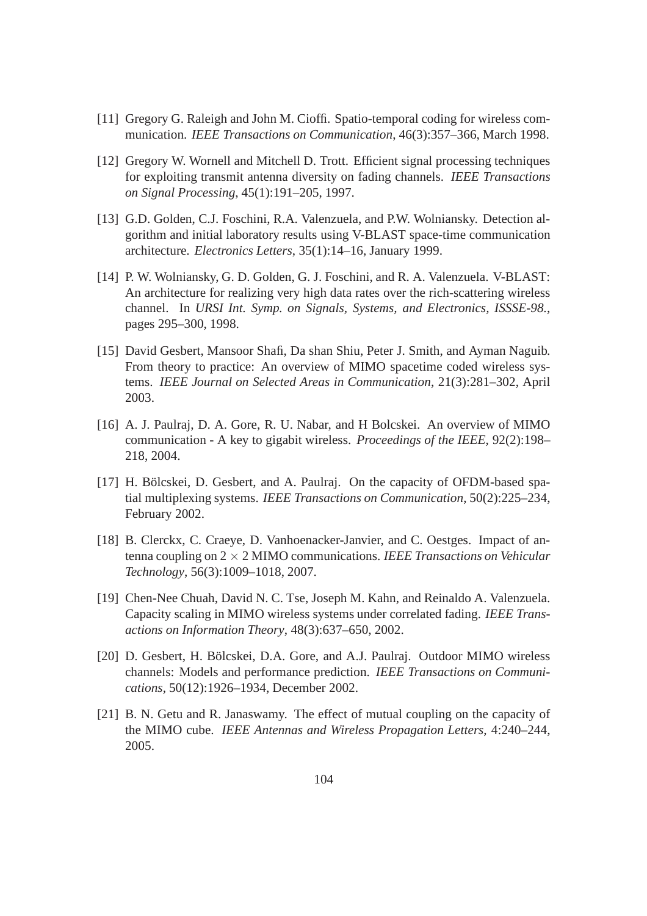[11] Gregory G. Raleigh and John M. Cioffi. Spatio-temporal coding for wireless communication. *IEEE Transactions on Communication*, 46(3):357–366, March 1998.

[12] Gregory W. Wornell and Mitchell D. Trott. Efficient signal processing techniques for exploiting transmit antenna diversity on fading channels. *IEEE Transactions on Signal Processing*, 45(1):191–205, 1997.

[13] G.D. Golden, C.J. Foschini, R.A. Valenzuela, and P.W. Wolniansky. Detection algorithm and initial laboratory results using V-BLAST space-time communication architecture. *Electronics Letters*, 35(1):14–16, January 1999.

[14] P. W. Wolniansky, G. D. Golden, G. J. Foschini, and R. A. Valenzuela. V-BLAST: An architecture for realizing very high data rates over the rich-scattering wireless channel. In *URSI Int. Symp. on Signals, Systems, and Electronics, ISSSE-98.*, pages 295–300, 1998.

[15] David Gesbert, Mansoor Shafi, Da shan Shiu, Peter J. Smith, and Ayman Naguib. From theory to practice: An overview of MIMO spacetime coded wireless systems. *IEEE Journal on Selected Areas in Communication*, 21(3):281–302, April 2003.

[16] A. J. Paulraj, D. A. Gore, R. U. Nabar, and H Bolcskei. An overview of MIMO communication - A key to gigabit wireless. *Proceedings of the IEEE*, 92(2):198–218, 2004.

[17] H. Bölcskei, D. Gesbert, and A. Paulraj. On the capacity of OFDM-based spatial multiplexing systems. *IEEE Transactions on Communication*, 50(2):225–234, February 2002.

[18] B. Clerckx, C. Craeye, D. Vanhoenacker-Janvier, and C. Oestges. Impact of antenna coupling on $2 \times 2$ MIMO communications. *IEEE Transactions on Vehicular Technology*, 56(3):1009–1018, 2007.

[19] Chen-Nee Chuah, David N. C. Tse, Joseph M. Kahn, and Reinaldo A. Valenzuela. Capacity scaling in MIMO wireless systems under correlated fading. *IEEE Transactions on Information Theory*, 48(3):637–650, 2002.

[20] D. Gesbert, H. Bölcskei, D.A. Gore, and A.J. Paulraj. Outdoor MIMO wireless channels: Models and performance prediction. *IEEE Transactions on Communications*, 50(12):1926–1934, December 2002.

[21] B. N. Getu and R. Janaswamy. The effect of mutual coupling on the capacity of the MIMO cube. *IEEE Antennas and Wireless Propagation Letters*, 4:240–244, 2005.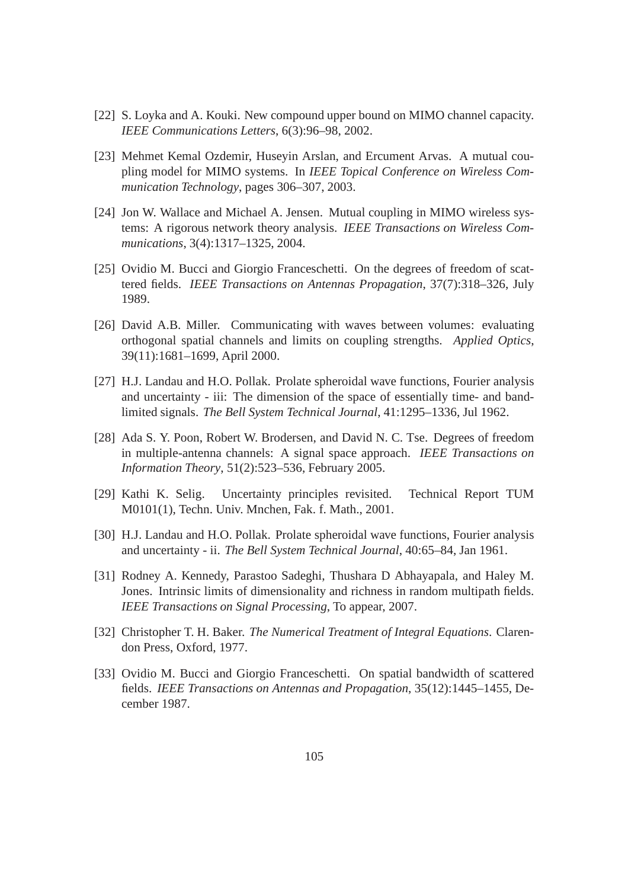[22] S. Loyka and A. Kouki. New compound upper bound on MIMO channel capacity. *IEEE Communications Letters*, 6(3):96–98, 2002.

[23] Mehmet Kemal Ozdemir, Huseyin Arslan, and Ercument Arvas. A mutual coupling model for MIMO systems. In *IEEE Topical Conference on Wireless Communication Technology*, pages 306–307, 2003.

[24] Jon W. Wallace and Michael A. Jensen. Mutual coupling in MIMO wireless systems: A rigorous network theory analysis. *IEEE Transactions on Wireless Communications*, 3(4):1317–1325, 2004.

[25] Ovidio M. Bucci and Giorgio Franceschetti. On the degrees of freedom of scattered fields. *IEEE Transactions on Antennas Propagation*, 37(7):318–326, July 1989.

[26] David A.B. Miller. Communicating with waves between volumes: evaluating orthogonal spatial channels and limits on coupling strengths. *Applied Optics*, 39(11):1681–1699, April 2000.

[27] H.J. Landau and H.O. Pollak. Prolate spheroidal wave functions, Fourier analysis and uncertainty - iii: The dimension of the space of essentially time- and band-limited signals. *The Bell System Technical Journal*, 41:1295–1336, Jul 1962.

[28] Ada S. Y. Poon, Robert W. Brodersen, and David N. C. Tse. Degrees of freedom in multiple-antenna channels: A signal space approach. *IEEE Transactions on Information Theory*, 51(2):523–536, February 2005.

[29] Kathi K. Selig. Uncertainty principles revisited. Technical Report TUM M0101(1), Techn. Univ. Mnchen, Fak. f. Math., 2001.

[30] H.J. Landau and H.O. Pollak. Prolate spheroidal wave functions, Fourier analysis and uncertainty - ii. *The Bell System Technical Journal*, 40:65–84, Jan 1961.

[31] Rodney A. Kennedy, Parastoo Sadeghi, Thushara D Abhayapala, and Haley M. Jones. Intrinsic limits of dimensionality and richness in random multipath fields. *IEEE Transactions on Signal Processing*, To appear, 2007.

[32] Christopher T. H. Baker. *The Numerical Treatment of Integral Equations*. Clarendon Press, Oxford, 1977.

[33] Ovidio M. Bucci and Giorgio Franceschetti. On spatial bandwidth of scattered fields. *IEEE Transactions on Antennas and Propagation*, 35(12):1445–1455, December 1987.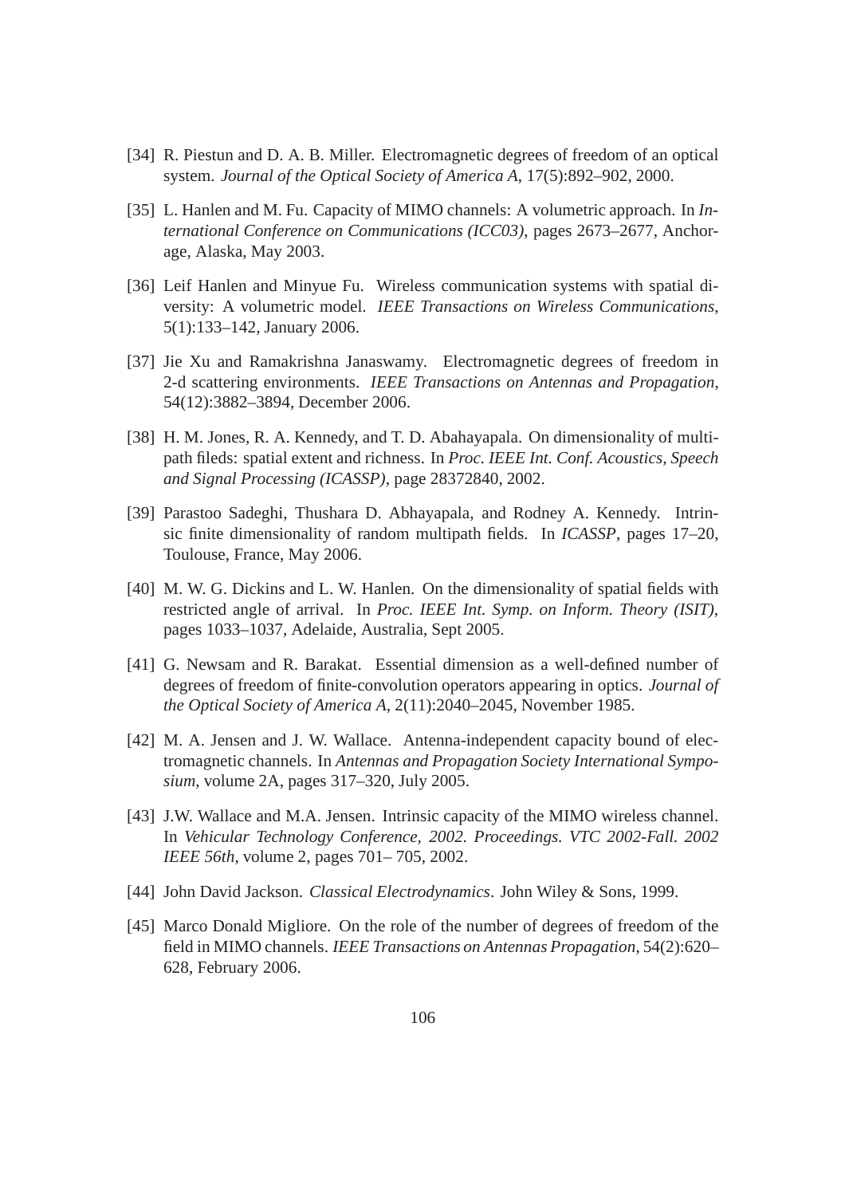[34] R. Piestun and D. A. B. Miller. Electromagnetic degrees of freedom of an optical system. *Journal of the Optical Society of America A*, 17(5):892–902, 2000.

[35] L. Hanlen and M. Fu. Capacity of MIMO channels: A volumetric approach. In *International Conference on Communications (ICC03)*, pages 2673–2677, Anchorage, Alaska, May 2003.

[36] Leif Hanlen and Minyue Fu. Wireless communication systems with spatial diversity: A volumetric model. *IEEE Transactions on Wireless Communications*, 5(1):133–142, January 2006.

[37] Jie Xu and Ramakrishna Janaswamy. Electromagnetic degrees of freedom in 2-d scattering environments. *IEEE Transactions on Antennas and Propagation*, 54(12):3882–3894, December 2006.

[38] H. M. Jones, R. A. Kennedy, and T. D. Abahayapala. On dimensionality of multipath fileds: spatial extent and richness. In *Proc. IEEE Int. Conf. Acoustics, Speech and Signal Processing (ICASSP)*, page 28372840, 2002.

[39] Parastoo Sadeghi, Thushara D. Abhayapala, and Rodney A. Kennedy. Intrinsic finite dimensionality of random multipath fields. In *ICASSP*, pages 17–20, Toulouse, France, May 2006.

[40] M. W. G. Dickins and L. W. Hanlen. On the dimensionality of spatial fields with restricted angle of arrival. In *Proc. IEEE Int. Symp. on Inform. Theory (ISIT)*, pages 1033–1037, Adelaide, Australia, Sept 2005.

[41] G. Newsam and R. Barakat. Essential dimension as a well-defined number of degrees of freedom of finite-convolution operators appearing in optics. *Journal of the Optical Society of America A*, 2(11):2040–2045, November 1985.

[42] M. A. Jensen and J. W. Wallace. Antenna-independent capacity bound of electromagnetic channels. In *Antennas and Propagation Society International Symposium*, volume 2A, pages 317–320, July 2005.

[43] J.W. Wallace and M.A. Jensen. Intrinsic capacity of the MIMO wireless channel. In *Vehicular Technology Conference, 2002. Proceedings. VTC 2002-Fall. 2002 IEEE 56th*, volume 2, pages 701– 705, 2002.

[44] John David Jackson. *Classical Electrodynamics*. John Wiley & Sons, 1999.

[45] Marco Donald Migliore. On the role of the number of degrees of freedom of the field in MIMO channels. *IEEE Transactions on Antennas Propagation*, 54(2):620–628, February 2006.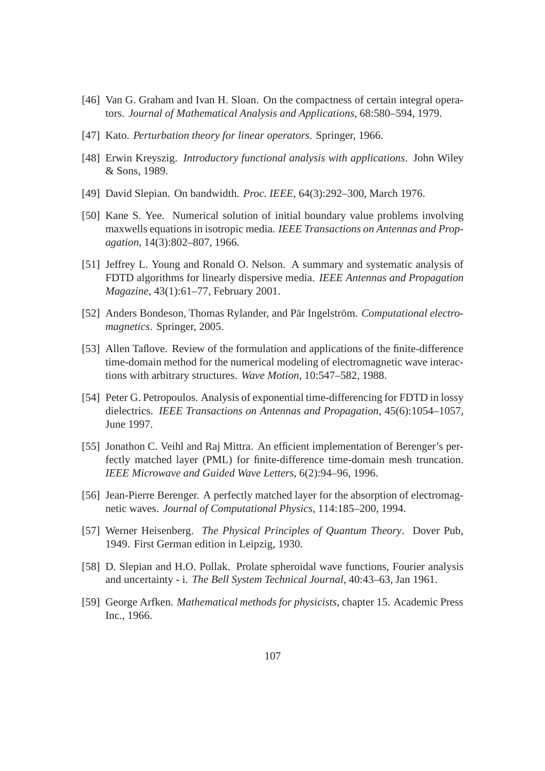[46] Van G. Graham and Ivan H. Sloan. On the compactness of certain integral operators. *Journal of Mathematical Analysis and Applications*, 68:580–594, 1979.

[47] Kato. *Perturbation theory for linear operators*. Springer, 1966.

[48] Erwin Kreyszig. *Introductory functional analysis with applications*. John Wiley & Sons, 1989.

[49] David Slepian. On bandwidth. *Proc. IEEE*, 64(3):292–300, March 1976.

[50] Kane S. Yee. Numerical solution of initial boundary value problems involving maxwells equations in isotropic media. *IEEE Transactions on Antennas and Propagation*, 14(3):802–807, 1966.

[51] Jeffrey L. Young and Ronald O. Nelson. A summary and systematic analysis of FDTD algorithms for linearly dispersive media. *IEEE Antennas and Propagation Magazine*, 43(1):61–77, February 2001.

[52] Anders Bondeson, Thomas Rylander, and Pär Ingelström. *Computational electromagnetics*. Springer, 2005.

[53] Allen Taflove. Review of the formulation and applications of the finite-difference time-domain method for the numerical modeling of electromagnetic wave interactions with arbitrary structures. *Wave Motion*, 10:547–582, 1988.

[54] Peter G. Petropoulos. Analysis of exponential time-differencing for FDTD in lossy dielectrics. *IEEE Transactions on Antennas and Propagation*, 45(6):1054–1057, June 1997.

[55] Jonathon C. Veihl and Raj Mittra. An efficient implementation of Berenger's perfectly matched layer (PML) for finite-difference time-domain mesh truncation. *IEEE Microwave and Guided Wave Letters*, 6(2):94–96, 1996.

[56] Jean-Pierre Berenger. A perfectly matched layer for the absorption of electromagnetic waves. *Journal of Computational Physics*, 114:185–200, 1994.

[57] Werner Heisenberg. *The Physical Principles of Quantum Theory*. Dover Pub, 1949. First German edition in Leipzig, 1930.

[58] D. Slepian and H.O. Pollak. Prolate spheroidal wave functions, Fourier analysis and uncertainty - i. *The Bell System Technical Journal*, 40:43–63, Jan 1961.

[59] George Arfken. *Mathematical methods for physicists*, chapter 15. Academic Press Inc., 1966.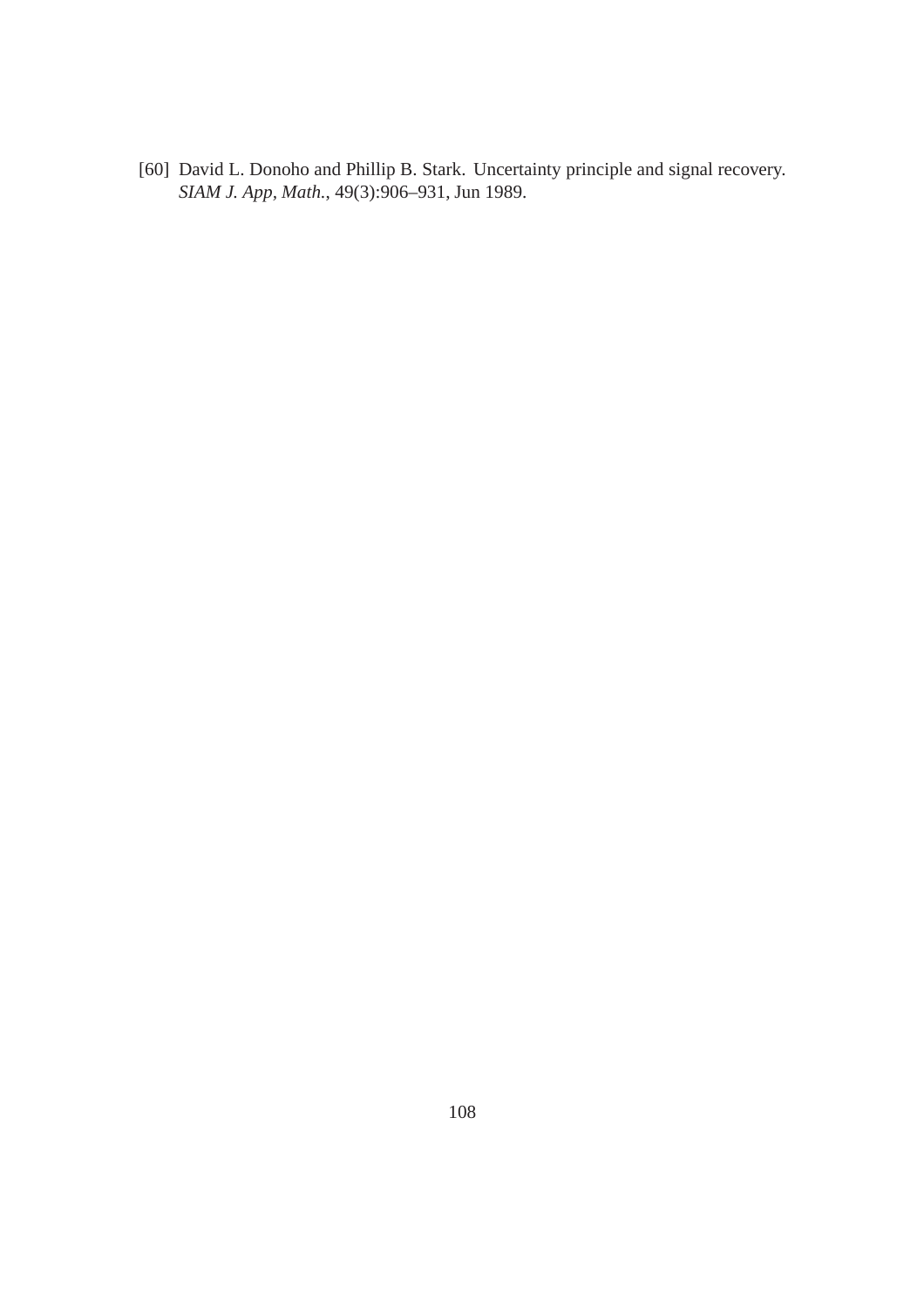[60] David L. Donoho and Phillip B. Stark. Uncertainty principle and signal recovery. *SIAM J. App, Math.*, 49(3):906–931, Jun 1989.